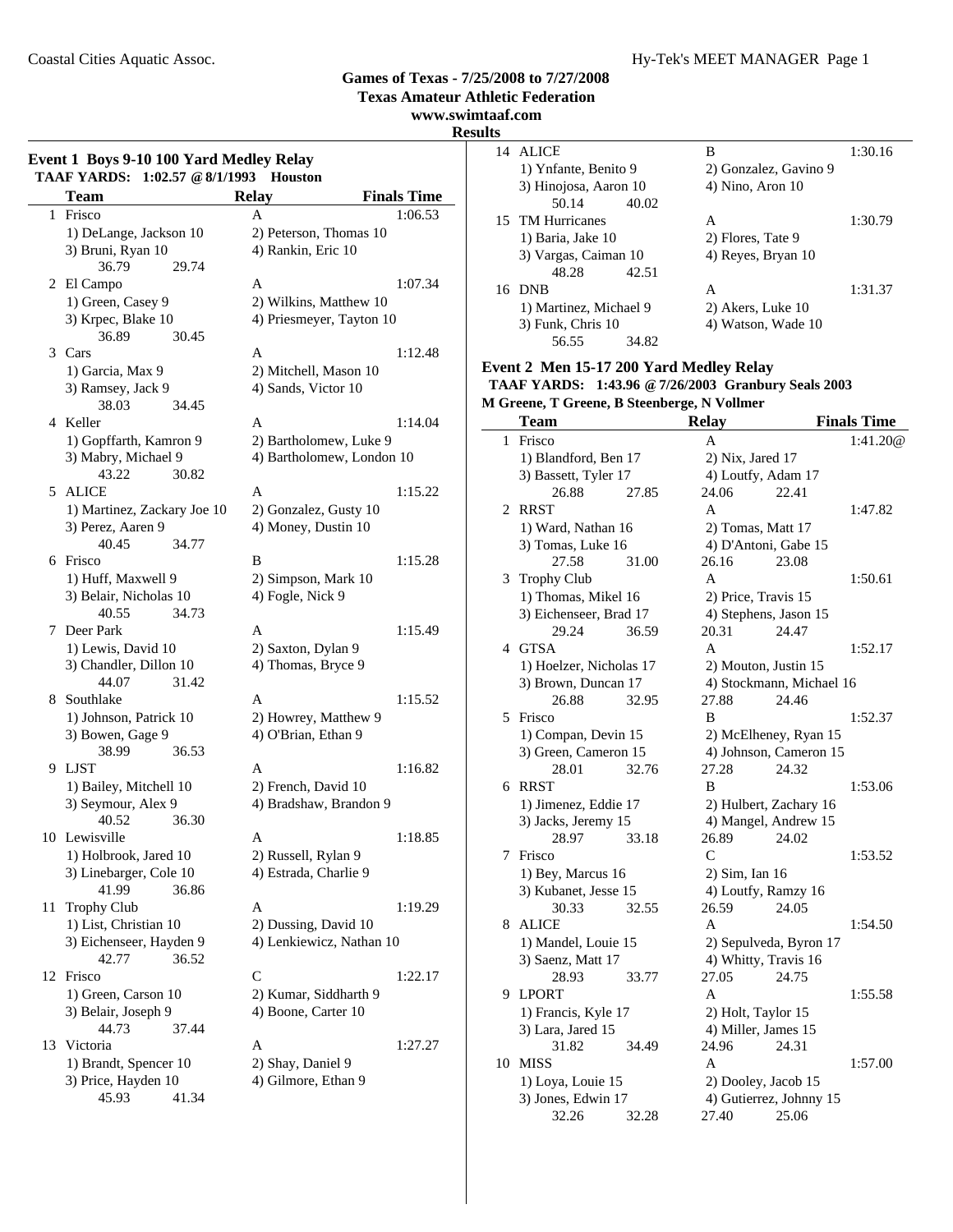## Games of Texas - 7/25/2008 to 7/27/2008
**Texas Amateur Athletic Federation**
**www.swimtaaf.com**
**Results**

### Event 1 Boys 9-10 100 Yard Medley Relay

**TAAF YARDS: 1:02.57 @ 8/1/1993 Houston**

| | Team | Relay | Finals Time |
|---|---|---|---|
| 1 | Frisco | A | 1:06.53 |
| | 1) DeLange, Jackson 10 | 2) Peterson, Thomas 10 | |
| | 3) Bruni, Ryan 10 | 4) Rankin, Eric 10 | |
| | 36.79 29.74 | | |
| 2 | El Campo | A | 1:07.34 |
| | 1) Green, Casey 9 | 2) Wilkins, Matthew 10 | |
| | 3) Krpec, Blake 10 | 4) Priesmeyer, Tayton 10 | |
| | 36.89 30.45 | | |
| 3 | Cars | A | 1:12.48 |
| | 1) Garcia, Max 9 | 2) Mitchell, Mason 10 | |
| | 3) Ramsey, Jack 9 | 4) Sands, Victor 10 | |
| | 38.03 34.45 | | |
| 4 | Keller | A | 1:14.04 |
| | 1) Gopffarth, Kamron 9 | 2) Bartholomew, Luke 9 | |
| | 3) Mabry, Michael 9 | 4) Bartholomew, London 10 | |
| | 43.22 30.82 | | |
| 5 | ALICE | A | 1:15.22 |
| | 1) Martinez, Zackary Joe 10 | 2) Gonzalez, Gusty 10 | |
| | 3) Perez, Aaren 9 | 4) Money, Dustin 10 | |
| | 40.45 34.77 | | |
| 6 | Frisco | B | 1:15.28 |
| | 1) Huff, Maxwell 9 | 2) Simpson, Mark 10 | |
| | 3) Belair, Nicholas 10 | 4) Fogle, Nick 9 | |
| | 40.55 34.73 | | |
| 7 | Deer Park | A | 1:15.49 |
| | 1) Lewis, David 10 | 2) Saxton, Dylan 9 | |
| | 3) Chandler, Dillon 10 | 4) Thomas, Bryce 9 | |
| | 44.07 31.42 | | |
| 8 | Southlake | A | 1:15.52 |
| | 1) Johnson, Patrick 10 | 2) Howrey, Matthew 9 | |
| | 3) Bowen, Gage 9 | 4) O'Brian, Ethan 9 | |
| | 38.99 36.53 | | |
| 9 | LJST | A | 1:16.82 |
| | 1) Bailey, Mitchell 10 | 2) French, David 10 | |
| | 3) Seymour, Alex 9 | 4) Bradshaw, Brandon 9 | |
| | 40.52 36.30 | | |
| 10 | Lewisville | A | 1:18.85 |
| | 1) Holbrook, Jared 10 | 2) Russell, Rylan 9 | |
| | 3) Linebarger, Cole 10 | 4) Estrada, Charlie 9 | |
| | 41.99 36.86 | | |
| 11 | Trophy Club | A | 1:19.29 |
| | 1) List, Christian 10 | 2) Dussing, David 10 | |
| | 3) Eichenseer, Hayden 9 | 4) Lenkiewicz, Nathan 10 | |
| | 42.77 36.52 | | |
| 12 | Frisco | C | 1:22.17 |
| | 1) Green, Carson 10 | 2) Kumar, Siddharth 9 | |
| | 3) Belair, Joseph 9 | 4) Boone, Carter 10 | |
| | 44.73 37.44 | | |
| 13 | Victoria | A | 1:27.27 |
| | 1) Brandt, Spencer 10 | 2) Shay, Daniel 9 | |
| | 3) Price, Hayden 10 | 4) Gilmore, Ethan 9 | |
| | 45.93 41.34 | | |
| 14 | ALICE | B | 1:30.16 |
| | 1) Ynfante, Benito 9 | 2) Gonzalez, Gavino 9 | |
| | 3) Hinojosa, Aaron 10 | 4) Nino, Aron 10 | |
| | 50.14 40.02 | | |
| 15 | TM Hurricanes | A | 1:30.79 |
| | 1) Baria, Jake 10 | 2) Flores, Tate 9 | |
| | 3) Vargas, Caiman 10 | 4) Reyes, Bryan 10 | |
| | 48.28 42.51 | | |
| 16 | DNB | A | 1:31.37 |
| | 1) Martinez, Michael 9 | 2) Akers, Luke 10 | |
| | 3) Funk, Chris 10 | 4) Watson, Wade 10 | |
| | 56.55 34.82 | | |

### Event 2 Men 15-17 200 Yard Medley Relay

**TAAF YARDS: 1:43.96 @ 7/26/2003 Granbury Seals 2003**
**M Greene, T Greene, B Steenberge, N Vollmer**

| | Team | Relay | Finals Time |
|---|---|---|---|
| 1 | Frisco | A | 1:41.20@ |
| | 1) Blandford, Ben 17 | 2) Nix, Jared 17 | |
| | 3) Bassett, Tyler 17 | 4) Loutfy, Adam 17 | |
| | 26.88 27.85 | 24.06 22.41 | |
| 2 | RRST | A | 1:47.82 |
| | 1) Ward, Nathan 16 | 2) Tomas, Matt 17 | |
| | 3) Tomas, Luke 16 | 4) D'Antoni, Gabe 15 | |
| | 27.58 31.00 | 26.16 23.08 | |
| 3 | Trophy Club | A | 1:50.61 |
| | 1) Thomas, Mikel 16 | 2) Price, Travis 15 | |
| | 3) Eichenseer, Brad 17 | 4) Stephens, Jason 15 | |
| | 29.24 36.59 | 20.31 24.47 | |
| 4 | GTSA | A | 1:52.17 |
| | 1) Hoelzer, Nicholas 17 | 2) Mouton, Justin 15 | |
| | 3) Brown, Duncan 17 | 4) Stockmann, Michael 16 | |
| | 26.88 32.95 | 27.88 24.46 | |
| 5 | Frisco | B | 1:52.37 |
| | 1) Compan, Devin 15 | 2) McElheney, Ryan 15 | |
| | 3) Green, Cameron 15 | 4) Johnson, Cameron 15 | |
| | 28.01 32.76 | 27.28 24.32 | |
| 6 | RRST | B | 1:53.06 |
| | 1) Jimenez, Eddie 17 | 2) Hulbert, Zachary 16 | |
| | 3) Jacks, Jeremy 15 | 4) Mangel, Andrew 15 | |
| | 28.97 33.18 | 26.89 24.02 | |
| 7 | Frisco | C | 1:53.52 |
| | 1) Bey, Marcus 16 | 2) Sim, Ian 16 | |
| | 3) Kubanet, Jesse 15 | 4) Loutfy, Ramzy 16 | |
| | 30.33 32.55 | 26.59 24.05 | |
| 8 | ALICE | A | 1:54.50 |
| | 1) Mandel, Louie 15 | 2) Sepulveda, Byron 17 | |
| | 3) Saenz, Matt 17 | 4) Whitty, Travis 16 | |
| | 28.93 33.77 | 27.05 24.75 | |
| 9 | LPORT | A | 1:55.58 |
| | 1) Francis, Kyle 17 | 2) Holt, Taylor 15 | |
| | 3) Lara, Jared 15 | 4) Miller, James 15 | |
| | 31.82 34.49 | 24.96 24.31 | |
| 10 | MISS | A | 1:57.00 |
| | 1) Loya, Louie 15 | 2) Dooley, Jacob 15 | |
| | 3) Jones, Edwin 17 | 4) Gutierrez, Johnny 15 | |
| | 32.26 32.28 | 27.40 25.06 | |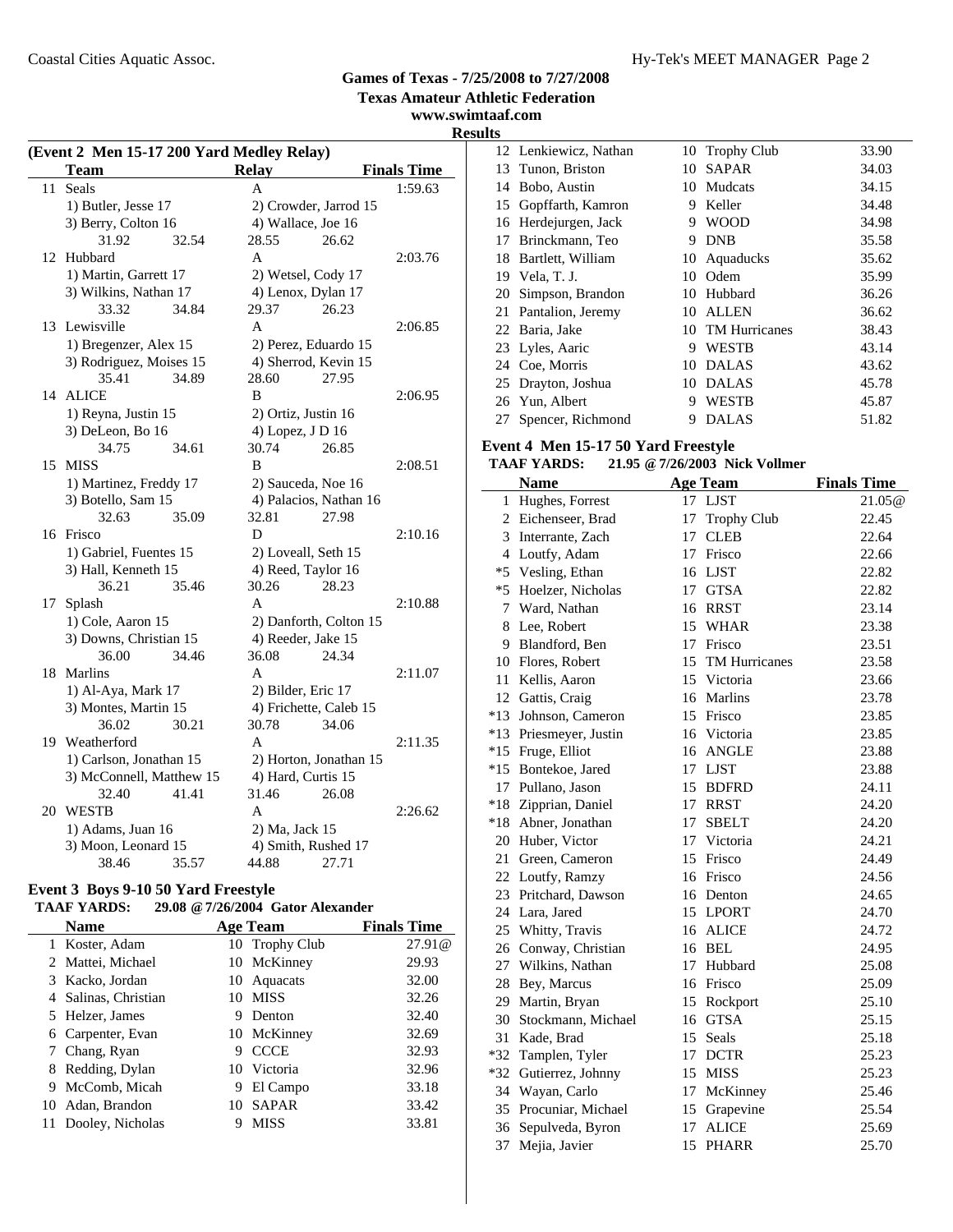### (Event 2 Men 15-17 200 Yard Medley Relay)

| | Team | Relay | Finals Time |
|---|---|---|---|
| 11 | Seals | A | 1:59.63 |
| | 1) Butler, Jesse 17 | 2) Crowder, Jarrod 15 | |
| | 3) Berry, Colton 16 | 4) Wallace, Joe 16 | |
| | 31.92  32.54 | 28.55  26.62 | |
| 12 | Hubbard | A | 2:03.76 |
| | 1) Martin, Garrett 17 | 2) Wetsel, Cody 17 | |
| | 3) Wilkins, Nathan 17 | 4) Lenox, Dylan 17 | |
| | 33.32  34.84 | 29.37  26.23 | |
| 13 | Lewisville | A | 2:06.85 |
| | 1) Bregenzer, Alex 15 | 2) Perez, Eduardo 15 | |
| | 3) Rodriguez, Moises 15 | 4) Sherrod, Kevin 15 | |
| | 35.41  34.89 | 28.60  27.95 | |
| 14 | ALICE | B | 2:06.95 |
| | 1) Reyna, Justin 15 | 2) Ortiz, Justin 16 | |
| | 3) DeLeon, Bo 16 | 4) Lopez, J D 16 | |
| | 34.75  34.61 | 30.74  26.85 | |
| 15 | MISS | B | 2:08.51 |
| | 1) Martinez, Freddy 17 | 2) Sauceda, Noe 16 | |
| | 3) Botello, Sam 15 | 4) Palacios, Nathan 16 | |
| | 32.63  35.09 | 32.81  27.98 | |
| 16 | Frisco | D | 2:10.16 |
| | 1) Gabriel, Fuentes 15 | 2) Loveall, Seth 15 | |
| | 3) Hall, Kenneth 15 | 4) Reed, Taylor 16 | |
| | 36.21  35.46 | 30.26  28.23 | |
| 17 | Splash | A | 2:10.88 |
| | 1) Cole, Aaron 15 | 2) Danforth, Colton 15 | |
| | 3) Downs, Christian 15 | 4) Reeder, Jake 15 | |
| | 36.00  34.46 | 36.08  24.34 | |
| 18 | Marlins | A | 2:11.07 |
| | 1) Al-Aya, Mark 17 | 2) Bilder, Eric 17 | |
| | 3) Montes, Martin 15 | 4) Frichette, Caleb 15 | |
| | 36.02  30.21 | 30.78  34.06 | |
| 19 | Weatherford | A | 2:11.35 |
| | 1) Carlson, Jonathan 15 | 2) Horton, Jonathan 15 | |
| | 3) McConnell, Matthew 15 | 4) Hard, Curtis 15 | |
| | 32.40  41.41 | 31.46  26.08 | |
| 20 | WESTB | A | 2:26.62 |
| | 1) Adams, Juan 16 | 2) Ma, Jack 15 | |
| | 3) Moon, Leonard 15 | 4) Smith, Rushed 17 | |
| | 38.46  35.57 | 44.88  27.71 | |

### Event 3 Boys 9-10 50 Yard Freestyle

**TAAF YARDS: 29.08 @ 7/26/2004 Gator Alexander**

| | Name | Age | Team | Finals Time |
|---|---|---|---|---|
| 1 | Koster, Adam | 10 | Trophy Club | 27.91@ |
| 2 | Mattei, Michael | 10 | McKinney | 29.93 |
| 3 | Kacko, Jordan | 10 | Aquacats | 32.00 |
| 4 | Salinas, Christian | 10 | MISS | 32.26 |
| 5 | Helzer, James | 9 | Denton | 32.40 |
| 6 | Carpenter, Evan | 10 | McKinney | 32.69 |
| 7 | Chang, Ryan | 9 | CCCE | 32.93 |
| 8 | Redding, Dylan | 10 | Victoria | 32.96 |
| 9 | McComb, Micah | 9 | El Campo | 33.18 |
| 10 | Adan, Brandon | 10 | SAPAR | 33.42 |
| 11 | Dooley, Nicholas | 9 | MISS | 33.81 |
| 12 | Lenkiewicz, Nathan | 10 | Trophy Club | 33.90 |
| 13 | Tunon, Briston | 10 | SAPAR | 34.03 |
| 14 | Bobo, Austin | 10 | Mudcats | 34.15 |
| 15 | Gopffarth, Kamron | 9 | Keller | 34.48 |
| 16 | Herdejurgen, Jack | 9 | WOOD | 34.98 |
| 17 | Brinckmann, Teo | 9 | DNB | 35.58 |
| 18 | Bartlett, William | 10 | Aquaducks | 35.62 |
| 19 | Vela, T. J. | 10 | Odem | 35.99 |
| 20 | Simpson, Brandon | 10 | Hubbard | 36.26 |
| 21 | Pantalion, Jeremy | 10 | ALLEN | 36.62 |
| 22 | Baria, Jake | 10 | TM Hurricanes | 38.43 |
| 23 | Lyles, Aaric | 9 | WESTB | 43.14 |
| 24 | Coe, Morris | 10 | DALAS | 43.62 |
| 25 | Drayton, Joshua | 10 | DALAS | 45.78 |
| 26 | Yun, Albert | 9 | WESTB | 45.87 |
| 27 | Spencer, Richmond | 9 | DALAS | 51.82 |

### Event 4 Men 15-17 50 Yard Freestyle

**TAAF YARDS: 21.95 @ 7/26/2003 Nick Vollmer**

| | Name | Age | Team | Finals Time |
|---|---|---|---|---|
| 1 | Hughes, Forrest | 17 | LJST | 21.05@ |
| 2 | Eichenseer, Brad | 17 | Trophy Club | 22.45 |
| 3 | Interrante, Zach | 17 | CLEB | 22.64 |
| 4 | Loutfy, Adam | 17 | Frisco | 22.66 |
| *5 | Vesling, Ethan | 16 | LJST | 22.82 |
| *5 | Hoelzer, Nicholas | 17 | GTSA | 22.82 |
| 7 | Ward, Nathan | 16 | RRST | 23.14 |
| 8 | Lee, Robert | 15 | WHAR | 23.38 |
| 9 | Blandford, Ben | 17 | Frisco | 23.51 |
| 10 | Flores, Robert | 15 | TM Hurricanes | 23.58 |
| 11 | Kellis, Aaron | 15 | Victoria | 23.66 |
| 12 | Gattis, Craig | 16 | Marlins | 23.78 |
| *13 | Johnson, Cameron | 15 | Frisco | 23.85 |
| *13 | Priesmeyer, Justin | 16 | Victoria | 23.85 |
| *15 | Fruge, Elliot | 16 | ANGLE | 23.88 |
| *15 | Bontekoe, Jared | 17 | LJST | 23.88 |
| 17 | Pullano, Jason | 15 | BDFRD | 24.11 |
| *18 | Zipprian, Daniel | 17 | RRST | 24.20 |
| *18 | Abner, Jonathan | 17 | SBELT | 24.20 |
| 20 | Huber, Victor | 17 | Victoria | 24.21 |
| 21 | Green, Cameron | 15 | Frisco | 24.49 |
| 22 | Loutfy, Ramzy | 16 | Frisco | 24.56 |
| 23 | Pritchard, Dawson | 16 | Denton | 24.65 |
| 24 | Lara, Jared | 15 | LPORT | 24.70 |
| 25 | Whitty, Travis | 16 | ALICE | 24.72 |
| 26 | Conway, Christian | 16 | BEL | 24.95 |
| 27 | Wilkins, Nathan | 17 | Hubbard | 25.08 |
| 28 | Bey, Marcus | 16 | Frisco | 25.09 |
| 29 | Martin, Bryan | 15 | Rockport | 25.10 |
| 30 | Stockmann, Michael | 16 | GTSA | 25.15 |
| 31 | Kade, Brad | 15 | Seals | 25.18 |
| *32 | Tamplen, Tyler | 17 | DCTR | 25.23 |
| *32 | Gutierrez, Johnny | 15 | MISS | 25.23 |
| 34 | Wayan, Carlo | 17 | McKinney | 25.46 |
| 35 | Procuniar, Michael | 15 | Grapevine | 25.54 |
| 36 | Sepulveda, Byron | 17 | ALICE | 25.69 |
| 37 | Mejia, Javier | 15 | PHARR | 25.70 |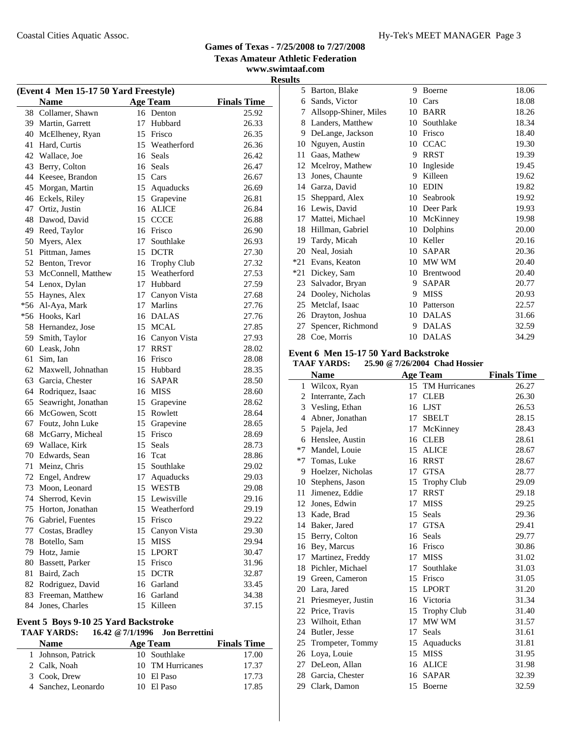## Games of Texas - 7/25/2008 to 7/27/2008

**Texas Amateur Athletic Federation**

**www.swimtaaf.com**

**Results**

### (Event 4 Men 15-17 50 Yard Freestyle)

| | Name | Age | Team | Finals Time |
|---|---|---|---|---|
| 38 | Collamer, Shawn | 16 | Denton | 25.92 |
| 39 | Martin, Garrett | 17 | Hubbard | 26.33 |
| 40 | McElheney, Ryan | 15 | Frisco | 26.35 |
| 41 | Hard, Curtis | 15 | Weatherford | 26.36 |
| 42 | Wallace, Joe | 16 | Seals | 26.42 |
| 43 | Berry, Colton | 16 | Seals | 26.47 |
| 44 | Keesee, Brandon | 15 | Cars | 26.67 |
| 45 | Morgan, Martin | 15 | Aquaducks | 26.69 |
| 46 | Eckels, Riley | 15 | Grapevine | 26.81 |
| 47 | Ortiz, Justin | 16 | ALICE | 26.84 |
| 48 | Dawod, David | 15 | CCCE | 26.88 |
| 49 | Reed, Taylor | 16 | Frisco | 26.90 |
| 50 | Myers, Alex | 17 | Southlake | 26.93 |
| 51 | Pittman, James | 15 | DCTR | 27.30 |
| 52 | Benton, Trevor | 16 | Trophy Club | 27.32 |
| 53 | McConnell, Matthew | 15 | Weatherford | 27.53 |
| 54 | Lenox, Dylan | 17 | Hubbard | 27.59 |
| 55 | Haynes, Alex | 17 | Canyon Vista | 27.68 |
| *56 | Al-Aya, Mark | 17 | Marlins | 27.76 |
| *56 | Hooks, Karl | 16 | DALAS | 27.76 |
| 58 | Hernandez, Jose | 15 | MCAL | 27.85 |
| 59 | Smith, Taylor | 16 | Canyon Vista | 27.93 |
| 60 | Leask, John | 17 | RRST | 28.02 |
| 61 | Sim, Ian | 16 | Frisco | 28.08 |
| 62 | Maxwell, Johnathan | 15 | Hubbard | 28.35 |
| 63 | Garcia, Chester | 16 | SAPAR | 28.50 |
| 64 | Rodriquez, Isaac | 16 | MISS | 28.60 |
| 65 | Seawright, Jonathan | 15 | Grapevine | 28.62 |
| 66 | McGowen, Scott | 15 | Rowlett | 28.64 |
| 67 | Foutz, John Luke | 15 | Grapevine | 28.65 |
| 68 | McGarry, Micheal | 15 | Frisco | 28.69 |
| 69 | Wallace, Kirk | 15 | Seals | 28.73 |
| 70 | Edwards, Sean | 16 | Tcat | 28.86 |
| 71 | Meinz, Chris | 15 | Southlake | 29.02 |
| 72 | Engel, Andrew | 17 | Aquaducks | 29.03 |
| 73 | Moon, Leonard | 15 | WESTB | 29.08 |
| 74 | Sherrod, Kevin | 15 | Lewisville | 29.16 |
| 75 | Horton, Jonathan | 15 | Weatherford | 29.19 |
| 76 | Gabriel, Fuentes | 15 | Frisco | 29.22 |
| 77 | Costas, Bradley | 15 | Canyon Vista | 29.30 |
| 78 | Botello, Sam | 15 | MISS | 29.94 |
| 79 | Hotz, Jamie | 15 | LPORT | 30.47 |
| 80 | Bassett, Parker | 15 | Frisco | 31.96 |
| 81 | Baird, Zach | 15 | DCTR | 32.87 |
| 82 | Rodriguez, David | 16 | Garland | 33.45 |
| 83 | Freeman, Matthew | 16 | Garland | 34.38 |
| 84 | Jones, Charles | 15 | Killeen | 37.15 |

### Event 5 Boys 9-10 25 Yard Backstroke

**TAAF YARDS: 16.42 @ 7/1/1996 Jon Berrettini**

| | Name | Age | Team | Finals Time |
|---|---|---|---|---|
| 1 | Johnson, Patrick | 10 | Southlake | 17.00 |
| 2 | Calk, Noah | 10 | TM Hurricanes | 17.37 |
| 3 | Cook, Drew | 10 | El Paso | 17.73 |
| 4 | Sanchez, Leonardo | 10 | El Paso | 17.85 |
| 5 | Barton, Blake | 9 | Boerne | 18.06 |
| 6 | Sands, Victor | 10 | Cars | 18.08 |
| 7 | Allsopp-Shiner, Miles | 10 | BARR | 18.26 |
| 8 | Landers, Matthew | 10 | Southlake | 18.34 |
| 9 | DeLange, Jackson | 10 | Frisco | 18.40 |
| 10 | Nguyen, Austin | 10 | CCAC | 19.30 |
| 11 | Gaas, Mathew | 9 | RRST | 19.39 |
| 12 | Mcelroy, Mathew | 10 | Ingleside | 19.45 |
| 13 | Jones, Chaunte | 9 | Killeen | 19.62 |
| 14 | Garza, David | 10 | EDIN | 19.82 |
| 15 | Sheppard, Alex | 10 | Seabrook | 19.92 |
| 16 | Lewis, David | 10 | Deer Park | 19.93 |
| 17 | Mattei, Michael | 10 | McKinney | 19.98 |
| 18 | Hillman, Gabriel | 10 | Dolphins | 20.00 |
| 19 | Tardy, Micah | 10 | Keller | 20.16 |
| 20 | Neal, Josiah | 10 | SAPAR | 20.36 |
| *21 | Evans, Keaton | 10 | MW WM | 20.40 |
| *21 | Dickey, Sam | 10 | Brentwood | 20.40 |
| 23 | Salvador, Bryan | 9 | SAPAR | 20.77 |
| 24 | Dooley, Nicholas | 9 | MISS | 20.93 |
| 25 | Metclaf, Isaac | 10 | Patterson | 22.57 |
| 26 | Drayton, Joshua | 10 | DALAS | 31.66 |
| 27 | Spencer, Richmond | 9 | DALAS | 32.59 |
| 28 | Coe, Morris | 10 | DALAS | 34.29 |

### Event 6 Men 15-17 50 Yard Backstroke

**TAAF YARDS: 25.90 @ 7/26/2004 Chad Hossier**

| | Name | Age | Team | Finals Time |
|---|---|---|---|---|
| 1 | Wilcox, Ryan | 15 | TM Hurricanes | 26.27 |
| 2 | Interrante, Zach | 17 | CLEB | 26.30 |
| 3 | Vesling, Ethan | 16 | LJST | 26.53 |
| 4 | Abner, Jonathan | 17 | SBELT | 28.15 |
| 5 | Pajela, Jed | 17 | McKinney | 28.43 |
| 6 | Henslee, Austin | 16 | CLEB | 28.61 |
| *7 | Mandel, Louie | 15 | ALICE | 28.67 |
| *7 | Tomas, Luke | 16 | RRST | 28.67 |
| 9 | Hoelzer, Nicholas | 17 | GTSA | 28.77 |
| 10 | Stephens, Jason | 15 | Trophy Club | 29.09 |
| 11 | Jimenez, Eddie | 17 | RRST | 29.18 |
| 12 | Jones, Edwin | 17 | MISS | 29.25 |
| 13 | Kade, Brad | 15 | Seals | 29.36 |
| 14 | Baker, Jared | 17 | GTSA | 29.41 |
| 15 | Berry, Colton | 16 | Seals | 29.77 |
| 16 | Bey, Marcus | 16 | Frisco | 30.86 |
| 17 | Martinez, Freddy | 17 | MISS | 31.02 |
| 18 | Pichler, Michael | 17 | Southlake | 31.03 |
| 19 | Green, Cameron | 15 | Frisco | 31.05 |
| 20 | Lara, Jared | 15 | LPORT | 31.20 |
| 21 | Priesmeyer, Justin | 16 | Victoria | 31.34 |
| 22 | Price, Travis | 15 | Trophy Club | 31.40 |
| 23 | Wilhoit, Ethan | 17 | MW WM | 31.57 |
| 24 | Butler, Jesse | 17 | Seals | 31.61 |
| 25 | Trompeter, Tommy | 15 | Aquaducks | 31.81 |
| 26 | Loya, Louie | 15 | MISS | 31.95 |
| 27 | DeLeon, Allan | 16 | ALICE | 31.98 |
| 28 | Garcia, Chester | 16 | SAPAR | 32.39 |
| 29 | Clark, Damon | 15 | Boerne | 32.59 |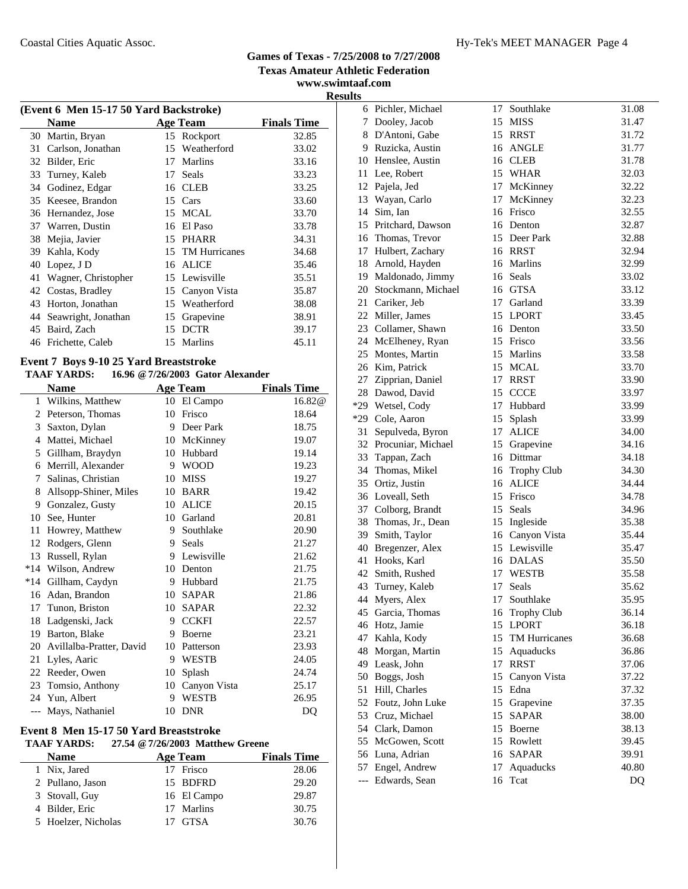## Games of Texas - 7/25/2008 to 7/27/2008
## Texas Amateur Athletic Federation
## www.swimtaaf.com
## Results

### (Event 6 Men 15-17 50 Yard Backstroke)

| | Name | Age | Team | Finals Time |
|---|---|---|---|---|
| 30 | Martin, Bryan | 15 | Rockport | 32.85 |
| 31 | Carlson, Jonathan | 15 | Weatherford | 33.02 |
| 32 | Bilder, Eric | 17 | Marlins | 33.16 |
| 33 | Turney, Kaleb | 17 | Seals | 33.23 |
| 34 | Godinez, Edgar | 16 | CLEB | 33.25 |
| 35 | Keesee, Brandon | 15 | Cars | 33.60 |
| 36 | Hernandez, Jose | 15 | MCAL | 33.70 |
| 37 | Warren, Dustin | 16 | El Paso | 33.78 |
| 38 | Mejia, Javier | 15 | PHARR | 34.31 |
| 39 | Kahla, Kody | 15 | TM Hurricanes | 34.68 |
| 40 | Lopez, J D | 16 | ALICE | 35.46 |
| 41 | Wagner, Christopher | 15 | Lewisville | 35.51 |
| 42 | Costas, Bradley | 15 | Canyon Vista | 35.87 |
| 43 | Horton, Jonathan | 15 | Weatherford | 38.08 |
| 44 | Seawright, Jonathan | 15 | Grapevine | 38.91 |
| 45 | Baird, Zach | 15 | DCTR | 39.17 |
| 46 | Frichette, Caleb | 15 | Marlins | 45.11 |

### Event 7 Boys 9-10 25 Yard Breaststroke

**TAAF YARDS: 16.96 @7/26/2003 Gator Alexander**

| | Name | Age | Team | Finals Time |
|---|---|---|---|---|
| 1 | Wilkins, Matthew | 10 | El Campo | 16.82@ |
| 2 | Peterson, Thomas | 10 | Frisco | 18.64 |
| 3 | Saxton, Dylan | 9 | Deer Park | 18.75 |
| 4 | Mattei, Michael | 10 | McKinney | 19.07 |
| 5 | Gillham, Braydyn | 10 | Hubbard | 19.14 |
| 6 | Merrill, Alexander | 9 | WOOD | 19.23 |
| 7 | Salinas, Christian | 10 | MISS | 19.27 |
| 8 | Allsopp-Shiner, Miles | 10 | BARR | 19.42 |
| 9 | Gonzalez, Gusty | 10 | ALICE | 20.15 |
| 10 | See, Hunter | 10 | Garland | 20.81 |
| 11 | Howrey, Matthew | 9 | Southlake | 20.90 |
| 12 | Rodgers, Glenn | 9 | Seals | 21.27 |
| 13 | Russell, Rylan | 9 | Lewisville | 21.62 |
| *14 | Wilson, Andrew | 10 | Denton | 21.75 |
| *14 | Gillham, Caydyn | 9 | Hubbard | 21.75 |
| 16 | Adan, Brandon | 10 | SAPAR | 21.86 |
| 17 | Tunon, Briston | 10 | SAPAR | 22.32 |
| 18 | Ladgenski, Jack | 9 | CCKFI | 22.57 |
| 19 | Barton, Blake | 9 | Boerne | 23.21 |
| 20 | Avillalba-Pratter, David | 10 | Patterson | 23.93 |
| 21 | Lyles, Aaric | 9 | WESTB | 24.05 |
| 22 | Reeder, Owen | 10 | Splash | 24.74 |
| 23 | Tomsio, Anthony | 10 | Canyon Vista | 25.17 |
| 24 | Yun, Albert | 9 | WESTB | 26.95 |
| --- | Mays, Nathaniel | 10 | DNR | DQ |

### Event 8 Men 15-17 50 Yard Breaststroke

**TAAF YARDS: 27.54 @7/26/2003 Matthew Greene**

| | Name | Age | Team | Finals Time |
|---|---|---|---|---|
| 1 | Nix, Jared | 17 | Frisco | 28.06 |
| 2 | Pullano, Jason | 15 | BDFRD | 29.20 |
| 3 | Stovall, Guy | 16 | El Campo | 29.87 |
| 4 | Bilder, Eric | 17 | Marlins | 30.75 |
| 5 | Hoelzer, Nicholas | 17 | GTSA | 30.76 |
| 6 | Pichler, Michael | 17 | Southlake | 31.08 |
| 7 | Dooley, Jacob | 15 | MISS | 31.47 |
| 8 | D'Antoni, Gabe | 15 | RRST | 31.72 |
| 9 | Ruzicka, Austin | 16 | ANGLE | 31.77 |
| 10 | Henslee, Austin | 16 | CLEB | 31.78 |
| 11 | Lee, Robert | 15 | WHAR | 32.03 |
| 12 | Pajela, Jed | 17 | McKinney | 32.22 |
| 13 | Wayan, Carlo | 17 | McKinney | 32.23 |
| 14 | Sim, Ian | 16 | Frisco | 32.55 |
| 15 | Pritchard, Dawson | 16 | Denton | 32.87 |
| 16 | Thomas, Trevor | 15 | Deer Park | 32.88 |
| 17 | Hulbert, Zachary | 16 | RRST | 32.94 |
| 18 | Arnold, Hayden | 16 | Marlins | 32.99 |
| 19 | Maldonado, Jimmy | 16 | Seals | 33.02 |
| 20 | Stockmann, Michael | 16 | GTSA | 33.12 |
| 21 | Cariker, Jeb | 17 | Garland | 33.39 |
| 22 | Miller, James | 15 | LPORT | 33.45 |
| 23 | Collamer, Shawn | 16 | Denton | 33.50 |
| 24 | McElheney, Ryan | 15 | Frisco | 33.56 |
| 25 | Montes, Martin | 15 | Marlins | 33.58 |
| 26 | Kim, Patrick | 15 | MCAL | 33.70 |
| 27 | Zipprian, Daniel | 17 | RRST | 33.90 |
| 28 | Dawod, David | 15 | CCCE | 33.97 |
| *29 | Wetsel, Cody | 17 | Hubbard | 33.99 |
| *29 | Cole, Aaron | 15 | Splash | 33.99 |
| 31 | Sepulveda, Byron | 17 | ALICE | 34.00 |
| 32 | Procuniar, Michael | 15 | Grapevine | 34.16 |
| 33 | Tappan, Zach | 16 | Dittmar | 34.18 |
| 34 | Thomas, Mikel | 16 | Trophy Club | 34.30 |
| 35 | Ortiz, Justin | 16 | ALICE | 34.44 |
| 36 | Loveall, Seth | 15 | Frisco | 34.78 |
| 37 | Colborg, Brandt | 15 | Seals | 34.96 |
| 38 | Thomas, Jr., Dean | 15 | Ingleside | 35.38 |
| 39 | Smith, Taylor | 16 | Canyon Vista | 35.44 |
| 40 | Bregenzer, Alex | 15 | Lewisville | 35.47 |
| 41 | Hooks, Karl | 16 | DALAS | 35.50 |
| 42 | Smith, Rushed | 17 | WESTB | 35.58 |
| 43 | Turney, Kaleb | 17 | Seals | 35.62 |
| 44 | Myers, Alex | 17 | Southlake | 35.95 |
| 45 | Garcia, Thomas | 16 | Trophy Club | 36.14 |
| 46 | Hotz, Jamie | 15 | LPORT | 36.18 |
| 47 | Kahla, Kody | 15 | TM Hurricanes | 36.68 |
| 48 | Morgan, Martin | 15 | Aquaducks | 36.86 |
| 49 | Leask, John | 17 | RRST | 37.06 |
| 50 | Boggs, Josh | 15 | Canyon Vista | 37.22 |
| 51 | Hill, Charles | 15 | Edna | 37.32 |
| 52 | Foutz, John Luke | 15 | Grapevine | 37.35 |
| 53 | Cruz, Michael | 15 | SAPAR | 38.00 |
| 54 | Clark, Damon | 15 | Boerne | 38.13 |
| 55 | McGowen, Scott | 15 | Rowlett | 39.45 |
| 56 | Luna, Adrian | 16 | SAPAR | 39.91 |
| 57 | Engel, Andrew | 17 | Aquaducks | 40.80 |
| --- | Edwards, Sean | 16 | Tcat | DQ |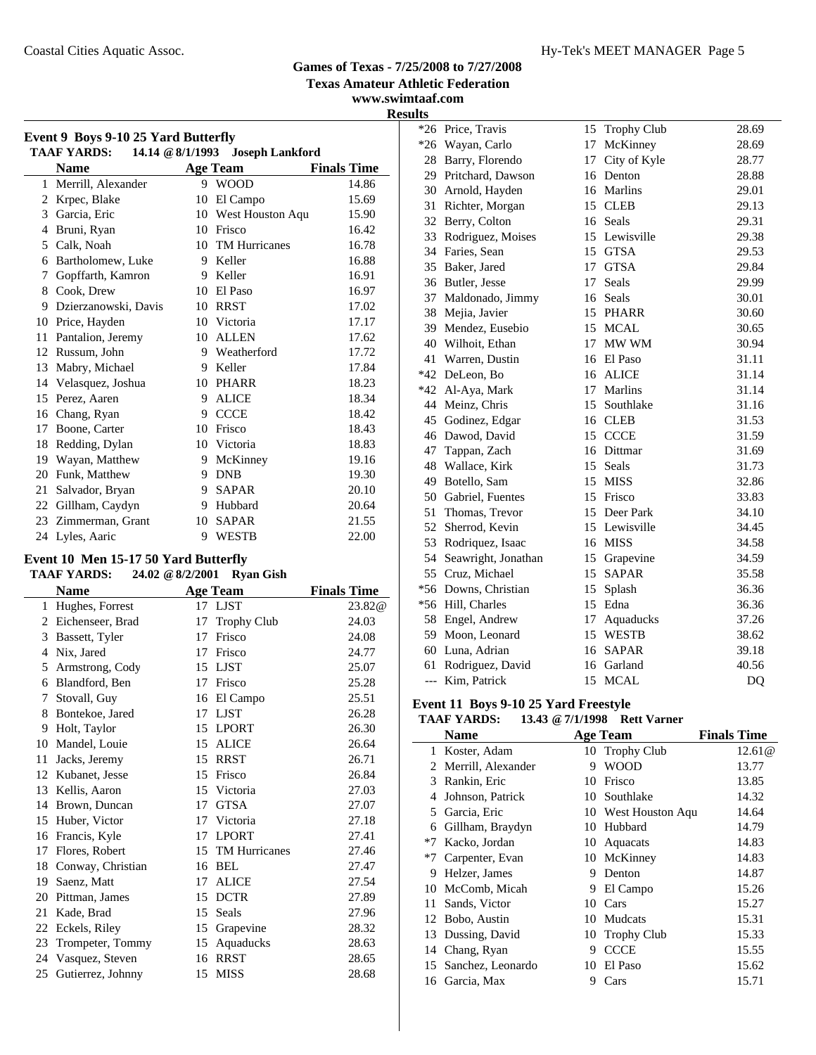**Games of Texas - 7/25/2008 to 7/27/2008**
**Texas Amateur Athletic Federation**
**www.swimtaaf.com**

**Results**

### Event 9 Boys 9-10 25 Yard Butterfly

**TAAF YARDS:** 14.14 @ 8/1/1993 Joseph Lankford

| | Name | Age | Team | Finals Time |
|---|---|---|---|---|
| 1 | Merrill, Alexander | 9 | WOOD | 14.86 |
| 2 | Krpec, Blake | 10 | El Campo | 15.69 |
| 3 | Garcia, Eric | 10 | West Houston Aqu | 15.90 |
| 4 | Bruni, Ryan | 10 | Frisco | 16.42 |
| 5 | Calk, Noah | 10 | TM Hurricanes | 16.78 |
| 6 | Bartholomew, Luke | 9 | Keller | 16.88 |
| 7 | Gopffarth, Kamron | 9 | Keller | 16.91 |
| 8 | Cook, Drew | 10 | El Paso | 16.97 |
| 9 | Dzierzanowski, Davis | 10 | RRST | 17.02 |
| 10 | Price, Hayden | 10 | Victoria | 17.17 |
| 11 | Pantalion, Jeremy | 10 | ALLEN | 17.62 |
| 12 | Russum, John | 9 | Weatherford | 17.72 |
| 13 | Mabry, Michael | 9 | Keller | 17.84 |
| 14 | Velasquez, Joshua | 10 | PHARR | 18.23 |
| 15 | Perez, Aaren | 9 | ALICE | 18.34 |
| 16 | Chang, Ryan | 9 | CCCE | 18.42 |
| 17 | Boone, Carter | 10 | Frisco | 18.43 |
| 18 | Redding, Dylan | 10 | Victoria | 18.83 |
| 19 | Wayan, Matthew | 9 | McKinney | 19.16 |
| 20 | Funk, Matthew | 9 | DNB | 19.30 |
| 21 | Salvador, Bryan | 9 | SAPAR | 20.10 |
| 22 | Gillham, Caydyn | 9 | Hubbard | 20.64 |
| 23 | Zimmerman, Grant | 10 | SAPAR | 21.55 |
| 24 | Lyles, Aaric | 9 | WESTB | 22.00 |

### Event 10 Men 15-17 50 Yard Butterfly

**TAAF YARDS:** 24.02 @ 8/2/2001 Ryan Gish

| | Name | Age | Team | Finals Time |
|---|---|---|---|---|
| 1 | Hughes, Forrest | 17 | LJST | 23.82@ |
| 2 | Eichenseer, Brad | 17 | Trophy Club | 24.03 |
| 3 | Bassett, Tyler | 17 | Frisco | 24.08 |
| 4 | Nix, Jared | 17 | Frisco | 24.77 |
| 5 | Armstrong, Cody | 15 | LJST | 25.07 |
| 6 | Blandford, Ben | 17 | Frisco | 25.28 |
| 7 | Stovall, Guy | 16 | El Campo | 25.51 |
| 8 | Bontekoe, Jared | 17 | LJST | 26.28 |
| 9 | Holt, Taylor | 15 | LPORT | 26.30 |
| 10 | Mandel, Louie | 15 | ALICE | 26.64 |
| 11 | Jacks, Jeremy | 15 | RRST | 26.71 |
| 12 | Kubanet, Jesse | 15 | Frisco | 26.84 |
| 13 | Kellis, Aaron | 15 | Victoria | 27.03 |
| 14 | Brown, Duncan | 17 | GTSA | 27.07 |
| 15 | Huber, Victor | 17 | Victoria | 27.18 |
| 16 | Francis, Kyle | 17 | LPORT | 27.41 |
| 17 | Flores, Robert | 15 | TM Hurricanes | 27.46 |
| 18 | Conway, Christian | 16 | BEL | 27.47 |
| 19 | Saenz, Matt | 17 | ALICE | 27.54 |
| 20 | Pittman, James | 15 | DCTR | 27.89 |
| 21 | Kade, Brad | 15 | Seals | 27.96 |
| 22 | Eckels, Riley | 15 | Grapevine | 28.32 |
| 23 | Trompeter, Tommy | 15 | Aquaducks | 28.63 |
| 24 | Vasquez, Steven | 16 | RRST | 28.65 |
| 25 | Gutierrez, Johnny | 15 | MISS | 28.68 |
| *26 | Price, Travis | 15 | Trophy Club | 28.69 |
| *26 | Wayan, Carlo | 17 | McKinney | 28.69 |
| 28 | Barry, Florendo | 17 | City of Kyle | 28.77 |
| 29 | Pritchard, Dawson | 16 | Denton | 28.88 |
| 30 | Arnold, Hayden | 16 | Marlins | 29.01 |
| 31 | Richter, Morgan | 15 | CLEB | 29.13 |
| 32 | Berry, Colton | 16 | Seals | 29.31 |
| 33 | Rodriguez, Moises | 15 | Lewisville | 29.38 |
| 34 | Faries, Sean | 15 | GTSA | 29.53 |
| 35 | Baker, Jared | 17 | GTSA | 29.84 |
| 36 | Butler, Jesse | 17 | Seals | 29.99 |
| 37 | Maldonado, Jimmy | 16 | Seals | 30.01 |
| 38 | Mejia, Javier | 15 | PHARR | 30.60 |
| 39 | Mendez, Eusebio | 15 | MCAL | 30.65 |
| 40 | Wilhoit, Ethan | 17 | MW WM | 30.94 |
| 41 | Warren, Dustin | 16 | El Paso | 31.11 |
| *42 | DeLeon, Bo | 16 | ALICE | 31.14 |
| *42 | Al-Aya, Mark | 17 | Marlins | 31.14 |
| 44 | Meinz, Chris | 15 | Southlake | 31.16 |
| 45 | Godinez, Edgar | 16 | CLEB | 31.53 |
| 46 | Dawod, David | 15 | CCCE | 31.59 |
| 47 | Tappan, Zach | 16 | Dittmar | 31.69 |
| 48 | Wallace, Kirk | 15 | Seals | 31.73 |
| 49 | Botello, Sam | 15 | MISS | 32.86 |
| 50 | Gabriel, Fuentes | 15 | Frisco | 33.83 |
| 51 | Thomas, Trevor | 15 | Deer Park | 34.10 |
| 52 | Sherrod, Kevin | 15 | Lewisville | 34.45 |
| 53 | Rodriquez, Isaac | 16 | MISS | 34.58 |
| 54 | Seawright, Jonathan | 15 | Grapevine | 34.59 |
| 55 | Cruz, Michael | 15 | SAPAR | 35.58 |
| *56 | Downs, Christian | 15 | Splash | 36.36 |
| *56 | Hill, Charles | 15 | Edna | 36.36 |
| 58 | Engel, Andrew | 17 | Aquaducks | 37.26 |
| 59 | Moon, Leonard | 15 | WESTB | 38.62 |
| 60 | Luna, Adrian | 16 | SAPAR | 39.18 |
| 61 | Rodriguez, David | 16 | Garland | 40.56 |
| --- | Kim, Patrick | 15 | MCAL | DQ |

### Event 11 Boys 9-10 25 Yard Freestyle

**TAAF YARDS:** 13.43 @ 7/1/1998 Rett Varner

| | Name | Age | Team | Finals Time |
|---|---|---|---|---|
| 1 | Koster, Adam | 10 | Trophy Club | 12.61@ |
| 2 | Merrill, Alexander | 9 | WOOD | 13.77 |
| 3 | Rankin, Eric | 10 | Frisco | 13.85 |
| 4 | Johnson, Patrick | 10 | Southlake | 14.32 |
| 5 | Garcia, Eric | 10 | West Houston Aqu | 14.64 |
| 6 | Gillham, Braydyn | 10 | Hubbard | 14.79 |
| *7 | Kacko, Jordan | 10 | Aquacats | 14.83 |
| *7 | Carpenter, Evan | 10 | McKinney | 14.83 |
| 9 | Helzer, James | 9 | Denton | 14.87 |
| 10 | McComb, Micah | 9 | El Campo | 15.26 |
| 11 | Sands, Victor | 10 | Cars | 15.27 |
| 12 | Bobo, Austin | 10 | Mudcats | 15.31 |
| 13 | Dussing, David | 10 | Trophy Club | 15.33 |
| 14 | Chang, Ryan | 9 | CCCE | 15.55 |
| 15 | Sanchez, Leonardo | 10 | El Paso | 15.62 |
| 16 | Garcia, Max | 9 | Cars | 15.71 |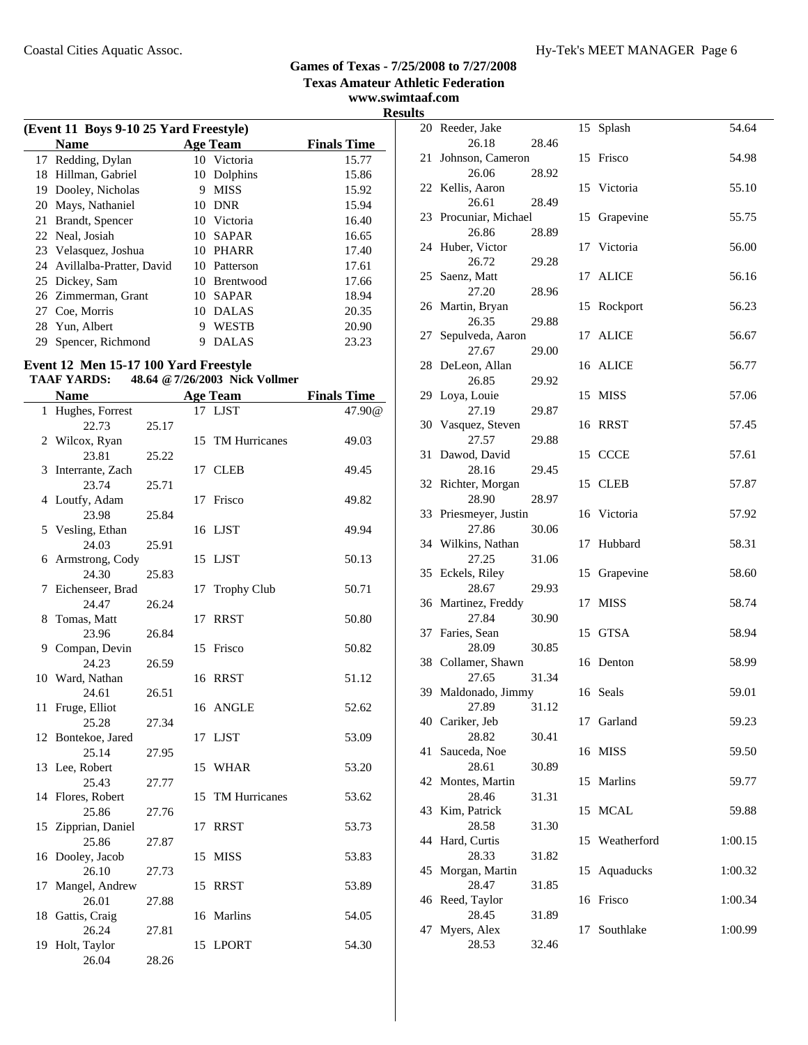## Games of Texas - 7/25/2008 to 7/27/2008
### Texas Amateur Athletic Federation
### www.swimtaaf.com
### Results

**(Event 11 Boys 9-10 25 Yard Freestyle)**

| | Name | Age | Team | Finals Time |
|---|---|---|---|---|
| 17 | Redding, Dylan | 10 | Victoria | 15.77 |
| 18 | Hillman, Gabriel | 10 | Dolphins | 15.86 |
| 19 | Dooley, Nicholas | 9 | MISS | 15.92 |
| 20 | Mays, Nathaniel | 10 | DNR | 15.94 |
| 21 | Brandt, Spencer | 10 | Victoria | 16.40 |
| 22 | Neal, Josiah | 10 | SAPAR | 16.65 |
| 23 | Velasquez, Joshua | 10 | PHARR | 17.40 |
| 24 | Avillalba-Pratter, David | 10 | Patterson | 17.61 |
| 25 | Dickey, Sam | 10 | Brentwood | 17.66 |
| 26 | Zimmerman, Grant | 10 | SAPAR | 18.94 |
| 27 | Coe, Morris | 10 | DALAS | 20.35 |
| 28 | Yun, Albert | 9 | WESTB | 20.90 |
| 29 | Spencer, Richmond | 9 | DALAS | 23.23 |

**Event 12 Men 15-17 100 Yard Freestyle**

**TAAF YARDS: 48.64 @7/26/2003 Nick Vollmer**

| | Name | Age | Team | Finals Time | Split 1 | Split 2 |
|---|---|---|---|---|---|---|
| 1 | Hughes, Forrest | 17 | LJST | 47.90@ | 22.73 | 25.17 |
| 2 | Wilcox, Ryan | 15 | TM Hurricanes | 49.03 | 23.81 | 25.22 |
| 3 | Interrante, Zach | 17 | CLEB | 49.45 | 23.74 | 25.71 |
| 4 | Loutfy, Adam | 17 | Frisco | 49.82 | 23.98 | 25.84 |
| 5 | Vesling, Ethan | 16 | LJST | 49.94 | 24.03 | 25.91 |
| 6 | Armstrong, Cody | 15 | LJST | 50.13 | 24.30 | 25.83 |
| 7 | Eichenseer, Brad | 17 | Trophy Club | 50.71 | 24.47 | 26.24 |
| 8 | Tomas, Matt | 17 | RRST | 50.80 | 23.96 | 26.84 |
| 9 | Compan, Devin | 15 | Frisco | 50.82 | 24.23 | 26.59 |
| 10 | Ward, Nathan | 16 | RRST | 51.12 | 24.61 | 26.51 |
| 11 | Fruge, Elliot | 16 | ANGLE | 52.62 | 25.28 | 27.34 |
| 12 | Bontekoe, Jared | 17 | LJST | 53.09 | 25.14 | 27.95 |
| 13 | Lee, Robert | 15 | WHAR | 53.20 | 25.43 | 27.77 |
| 14 | Flores, Robert | 15 | TM Hurricanes | 53.62 | 25.86 | 27.76 |
| 15 | Zipprian, Daniel | 17 | RRST | 53.73 | 25.86 | 27.87 |
| 16 | Dooley, Jacob | 15 | MISS | 53.83 | 26.10 | 27.73 |
| 17 | Mangel, Andrew | 15 | RRST | 53.89 | 26.01 | 27.88 |
| 18 | Gattis, Craig | 16 | Marlins | 54.05 | 26.24 | 27.81 |
| 19 | Holt, Taylor | 15 | LPORT | 54.30 | 26.04 | 28.26 |
| 20 | Reeder, Jake | 15 | Splash | 54.64 | 26.18 | 28.46 |
| 21 | Johnson, Cameron | 15 | Frisco | 54.98 | 26.06 | 28.92 |
| 22 | Kellis, Aaron | 15 | Victoria | 55.10 | 26.61 | 28.49 |
| 23 | Procuniar, Michael | 15 | Grapevine | 55.75 | 26.86 | 28.89 |
| 24 | Huber, Victor | 17 | Victoria | 56.00 | 26.72 | 29.28 |
| 25 | Saenz, Matt | 17 | ALICE | 56.16 | 27.20 | 28.96 |
| 26 | Martin, Bryan | 15 | Rockport | 56.23 | 26.35 | 29.88 |
| 27 | Sepulveda, Aaron | 17 | ALICE | 56.67 | 27.67 | 29.00 |
| 28 | DeLeon, Allan | 16 | ALICE | 56.77 | 26.85 | 29.92 |
| 29 | Loya, Louie | 15 | MISS | 57.06 | 27.19 | 29.87 |
| 30 | Vasquez, Steven | 16 | RRST | 57.45 | 27.57 | 29.88 |
| 31 | Dawod, David | 15 | CCCE | 57.61 | 28.16 | 29.45 |
| 32 | Richter, Morgan | 15 | CLEB | 57.87 | 28.90 | 28.97 |
| 33 | Priesmeyer, Justin | 16 | Victoria | 57.92 | 27.86 | 30.06 |
| 34 | Wilkins, Nathan | 17 | Hubbard | 58.31 | 27.25 | 31.06 |
| 35 | Eckels, Riley | 15 | Grapevine | 58.60 | 28.67 | 29.93 |
| 36 | Martinez, Freddy | 17 | MISS | 58.74 | 27.84 | 30.90 |
| 37 | Faries, Sean | 15 | GTSA | 58.94 | 28.09 | 30.85 |
| 38 | Collamer, Shawn | 16 | Denton | 58.99 | 27.65 | 31.34 |
| 39 | Maldonado, Jimmy | 16 | Seals | 59.01 | 27.89 | 31.12 |
| 40 | Cariker, Jeb | 17 | Garland | 59.23 | 28.82 | 30.41 |
| 41 | Sauceda, Noe | 16 | MISS | 59.50 | 28.61 | 30.89 |
| 42 | Montes, Martin | 15 | Marlins | 59.77 | 28.46 | 31.31 |
| 43 | Kim, Patrick | 15 | MCAL | 59.88 | 28.58 | 31.30 |
| 44 | Hard, Curtis | 15 | Weatherford | 1:00.15 | 28.33 | 31.82 |
| 45 | Morgan, Martin | 15 | Aquaducks | 1:00.32 | 28.47 | 31.85 |
| 46 | Reed, Taylor | 16 | Frisco | 1:00.34 | 28.45 | 31.89 |
| 47 | Myers, Alex | 17 | Southlake | 1:00.99 | 28.53 | 32.46 |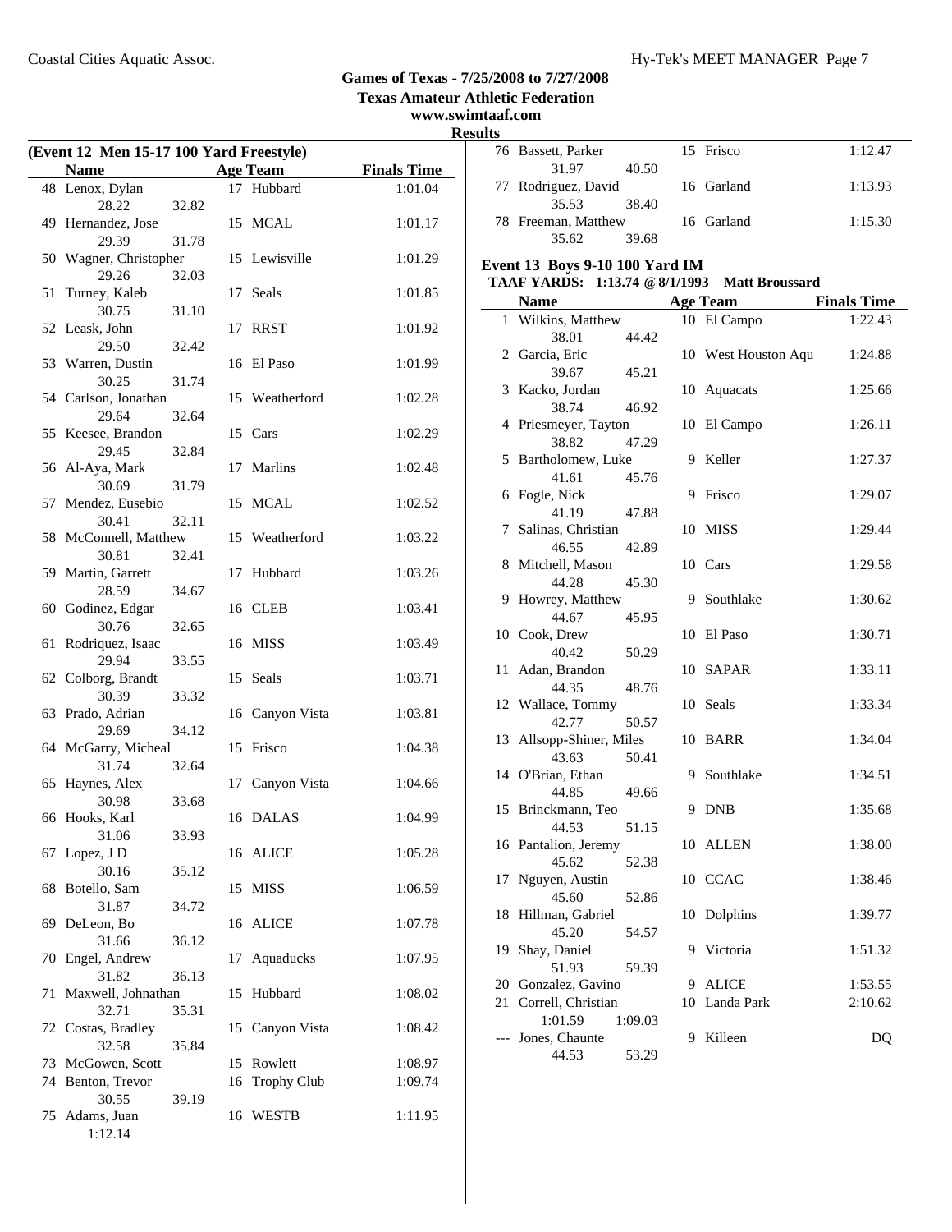**Games of Texas - 7/25/2008 to 7/27/2008**
**Texas Amateur Athletic Federation**
**www.swimtaaf.com**
**Results**

### (Event 12 Men 15-17 100 Yard Freestyle)

| | Name | Age | Team | Finals Time |
|---|---|---|---|---|
| 48 | Lenox, Dylan | 17 | Hubbard | 1:01.04 |
| | 28.22 32.82 | | | |
| 49 | Hernandez, Jose | 15 | MCAL | 1:01.17 |
| | 29.39 31.78 | | | |
| 50 | Wagner, Christopher | 15 | Lewisville | 1:01.29 |
| | 29.26 32.03 | | | |
| 51 | Turney, Kaleb | 17 | Seals | 1:01.85 |
| | 30.75 31.10 | | | |
| 52 | Leask, John | 17 | RRST | 1:01.92 |
| | 29.50 32.42 | | | |
| 53 | Warren, Dustin | 16 | El Paso | 1:01.99 |
| | 30.25 31.74 | | | |
| 54 | Carlson, Jonathan | 15 | Weatherford | 1:02.28 |
| | 29.64 32.64 | | | |
| 55 | Keesee, Brandon | 15 | Cars | 1:02.29 |
| | 29.45 32.84 | | | |
| 56 | Al-Aya, Mark | 17 | Marlins | 1:02.48 |
| | 30.69 31.79 | | | |
| 57 | Mendez, Eusebio | 15 | MCAL | 1:02.52 |
| | 30.41 32.11 | | | |
| 58 | McConnell, Matthew | 15 | Weatherford | 1:03.22 |
| | 30.81 32.41 | | | |
| 59 | Martin, Garrett | 17 | Hubbard | 1:03.26 |
| | 28.59 34.67 | | | |
| 60 | Godinez, Edgar | 16 | CLEB | 1:03.41 |
| | 30.76 32.65 | | | |
| 61 | Rodriquez, Isaac | 16 | MISS | 1:03.49 |
| | 29.94 33.55 | | | |
| 62 | Colborg, Brandt | 15 | Seals | 1:03.71 |
| | 30.39 33.32 | | | |
| 63 | Prado, Adrian | 16 | Canyon Vista | 1:03.81 |
| | 29.69 34.12 | | | |
| 64 | McGarry, Micheal | 15 | Frisco | 1:04.38 |
| | 31.74 32.64 | | | |
| 65 | Haynes, Alex | 17 | Canyon Vista | 1:04.66 |
| | 30.98 33.68 | | | |
| 66 | Hooks, Karl | 16 | DALAS | 1:04.99 |
| | 31.06 33.93 | | | |
| 67 | Lopez, J D | 16 | ALICE | 1:05.28 |
| | 30.16 35.12 | | | |
| 68 | Botello, Sam | 15 | MISS | 1:06.59 |
| | 31.87 34.72 | | | |
| 69 | DeLeon, Bo | 16 | ALICE | 1:07.78 |
| | 31.66 36.12 | | | |
| 70 | Engel, Andrew | 17 | Aquaducks | 1:07.95 |
| | 31.82 36.13 | | | |
| 71 | Maxwell, Johnathan | 15 | Hubbard | 1:08.02 |
| | 32.71 35.31 | | | |
| 72 | Costas, Bradley | 15 | Canyon Vista | 1:08.42 |
| | 32.58 35.84 | | | |
| 73 | McGowen, Scott | 15 | Rowlett | 1:08.97 |
| 74 | Benton, Trevor | 16 | Trophy Club | 1:09.74 |
| | 30.55 39.19 | | | |
| 75 | Adams, Juan | 16 | WESTB | 1:11.95 |
| | 1:12.14 | | | |
| 76 | Bassett, Parker | 15 | Frisco | 1:12.47 |
| | 31.97 40.50 | | | |
| 77 | Rodriguez, David | 16 | Garland | 1:13.93 |
| | 35.53 38.40 | | | |
| 78 | Freeman, Matthew | 16 | Garland | 1:15.30 |
| | 35.62 39.68 | | | |

### Event 13 Boys 9-10 100 Yard IM

**TAAF YARDS: 1:13.74 @ 8/1/1993 Matt Broussard**

| | Name | Age | Team | Finals Time |
|---|---|---|---|---|
| 1 | Wilkins, Matthew | 10 | El Campo | 1:22.43 |
| | 38.01 44.42 | | | |
| 2 | Garcia, Eric | 10 | West Houston Aqu | 1:24.88 |
| | 39.67 45.21 | | | |
| 3 | Kacko, Jordan | 10 | Aquacats | 1:25.66 |
| | 38.74 46.92 | | | |
| 4 | Priesmeyer, Tayton | 10 | El Campo | 1:26.11 |
| | 38.82 47.29 | | | |
| 5 | Bartholomew, Luke | 9 | Keller | 1:27.37 |
| | 41.61 45.76 | | | |
| 6 | Fogle, Nick | 9 | Frisco | 1:29.07 |
| | 41.19 47.88 | | | |
| 7 | Salinas, Christian | 10 | MISS | 1:29.44 |
| | 46.55 42.89 | | | |
| 8 | Mitchell, Mason | 10 | Cars | 1:29.58 |
| | 44.28 45.30 | | | |
| 9 | Howrey, Matthew | 9 | Southlake | 1:30.62 |
| | 44.67 45.95 | | | |
| 10 | Cook, Drew | 10 | El Paso | 1:30.71 |
| | 40.42 50.29 | | | |
| 11 | Adan, Brandon | 10 | SAPAR | 1:33.11 |
| | 44.35 48.76 | | | |
| 12 | Wallace, Tommy | 10 | Seals | 1:33.34 |
| | 42.77 50.57 | | | |
| 13 | Allsopp-Shiner, Miles | 10 | BARR | 1:34.04 |
| | 43.63 50.41 | | | |
| 14 | O'Brian, Ethan | 9 | Southlake | 1:34.51 |
| | 44.85 49.66 | | | |
| 15 | Brinckmann, Teo | 9 | DNB | 1:35.68 |
| | 44.53 51.15 | | | |
| 16 | Pantalion, Jeremy | 10 | ALLEN | 1:38.00 |
| | 45.62 52.38 | | | |
| 17 | Nguyen, Austin | 10 | CCAC | 1:38.46 |
| | 45.60 52.86 | | | |
| 18 | Hillman, Gabriel | 10 | Dolphins | 1:39.77 |
| | 45.20 54.57 | | | |
| 19 | Shay, Daniel | 9 | Victoria | 1:51.32 |
| | 51.93 59.39 | | | |
| 20 | Gonzalez, Gavino | 9 | ALICE | 1:53.55 |
| 21 | Correll, Christian | 10 | Landa Park | 2:10.62 |
| | 1:01.59 1:09.03 | | | |
| --- | Jones, Chaunte | 9 | Killeen | DQ |
| | 44.53 53.29 | | | |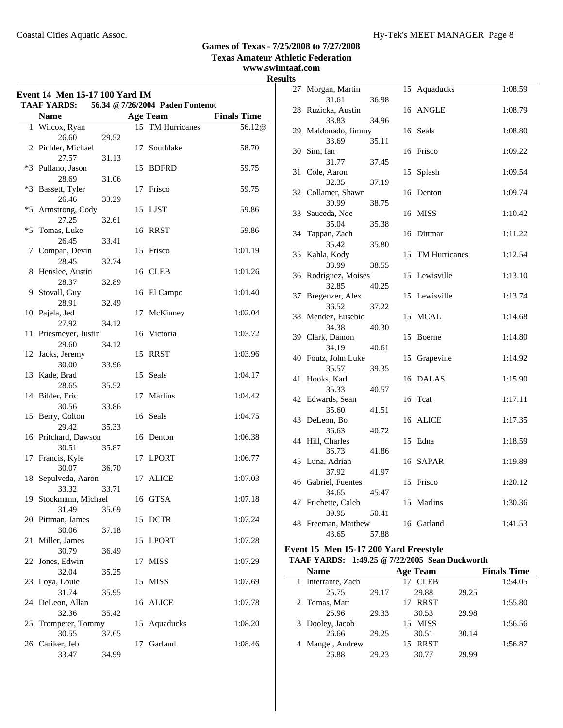## Games of Texas - 7/25/2008 to 7/27/2008
### Texas Amateur Athletic Federation
### www.swimtaaf.com
### Results

**Event 14 Men 15-17 100 Yard IM**

TAAF YARDS: 56.34 @ 7/26/2004 Paden Fontenot

| | Name | Age | Team | Finals Time |
|---|---|---|---|---|
| 1 | Wilcox, Ryan | 15 | TM Hurricanes | 56.12@ |
| | 26.60 29.52 | | | |
| 2 | Pichler, Michael | 17 | Southlake | 58.70 |
| | 27.57 31.13 | | | |
| *3 | Pullano, Jason | 15 | BDFRD | 59.75 |
| | 28.69 31.06 | | | |
| *3 | Bassett, Tyler | 17 | Frisco | 59.75 |
| | 26.46 33.29 | | | |
| *5 | Armstrong, Cody | 15 | LJST | 59.86 |
| | 27.25 32.61 | | | |
| *5 | Tomas, Luke | 16 | RRST | 59.86 |
| | 26.45 33.41 | | | |
| 7 | Compan, Devin | 15 | Frisco | 1:01.19 |
| | 28.45 32.74 | | | |
| 8 | Henslee, Austin | 16 | CLEB | 1:01.26 |
| | 28.37 32.89 | | | |
| 9 | Stovall, Guy | 16 | El Campo | 1:01.40 |
| | 28.91 32.49 | | | |
| 10 | Pajela, Jed | 17 | McKinney | 1:02.04 |
| | 27.92 34.12 | | | |
| 11 | Priesmeyer, Justin | 16 | Victoria | 1:03.72 |
| | 29.60 34.12 | | | |
| 12 | Jacks, Jeremy | 15 | RRST | 1:03.96 |
| | 30.00 33.96 | | | |
| 13 | Kade, Brad | 15 | Seals | 1:04.17 |
| | 28.65 35.52 | | | |
| 14 | Bilder, Eric | 17 | Marlins | 1:04.42 |
| | 30.56 33.86 | | | |
| 15 | Berry, Colton | 16 | Seals | 1:04.75 |
| | 29.42 35.33 | | | |
| 16 | Pritchard, Dawson | 16 | Denton | 1:06.38 |
| | 30.51 35.87 | | | |
| 17 | Francis, Kyle | 17 | LPORT | 1:06.77 |
| | 30.07 36.70 | | | |
| 18 | Sepulveda, Aaron | 17 | ALICE | 1:07.03 |
| | 33.32 33.71 | | | |
| 19 | Stockmann, Michael | 16 | GTSA | 1:07.18 |
| | 31.49 35.69 | | | |
| 20 | Pittman, James | 15 | DCTR | 1:07.24 |
| | 30.06 37.18 | | | |
| 21 | Miller, James | 15 | LPORT | 1:07.28 |
| | 30.79 36.49 | | | |
| 22 | Jones, Edwin | 17 | MISS | 1:07.29 |
| | 32.04 35.25 | | | |
| 23 | Loya, Louie | 15 | MISS | 1:07.69 |
| | 31.74 35.95 | | | |
| 24 | DeLeon, Allan | 16 | ALICE | 1:07.78 |
| | 32.36 35.42 | | | |
| 25 | Trompeter, Tommy | 15 | Aquaducks | 1:08.20 |
| | 30.55 37.65 | | | |
| 26 | Cariker, Jeb | 17 | Garland | 1:08.46 |
| | 33.47 34.99 | | | |
| 27 | Morgan, Martin | 15 | Aquaducks | 1:08.59 |
| | 31.61 36.98 | | | |
| 28 | Ruzicka, Austin | 16 | ANGLE | 1:08.79 |
| | 33.83 34.96 | | | |
| 29 | Maldonado, Jimmy | 16 | Seals | 1:08.80 |
| | 33.69 35.11 | | | |
| 30 | Sim, Ian | 16 | Frisco | 1:09.22 |
| | 31.77 37.45 | | | |
| 31 | Cole, Aaron | 15 | Splash | 1:09.54 |
| | 32.35 37.19 | | | |
| 32 | Collamer, Shawn | 16 | Denton | 1:09.74 |
| | 30.99 38.75 | | | |
| 33 | Sauceda, Noe | 16 | MISS | 1:10.42 |
| | 35.04 35.38 | | | |
| 34 | Tappan, Zach | 16 | Dittmar | 1:11.22 |
| | 35.42 35.80 | | | |
| 35 | Kahla, Kody | 15 | TM Hurricanes | 1:12.54 |
| | 33.99 38.55 | | | |
| 36 | Rodriguez, Moises | 15 | Lewisville | 1:13.10 |
| | 32.85 40.25 | | | |
| 37 | Bregenzer, Alex | 15 | Lewisville | 1:13.74 |
| | 36.52 37.22 | | | |
| 38 | Mendez, Eusebio | 15 | MCAL | 1:14.68 |
| | 34.38 40.30 | | | |
| 39 | Clark, Damon | 15 | Boerne | 1:14.80 |
| | 34.19 40.61 | | | |
| 40 | Foutz, John Luke | 15 | Grapevine | 1:14.92 |
| | 35.57 39.35 | | | |
| 41 | Hooks, Karl | 16 | DALAS | 1:15.90 |
| | 35.33 40.57 | | | |
| 42 | Edwards, Sean | 16 | Tcat | 1:17.11 |
| | 35.60 41.51 | | | |
| 43 | DeLeon, Bo | 16 | ALICE | 1:17.35 |
| | 36.63 40.72 | | | |
| 44 | Hill, Charles | 15 | Edna | 1:18.59 |
| | 36.73 41.86 | | | |
| 45 | Luna, Adrian | 16 | SAPAR | 1:19.89 |
| | 37.92 41.97 | | | |
| 46 | Gabriel, Fuentes | 15 | Frisco | 1:20.12 |
| | 34.65 45.47 | | | |
| 47 | Frichette, Caleb | 15 | Marlins | 1:30.36 |
| | 39.95 50.41 | | | |
| 48 | Freeman, Matthew | 16 | Garland | 1:41.53 |
| | 43.65 57.88 | | | |

**Event 15 Men 15-17 200 Yard Freestyle**

TAAF YARDS: 1:49.25 @ 7/22/2005 Sean Duckworth

| | Name | Age | Team | Finals Time |
|---|---|---|---|---|
| 1 | Interrante, Zach | 17 | CLEB | 1:54.05 |
| | 25.75 29.17 29.88 29.25 | | | |
| 2 | Tomas, Matt | 17 | RRST | 1:55.80 |
| | 25.96 29.33 30.53 29.98 | | | |
| 3 | Dooley, Jacob | 15 | MISS | 1:56.56 |
| | 26.66 29.25 30.51 30.14 | | | |
| 4 | Mangel, Andrew | 15 | RRST | 1:56.87 |
| | 26.88 29.23 30.77 29.99 | | | |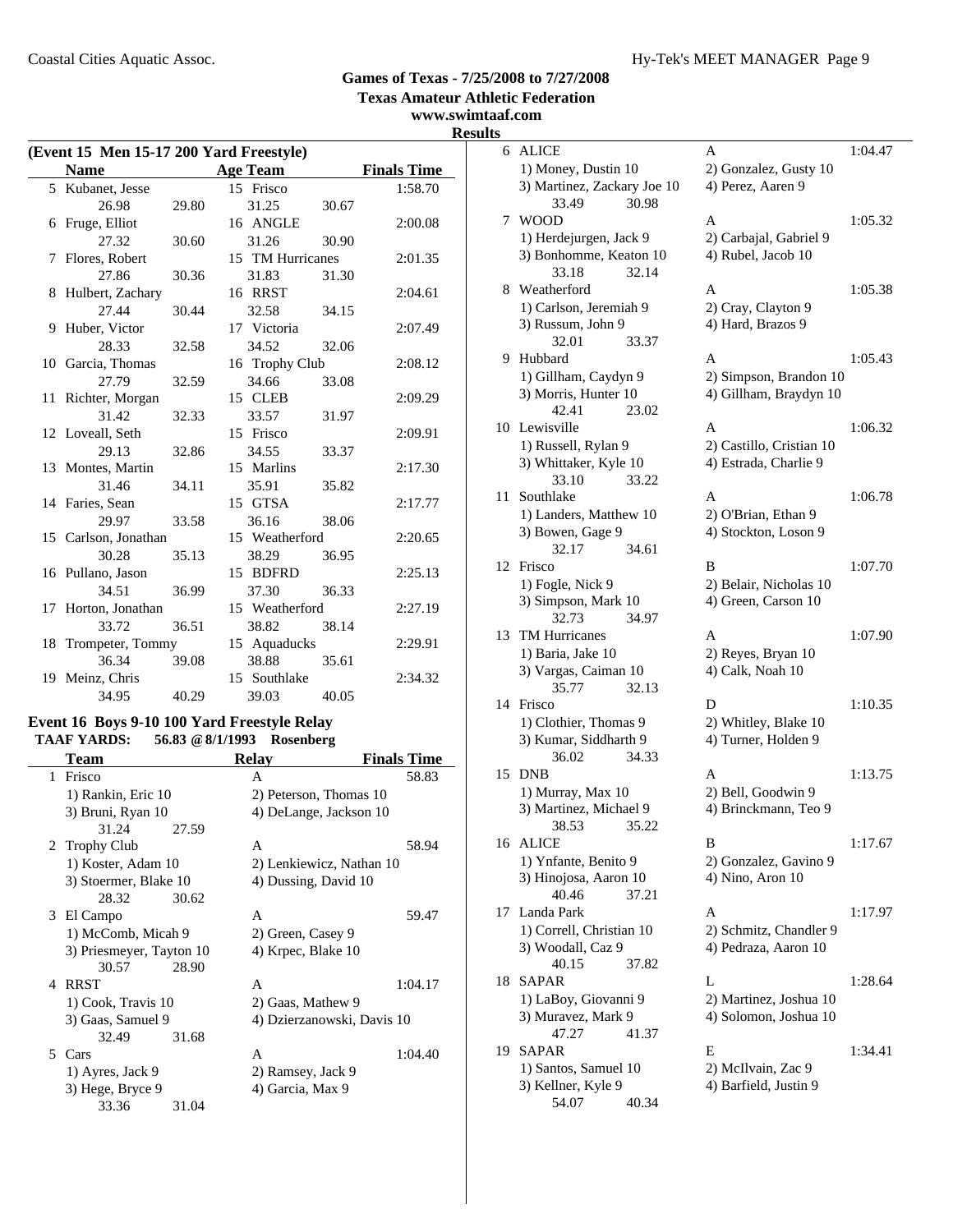## Games of Texas - 7/25/2008 to 7/27/2008
### Texas Amateur Athletic Federation
### www.swimtaaf.com
### Results

**(Event 15 Men 15-17 200 Yard Freestyle)**

| | Name | Age | Team | Finals Time |
|---|---|---|---|---|
| 5 | Kubanet, Jesse | 15 | Frisco | 1:58.70 |
| | 26.98 29.80 31.25 30.67 | | | |
| 6 | Fruge, Elliot | 16 | ANGLE | 2:00.08 |
| | 27.32 30.60 31.26 30.90 | | | |
| 7 | Flores, Robert | 15 | TM Hurricanes | 2:01.35 |
| | 27.86 30.36 31.83 31.30 | | | |
| 8 | Hulbert, Zachary | 16 | RRST | 2:04.61 |
| | 27.44 30.44 32.58 34.15 | | | |
| 9 | Huber, Victor | 17 | Victoria | 2:07.49 |
| | 28.33 32.58 34.52 32.06 | | | |
| 10 | Garcia, Thomas | 16 | Trophy Club | 2:08.12 |
| | 27.79 32.59 34.66 33.08 | | | |
| 11 | Richter, Morgan | 15 | CLEB | 2:09.29 |
| | 31.42 32.33 33.57 31.97 | | | |
| 12 | Loveall, Seth | 15 | Frisco | 2:09.91 |
| | 29.13 32.86 34.55 33.37 | | | |
| 13 | Montes, Martin | 15 | Marlins | 2:17.30 |
| | 31.46 34.11 35.91 35.82 | | | |
| 14 | Faries, Sean | 15 | GTSA | 2:17.77 |
| | 29.97 33.58 36.16 38.06 | | | |
| 15 | Carlson, Jonathan | 15 | Weatherford | 2:20.65 |
| | 30.28 35.13 38.29 36.95 | | | |
| 16 | Pullano, Jason | 15 | BDFRD | 2:25.13 |
| | 34.51 36.99 37.30 36.33 | | | |
| 17 | Horton, Jonathan | 15 | Weatherford | 2:27.19 |
| | 33.72 36.51 38.82 38.14 | | | |
| 18 | Trompeter, Tommy | 15 | Aquaducks | 2:29.91 |
| | 36.34 39.08 38.88 35.61 | | | |
| 19 | Meinz, Chris | 15 | Southlake | 2:34.32 |
| | 34.95 40.29 39.03 40.05 | | | |

**Event 16 Boys 9-10 100 Yard Freestyle Relay**

**TAAF YARDS: 56.83 @8/1/1993 Rosenberg**

| | Team | Relay | | Finals Time |
|---|---|---|---|---|
| 1 | Frisco | A | | 58.83 |
| | 1) Rankin, Eric 10 | 2) Peterson, Thomas 10 | 3) Bruni, Ryan 10 | 4) DeLange, Jackson 10 |
| | 31.24 27.59 | | | |
| 2 | Trophy Club | A | | 58.94 |
| | 1) Koster, Adam 10 | 2) Lenkiewicz, Nathan 10 | 3) Stoermer, Blake 10 | 4) Dussing, David 10 |
| | 28.32 30.62 | | | |
| 3 | El Campo | A | | 59.47 |
| | 1) McComb, Micah 9 | 2) Green, Casey 9 | 3) Priesmeyer, Tayton 10 | 4) Krpec, Blake 10 |
| | 30.57 28.90 | | | |
| 4 | RRST | A | | 1:04.17 |
| | 1) Cook, Travis 10 | 2) Gaas, Mathew 9 | 3) Gaas, Samuel 9 | 4) Dzierzanowski, Davis 10 |
| | 32.49 31.68 | | | |
| 5 | Cars | A | | 1:04.40 |
| | 1) Ayres, Jack 9 | 2) Ramsey, Jack 9 | 3) Hege, Bryce 9 | 4) Garcia, Max 9 |
| | 33.36 31.04 | | | |
| 6 | ALICE | A | | 1:04.47 |
| | 1) Money, Dustin 10 | 2) Gonzalez, Gusty 10 | 3) Martinez, Zackary Joe 10 | 4) Perez, Aaren 9 |
| | 33.49 30.98 | | | |
| 7 | WOOD | A | | 1:05.32 |
| | 1) Herdejurgen, Jack 9 | 2) Carbajal, Gabriel 9 | 3) Bonhomme, Keaton 10 | 4) Rubel, Jacob 10 |
| | 33.18 32.14 | | | |
| 8 | Weatherford | A | | 1:05.38 |
| | 1) Carlson, Jeremiah 9 | 2) Cray, Clayton 9 | 3) Russum, John 9 | 4) Hard, Brazos 9 |
| | 32.01 33.37 | | | |
| 9 | Hubbard | A | | 1:05.43 |
| | 1) Gillham, Caydyn 9 | 2) Simpson, Brandon 10 | 3) Morris, Hunter 10 | 4) Gillham, Braydyn 10 |
| | 42.41 23.02 | | | |
| 10 | Lewisville | A | | 1:06.32 |
| | 1) Russell, Rylan 9 | 2) Castillo, Cristian 10 | 3) Whittaker, Kyle 10 | 4) Estrada, Charlie 9 |
| | 33.10 33.22 | | | |
| 11 | Southlake | A | | 1:06.78 |
| | 1) Landers, Matthew 10 | 2) O'Brian, Ethan 9 | 3) Bowen, Gage 9 | 4) Stockton, Loson 9 |
| | 32.17 34.61 | | | |
| 12 | Frisco | B | | 1:07.70 |
| | 1) Fogle, Nick 9 | 2) Belair, Nicholas 10 | 3) Simpson, Mark 10 | 4) Green, Carson 10 |
| | 32.73 34.97 | | | |
| 13 | TM Hurricanes | A | | 1:07.90 |
| | 1) Baria, Jake 10 | 2) Reyes, Bryan 10 | 3) Vargas, Caiman 10 | 4) Calk, Noah 10 |
| | 35.77 32.13 | | | |
| 14 | Frisco | D | | 1:10.35 |
| | 1) Clothier, Thomas 9 | 2) Whitley, Blake 10 | 3) Kumar, Siddharth 9 | 4) Turner, Holden 9 |
| | 36.02 34.33 | | | |
| 15 | DNB | A | | 1:13.75 |
| | 1) Murray, Max 10 | 2) Bell, Goodwin 9 | 3) Martinez, Michael 9 | 4) Brinckmann, Teo 9 |
| | 38.53 35.22 | | | |
| 16 | ALICE | B | | 1:17.67 |
| | 1) Ynfante, Benito 9 | 2) Gonzalez, Gavino 9 | 3) Hinojosa, Aaron 10 | 4) Nino, Aron 10 |
| | 40.46 37.21 | | | |
| 17 | Landa Park | A | | 1:17.97 |
| | 1) Correll, Christian 10 | 2) Schmitz, Chandler 9 | 3) Woodall, Caz 9 | 4) Pedraza, Aaron 10 |
| | 40.15 37.82 | | | |
| 18 | SAPAR | L | | 1:28.64 |
| | 1) LaBoy, Giovanni 9 | 2) Martinez, Joshua 10 | 3) Muravez, Mark 9 | 4) Solomon, Joshua 10 |
| | 47.27 41.37 | | | |
| 19 | SAPAR | E | | 1:34.41 |
| | 1) Santos, Samuel 10 | 2) McIlvain, Zac 9 | 3) Kellner, Kyle 9 | 4) Barfield, Justin 9 |
| | 54.07 40.34 | | | |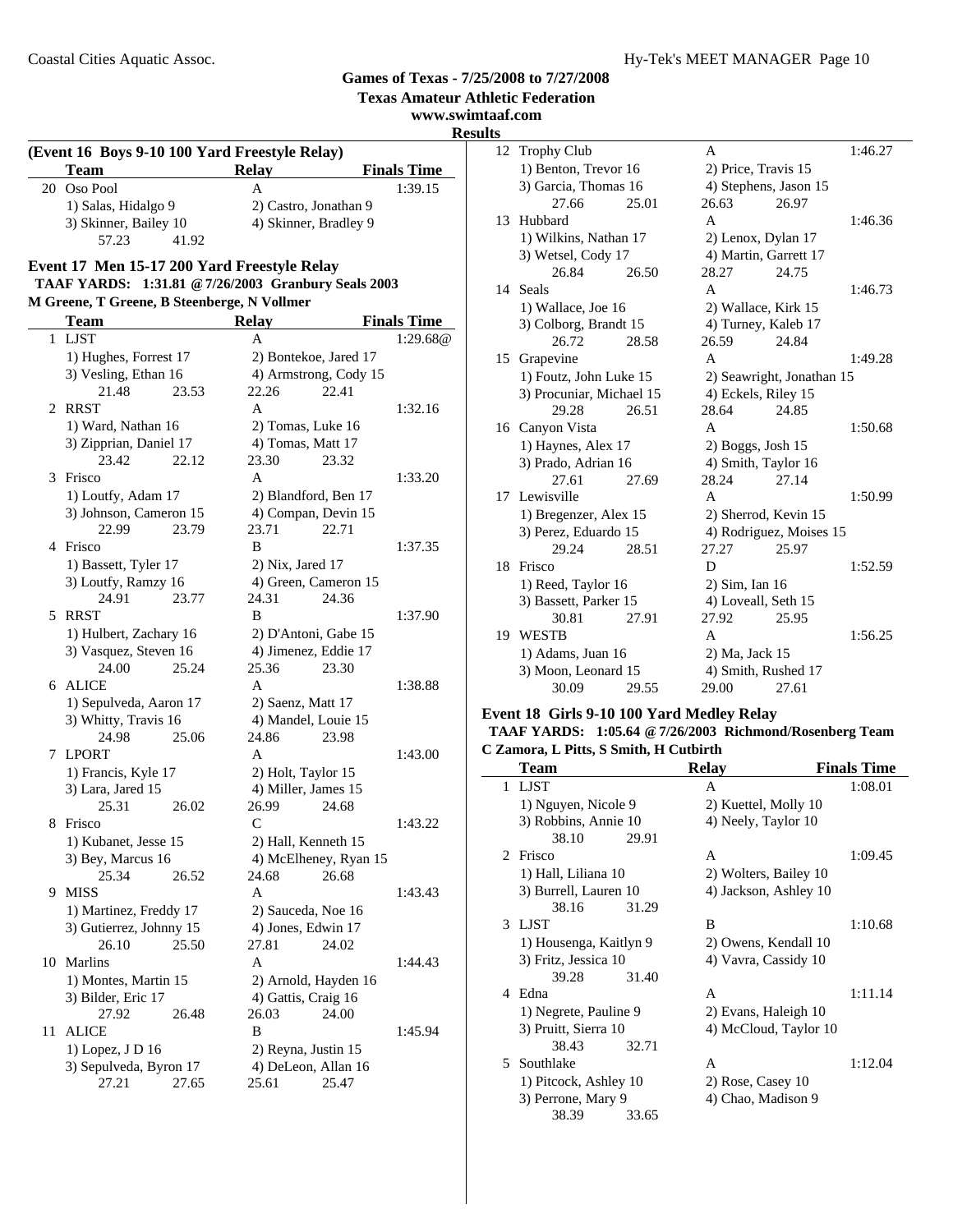**Games of Texas - 7/25/2008 to 7/27/2008**
**Texas Amateur Athletic Federation**
**www.swimtaaf.com**

**Results**

**(Event 16 Boys 9-10 100 Yard Freestyle Relay)**

| | Team | Relay | Finals Time |
|---|---|---|---|
| 20 | Oso Pool | A | 1:39.15 |
| | 1) Salas, Hidalgo 9 | 2) Castro, Jonathan 9 | |
| | 3) Skinner, Bailey 10 | 4) Skinner, Bradley 9 | |
| | 57.23 41.92 | | |

**Event 17 Men 15-17 200 Yard Freestyle Relay**

**TAAF YARDS: 1:31.81 @ 7/26/2003 Granbury Seals 2003**
**M Greene, T Greene, B Steenberge, N Vollmer**

| | Team | Relay | Finals Time |
|---|---|---|---|
| 1 | LJST | A | 1:29.68@ |
| | 1) Hughes, Forrest 17 | 2) Bontekoe, Jared 17 | |
| | 3) Vesling, Ethan 16 | 4) Armstrong, Cody 15 | |
| | 21.48 23.53 | 22.26 22.41 | |
| 2 | RRST | A | 1:32.16 |
| | 1) Ward, Nathan 16 | 2) Tomas, Luke 16 | |
| | 3) Zipprian, Daniel 17 | 4) Tomas, Matt 17 | |
| | 23.42 22.12 | 23.30 23.32 | |
| 3 | Frisco | A | 1:33.20 |
| | 1) Loutfy, Adam 17 | 2) Blandford, Ben 17 | |
| | 3) Johnson, Cameron 15 | 4) Compan, Devin 15 | |
| | 22.99 23.79 | 23.71 22.71 | |
| 4 | Frisco | B | 1:37.35 |
| | 1) Bassett, Tyler 17 | 2) Nix, Jared 17 | |
| | 3) Loutfy, Ramzy 16 | 4) Green, Cameron 15 | |
| | 24.91 23.77 | 24.31 24.36 | |
| 5 | RRST | B | 1:37.90 |
| | 1) Hulbert, Zachary 16 | 2) D'Antoni, Gabe 15 | |
| | 3) Vasquez, Steven 16 | 4) Jimenez, Eddie 17 | |
| | 24.00 25.24 | 25.36 23.30 | |
| 6 | ALICE | A | 1:38.88 |
| | 1) Sepulveda, Aaron 17 | 2) Saenz, Matt 17 | |
| | 3) Whitty, Travis 16 | 4) Mandel, Louie 15 | |
| | 24.98 25.06 | 24.86 23.98 | |
| 7 | LPORT | A | 1:43.00 |
| | 1) Francis, Kyle 17 | 2) Holt, Taylor 15 | |
| | 3) Lara, Jared 15 | 4) Miller, James 15 | |
| | 25.31 26.02 | 26.99 24.68 | |
| 8 | Frisco | C | 1:43.22 |
| | 1) Kubanet, Jesse 15 | 2) Hall, Kenneth 15 | |
| | 3) Bey, Marcus 16 | 4) McElheney, Ryan 15 | |
| | 25.34 26.52 | 24.68 26.68 | |
| 9 | MISS | A | 1:43.43 |
| | 1) Martinez, Freddy 17 | 2) Sauceda, Noe 16 | |
| | 3) Gutierrez, Johnny 15 | 4) Jones, Edwin 17 | |
| | 26.10 25.50 | 27.81 24.02 | |
| 10 | Marlins | A | 1:44.43 |
| | 1) Montes, Martin 15 | 2) Arnold, Hayden 16 | |
| | 3) Bilder, Eric 17 | 4) Gattis, Craig 16 | |
| | 27.92 26.48 | 26.03 24.00 | |
| 11 | ALICE | B | 1:45.94 |
| | 1) Lopez, J D 16 | 2) Reyna, Justin 15 | |
| | 3) Sepulveda, Byron 17 | 4) DeLeon, Allan 16 | |
| | 27.21 27.65 | 25.61 25.47 | |
| 12 | Trophy Club | A | 1:46.27 |
| | 1) Benton, Trevor 16 | 2) Price, Travis 15 | |
| | 3) Garcia, Thomas 16 | 4) Stephens, Jason 15 | |
| | 27.66 25.01 | 26.63 26.97 | |
| 13 | Hubbard | A | 1:46.36 |
| | 1) Wilkins, Nathan 17 | 2) Lenox, Dylan 17 | |
| | 3) Wetsel, Cody 17 | 4) Martin, Garrett 17 | |
| | 26.84 26.50 | 28.27 24.75 | |
| 14 | Seals | A | 1:46.73 |
| | 1) Wallace, Joe 16 | 2) Wallace, Kirk 15 | |
| | 3) Colborg, Brandt 15 | 4) Turney, Kaleb 17 | |
| | 26.72 28.58 | 26.59 24.84 | |
| 15 | Grapevine | A | 1:49.28 |
| | 1) Foutz, John Luke 15 | 2) Seawright, Jonathan 15 | |
| | 3) Procuniar, Michael 15 | 4) Eckels, Riley 15 | |
| | 29.28 26.51 | 28.64 24.85 | |
| 16 | Canyon Vista | A | 1:50.68 |
| | 1) Haynes, Alex 17 | 2) Boggs, Josh 15 | |
| | 3) Prado, Adrian 16 | 4) Smith, Taylor 16 | |
| | 27.61 27.69 | 28.24 27.14 | |
| 17 | Lewisville | A | 1:50.99 |
| | 1) Bregenzer, Alex 15 | 2) Sherrod, Kevin 15 | |
| | 3) Perez, Eduardo 15 | 4) Rodriguez, Moises 15 | |
| | 29.24 28.51 | 27.27 25.97 | |
| 18 | Frisco | D | 1:52.59 |
| | 1) Reed, Taylor 16 | 2) Sim, Ian 16 | |
| | 3) Bassett, Parker 15 | 4) Loveall, Seth 15 | |
| | 30.81 27.91 | 27.92 25.95 | |
| 19 | WESTB | A | 1:56.25 |
| | 1) Adams, Juan 16 | 2) Ma, Jack 15 | |
| | 3) Moon, Leonard 15 | 4) Smith, Rushed 17 | |
| | 30.09 29.55 | 29.00 27.61 | |

**Event 18 Girls 9-10 100 Yard Medley Relay**

**TAAF YARDS: 1:05.64 @ 7/26/2003 Richmond/Rosenberg Team**
**C Zamora, L Pitts, S Smith, H Cutbirth**

| | Team | Relay | Finals Time |
|---|---|---|---|
| 1 | LJST | A | 1:08.01 |
| | 1) Nguyen, Nicole 9 | 2) Kuettel, Molly 10 | |
| | 3) Robbins, Annie 10 | 4) Neely, Taylor 10 | |
| | 38.10 29.91 | | |
| 2 | Frisco | A | 1:09.45 |
| | 1) Hall, Liliana 10 | 2) Wolters, Bailey 10 | |
| | 3) Burrell, Lauren 10 | 4) Jackson, Ashley 10 | |
| | 38.16 31.29 | | |
| 3 | LJST | B | 1:10.68 |
| | 1) Housenga, Kaitlyn 9 | 2) Owens, Kendall 10 | |
| | 3) Fritz, Jessica 10 | 4) Vavra, Cassidy 10 | |
| | 39.28 31.40 | | |
| 4 | Edna | A | 1:11.14 |
| | 1) Negrete, Pauline 9 | 2) Evans, Haleigh 10 | |
| | 3) Pruitt, Sierra 10 | 4) McCloud, Taylor 10 | |
| | 38.43 32.71 | | |
| 5 | Southlake | A | 1:12.04 |
| | 1) Pitcock, Ashley 10 | 2) Rose, Casey 10 | |
| | 3) Perrone, Mary 9 | 4) Chao, Madison 9 | |
| | 38.39 33.65 | | |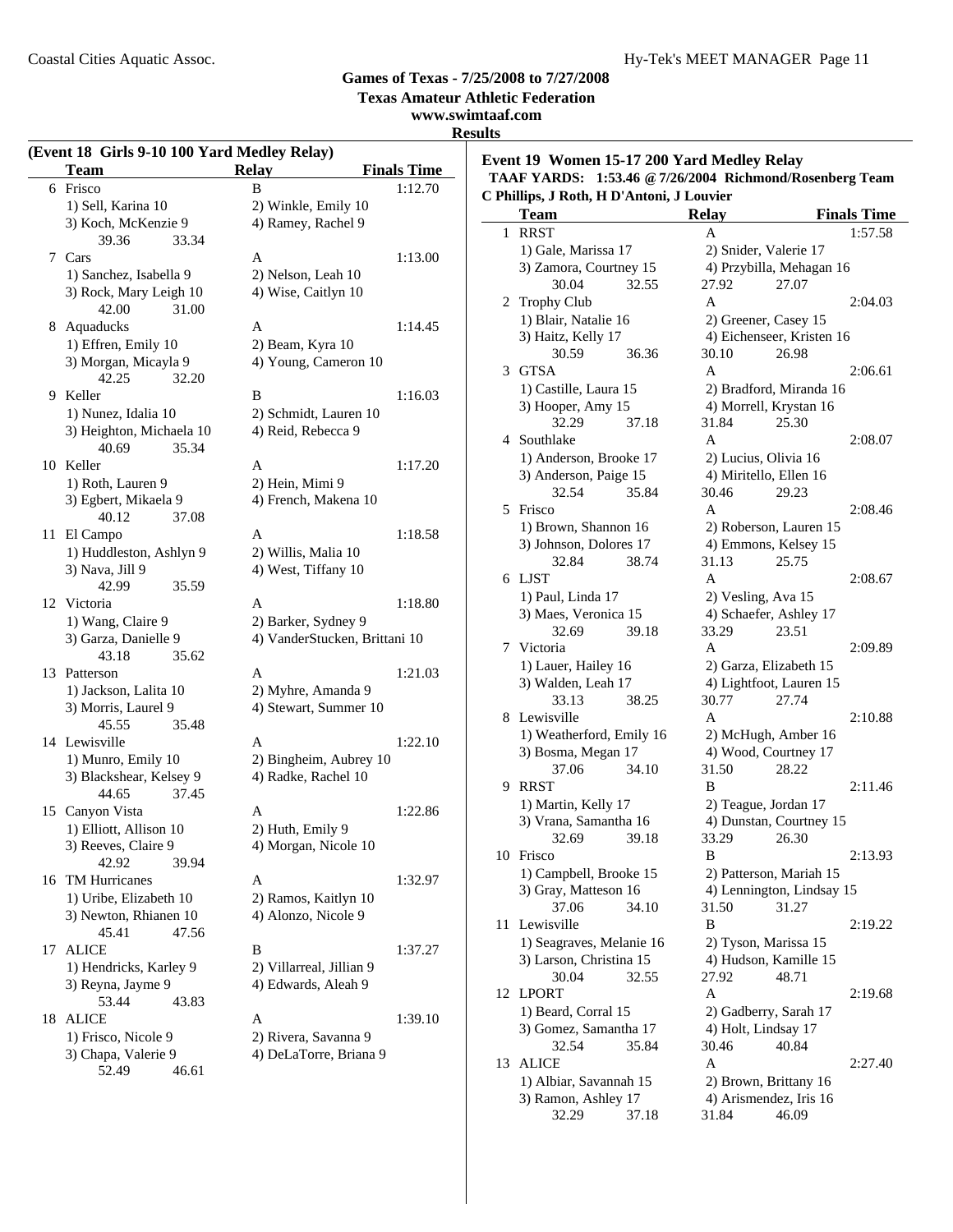**Games of Texas - 7/25/2008 to 7/27/2008**
**Texas Amateur Athletic Federation**
**www.swimtaaf.com**
**Results**

### (Event 18 Girls 9-10 100 Yard Medley Relay)

| | Team | Relay | Finals Time |
|---|---|---|---|
| 6 | Frisco | B | 1:12.70 |
| | 1) Sell, Karina 10 | 2) Winkle, Emily 10 | |
| | 3) Koch, McKenzie 9 | 4) Ramey, Rachel 9 | |
| | 39.36 33.34 | | |
| 7 | Cars | A | 1:13.00 |
| | 1) Sanchez, Isabella 9 | 2) Nelson, Leah 10 | |
| | 3) Rock, Mary Leigh 10 | 4) Wise, Caitlyn 10 | |
| | 42.00 31.00 | | |
| 8 | Aquaducks | A | 1:14.45 |
| | 1) Effren, Emily 10 | 2) Beam, Kyra 10 | |
| | 3) Morgan, Micayla 9 | 4) Young, Cameron 10 | |
| | 42.25 32.20 | | |
| 9 | Keller | B | 1:16.03 |
| | 1) Nunez, Idalia 10 | 2) Schmidt, Lauren 10 | |
| | 3) Heighton, Michaela 10 | 4) Reid, Rebecca 9 | |
| | 40.69 35.34 | | |
| 10 | Keller | A | 1:17.20 |
| | 1) Roth, Lauren 9 | 2) Hein, Mimi 9 | |
| | 3) Egbert, Mikaela 9 | 4) French, Makena 10 | |
| | 40.12 37.08 | | |
| 11 | El Campo | A | 1:18.58 |
| | 1) Huddleston, Ashlyn 9 | 2) Willis, Malia 10 | |
| | 3) Nava, Jill 9 | 4) West, Tiffany 10 | |
| | 42.99 35.59 | | |
| 12 | Victoria | A | 1:18.80 |
| | 1) Wang, Claire 9 | 2) Barker, Sydney 9 | |
| | 3) Garza, Danielle 9 | 4) VanderStucken, Brittani 10 | |
| | 43.18 35.62 | | |
| 13 | Patterson | A | 1:21.03 |
| | 1) Jackson, Lalita 10 | 2) Myhre, Amanda 9 | |
| | 3) Morris, Laurel 9 | 4) Stewart, Summer 10 | |
| | 45.55 35.48 | | |
| 14 | Lewisville | A | 1:22.10 |
| | 1) Munro, Emily 10 | 2) Bingheim, Aubrey 10 | |
| | 3) Blackshear, Kelsey 9 | 4) Radke, Rachel 10 | |
| | 44.65 37.45 | | |
| 15 | Canyon Vista | A | 1:22.86 |
| | 1) Elliott, Allison 10 | 2) Huth, Emily 9 | |
| | 3) Reeves, Claire 9 | 4) Morgan, Nicole 10 | |
| | 42.92 39.94 | | |
| 16 | TM Hurricanes | A | 1:32.97 |
| | 1) Uribe, Elizabeth 10 | 2) Ramos, Kaitlyn 10 | |
| | 3) Newton, Rhianen 10 | 4) Alonzo, Nicole 9 | |
| | 45.41 47.56 | | |
| 17 | ALICE | B | 1:37.27 |
| | 1) Hendricks, Karley 9 | 2) Villarreal, Jillian 9 | |
| | 3) Reyna, Jayme 9 | 4) Edwards, Aleah 9 | |
| | 53.44 43.83 | | |
| 18 | ALICE | A | 1:39.10 |
| | 1) Frisco, Nicole 9 | 2) Rivera, Savanna 9 | |
| | 3) Chapa, Valerie 9 | 4) DeLaTorre, Briana 9 | |
| | 52.49 46.61 | | |

### Event 19 Women 15-17 200 Yard Medley Relay

**TAAF YARDS: 1:53.46 @ 7/26/2004 Richmond/Rosenberg Team**
**C Phillips, J Roth, H D'Antoni, J Louvier**

| | Team | Relay | Finals Time |
|---|---|---|---|
| 1 | RRST | A | 1:57.58 |
| | 1) Gale, Marissa 17 | 2) Snider, Valerie 17 | |
| | 3) Zamora, Courtney 15 | 4) Przybilla, Mehagan 16 | |
| | 30.04 32.55 | 27.92 27.07 | |
| 2 | Trophy Club | A | 2:04.03 |
| | 1) Blair, Natalie 16 | 2) Greener, Casey 15 | |
| | 3) Haitz, Kelly 17 | 4) Eichenseer, Kristen 16 | |
| | 30.59 36.36 | 30.10 26.98 | |
| 3 | GTSA | A | 2:06.61 |
| | 1) Castille, Laura 15 | 2) Bradford, Miranda 16 | |
| | 3) Hooper, Amy 15 | 4) Morrell, Krystan 16 | |
| | 32.29 37.18 | 31.84 25.30 | |
| 4 | Southlake | A | 2:08.07 |
| | 1) Anderson, Brooke 17 | 2) Lucius, Olivia 16 | |
| | 3) Anderson, Paige 15 | 4) Miritello, Ellen 16 | |
| | 32.54 35.84 | 30.46 29.23 | |
| 5 | Frisco | A | 2:08.46 |
| | 1) Brown, Shannon 16 | 2) Roberson, Lauren 15 | |
| | 3) Johnson, Dolores 17 | 4) Emmons, Kelsey 15 | |
| | 32.84 38.74 | 31.13 25.75 | |
| 6 | LJST | A | 2:08.67 |
| | 1) Paul, Linda 17 | 2) Vesling, Ava 15 | |
| | 3) Maes, Veronica 15 | 4) Schaefer, Ashley 17 | |
| | 32.69 39.18 | 33.29 23.51 | |
| 7 | Victoria | A | 2:09.89 |
| | 1) Lauer, Hailey 16 | 2) Garza, Elizabeth 15 | |
| | 3) Walden, Leah 17 | 4) Lightfoot, Lauren 15 | |
| | 33.13 38.25 | 30.77 27.74 | |
| 8 | Lewisville | A | 2:10.88 |
| | 1) Weatherford, Emily 16 | 2) McHugh, Amber 16 | |
| | 3) Bosma, Megan 17 | 4) Wood, Courtney 17 | |
| | 37.06 34.10 | 31.50 28.22 | |
| 9 | RRST | B | 2:11.46 |
| | 1) Martin, Kelly 17 | 2) Teague, Jordan 17 | |
| | 3) Vrana, Samantha 16 | 4) Dunstan, Courtney 15 | |
| | 32.69 39.18 | 33.29 26.30 | |
| 10 | Frisco | B | 2:13.93 |
| | 1) Campbell, Brooke 15 | 2) Patterson, Mariah 15 | |
| | 3) Gray, Matteson 16 | 4) Lennington, Lindsay 15 | |
| | 37.06 34.10 | 31.50 31.27 | |
| 11 | Lewisville | B | 2:19.22 |
| | 1) Seagraves, Melanie 16 | 2) Tyson, Marissa 15 | |
| | 3) Larson, Christina 15 | 4) Hudson, Kamille 15 | |
| | 30.04 32.55 | 27.92 48.71 | |
| 12 | LPORT | A | 2:19.68 |
| | 1) Beard, Corral 15 | 2) Gadberry, Sarah 17 | |
| | 3) Gomez, Samantha 17 | 4) Holt, Lindsay 17 | |
| | 32.54 35.84 | 30.46 40.84 | |
| 13 | ALICE | A | 2:27.40 |
| | 1) Albiar, Savannah 15 | 2) Brown, Brittany 16 | |
| | 3) Ramon, Ashley 17 | 4) Arismendez, Iris 16 | |
| | 32.29 37.18 | 31.84 46.09 | |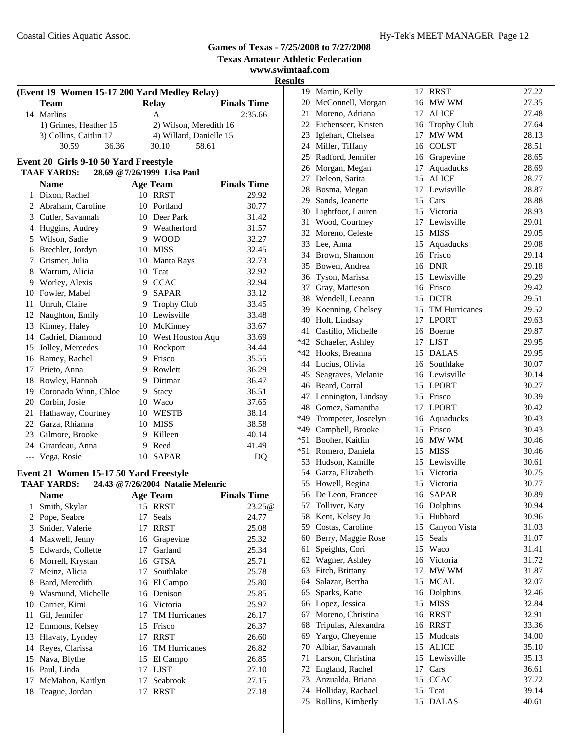## Games of Texas - 7/25/2008 to 7/27/2008

**Texas Amateur Athletic Federation**

**www.swimtaaf.com**

**Results**

### (Event 19 Women 15-17 200 Yard Medley Relay)

| | Team | Relay | Finals Time |
|---|---|---|---|
| 14 | Marlins | A | 2:35.66 |
| | 1) Grimes, Heather 15 | 2) Wilson, Meredith 16 | |
| | 3) Collins, Caitlin 17 | 4) Willard, Danielle 15 | |
| | 30.59 36.36 | 30.10 58.61 | |

### Event 20 Girls 9-10 50 Yard Freestyle

**TAAF YARDS: 28.69 @ 7/26/1999 Lisa Paul**

| | Name | Age | Team | Finals Time |
|---|---|---|---|---|
| 1 | Dixon, Rachel | 10 | RRST | 29.92 |
| 2 | Abraham, Caroline | 10 | Portland | 30.77 |
| 3 | Cutler, Savannah | 10 | Deer Park | 31.42 |
| 4 | Huggins, Audrey | 9 | Weatherford | 31.57 |
| 5 | Wilson, Sadie | 9 | WOOD | 32.27 |
| 6 | Brechler, Jordyn | 10 | MISS | 32.45 |
| 7 | Grismer, Julia | 10 | Manta Rays | 32.73 |
| 8 | Warrum, Alicia | 10 | Tcat | 32.92 |
| 9 | Worley, Alexis | 9 | CCAC | 32.94 |
| 10 | Fowler, Mabel | 9 | SAPAR | 33.12 |
| 11 | Unruh, Claire | 9 | Trophy Club | 33.45 |
| 12 | Naughton, Emily | 10 | Lewisville | 33.48 |
| 13 | Kinney, Haley | 10 | McKinney | 33.67 |
| 14 | Cadriel, Diamond | 10 | West Houston Aqu | 33.69 |
| 15 | Jolley, Mercedes | 10 | Rockport | 34.44 |
| 16 | Ramey, Rachel | 9 | Frisco | 35.55 |
| 17 | Prieto, Anna | 9 | Rowlett | 36.29 |
| 18 | Rowley, Hannah | 9 | Dittmar | 36.47 |
| 19 | Coronado Winn, Chloe | 9 | Stacy | 36.51 |
| 20 | Corbin, Josie | 10 | Waco | 37.65 |
| 21 | Hathaway, Courtney | 10 | WESTB | 38.14 |
| 22 | Garza, Rhianna | 10 | MISS | 38.58 |
| 23 | Gilmore, Brooke | 9 | Killeen | 40.14 |
| 24 | Girardeau, Anna | 9 | Reed | 41.49 |
| --- | Vega, Rosie | 10 | SAPAR | DQ |

### Event 21 Women 15-17 50 Yard Freestyle

**TAAF YARDS: 24.43 @ 7/26/2004 Natalie Melenric**

| | Name | Age | Team | Finals Time |
|---|---|---|---|---|
| 1 | Smith, Skylar | 15 | RRST | 23.25@ |
| 2 | Pope, Seabre | 17 | Seals | 24.77 |
| 3 | Snider, Valerie | 17 | RRST | 25.08 |
| 4 | Maxwell, Jenny | 16 | Grapevine | 25.32 |
| 5 | Edwards, Collette | 17 | Garland | 25.34 |
| 6 | Morrell, Krystan | 16 | GTSA | 25.71 |
| 7 | Meinz, Alicia | 17 | Southlake | 25.78 |
| 8 | Bard, Meredith | 16 | El Campo | 25.80 |
| 9 | Wasmund, Michelle | 16 | Denison | 25.85 |
| 10 | Carrier, Kimi | 16 | Victoria | 25.97 |
| 11 | Gil, Jennifer | 17 | TM Hurricanes | 26.17 |
| 12 | Emmons, Kelsey | 15 | Frisco | 26.37 |
| 13 | Hlavaty, Lyndey | 17 | RRST | 26.60 |
| 14 | Reyes, Clarissa | 16 | TM Hurricanes | 26.82 |
| 15 | Nava, Blythe | 15 | El Campo | 26.85 |
| 16 | Paul, Linda | 17 | LJST | 27.10 |
| 17 | McMahon, Kaitlyn | 17 | Seabrook | 27.15 |
| 18 | Teague, Jordan | 17 | RRST | 27.18 |
| 19 | Martin, Kelly | 17 | RRST | 27.22 |
| 20 | McConnell, Morgan | 16 | MW WM | 27.35 |
| 21 | Moreno, Adriana | 17 | ALICE | 27.48 |
| 22 | Eichenseer, Kristen | 16 | Trophy Club | 27.64 |
| 23 | Iglehart, Chelsea | 17 | MW WM | 28.13 |
| 24 | Miller, Tiffany | 16 | COLST | 28.51 |
| 25 | Radford, Jennifer | 16 | Grapevine | 28.65 |
| 26 | Morgan, Megan | 17 | Aquaducks | 28.69 |
| 27 | Deleon, Sarita | 15 | ALICE | 28.77 |
| 28 | Bosma, Megan | 17 | Lewisville | 28.87 |
| 29 | Sands, Jeanette | 15 | Cars | 28.88 |
| 30 | Lightfoot, Lauren | 15 | Victoria | 28.93 |
| 31 | Wood, Courtney | 17 | Lewisville | 29.01 |
| 32 | Moreno, Celeste | 15 | MISS | 29.05 |
| 33 | Lee, Anna | 15 | Aquaducks | 29.08 |
| 34 | Brown, Shannon | 16 | Frisco | 29.14 |
| 35 | Bowen, Andrea | 16 | DNR | 29.18 |
| 36 | Tyson, Marissa | 15 | Lewisville | 29.29 |
| 37 | Gray, Matteson | 16 | Frisco | 29.42 |
| 38 | Wendell, Leeann | 15 | DCTR | 29.51 |
| 39 | Koenning, Chelsey | 15 | TM Hurricanes | 29.52 |
| 40 | Holt, Lindsay | 17 | LPORT | 29.63 |
| 41 | Castillo, Michelle | 16 | Boerne | 29.87 |
| *42 | Schaefer, Ashley | 17 | LJST | 29.95 |
| *42 | Hooks, Breanna | 15 | DALAS | 29.95 |
| 44 | Lucius, Olivia | 16 | Southlake | 30.07 |
| 45 | Seagraves, Melanie | 16 | Lewisville | 30.14 |
| 46 | Beard, Corral | 15 | LPORT | 30.27 |
| 47 | Lennington, Lindsay | 15 | Frisco | 30.39 |
| 48 | Gomez, Samantha | 17 | LPORT | 30.42 |
| *49 | Trompeter, Joscelyn | 16 | Aquaducks | 30.43 |
| *49 | Campbell, Brooke | 15 | Frisco | 30.43 |
| *51 | Booher, Kaitlin | 16 | MW WM | 30.46 |
| *51 | Romero, Daniela | 15 | MISS | 30.46 |
| 53 | Hudson, Kamille | 15 | Lewisville | 30.61 |
| 54 | Garza, Elizabeth | 15 | Victoria | 30.75 |
| 55 | Howell, Regina | 15 | Victoria | 30.77 |
| 56 | De Leon, Francee | 16 | SAPAR | 30.89 |
| 57 | Tolliver, Katy | 16 | Dolphins | 30.94 |
| 58 | Kent, Kelsey Jo | 15 | Hubbard | 30.96 |
| 59 | Costas, Caroline | 15 | Canyon Vista | 31.03 |
| 60 | Berry, Maggie Rose | 15 | Seals | 31.07 |
| 61 | Speights, Cori | 15 | Waco | 31.41 |
| 62 | Wagner, Ashley | 16 | Victoria | 31.72 |
| 63 | Fitch, Brittany | 17 | MW WM | 31.87 |
| 64 | Salazar, Bertha | 15 | MCAL | 32.07 |
| 65 | Sparks, Katie | 16 | Dolphins | 32.46 |
| 66 | Lopez, Jessica | 15 | MISS | 32.84 |
| 67 | Moreno, Christina | 16 | RRST | 32.91 |
| 68 | Tripulas, Alexandra | 16 | RRST | 33.36 |
| 69 | Yargo, Cheyenne | 15 | Mudcats | 34.00 |
| 70 | Albiar, Savannah | 15 | ALICE | 35.10 |
| 71 | Larson, Christina | 15 | Lewisville | 35.13 |
| 72 | England, Rachel | 17 | Cars | 36.61 |
| 73 | Anzualda, Briana | 15 | CCAC | 37.72 |
| 74 | Holliday, Rachael | 15 | Tcat | 39.14 |
| 75 | Rollins, Kimberly | 15 | DALAS | 40.61 |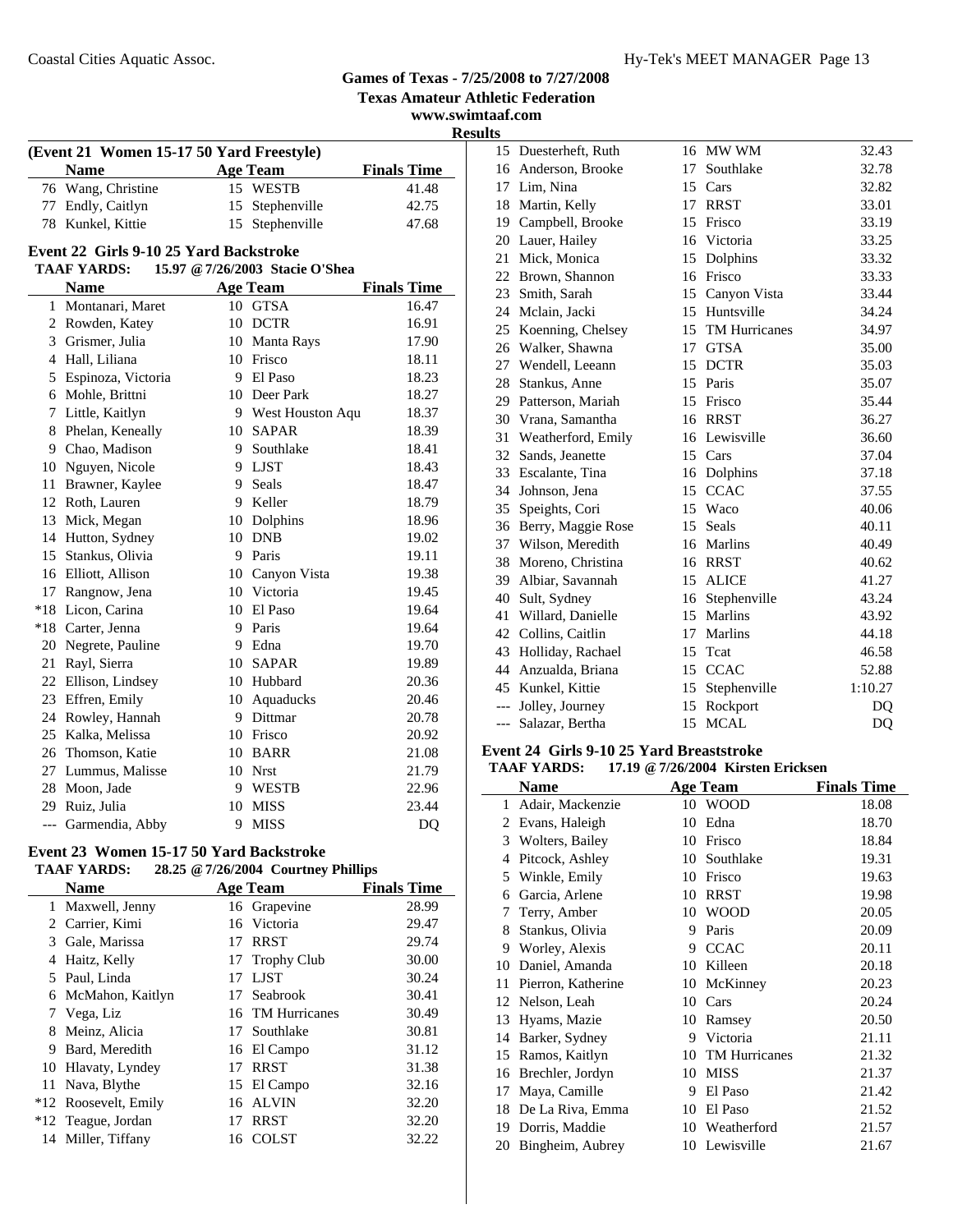## Games of Texas - 7/25/2008 to 7/27/2008
**Texas Amateur Athletic Federation**
**www.swimtaaf.com**
**Results**

### (Event 21 Women 15-17 50 Yard Freestyle)

| | Name | Age | Team | Finals Time |
|---|---|---|---|---|
| 76 | Wang, Christine | 15 | WESTB | 41.48 |
| 77 | Endly, Caitlyn | 15 | Stephenville | 42.75 |
| 78 | Kunkel, Kittie | 15 | Stephenville | 47.68 |

### Event 22 Girls 9-10 25 Yard Backstroke

**TAAF YARDS:** 15.97 @ 7/26/2003 Stacie O'Shea

| | Name | Age | Team | Finals Time |
|---|---|---|---|---|
| 1 | Montanari, Maret | 10 | GTSA | 16.47 |
| 2 | Rowden, Katey | 10 | DCTR | 16.91 |
| 3 | Grismer, Julia | 10 | Manta Rays | 17.90 |
| 4 | Hall, Liliana | 10 | Frisco | 18.11 |
| 5 | Espinoza, Victoria | 9 | El Paso | 18.23 |
| 6 | Mohle, Brittni | 10 | Deer Park | 18.27 |
| 7 | Little, Kaitlyn | 9 | West Houston Aqu | 18.37 |
| 8 | Phelan, Keneally | 10 | SAPAR | 18.39 |
| 9 | Chao, Madison | 9 | Southlake | 18.41 |
| 10 | Nguyen, Nicole | 9 | LJST | 18.43 |
| 11 | Brawner, Kaylee | 9 | Seals | 18.47 |
| 12 | Roth, Lauren | 9 | Keller | 18.79 |
| 13 | Mick, Megan | 10 | Dolphins | 18.96 |
| 14 | Hutton, Sydney | 10 | DNB | 19.02 |
| 15 | Stankus, Olivia | 9 | Paris | 19.11 |
| 16 | Elliott, Allison | 10 | Canyon Vista | 19.38 |
| 17 | Rangnow, Jena | 10 | Victoria | 19.45 |
| *18 | Licon, Carina | 10 | El Paso | 19.64 |
| *18 | Carter, Jenna | 9 | Paris | 19.64 |
| 20 | Negrete, Pauline | 9 | Edna | 19.70 |
| 21 | Rayl, Sierra | 10 | SAPAR | 19.89 |
| 22 | Ellison, Lindsey | 10 | Hubbard | 20.36 |
| 23 | Effren, Emily | 10 | Aquaducks | 20.46 |
| 24 | Rowley, Hannah | 9 | Dittmar | 20.78 |
| 25 | Kalka, Melissa | 10 | Frisco | 20.92 |
| 26 | Thomson, Katie | 10 | BARR | 21.08 |
| 27 | Lummus, Malisse | 10 | Nrst | 21.79 |
| 28 | Moon, Jade | 9 | WESTB | 22.96 |
| 29 | Ruiz, Julia | 10 | MISS | 23.44 |
| --- | Garmendia, Abby | 9 | MISS | DQ |

### Event 23 Women 15-17 50 Yard Backstroke

**TAAF YARDS:** 28.25 @ 7/26/2004 Courtney Phillips

| | Name | Age | Team | Finals Time |
|---|---|---|---|---|
| 1 | Maxwell, Jenny | 16 | Grapevine | 28.99 |
| 2 | Carrier, Kimi | 16 | Victoria | 29.47 |
| 3 | Gale, Marissa | 17 | RRST | 29.74 |
| 4 | Haitz, Kelly | 17 | Trophy Club | 30.00 |
| 5 | Paul, Linda | 17 | LJST | 30.24 |
| 6 | McMahon, Kaitlyn | 17 | Seabrook | 30.41 |
| 7 | Vega, Liz | 16 | TM Hurricanes | 30.49 |
| 8 | Meinz, Alicia | 17 | Southlake | 30.81 |
| 9 | Bard, Meredith | 16 | El Campo | 31.12 |
| 10 | Hlavaty, Lyndey | 17 | RRST | 31.38 |
| 11 | Nava, Blythe | 15 | El Campo | 32.16 |
| *12 | Roosevelt, Emily | 16 | ALVIN | 32.20 |
| *12 | Teague, Jordan | 17 | RRST | 32.20 |
| 14 | Miller, Tiffany | 16 | COLST | 32.22 |
| 15 | Duesterheft, Ruth | 16 | MW WM | 32.43 |
| 16 | Anderson, Brooke | 17 | Southlake | 32.78 |
| 17 | Lim, Nina | 15 | Cars | 32.82 |
| 18 | Martin, Kelly | 17 | RRST | 33.01 |
| 19 | Campbell, Brooke | 15 | Frisco | 33.19 |
| 20 | Lauer, Hailey | 16 | Victoria | 33.25 |
| 21 | Mick, Monica | 15 | Dolphins | 33.32 |
| 22 | Brown, Shannon | 16 | Frisco | 33.33 |
| 23 | Smith, Sarah | 15 | Canyon Vista | 33.44 |
| 24 | Mclain, Jacki | 15 | Huntsville | 34.24 |
| 25 | Koenning, Chelsey | 15 | TM Hurricanes | 34.97 |
| 26 | Walker, Shawna | 17 | GTSA | 35.00 |
| 27 | Wendell, Leeann | 15 | DCTR | 35.03 |
| 28 | Stankus, Anne | 15 | Paris | 35.07 |
| 29 | Patterson, Mariah | 15 | Frisco | 35.44 |
| 30 | Vrana, Samantha | 16 | RRST | 36.27 |
| 31 | Weatherford, Emily | 16 | Lewisville | 36.60 |
| 32 | Sands, Jeanette | 15 | Cars | 37.04 |
| 33 | Escalante, Tina | 16 | Dolphins | 37.18 |
| 34 | Johnson, Jena | 15 | CCAC | 37.55 |
| 35 | Speights, Cori | 15 | Waco | 40.06 |
| 36 | Berry, Maggie Rose | 15 | Seals | 40.11 |
| 37 | Wilson, Meredith | 16 | Marlins | 40.49 |
| 38 | Moreno, Christina | 16 | RRST | 40.62 |
| 39 | Albiar, Savannah | 15 | ALICE | 41.27 |
| 40 | Sult, Sydney | 16 | Stephenville | 43.24 |
| 41 | Willard, Danielle | 15 | Marlins | 43.92 |
| 42 | Collins, Caitlin | 17 | Marlins | 44.18 |
| 43 | Holliday, Rachael | 15 | Tcat | 46.58 |
| 44 | Anzualda, Briana | 15 | CCAC | 52.88 |
| 45 | Kunkel, Kittie | 15 | Stephenville | 1:10.27 |
| --- | Jolley, Journey | 15 | Rockport | DQ |
| --- | Salazar, Bertha | 15 | MCAL | DQ |

### Event 24 Girls 9-10 25 Yard Breaststroke

**TAAF YARDS:** 17.19 @ 7/26/2004 Kirsten Ericksen

| | Name | Age | Team | Finals Time |
|---|---|---|---|---|
| 1 | Adair, Mackenzie | 10 | WOOD | 18.08 |
| 2 | Evans, Haleigh | 10 | Edna | 18.70 |
| 3 | Wolters, Bailey | 10 | Frisco | 18.84 |
| 4 | Pitcock, Ashley | 10 | Southlake | 19.31 |
| 5 | Winkle, Emily | 10 | Frisco | 19.63 |
| 6 | Garcia, Arlene | 10 | RRST | 19.98 |
| 7 | Terry, Amber | 10 | WOOD | 20.05 |
| 8 | Stankus, Olivia | 9 | Paris | 20.09 |
| 9 | Worley, Alexis | 9 | CCAC | 20.11 |
| 10 | Daniel, Amanda | 10 | Killeen | 20.18 |
| 11 | Pierron, Katherine | 10 | McKinney | 20.23 |
| 12 | Nelson, Leah | 10 | Cars | 20.24 |
| 13 | Hyams, Mazie | 10 | Ramsey | 20.50 |
| 14 | Barker, Sydney | 9 | Victoria | 21.11 |
| 15 | Ramos, Kaitlyn | 10 | TM Hurricanes | 21.32 |
| 16 | Brechler, Jordyn | 10 | MISS | 21.37 |
| 17 | Maya, Camille | 9 | El Paso | 21.42 |
| 18 | De La Riva, Emma | 10 | El Paso | 21.52 |
| 19 | Dorris, Maddie | 10 | Weatherford | 21.57 |
| 20 | Bingheim, Aubrey | 10 | Lewisville | 21.67 |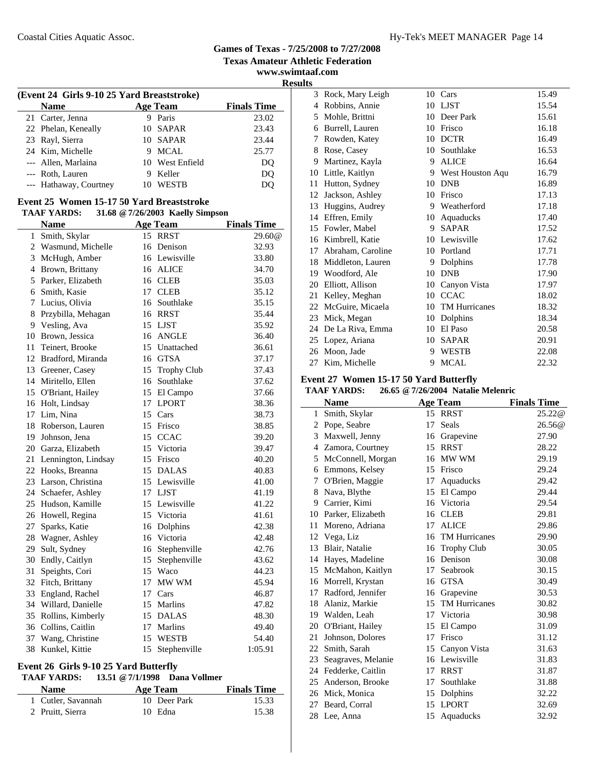## Games of Texas - 7/25/2008 to 7/27/2008
### Texas Amateur Athletic Federation
www.swimtaaf.com

**Results**

**(Event 24 Girls 9-10 25 Yard Breaststroke)**

| | Name | Age | Team | Finals Time |
|---|---|---|---|---|
| 21 | Carter, Jenna | 9 | Paris | 23.02 |
| 22 | Phelan, Keneally | 10 | SAPAR | 23.43 |
| 23 | Rayl, Sierra | 10 | SAPAR | 23.44 |
| 24 | Kim, Michelle | 9 | MCAL | 25.77 |
| --- | Allen, Marlaina | 10 | West Enfield | DQ |
| --- | Roth, Lauren | 9 | Keller | DQ |
| --- | Hathaway, Courtney | 10 | WESTB | DQ |

### Event 25 Women 15-17 50 Yard Breaststroke

**TAAF YARDS:** 31.68 @ 7/26/2003 Kaelly Simpson

| | Name | Age | Team | Finals Time |
|---|---|---|---|---|
| 1 | Smith, Skylar | 15 | RRST | 29.60@ |
| 2 | Wasmund, Michelle | 16 | Denison | 32.93 |
| 3 | McHugh, Amber | 16 | Lewisville | 33.80 |
| 4 | Brown, Brittany | 16 | ALICE | 34.70 |
| 5 | Parker, Elizabeth | 16 | CLEB | 35.03 |
| 6 | Smith, Kasie | 17 | CLEB | 35.12 |
| 7 | Lucius, Olivia | 16 | Southlake | 35.15 |
| 8 | Przybilla, Mehagan | 16 | RRST | 35.44 |
| 9 | Vesling, Ava | 15 | LJST | 35.92 |
| 10 | Brown, Jessica | 16 | ANGLE | 36.40 |
| 11 | Teinert, Brooke | 15 | Unattached | 36.61 |
| 12 | Bradford, Miranda | 16 | GTSA | 37.17 |
| 13 | Greener, Casey | 15 | Trophy Club | 37.43 |
| 14 | Miritello, Ellen | 16 | Southlake | 37.62 |
| 15 | O'Briant, Hailey | 15 | El Campo | 37.66 |
| 16 | Holt, Lindsay | 17 | LPORT | 38.36 |
| 17 | Lim, Nina | 15 | Cars | 38.73 |
| 18 | Roberson, Lauren | 15 | Frisco | 38.85 |
| 19 | Johnson, Jena | 15 | CCAC | 39.20 |
| 20 | Garza, Elizabeth | 15 | Victoria | 39.47 |
| 21 | Lennington, Lindsay | 15 | Frisco | 40.20 |
| 22 | Hooks, Breanna | 15 | DALAS | 40.83 |
| 23 | Larson, Christina | 15 | Lewisville | 41.00 |
| 24 | Schaefer, Ashley | 17 | LJST | 41.19 |
| 25 | Hudson, Kamille | 15 | Lewisville | 41.22 |
| 26 | Howell, Regina | 15 | Victoria | 41.61 |
| 27 | Sparks, Katie | 16 | Dolphins | 42.38 |
| 28 | Wagner, Ashley | 16 | Victoria | 42.48 |
| 29 | Sult, Sydney | 16 | Stephenville | 42.76 |
| 30 | Endly, Caitlyn | 15 | Stephenville | 43.62 |
| 31 | Speights, Cori | 15 | Waco | 44.23 |
| 32 | Fitch, Brittany | 17 | MW WM | 45.94 |
| 33 | England, Rachel | 17 | Cars | 46.87 |
| 34 | Willard, Danielle | 15 | Marlins | 47.82 |
| 35 | Rollins, Kimberly | 15 | DALAS | 48.30 |
| 36 | Collins, Caitlin | 17 | Marlins | 49.40 |
| 37 | Wang, Christine | 15 | WESTB | 54.40 |
| 38 | Kunkel, Kittie | 15 | Stephenville | 1:05.91 |

### Event 26 Girls 9-10 25 Yard Butterfly

**TAAF YARDS:** 13.51 @ 7/1/1998 Dana Vollmer

| | Name | Age | Team | Finals Time |
|---|---|---|---|---|
| 1 | Cutler, Savannah | 10 | Deer Park | 15.33 |
| 2 | Pruitt, Sierra | 10 | Edna | 15.38 |
| 3 | Rock, Mary Leigh | 10 | Cars | 15.49 |
| 4 | Robbins, Annie | 10 | LJST | 15.54 |
| 5 | Mohle, Brittni | 10 | Deer Park | 15.61 |
| 6 | Burrell, Lauren | 10 | Frisco | 16.18 |
| 7 | Rowden, Katey | 10 | DCTR | 16.49 |
| 8 | Rose, Casey | 10 | Southlake | 16.53 |
| 9 | Martinez, Kayla | 9 | ALICE | 16.64 |
| 10 | Little, Kaitlyn | 9 | West Houston Aqu | 16.79 |
| 11 | Hutton, Sydney | 10 | DNB | 16.89 |
| 12 | Jackson, Ashley | 10 | Frisco | 17.13 |
| 13 | Huggins, Audrey | 9 | Weatherford | 17.18 |
| 14 | Effren, Emily | 10 | Aquaducks | 17.40 |
| 15 | Fowler, Mabel | 9 | SAPAR | 17.52 |
| 16 | Kimbrell, Katie | 10 | Lewisville | 17.62 |
| 17 | Abraham, Caroline | 10 | Portland | 17.71 |
| 18 | Middleton, Lauren | 9 | Dolphins | 17.78 |
| 19 | Woodford, Ale | 10 | DNB | 17.90 |
| 20 | Elliott, Allison | 10 | Canyon Vista | 17.97 |
| 21 | Kelley, Meghan | 10 | CCAC | 18.02 |
| 22 | McGuire, Micaela | 10 | TM Hurricanes | 18.32 |
| 23 | Mick, Megan | 10 | Dolphins | 18.34 |
| 24 | De La Riva, Emma | 10 | El Paso | 20.58 |
| 25 | Lopez, Ariana | 10 | SAPAR | 20.91 |
| 26 | Moon, Jade | 9 | WESTB | 22.08 |
| 27 | Kim, Michelle | 9 | MCAL | 22.32 |

### Event 27 Women 15-17 50 Yard Butterfly

**TAAF YARDS:** 26.65 @ 7/26/2004 Natalie Melenric

| | Name | Age | Team | Finals Time |
|---|---|---|---|---|
| 1 | Smith, Skylar | 15 | RRST | 25.22@ |
| 2 | Pope, Seabre | 17 | Seals | 26.56@ |
| 3 | Maxwell, Jenny | 16 | Grapevine | 27.90 |
| 4 | Zamora, Courtney | 15 | RRST | 28.22 |
| 5 | McConnell, Morgan | 16 | MW WM | 29.19 |
| 6 | Emmons, Kelsey | 15 | Frisco | 29.24 |
| 7 | O'Brien, Maggie | 17 | Aquaducks | 29.42 |
| 8 | Nava, Blythe | 15 | El Campo | 29.44 |
| 9 | Carrier, Kimi | 16 | Victoria | 29.54 |
| 10 | Parker, Elizabeth | 16 | CLEB | 29.81 |
| 11 | Moreno, Adriana | 17 | ALICE | 29.86 |
| 12 | Vega, Liz | 16 | TM Hurricanes | 29.90 |
| 13 | Blair, Natalie | 16 | Trophy Club | 30.05 |
| 14 | Hayes, Madeline | 16 | Denison | 30.08 |
| 15 | McMahon, Kaitlyn | 17 | Seabrook | 30.15 |
| 16 | Morrell, Krystan | 16 | GTSA | 30.49 |
| 17 | Radford, Jennifer | 16 | Grapevine | 30.53 |
| 18 | Alaniz, Markie | 15 | TM Hurricanes | 30.82 |
| 19 | Walden, Leah | 17 | Victoria | 30.98 |
| 20 | O'Briant, Hailey | 15 | El Campo | 31.09 |
| 21 | Johnson, Dolores | 17 | Frisco | 31.12 |
| 22 | Smith, Sarah | 15 | Canyon Vista | 31.63 |
| 23 | Seagraves, Melanie | 16 | Lewisville | 31.83 |
| 24 | Fedderke, Caitlin | 17 | RRST | 31.87 |
| 25 | Anderson, Brooke | 17 | Southlake | 31.88 |
| 26 | Mick, Monica | 15 | Dolphins | 32.22 |
| 27 | Beard, Corral | 15 | LPORT | 32.69 |
| 28 | Lee, Anna | 15 | Aquaducks | 32.92 |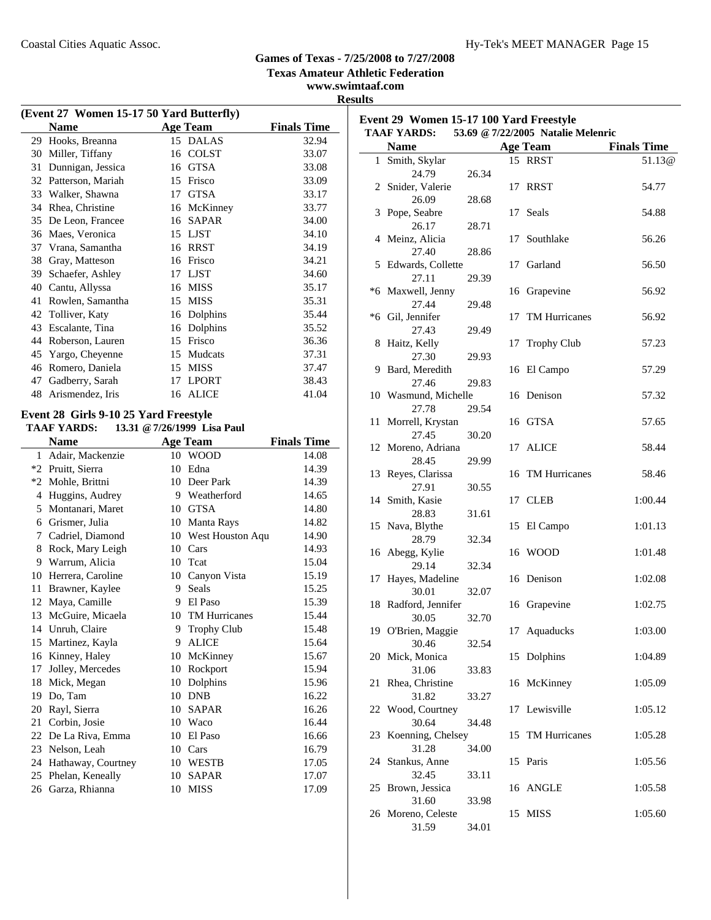## Games of Texas - 7/25/2008 to 7/27/2008
### Texas Amateur Athletic Federation
www.swimtaaf.com

**Results**

### (Event 27 Women 15-17 50 Yard Butterfly)

| | Name | Age | Team | Finals Time |
|---|---|---|---|---|
| 29 | Hooks, Breanna | 15 | DALAS | 32.94 |
| 30 | Miller, Tiffany | 16 | COLST | 33.07 |
| 31 | Dunnigan, Jessica | 16 | GTSA | 33.08 |
| 32 | Patterson, Mariah | 15 | Frisco | 33.09 |
| 33 | Walker, Shawna | 17 | GTSA | 33.17 |
| 34 | Rhea, Christine | 16 | McKinney | 33.77 |
| 35 | De Leon, Francee | 16 | SAPAR | 34.00 |
| 36 | Maes, Veronica | 15 | LJST | 34.10 |
| 37 | Vrana, Samantha | 16 | RRST | 34.19 |
| 38 | Gray, Matteson | 16 | Frisco | 34.21 |
| 39 | Schaefer, Ashley | 17 | LJST | 34.60 |
| 40 | Cantu, Allyssa | 16 | MISS | 35.17 |
| 41 | Rowlen, Samantha | 15 | MISS | 35.31 |
| 42 | Tolliver, Katy | 16 | Dolphins | 35.44 |
| 43 | Escalante, Tina | 16 | Dolphins | 35.52 |
| 44 | Roberson, Lauren | 15 | Frisco | 36.36 |
| 45 | Yargo, Cheyenne | 15 | Mudcats | 37.31 |
| 46 | Romero, Daniela | 15 | MISS | 37.47 |
| 47 | Gadberry, Sarah | 17 | LPORT | 38.43 |
| 48 | Arismendez, Iris | 16 | ALICE | 41.04 |

### Event 28 Girls 9-10 25 Yard Freestyle

**TAAF YARDS:** 13.31 @ 7/26/1999 Lisa Paul

| | Name | Age | Team | Finals Time |
|---|---|---|---|---|
| 1 | Adair, Mackenzie | 10 | WOOD | 14.08 |
| *2 | Pruitt, Sierra | 10 | Edna | 14.39 |
| *2 | Mohle, Brittni | 10 | Deer Park | 14.39 |
| 4 | Huggins, Audrey | 9 | Weatherford | 14.65 |
| 5 | Montanari, Maret | 10 | GTSA | 14.80 |
| 6 | Grismer, Julia | 10 | Manta Rays | 14.82 |
| 7 | Cadriel, Diamond | 10 | West Houston Aqu | 14.90 |
| 8 | Rock, Mary Leigh | 10 | Cars | 14.93 |
| 9 | Warrum, Alicia | 10 | Tcat | 15.04 |
| 10 | Herrera, Caroline | 10 | Canyon Vista | 15.19 |
| 11 | Brawner, Kaylee | 9 | Seals | 15.25 |
| 12 | Maya, Camille | 9 | El Paso | 15.39 |
| 13 | McGuire, Micaela | 10 | TM Hurricanes | 15.44 |
| 14 | Unruh, Claire | 9 | Trophy Club | 15.48 |
| 15 | Martinez, Kayla | 9 | ALICE | 15.64 |
| 16 | Kinney, Haley | 10 | McKinney | 15.67 |
| 17 | Jolley, Mercedes | 10 | Rockport | 15.94 |
| 18 | Mick, Megan | 10 | Dolphins | 15.96 |
| 19 | Do, Tam | 10 | DNB | 16.22 |
| 20 | Rayl, Sierra | 10 | SAPAR | 16.26 |
| 21 | Corbin, Josie | 10 | Waco | 16.44 |
| 22 | De La Riva, Emma | 10 | El Paso | 16.66 |
| 23 | Nelson, Leah | 10 | Cars | 16.79 |
| 24 | Hathaway, Courtney | 10 | WESTB | 17.05 |
| 25 | Phelan, Keneally | 10 | SAPAR | 17.07 |
| 26 | Garza, Rhianna | 10 | MISS | 17.09 |

### Event 29 Women 15-17 100 Yard Freestyle

**TAAF YARDS:** 53.69 @ 7/22/2005 Natalie Melenric

| | Name | Age | Team | Finals Time |
|---|---|---|---|---|
| 1 | Smith, Skylar | 15 | RRST | 51.13@ |
| | 24.79 26.34 | | | |
| 2 | Snider, Valerie | 17 | RRST | 54.77 |
| | 26.09 28.68 | | | |
| 3 | Pope, Seabre | 17 | Seals | 54.88 |
| | 26.17 28.71 | | | |
| 4 | Meinz, Alicia | 17 | Southlake | 56.26 |
| | 27.40 28.86 | | | |
| 5 | Edwards, Collette | 17 | Garland | 56.50 |
| | 27.11 29.39 | | | |
| *6 | Maxwell, Jenny | 16 | Grapevine | 56.92 |
| | 27.44 29.48 | | | |
| *6 | Gil, Jennifer | 17 | TM Hurricanes | 56.92 |
| | 27.43 29.49 | | | |
| 8 | Haitz, Kelly | 17 | Trophy Club | 57.23 |
| | 27.30 29.93 | | | |
| 9 | Bard, Meredith | 16 | El Campo | 57.29 |
| | 27.46 29.83 | | | |
| 10 | Wasmund, Michelle | 16 | Denison | 57.32 |
| | 27.78 29.54 | | | |
| 11 | Morrell, Krystan | 16 | GTSA | 57.65 |
| | 27.45 30.20 | | | |
| 12 | Moreno, Adriana | 17 | ALICE | 58.44 |
| | 28.45 29.99 | | | |
| 13 | Reyes, Clarissa | 16 | TM Hurricanes | 58.46 |
| | 27.91 30.55 | | | |
| 14 | Smith, Kasie | 17 | CLEB | 1:00.44 |
| | 28.83 31.61 | | | |
| 15 | Nava, Blythe | 15 | El Campo | 1:01.13 |
| | 28.79 32.34 | | | |
| 16 | Abegg, Kylie | 16 | WOOD | 1:01.48 |
| | 29.14 32.34 | | | |
| 17 | Hayes, Madeline | 16 | Denison | 1:02.08 |
| | 30.01 32.07 | | | |
| 18 | Radford, Jennifer | 16 | Grapevine | 1:02.75 |
| | 30.05 32.70 | | | |
| 19 | O'Brien, Maggie | 17 | Aquaducks | 1:03.00 |
| | 30.46 32.54 | | | |
| 20 | Mick, Monica | 15 | Dolphins | 1:04.89 |
| | 31.06 33.83 | | | |
| 21 | Rhea, Christine | 16 | McKinney | 1:05.09 |
| | 31.82 33.27 | | | |
| 22 | Wood, Courtney | 17 | Lewisville | 1:05.12 |
| | 30.64 34.48 | | | |
| 23 | Koenning, Chelsey | 15 | TM Hurricanes | 1:05.28 |
| | 31.28 34.00 | | | |
| 24 | Stankus, Anne | 15 | Paris | 1:05.56 |
| | 32.45 33.11 | | | |
| 25 | Brown, Jessica | 16 | ANGLE | 1:05.58 |
| | 31.60 33.98 | | | |
| 26 | Moreno, Celeste | 15 | MISS | 1:05.60 |
| | 31.59 34.01 | | | |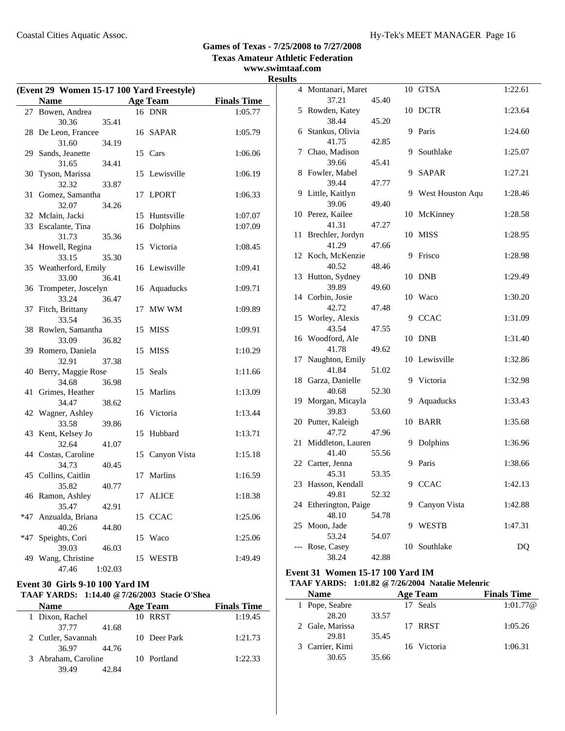## Games of Texas - 7/25/2008 to 7/27/2008
## Texas Amateur Athletic Federation
## www.swimtaaf.com
## Results

### (Event 29 Women 15-17 100 Yard Freestyle)

| | Name | Age | Team | Finals Time |
|---|---|---|---|---|
| 27 | Bowen, Andrea | 16 | DNR | 1:05.77 |
| | 30.36 35.41 | | | |
| 28 | De Leon, Francee | 16 | SAPAR | 1:05.79 |
| | 31.60 34.19 | | | |
| 29 | Sands, Jeanette | 15 | Cars | 1:06.06 |
| | 31.65 34.41 | | | |
| 30 | Tyson, Marissa | 15 | Lewisville | 1:06.19 |
| | 32.32 33.87 | | | |
| 31 | Gomez, Samantha | 17 | LPORT | 1:06.33 |
| | 32.07 34.26 | | | |
| 32 | Mclain, Jacki | 15 | Huntsville | 1:07.07 |
| 33 | Escalante, Tina | 16 | Dolphins | 1:07.09 |
| | 31.73 35.36 | | | |
| 34 | Howell, Regina | 15 | Victoria | 1:08.45 |
| | 33.15 35.30 | | | |
| 35 | Weatherford, Emily | 16 | Lewisville | 1:09.41 |
| | 33.00 36.41 | | | |
| 36 | Trompeter, Joscelyn | 16 | Aquaducks | 1:09.71 |
| | 33.24 36.47 | | | |
| 37 | Fitch, Brittany | 17 | MW WM | 1:09.89 |
| | 33.54 36.35 | | | |
| 38 | Rowlen, Samantha | 15 | MISS | 1:09.91 |
| | 33.09 36.82 | | | |
| 39 | Romero, Daniela | 15 | MISS | 1:10.29 |
| | 32.91 37.38 | | | |
| 40 | Berry, Maggie Rose | 15 | Seals | 1:11.66 |
| | 34.68 36.98 | | | |
| 41 | Grimes, Heather | 15 | Marlins | 1:13.09 |
| | 34.47 38.62 | | | |
| 42 | Wagner, Ashley | 16 | Victoria | 1:13.44 |
| | 33.58 39.86 | | | |
| 43 | Kent, Kelsey Jo | 15 | Hubbard | 1:13.71 |
| | 32.64 41.07 | | | |
| 44 | Costas, Caroline | 15 | Canyon Vista | 1:15.18 |
| | 34.73 40.45 | | | |
| 45 | Collins, Caitlin | 17 | Marlins | 1:16.59 |
| | 35.82 40.77 | | | |
| 46 | Ramon, Ashley | 17 | ALICE | 1:18.38 |
| | 35.47 42.91 | | | |
| *47 | Anzualda, Briana | 15 | CCAC | 1:25.06 |
| | 40.26 44.80 | | | |
| *47 | Speights, Cori | 15 | Waco | 1:25.06 |
| | 39.03 46.03 | | | |
| 49 | Wang, Christine | 15 | WESTB | 1:49.49 |
| | 47.46 1:02.03 | | | |

### Event 30 Girls 9-10 100 Yard IM

**TAAF YARDS: 1:14.40 @7/26/2003 Stacie O'Shea**

| | Name | Age | Team | Finals Time |
|---|---|---|---|---|
| 1 | Dixon, Rachel | 10 | RRST | 1:19.45 |
| | 37.77 41.68 | | | |
| 2 | Cutler, Savannah | 10 | Deer Park | 1:21.73 |
| | 36.97 44.76 | | | |
| 3 | Abraham, Caroline | 10 | Portland | 1:22.33 |
| | 39.49 42.84 | | | |
| 4 | Montanari, Maret | 10 | GTSA | 1:22.61 |
| | 37.21 45.40 | | | |
| 5 | Rowden, Katey | 10 | DCTR | 1:23.64 |
| | 38.44 45.20 | | | |
| 6 | Stankus, Olivia | 9 | Paris | 1:24.60 |
| | 41.75 42.85 | | | |
| 7 | Chao, Madison | 9 | Southlake | 1:25.07 |
| | 39.66 45.41 | | | |
| 8 | Fowler, Mabel | 9 | SAPAR | 1:27.21 |
| | 39.44 47.77 | | | |
| 9 | Little, Kaitlyn | 9 | West Houston Aqu | 1:28.46 |
| | 39.06 49.40 | | | |
| 10 | Perez, Kailee | 10 | McKinney | 1:28.58 |
| | 41.31 47.27 | | | |
| 11 | Brechler, Jordyn | 10 | MISS | 1:28.95 |
| | 41.29 47.66 | | | |
| 12 | Koch, McKenzie | 9 | Frisco | 1:28.98 |
| | 40.52 48.46 | | | |
| 13 | Hutton, Sydney | 10 | DNB | 1:29.49 |
| | 39.89 49.60 | | | |
| 14 | Corbin, Josie | 10 | Waco | 1:30.20 |
| | 42.72 47.48 | | | |
| 15 | Worley, Alexis | 9 | CCAC | 1:31.09 |
| | 43.54 47.55 | | | |
| 16 | Woodford, Ale | 10 | DNB | 1:31.40 |
| | 41.78 49.62 | | | |
| 17 | Naughton, Emily | 10 | Lewisville | 1:32.86 |
| | 41.84 51.02 | | | |
| 18 | Garza, Danielle | 9 | Victoria | 1:32.98 |
| | 40.68 52.30 | | | |
| 19 | Morgan, Micayla | 9 | Aquaducks | 1:33.43 |
| | 39.83 53.60 | | | |
| 20 | Putter, Kaleigh | 10 | BARR | 1:35.68 |
| | 47.72 47.96 | | | |
| 21 | Middleton, Lauren | 9 | Dolphins | 1:36.96 |
| | 41.40 55.56 | | | |
| 22 | Carter, Jenna | 9 | Paris | 1:38.66 |
| | 45.31 53.35 | | | |
| 23 | Hasson, Kendall | 9 | CCAC | 1:42.13 |
| | 49.81 52.32 | | | |
| 24 | Etherington, Paige | 9 | Canyon Vista | 1:42.88 |
| | 48.10 54.78 | | | |
| 25 | Moon, Jade | 9 | WESTB | 1:47.31 |
| | 53.24 54.07 | | | |
| --- | Rose, Casey | 10 | Southlake | DQ |
| | 38.24 42.88 | | | |

### Event 31 Women 15-17 100 Yard IM

**TAAF YARDS: 1:01.82 @7/26/2004 Natalie Melenric**

| | Name | Age | Team | Finals Time |
|---|---|---|---|---|
| 1 | Pope, Seabre | 17 | Seals | 1:01.77@ |
| | 28.20 33.57 | | | |
| 2 | Gale, Marissa | 17 | RRST | 1:05.26 |
| | 29.81 35.45 | | | |
| 3 | Carrier, Kimi | 16 | Victoria | 1:06.31 |
| | 30.65 35.66 | | | |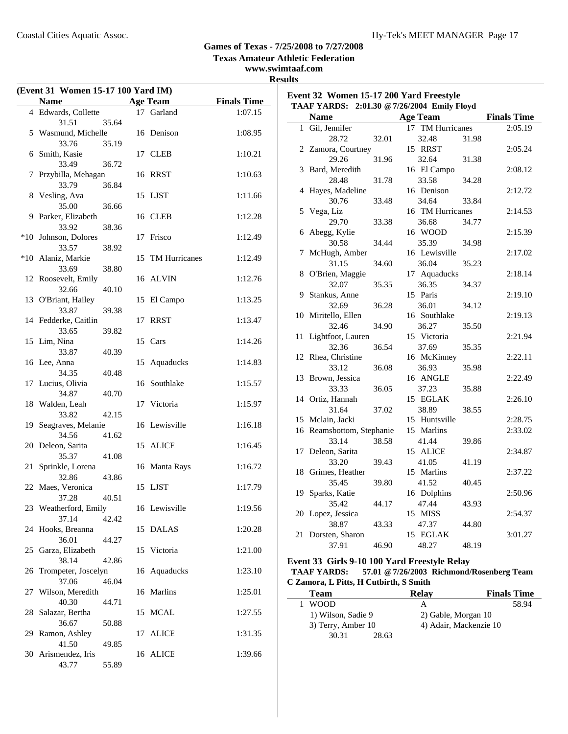# Games of Texas - 7/25/2008 to 7/27/2008
## Texas Amateur Athletic Federation
### www.swimtaaf.com
### Results

**(Event 31 Women 15-17 100 Yard IM)**

| | Name | Age | Team | Finals Time |
|---|---|---|---|---|
| 4 | Edwards, Collette | 17 | Garland | 1:07.15 |
| | 31.51 35.64 | | | |
| 5 | Wasmund, Michelle | 16 | Denison | 1:08.95 |
| | 33.76 35.19 | | | |
| 6 | Smith, Kasie | 17 | CLEB | 1:10.21 |
| | 33.49 36.72 | | | |
| 7 | Przybilla, Mehagan | 16 | RRST | 1:10.63 |
| | 33.79 36.84 | | | |
| 8 | Vesling, Ava | 15 | LJST | 1:11.66 |
| | 35.00 36.66 | | | |
| 9 | Parker, Elizabeth | 16 | CLEB | 1:12.28 |
| | 33.92 38.36 | | | |
| *10 | Johnson, Dolores | 17 | Frisco | 1:12.49 |
| | 33.57 38.92 | | | |
| *10 | Alaniz, Markie | 15 | TM Hurricanes | 1:12.49 |
| | 33.69 38.80 | | | |
| 12 | Roosevelt, Emily | 16 | ALVIN | 1:12.76 |
| | 32.66 40.10 | | | |
| 13 | O'Briant, Hailey | 15 | El Campo | 1:13.25 |
| | 33.87 39.38 | | | |
| 14 | Fedderke, Caitlin | 17 | RRST | 1:13.47 |
| | 33.65 39.82 | | | |
| 15 | Lim, Nina | 15 | Cars | 1:14.26 |
| | 33.87 40.39 | | | |
| 16 | Lee, Anna | 15 | Aquaducks | 1:14.83 |
| | 34.35 40.48 | | | |
| 17 | Lucius, Olivia | 16 | Southlake | 1:15.57 |
| | 34.87 40.70 | | | |
| 18 | Walden, Leah | 17 | Victoria | 1:15.97 |
| | 33.82 42.15 | | | |
| 19 | Seagraves, Melanie | 16 | Lewisville | 1:16.18 |
| | 34.56 41.62 | | | |
| 20 | Deleon, Sarita | 15 | ALICE | 1:16.45 |
| | 35.37 41.08 | | | |
| 21 | Sprinkle, Lorena | 16 | Manta Rays | 1:16.72 |
| | 32.86 43.86 | | | |
| 22 | Maes, Veronica | 15 | LJST | 1:17.79 |
| | 37.28 40.51 | | | |
| 23 | Weatherford, Emily | 16 | Lewisville | 1:19.56 |
| | 37.14 42.42 | | | |
| 24 | Hooks, Breanna | 15 | DALAS | 1:20.28 |
| | 36.01 44.27 | | | |
| 25 | Garza, Elizabeth | 15 | Victoria | 1:21.00 |
| | 38.14 42.86 | | | |
| 26 | Trompeter, Joscelyn | 16 | Aquaducks | 1:23.10 |
| | 37.06 46.04 | | | |
| 27 | Wilson, Meredith | 16 | Marlins | 1:25.01 |
| | 40.30 44.71 | | | |
| 28 | Salazar, Bertha | 15 | MCAL | 1:27.55 |
| | 36.67 50.88 | | | |
| 29 | Ramon, Ashley | 17 | ALICE | 1:31.35 |
| | 41.50 49.85 | | | |
| 30 | Arismendez, Iris | 16 | ALICE | 1:39.66 |
| | 43.77 55.89 | | | |

**Event 32 Women 15-17 200 Yard Freestyle**

**TAAF YARDS: 2:01.30 @ 7/26/2004 Emily Floyd**

| | Name | Age | Team | Finals Time |
|---|---|---|---|---|
| 1 | Gil, Jennifer | 17 | TM Hurricanes | 2:05.19 |
| | 28.72 32.01 32.48 31.98 | | | |
| 2 | Zamora, Courtney | 15 | RRST | 2:05.24 |
| | 29.26 31.96 32.64 31.38 | | | |
| 3 | Bard, Meredith | 16 | El Campo | 2:08.12 |
| | 28.48 31.78 33.58 34.28 | | | |
| 4 | Hayes, Madeline | 16 | Denison | 2:12.72 |
| | 30.76 33.48 34.64 33.84 | | | |
| 5 | Vega, Liz | 16 | TM Hurricanes | 2:14.53 |
| | 29.70 33.38 36.68 34.77 | | | |
| 6 | Abegg, Kylie | 16 | WOOD | 2:15.39 |
| | 30.58 34.44 35.39 34.98 | | | |
| 7 | McHugh, Amber | 16 | Lewisville | 2:17.02 |
| | 31.15 34.60 36.04 35.23 | | | |
| 8 | O'Brien, Maggie | 17 | Aquaducks | 2:18.14 |
| | 32.07 35.35 36.35 34.37 | | | |
| 9 | Stankus, Anne | 15 | Paris | 2:19.10 |
| | 32.69 36.28 36.01 34.12 | | | |
| 10 | Miritello, Ellen | 16 | Southlake | 2:19.13 |
| | 32.46 34.90 36.27 35.50 | | | |
| 11 | Lightfoot, Lauren | 15 | Victoria | 2:21.94 |
| | 32.36 36.54 37.69 35.35 | | | |
| 12 | Rhea, Christine | 16 | McKinney | 2:22.11 |
| | 33.12 36.08 36.93 35.98 | | | |
| 13 | Brown, Jessica | 16 | ANGLE | 2:22.49 |
| | 33.33 36.05 37.23 35.88 | | | |
| 14 | Ortiz, Hannah | 15 | EGLAK | 2:26.10 |
| | 31.64 37.02 38.89 38.55 | | | |
| 15 | Mclain, Jacki | 15 | Huntsville | 2:28.75 |
| 16 | Reamsbottom, Stephanie | 15 | Marlins | 2:33.02 |
| | 33.14 38.58 41.44 39.86 | | | |
| 17 | Deleon, Sarita | 15 | ALICE | 2:34.87 |
| | 33.20 39.43 41.05 41.19 | | | |
| 18 | Grimes, Heather | 15 | Marlins | 2:37.22 |
| | 35.45 39.80 41.52 40.45 | | | |
| 19 | Sparks, Katie | 16 | Dolphins | 2:50.96 |
| | 35.42 44.17 47.44 43.93 | | | |
| 20 | Lopez, Jessica | 15 | MISS | 2:54.37 |
| | 38.87 43.33 47.37 44.80 | | | |
| 21 | Dorsten, Sharon | 15 | EGLAK | 3:01.27 |
| | 37.91 46.90 48.27 48.19 | | | |

**Event 33 Girls 9-10 100 Yard Freestyle Relay**

**TAAF YARDS: 57.01 @ 7/26/2003 Richmond/Rosenberg Team**
**C Zamora, L Pitts, H Cutbirth, S Smith**

| | Team | Relay | Finals Time |
|---|---|---|---|
| 1 | WOOD | A | 58.94 |
| | 1) Wilson, Sadie 9 | 2) Gable, Morgan 10 | |
| | 3) Terry, Amber 10 | 4) Adair, Mackenzie 10 | |
| | 30.31 28.63 | | |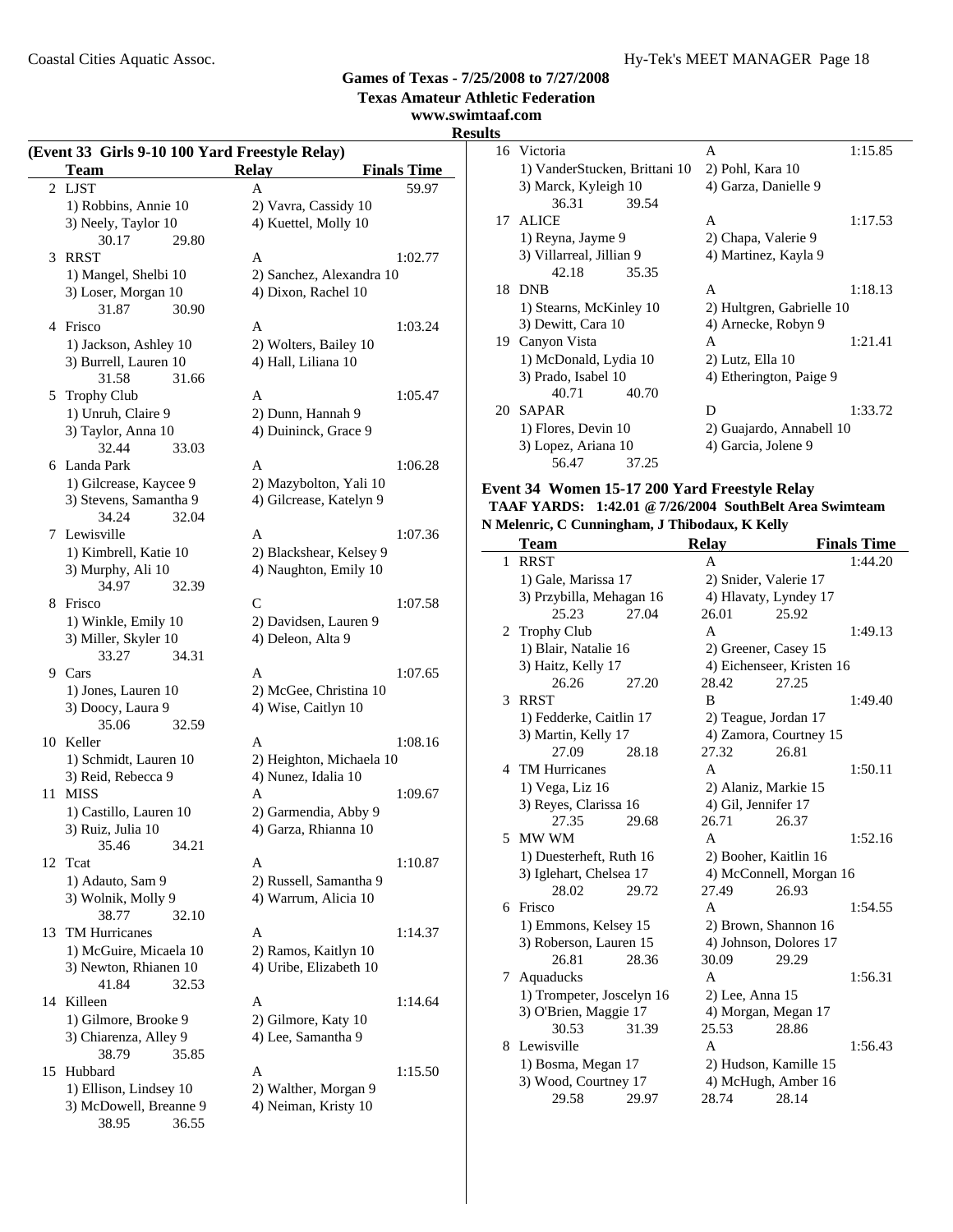# Games of Texas - 7/25/2008 to 7/27/2008

**Texas Amateur Athletic Federation**

**www.swimtaaf.com**

**Results**

### (Event 33 Girls 9-10 100 Yard Freestyle Relay)

| | Team | Relay | Finals Time |
|---|---|---|---|
| 2 | LJST | A | 59.97 |
| | 1) Robbins, Annie 10 | 2) Vavra, Cassidy 10 | |
| | 3) Neely, Taylor 10 | 4) Kuettel, Molly 10 | |
| | 30.17 29.80 | | |
| 3 | RRST | A | 1:02.77 |
| | 1) Mangel, Shelbi 10 | 2) Sanchez, Alexandra 10 | |
| | 3) Loser, Morgan 10 | 4) Dixon, Rachel 10 | |
| | 31.87 30.90 | | |
| 4 | Frisco | A | 1:03.24 |
| | 1) Jackson, Ashley 10 | 2) Wolters, Bailey 10 | |
| | 3) Burrell, Lauren 10 | 4) Hall, Liliana 10 | |
| | 31.58 31.66 | | |
| 5 | Trophy Club | A | 1:05.47 |
| | 1) Unruh, Claire 9 | 2) Dunn, Hannah 9 | |
| | 3) Taylor, Anna 10 | 4) Duininck, Grace 9 | |
| | 32.44 33.03 | | |
| 6 | Landa Park | A | 1:06.28 |
| | 1) Gilcrease, Kaycee 9 | 2) Mazybolton, Yali 10 | |
| | 3) Stevens, Samantha 9 | 4) Gilcrease, Katelyn 9 | |
| | 34.24 32.04 | | |
| 7 | Lewisville | A | 1:07.36 |
| | 1) Kimbrell, Katie 10 | 2) Blackshear, Kelsey 9 | |
| | 3) Murphy, Ali 10 | 4) Naughton, Emily 10 | |
| | 34.97 32.39 | | |
| 8 | Frisco | C | 1:07.58 |
| | 1) Winkle, Emily 10 | 2) Davidsen, Lauren 9 | |
| | 3) Miller, Skyler 10 | 4) Deleon, Alta 9 | |
| | 33.27 34.31 | | |
| 9 | Cars | A | 1:07.65 |
| | 1) Jones, Lauren 10 | 2) McGee, Christina 10 | |
| | 3) Doocy, Laura 9 | 4) Wise, Caitlyn 10 | |
| | 35.06 32.59 | | |
| 10 | Keller | A | 1:08.16 |
| | 1) Schmidt, Lauren 10 | 2) Heighton, Michaela 10 | |
| | 3) Reid, Rebecca 9 | 4) Nunez, Idalia 10 | |
| 11 | MISS | A | 1:09.67 |
| | 1) Castillo, Lauren 10 | 2) Garmendia, Abby 9 | |
| | 3) Ruiz, Julia 10 | 4) Garza, Rhianna 10 | |
| | 35.46 34.21 | | |
| 12 | Tcat | A | 1:10.87 |
| | 1) Adauto, Sam 9 | 2) Russell, Samantha 9 | |
| | 3) Wolnik, Molly 9 | 4) Warrum, Alicia 10 | |
| | 38.77 32.10 | | |
| 13 | TM Hurricanes | A | 1:14.37 |
| | 1) McGuire, Micaela 10 | 2) Ramos, Kaitlyn 10 | |
| | 3) Newton, Rhianen 10 | 4) Uribe, Elizabeth 10 | |
| | 41.84 32.53 | | |
| 14 | Killeen | A | 1:14.64 |
| | 1) Gilmore, Brooke 9 | 2) Gilmore, Katy 10 | |
| | 3) Chiarenza, Alley 9 | 4) Lee, Samantha 9 | |
| | 38.79 35.85 | | |
| 15 | Hubbard | A | 1:15.50 |
| | 1) Ellison, Lindsey 10 | 2) Walther, Morgan 9 | |
| | 3) McDowell, Breanne 9 | 4) Neiman, Kristy 10 | |
| | 38.95 36.55 | | |
| 16 | Victoria | A | 1:15.85 |
| | 1) VanderStucken, Brittani 10 | 2) Pohl, Kara 10 | |
| | 3) Marck, Kyleigh 10 | 4) Garza, Danielle 9 | |
| | 36.31 39.54 | | |
| 17 | ALICE | A | 1:17.53 |
| | 1) Reyna, Jayme 9 | 2) Chapa, Valerie 9 | |
| | 3) Villarreal, Jillian 9 | 4) Martinez, Kayla 9 | |
| | 42.18 35.35 | | |
| 18 | DNB | A | 1:18.13 |
| | 1) Stearns, McKinley 10 | 2) Hultgren, Gabrielle 10 | |
| | 3) Dewitt, Cara 10 | 4) Arnecke, Robyn 9 | |
| 19 | Canyon Vista | A | 1:21.41 |
| | 1) McDonald, Lydia 10 | 2) Lutz, Ella 10 | |
| | 3) Prado, Isabel 10 | 4) Etherington, Paige 9 | |
| | 40.71 40.70 | | |
| 20 | SAPAR | D | 1:33.72 |
| | 1) Flores, Devin 10 | 2) Guajardo, Annabell 10 | |
| | 3) Lopez, Ariana 10 | 4) Garcia, Jolene 9 | |
| | 56.47 37.25 | | |

### Event 34 Women 15-17 200 Yard Freestyle Relay

**TAAF YARDS: 1:42.01 @ 7/26/2004 SouthBelt Area Swimteam**
**N Melenric, C Cunningham, J Thibodaux, K Kelly**

| | Team | Relay | Finals Time |
|---|---|---|---|
| 1 | RRST | A | 1:44.20 |
| | 1) Gale, Marissa 17 | 2) Snider, Valerie 17 | |
| | 3) Przybilla, Mehagan 16 | 4) Hlavaty, Lyndey 17 | |
| | 25.23 27.04 | 26.01 25.92 | |
| 2 | Trophy Club | A | 1:49.13 |
| | 1) Blair, Natalie 16 | 2) Greener, Casey 15 | |
| | 3) Haitz, Kelly 17 | 4) Eichenseer, Kristen 16 | |
| | 26.26 27.20 | 28.42 27.25 | |
| 3 | RRST | B | 1:49.40 |
| | 1) Fedderke, Caitlin 17 | 2) Teague, Jordan 17 | |
| | 3) Martin, Kelly 17 | 4) Zamora, Courtney 15 | |
| | 27.09 28.18 | 27.32 26.81 | |
| 4 | TM Hurricanes | A | 1:50.11 |
| | 1) Vega, Liz 16 | 2) Alaniz, Markie 15 | |
| | 3) Reyes, Clarissa 16 | 4) Gil, Jennifer 17 | |
| | 27.35 29.68 | 26.71 26.37 | |
| 5 | MW WM | A | 1:52.16 |
| | 1) Duesterheft, Ruth 16 | 2) Booher, Kaitlin 16 | |
| | 3) Iglehart, Chelsea 17 | 4) McConnell, Morgan 16 | |
| | 28.02 29.72 | 27.49 26.93 | |
| 6 | Frisco | A | 1:54.55 |
| | 1) Emmons, Kelsey 15 | 2) Brown, Shannon 16 | |
| | 3) Roberson, Lauren 15 | 4) Johnson, Dolores 17 | |
| | 26.81 28.36 | 30.09 29.29 | |
| 7 | Aquaducks | A | 1:56.31 |
| | 1) Trompeter, Joscelyn 16 | 2) Lee, Anna 15 | |
| | 3) O'Brien, Maggie 17 | 4) Morgan, Megan 17 | |
| | 30.53 31.39 | 25.53 28.86 | |
| 8 | Lewisville | A | 1:56.43 |
| | 1) Bosma, Megan 17 | 2) Hudson, Kamille 15 | |
| | 3) Wood, Courtney 17 | 4) McHugh, Amber 16 | |
| | 29.58 29.97 | 28.74 28.14 | |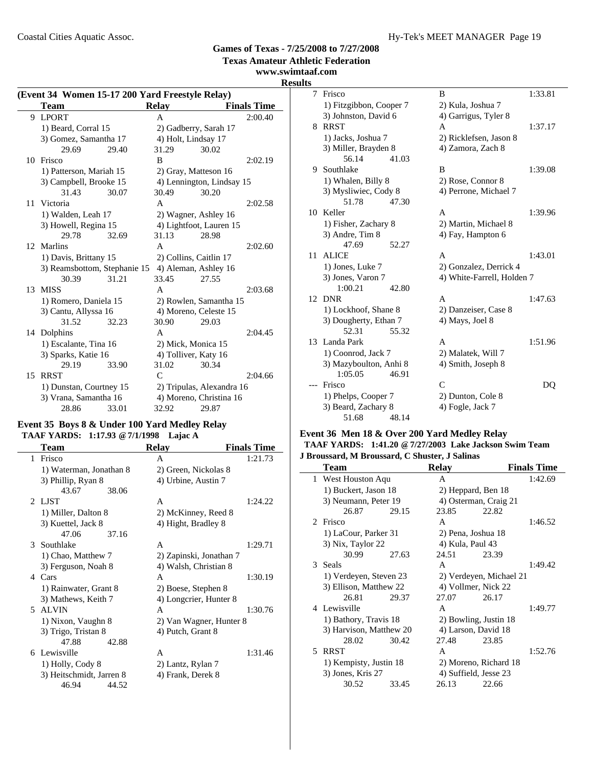## Games of Texas - 7/25/2008 to 7/27/2008

**Texas Amateur Athletic Federation**

**www.swimtaaf.com**

**Results**

### (Event 34 Women 15-17 200 Yard Freestyle Relay)

| | Team | Relay | | Finals Time |
|---|---|---|---|---|
| 9 | LPORT | A | | 2:00.40 |
| | 1) Beard, Corral 15 | 2) Gadberry, Sarah 17 | | |
| | 3) Gomez, Samantha 17 | 4) Holt, Lindsay 17 | | |
| | 29.69 29.40 | 31.29 | 30.02 | |
| 10 | Frisco | B | | 2:02.19 |
| | 1) Patterson, Mariah 15 | 2) Gray, Matteson 16 | | |
| | 3) Campbell, Brooke 15 | 4) Lennington, Lindsay 15 | | |
| | 31.43 30.07 | 30.49 | 30.20 | |
| 11 | Victoria | A | | 2:02.58 |
| | 1) Walden, Leah 17 | 2) Wagner, Ashley 16 | | |
| | 3) Howell, Regina 15 | 4) Lightfoot, Lauren 15 | | |
| | 29.78 32.69 | 31.13 | 28.98 | |
| 12 | Marlins | A | | 2:02.60 |
| | 1) Davis, Brittany 15 | 2) Collins, Caitlin 17 | | |
| | 3) Reamsbottom, Stephanie 15 | 4) Aleman, Ashley 16 | | |
| | 30.39 31.21 | 33.45 | 27.55 | |
| 13 | MISS | A | | 2:03.68 |
| | 1) Romero, Daniela 15 | 2) Rowlen, Samantha 15 | | |
| | 3) Cantu, Allyssa 16 | 4) Moreno, Celeste 15 | | |
| | 31.52 32.23 | 30.90 | 29.03 | |
| 14 | Dolphins | A | | 2:04.45 |
| | 1) Escalante, Tina 16 | 2) Mick, Monica 15 | | |
| | 3) Sparks, Katie 16 | 4) Tolliver, Katy 16 | | |
| | 29.19 33.90 | 31.02 | 30.34 | |
| 15 | RRST | C | | 2:04.66 |
| | 1) Dunstan, Courtney 15 | 2) Tripulas, Alexandra 16 | | |
| | 3) Vrana, Samantha 16 | 4) Moreno, Christina 16 | | |
| | 28.86 33.01 | 32.92 | 29.87 | |

### Event 35 Boys 8 & Under 100 Yard Medley Relay

**TAAF YARDS: 1:17.93 @ 7/1/1998 Lajac A**

| | Team | Relay | Finals Time |
|---|---|---|---|
| 1 | Frisco | A | 1:21.73 |
| | 1) Waterman, Jonathan 8 | 2) Green, Nickolas 8 | |
| | 3) Phillip, Ryan 8 | 4) Urbine, Austin 7 | |
| | 43.67 38.06 | | |
| 2 | LJST | A | 1:24.22 |
| | 1) Miller, Dalton 8 | 2) McKinney, Reed 8 | |
| | 3) Kuettel, Jack 8 | 4) Hight, Bradley 8 | |
| | 47.06 37.16 | | |
| 3 | Southlake | A | 1:29.71 |
| | 1) Chao, Matthew 7 | 2) Zapinski, Jonathan 7 | |
| | 3) Ferguson, Noah 8 | 4) Walsh, Christian 8 | |
| 4 | Cars | A | 1:30.19 |
| | 1) Rainwater, Grant 8 | 2) Boese, Stephen 8 | |
| | 3) Mathews, Keith 7 | 4) Longcrier, Hunter 8 | |
| 5 | ALVIN | A | 1:30.76 |
| | 1) Nixon, Vaughn 8 | 2) Van Wagner, Hunter 8 | |
| | 3) Trigo, Tristan 8 | 4) Putch, Grant 8 | |
| | 47.88 42.88 | | |
| 6 | Lewisville | A | 1:31.46 |
| | 1) Holly, Cody 8 | 2) Lantz, Rylan 7 | |
| | 3) Heitschmidt, Jarren 8 | 4) Frank, Derek 8 | |
| | 46.94 44.52 | | |
| 7 | Frisco | B | 1:33.81 |
| | 1) Fitzgibbon, Cooper 7 | 2) Kula, Joshua 7 | |
| | 3) Johnston, David 6 | 4) Garrigus, Tyler 8 | |
| 8 | RRST | A | 1:37.17 |
| | 1) Jacks, Joshua 7 | 2) Ricklefsen, Jason 8 | |
| | 3) Miller, Brayden 8 | 4) Zamora, Zach 8 | |
| | 56.14 41.03 | | |
| 9 | Southlake | B | 1:39.08 |
| | 1) Whalen, Billy 8 | 2) Rose, Connor 8 | |
| | 3) Mysliwiec, Cody 8 | 4) Perrone, Michael 7 | |
| | 51.78 47.30 | | |
| 10 | Keller | A | 1:39.96 |
| | 1) Fisher, Zachary 8 | 2) Martin, Michael 8 | |
| | 3) Andre, Tim 8 | 4) Fay, Hampton 6 | |
| | 47.69 52.27 | | |
| 11 | ALICE | A | 1:43.01 |
| | 1) Jones, Luke 7 | 2) Gonzalez, Derrick 4 | |
| | 3) Jones, Varon 7 | 4) White-Farrell, Holden 7 | |
| | 1:00.21 42.80 | | |
| 12 | DNR | A | 1:47.63 |
| | 1) Lockhoof, Shane 8 | 2) Danzeiser, Case 8 | |
| | 3) Dougherty, Ethan 7 | 4) Mays, Joel 8 | |
| | 52.31 55.32 | | |
| 13 | Landa Park | A | 1:51.96 |
| | 1) Coonrod, Jack 7 | 2) Malatek, Will 7 | |
| | 3) Mazyboulton, Anhi 8 | 4) Smith, Joseph 8 | |
| | 1:05.05 46.91 | | |
| --- | Frisco | C | DQ |
| | 1) Phelps, Cooper 7 | 2) Dunton, Cole 8 | |
| | 3) Beard, Zachary 8 | 4) Fogle, Jack 7 | |
| | 51.68 48.14 | | |

### Event 36 Men 18 & Over 200 Yard Medley Relay

**TAAF YARDS: 1:41.20 @ 7/27/2003 Lake Jackson Swim Team**
**J Broussard, M Broussard, C Shuster, J Salinas**

| | Team | Relay | | Finals Time |
|---|---|---|---|---|
| 1 | West Houston Aqu | A | | 1:42.69 |
| | 1) Buckert, Jason 18 | 2) Heppard, Ben 18 | | |
| | 3) Neumann, Peter 19 | 4) Osterman, Craig 21 | | |
| | 26.87 29.15 | 23.85 | 22.82 | |
| 2 | Frisco | A | | 1:46.52 |
| | 1) LaCour, Parker 31 | 2) Pena, Joshua 18 | | |
| | 3) Nix, Taylor 22 | 4) Kula, Paul 43 | | |
| | 30.99 27.63 | 24.51 | 23.39 | |
| 3 | Seals | A | | 1:49.42 |
| | 1) Verdeyen, Steven 23 | 2) Verdeyen, Michael 21 | | |
| | 3) Ellison, Matthew 22 | 4) Vollmer, Nick 22 | | |
| | 26.81 29.37 | 27.07 | 26.17 | |
| 4 | Lewisville | A | | 1:49.77 |
| | 1) Bathory, Travis 18 | 2) Bowling, Justin 18 | | |
| | 3) Harvison, Matthew 20 | 4) Larson, David 18 | | |
| | 28.02 30.42 | 27.48 | 23.85 | |
| 5 | RRST | A | | 1:52.76 |
| | 1) Kempisty, Justin 18 | 2) Moreno, Richard 18 | | |
| | 3) Jones, Kris 27 | 4) Suffield, Jesse 23 | | |
| | 30.52 33.45 | 26.13 | 22.66 | |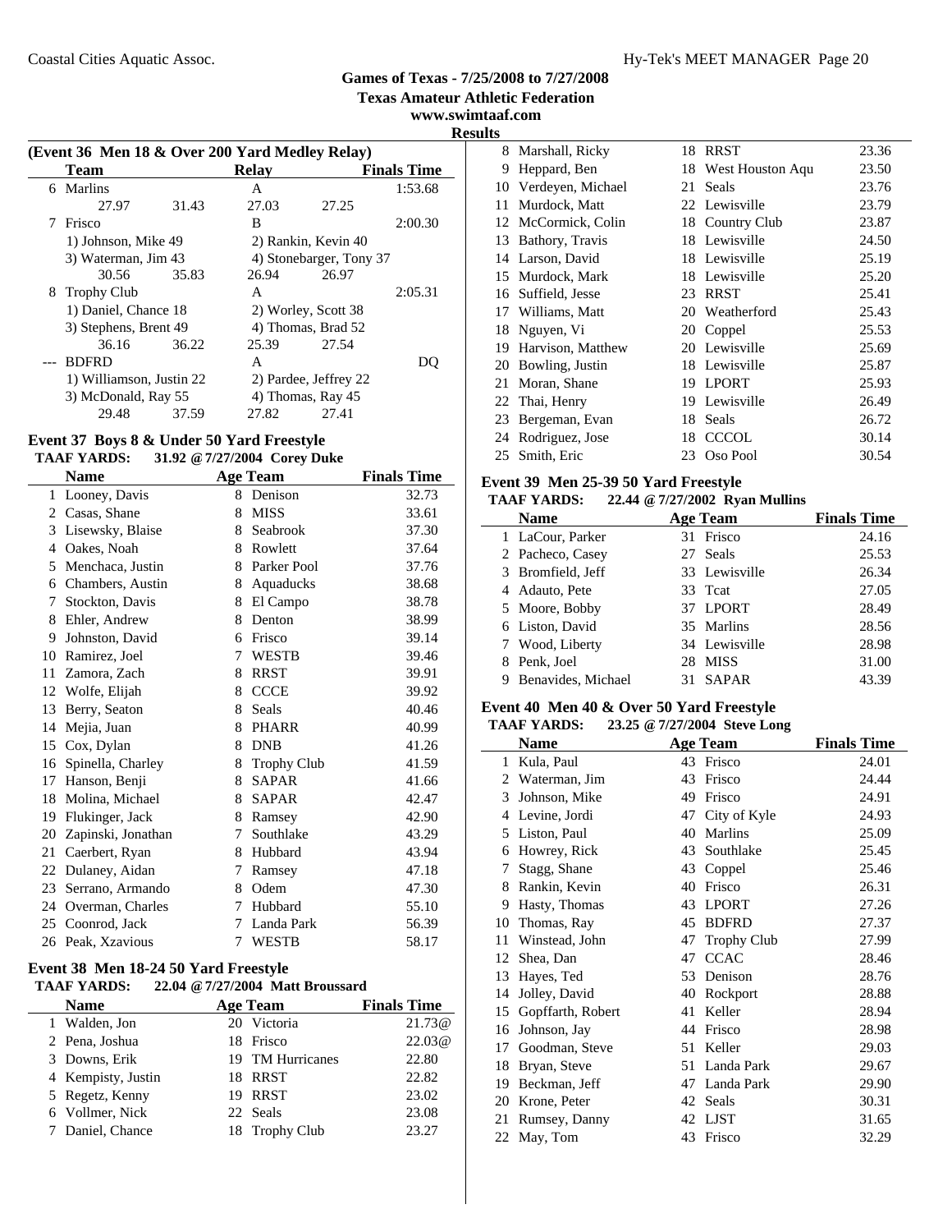**Games of Texas - 7/25/2008 to 7/27/2008**
**Texas Amateur Athletic Federation**
**www.swimtaaf.com**
**Results**

### (Event 36 Men 18 & Over 200 Yard Medley Relay)

| | Team | Relay | Finals Time |
|---|---|---|---|
| 6 | Marlins | A | 1:53.68 |
| | 27.97 31.43 27.03 27.25 | | |
| 7 | Frisco | B | 2:00.30 |
| | 1) Johnson, Mike 49; 2) Rankin, Kevin 40; 3) Waterman, Jim 43; 4) Stonebarger, Tony 37 | | |
| | 30.56 35.83 26.94 26.97 | | |
| 8 | Trophy Club | A | 2:05.31 |
| | 1) Daniel, Chance 18; 2) Worley, Scott 38; 3) Stephens, Brent 49; 4) Thomas, Brad 52 | | |
| | 36.16 36.22 25.39 27.54 | | |
| --- | BDFRD | A | DQ |
| | 1) Williamson, Justin 22; 2) Pardee, Jeffrey 22; 3) McDonald, Ray 55; 4) Thomas, Ray 45 | | |
| | 29.48 37.59 27.82 27.41 | | |

### Event 37 Boys 8 & Under 50 Yard Freestyle

**TAAF YARDS: 31.92 @ 7/27/2004 Corey Duke**

| | Name | Age | Team | Finals Time |
|---|---|---|---|---|
| 1 | Looney, Davis | 8 | Denison | 32.73 |
| 2 | Casas, Shane | 8 | MISS | 33.61 |
| 3 | Lisewsky, Blaise | 8 | Seabrook | 37.30 |
| 4 | Oakes, Noah | 8 | Rowlett | 37.64 |
| 5 | Menchaca, Justin | 8 | Parker Pool | 37.76 |
| 6 | Chambers, Austin | 8 | Aquaducks | 38.68 |
| 7 | Stockton, Davis | 8 | El Campo | 38.78 |
| 8 | Ehler, Andrew | 8 | Denton | 38.99 |
| 9 | Johnston, David | 6 | Frisco | 39.14 |
| 10 | Ramirez, Joel | 7 | WESTB | 39.46 |
| 11 | Zamora, Zach | 8 | RRST | 39.91 |
| 12 | Wolfe, Elijah | 8 | CCCE | 39.92 |
| 13 | Berry, Seaton | 8 | Seals | 40.46 |
| 14 | Mejia, Juan | 8 | PHARR | 40.99 |
| 15 | Cox, Dylan | 8 | DNB | 41.26 |
| 16 | Spinella, Charley | 8 | Trophy Club | 41.59 |
| 17 | Hanson, Benji | 8 | SAPAR | 41.66 |
| 18 | Molina, Michael | 8 | SAPAR | 42.47 |
| 19 | Flukinger, Jack | 8 | Ramsey | 42.90 |
| 20 | Zapinski, Jonathan | 7 | Southlake | 43.29 |
| 21 | Caerbert, Ryan | 8 | Hubbard | 43.94 |
| 22 | Dulaney, Aidan | 7 | Ramsey | 47.18 |
| 23 | Serrano, Armando | 8 | Odem | 47.30 |
| 24 | Overman, Charles | 7 | Hubbard | 55.10 |
| 25 | Coonrod, Jack | 7 | Landa Park | 56.39 |
| 26 | Peak, Xzavious | 7 | WESTB | 58.17 |

### Event 38 Men 18-24 50 Yard Freestyle

**TAAF YARDS: 22.04 @ 7/27/2004 Matt Broussard**

| | Name | Age | Team | Finals Time |
|---|---|---|---|---|
| 1 | Walden, Jon | 20 | Victoria | 21.73@ |
| 2 | Pena, Joshua | 18 | Frisco | 22.03@ |
| 3 | Downs, Erik | 19 | TM Hurricanes | 22.80 |
| 4 | Kempisty, Justin | 18 | RRST | 22.82 |
| 5 | Regetz, Kenny | 19 | RRST | 23.02 |
| 6 | Vollmer, Nick | 22 | Seals | 23.08 |
| 7 | Daniel, Chance | 18 | Trophy Club | 23.27 |
| 8 | Marshall, Ricky | 18 | RRST | 23.36 |
| 9 | Heppard, Ben | 18 | West Houston Aqu | 23.50 |
| 10 | Verdeyen, Michael | 21 | Seals | 23.76 |
| 11 | Murdock, Matt | 22 | Lewisville | 23.79 |
| 12 | McCormick, Colin | 18 | Country Club | 23.87 |
| 13 | Bathory, Travis | 18 | Lewisville | 24.50 |
| 14 | Larson, David | 18 | Lewisville | 25.19 |
| 15 | Murdock, Mark | 18 | Lewisville | 25.20 |
| 16 | Suffield, Jesse | 23 | RRST | 25.41 |
| 17 | Williams, Matt | 20 | Weatherford | 25.43 |
| 18 | Nguyen, Vi | 20 | Coppel | 25.53 |
| 19 | Harvison, Matthew | 20 | Lewisville | 25.69 |
| 20 | Bowling, Justin | 18 | Lewisville | 25.87 |
| 21 | Moran, Shane | 19 | LPORT | 25.93 |
| 22 | Thai, Henry | 19 | Lewisville | 26.49 |
| 23 | Bergeman, Evan | 18 | Seals | 26.72 |
| 24 | Rodriguez, Jose | 18 | CCCOL | 30.14 |
| 25 | Smith, Eric | 23 | Oso Pool | 30.54 |

### Event 39 Men 25-39 50 Yard Freestyle

**TAAF YARDS: 22.44 @ 7/27/2002 Ryan Mullins**

| | Name | Age | Team | Finals Time |
|---|---|---|---|---|
| 1 | LaCour, Parker | 31 | Frisco | 24.16 |
| 2 | Pacheco, Casey | 27 | Seals | 25.53 |
| 3 | Bromfield, Jeff | 33 | Lewisville | 26.34 |
| 4 | Adauto, Pete | 33 | Tcat | 27.05 |
| 5 | Moore, Bobby | 37 | LPORT | 28.49 |
| 6 | Liston, David | 35 | Marlins | 28.56 |
| 7 | Wood, Liberty | 34 | Lewisville | 28.98 |
| 8 | Penk, Joel | 28 | MISS | 31.00 |
| 9 | Benavides, Michael | 31 | SAPAR | 43.39 |

### Event 40 Men 40 & Over 50 Yard Freestyle

**TAAF YARDS: 23.25 @ 7/27/2004 Steve Long**

| | Name | Age | Team | Finals Time |
|---|---|---|---|---|
| 1 | Kula, Paul | 43 | Frisco | 24.01 |
| 2 | Waterman, Jim | 43 | Frisco | 24.44 |
| 3 | Johnson, Mike | 49 | Frisco | 24.91 |
| 4 | Levine, Jordi | 47 | City of Kyle | 24.93 |
| 5 | Liston, Paul | 40 | Marlins | 25.09 |
| 6 | Howrey, Rick | 43 | Southlake | 25.45 |
| 7 | Stagg, Shane | 43 | Coppel | 25.46 |
| 8 | Rankin, Kevin | 40 | Frisco | 26.31 |
| 9 | Hasty, Thomas | 43 | LPORT | 27.26 |
| 10 | Thomas, Ray | 45 | BDFRD | 27.37 |
| 11 | Winstead, John | 47 | Trophy Club | 27.99 |
| 12 | Shea, Dan | 47 | CCAC | 28.46 |
| 13 | Hayes, Ted | 53 | Denison | 28.76 |
| 14 | Jolley, David | 40 | Rockport | 28.88 |
| 15 | Gopffarth, Robert | 41 | Keller | 28.94 |
| 16 | Johnson, Jay | 44 | Frisco | 28.98 |
| 17 | Goodman, Steve | 51 | Keller | 29.03 |
| 18 | Bryan, Steve | 51 | Landa Park | 29.67 |
| 19 | Beckman, Jeff | 47 | Landa Park | 29.90 |
| 20 | Krone, Peter | 42 | Seals | 30.31 |
| 21 | Rumsey, Danny | 42 | LJST | 31.65 |
| 22 | May, Tom | 43 | Frisco | 32.29 |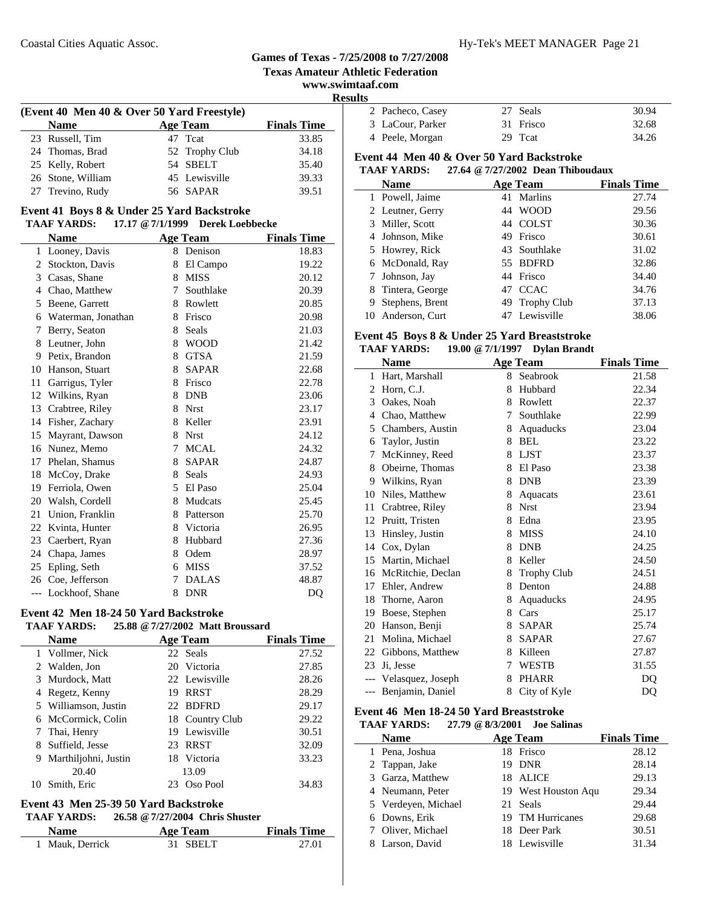# Games of Texas - 7/25/2008 to 7/27/2008

**Texas Amateur Athletic Federation**

**www.swimtaaf.com**

**Results**

### (Event 40 Men 40 & Over 50 Yard Freestyle)

| | Name | Age | Team | Finals Time |
|---|---|---|---|---|
| 23 | Russell, Tim | 47 | Tcat | 33.85 |
| 24 | Thomas, Brad | 52 | Trophy Club | 34.18 |
| 25 | Kelly, Robert | 54 | SBELT | 35.40 |
| 26 | Stone, William | 45 | Lewisville | 39.33 |
| 27 | Trevino, Rudy | 56 | SAPAR | 39.51 |

### Event 41 Boys 8 & Under 25 Yard Backstroke

**TAAF YARDS: 17.17 @ 7/1/1999 Derek Loebbecke**

| | Name | Age | Team | Finals Time |
|---|---|---|---|---|
| 1 | Looney, Davis | 8 | Denison | 18.83 |
| 2 | Stockton, Davis | 8 | El Campo | 19.22 |
| 3 | Casas, Shane | 8 | MISS | 20.12 |
| 4 | Chao, Matthew | 7 | Southlake | 20.39 |
| 5 | Beene, Garrett | 8 | Rowlett | 20.85 |
| 6 | Waterman, Jonathan | 8 | Frisco | 20.98 |
| 7 | Berry, Seaton | 8 | Seals | 21.03 |
| 8 | Leutner, John | 8 | WOOD | 21.42 |
| 9 | Petix, Brandon | 8 | GTSA | 21.59 |
| 10 | Hanson, Stuart | 8 | SAPAR | 22.68 |
| 11 | Garrigus, Tyler | 8 | Frisco | 22.78 |
| 12 | Wilkins, Ryan | 8 | DNB | 23.06 |
| 13 | Crabtree, Riley | 8 | Nrst | 23.17 |
| 14 | Fisher, Zachary | 8 | Keller | 23.91 |
| 15 | Mayrant, Dawson | 8 | Nrst | 24.12 |
| 16 | Nunez, Memo | 7 | MCAL | 24.32 |
| 17 | Phelan, Shamus | 8 | SAPAR | 24.87 |
| 18 | McCoy, Drake | 8 | Seals | 24.93 |
| 19 | Ferriola, Owen | 5 | El Paso | 25.04 |
| 20 | Walsh, Cordell | 8 | Mudcats | 25.45 |
| 21 | Union, Franklin | 8 | Patterson | 25.70 |
| 22 | Kvinta, Hunter | 8 | Victoria | 26.95 |
| 23 | Caerbert, Ryan | 8 | Hubbard | 27.36 |
| 24 | Chapa, James | 8 | Odem | 28.97 |
| 25 | Epling, Seth | 6 | MISS | 37.52 |
| 26 | Coe, Jefferson | 7 | DALAS | 48.87 |
| --- | Lockhoof, Shane | 8 | DNR | DQ |

### Event 42 Men 18-24 50 Yard Backstroke

**TAAF YARDS: 25.88 @ 7/27/2002 Matt Broussard**

| | Name | Age | Team | Finals Time |
|---|---|---|---|---|
| 1 | Vollmer, Nick | 22 | Seals | 27.52 |
| 2 | Walden, Jon | 20 | Victoria | 27.85 |
| 3 | Murdock, Matt | 22 | Lewisville | 28.26 |
| 4 | Regetz, Kenny | 19 | RRST | 28.29 |
| 5 | Williamson, Justin | 22 | BDFRD | 29.17 |
| 6 | McCormick, Colin | 18 | Country Club | 29.22 |
| 7 | Thai, Henry | 19 | Lewisville | 30.51 |
| 8 | Suffield, Jesse | 23 | RRST | 32.09 |
| 9 | Marthiljohni, Justin | 18 | Victoria | 33.23 |
| | 20.40 | | 13.09 | |
| 10 | Smith, Eric | 23 | Oso Pool | 34.83 |

### Event 43 Men 25-39 50 Yard Backstroke

**TAAF YARDS: 26.58 @ 7/27/2004 Chris Shuster**

| | Name | Age | Team | Finals Time |
|---|---|---|---|---|
| 1 | Mauk, Derrick | 31 | SBELT | 27.01 |
| 2 | Pacheco, Casey | 27 | Seals | 30.94 |
| 3 | LaCour, Parker | 31 | Frisco | 32.68 |
| 4 | Peele, Morgan | 29 | Tcat | 34.26 |

### Event 44 Men 40 & Over 50 Yard Backstroke

**TAAF YARDS: 27.64 @ 7/27/2002 Dean Thiboudaux**

| | Name | Age | Team | Finals Time |
|---|---|---|---|---|
| 1 | Powell, Jaime | 41 | Marlins | 27.74 |
| 2 | Leutner, Gerry | 44 | WOOD | 29.56 |
| 3 | Miller, Scott | 44 | COLST | 30.36 |
| 4 | Johnson, Mike | 49 | Frisco | 30.61 |
| 5 | Howrey, Rick | 43 | Southlake | 31.02 |
| 6 | McDonald, Ray | 55 | BDFRD | 32.86 |
| 7 | Johnson, Jay | 44 | Frisco | 34.40 |
| 8 | Tintera, George | 47 | CCAC | 34.76 |
| 9 | Stephens, Brent | 49 | Trophy Club | 37.13 |
| 10 | Anderson, Curt | 47 | Lewisville | 38.06 |

### Event 45 Boys 8 & Under 25 Yard Breaststroke

**TAAF YARDS: 19.00 @ 7/1/1997 Dylan Brandt**

| | Name | Age | Team | Finals Time |
|---|---|---|---|---|
| 1 | Hart, Marshall | 8 | Seabrook | 21.58 |
| 2 | Horn, C.J. | 8 | Hubbard | 22.34 |
| 3 | Oakes, Noah | 8 | Rowlett | 22.37 |
| 4 | Chao, Matthew | 7 | Southlake | 22.99 |
| 5 | Chambers, Austin | 8 | Aquaducks | 23.04 |
| 6 | Taylor, Justin | 8 | BEL | 23.22 |
| 7 | McKinney, Reed | 8 | LJST | 23.37 |
| 8 | Obeirne, Thomas | 8 | El Paso | 23.38 |
| 9 | Wilkins, Ryan | 8 | DNB | 23.39 |
| 10 | Niles, Matthew | 8 | Aquacats | 23.61 |
| 11 | Crabtree, Riley | 8 | Nrst | 23.94 |
| 12 | Pruitt, Tristen | 8 | Edna | 23.95 |
| 13 | Hinsley, Justin | 8 | MISS | 24.10 |
| 14 | Cox, Dylan | 8 | DNB | 24.25 |
| 15 | Martin, Michael | 8 | Keller | 24.50 |
| 16 | McRitchie, Declan | 8 | Trophy Club | 24.51 |
| 17 | Ehler, Andrew | 8 | Denton | 24.88 |
| 18 | Thorne, Aaron | 8 | Aquaducks | 24.95 |
| 19 | Boese, Stephen | 8 | Cars | 25.17 |
| 20 | Hanson, Benji | 8 | SAPAR | 25.74 |
| 21 | Molina, Michael | 8 | SAPAR | 27.67 |
| 22 | Gibbons, Matthew | 8 | Killeen | 27.87 |
| 23 | Ji, Jesse | 7 | WESTB | 31.55 |
| --- | Velasquez, Joseph | 8 | PHARR | DQ |
| --- | Benjamin, Daniel | 8 | City of Kyle | DQ |

### Event 46 Men 18-24 50 Yard Breaststroke

**TAAF YARDS: 27.79 @ 8/3/2001 Joe Salinas**

| | Name | Age | Team | Finals Time |
|---|---|---|---|---|
| 1 | Pena, Joshua | 18 | Frisco | 28.12 |
| 2 | Tappan, Jake | 19 | DNR | 28.14 |
| 3 | Garza, Matthew | 18 | ALICE | 29.13 |
| 4 | Neumann, Peter | 19 | West Houston Aqu | 29.34 |
| 5 | Verdeyen, Michael | 21 | Seals | 29.44 |
| 6 | Downs, Erik | 19 | TM Hurricanes | 29.68 |
| 7 | Oliver, Michael | 18 | Deer Park | 30.51 |
| 8 | Larson, David | 18 | Lewisville | 31.34 |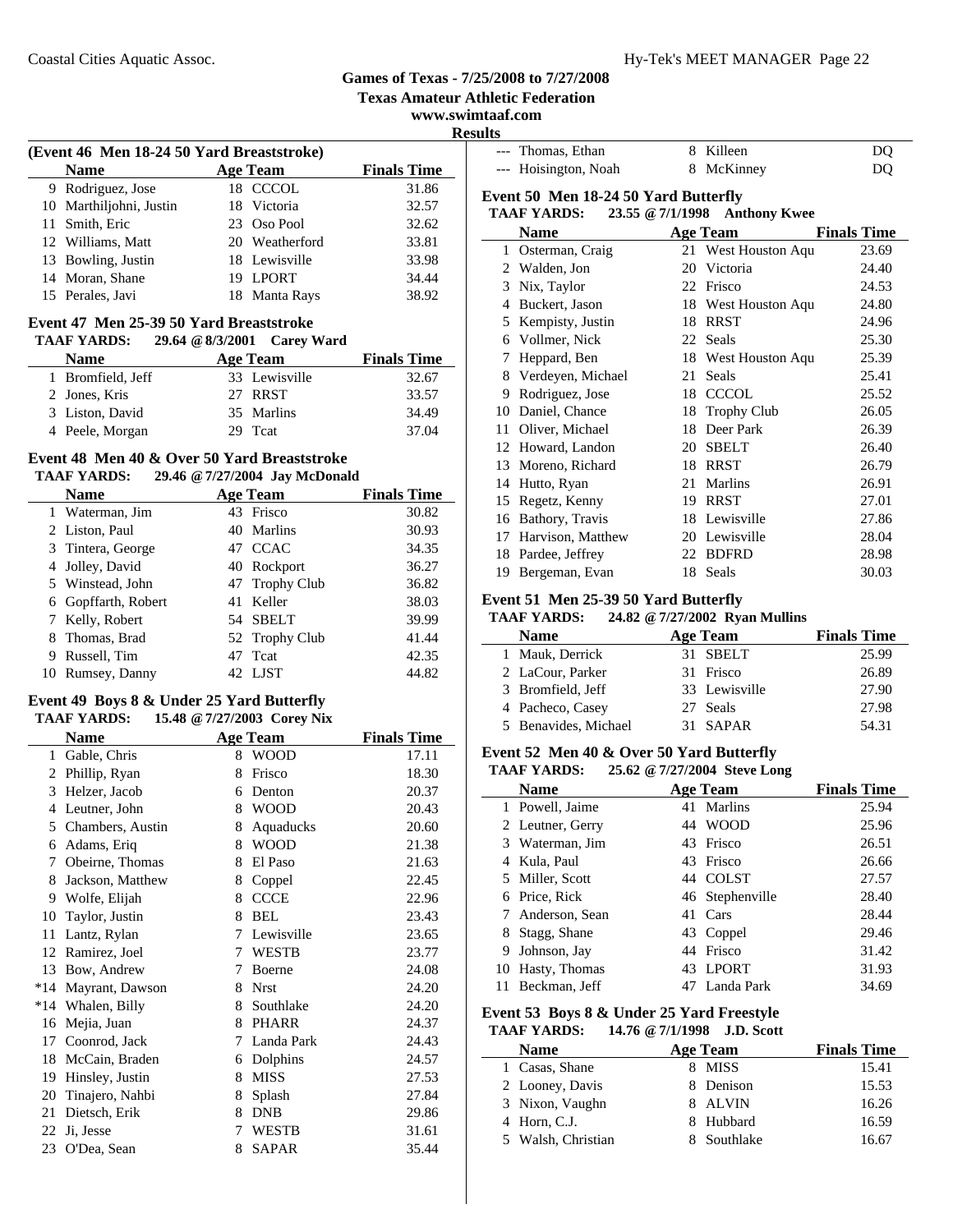## Games of Texas - 7/25/2008 to 7/27/2008
### Texas Amateur Athletic Federation
www.swimtaaf.com

**Results**

### (Event 46 Men 18-24 50 Yard Breaststroke)

| | Name | Age | Team | Finals Time |
|---|---|---|---|---|
| 9 | Rodriguez, Jose | 18 | CCCOL | 31.86 |
| 10 | Marthiljohni, Justin | 18 | Victoria | 32.57 |
| 11 | Smith, Eric | 23 | Oso Pool | 32.62 |
| 12 | Williams, Matt | 20 | Weatherford | 33.81 |
| 13 | Bowling, Justin | 18 | Lewisville | 33.98 |
| 14 | Moran, Shane | 19 | LPORT | 34.44 |
| 15 | Perales, Javi | 18 | Manta Rays | 38.92 |

### Event 47 Men 25-39 50 Yard Breaststroke
**TAAF YARDS:** 29.64 @ 8/3/2001 Carey Ward

| | Name | Age | Team | Finals Time |
|---|---|---|---|---|
| 1 | Bromfield, Jeff | 33 | Lewisville | 32.67 |
| 2 | Jones, Kris | 27 | RRST | 33.57 |
| 3 | Liston, David | 35 | Marlins | 34.49 |
| 4 | Peele, Morgan | 29 | Tcat | 37.04 |

### Event 48 Men 40 & Over 50 Yard Breaststroke
**TAAF YARDS:** 29.46 @ 7/27/2004 Jay McDonald

| | Name | Age | Team | Finals Time |
|---|---|---|---|---|
| 1 | Waterman, Jim | 43 | Frisco | 30.82 |
| 2 | Liston, Paul | 40 | Marlins | 30.93 |
| 3 | Tintera, George | 47 | CCAC | 34.35 |
| 4 | Jolley, David | 40 | Rockport | 36.27 |
| 5 | Winstead, John | 47 | Trophy Club | 36.82 |
| 6 | Gopffarth, Robert | 41 | Keller | 38.03 |
| 7 | Kelly, Robert | 54 | SBELT | 39.99 |
| 8 | Thomas, Brad | 52 | Trophy Club | 41.44 |
| 9 | Russell, Tim | 47 | Tcat | 42.35 |
| 10 | Rumsey, Danny | 42 | LJST | 44.82 |

### Event 49 Boys 8 & Under 25 Yard Butterfly
**TAAF YARDS:** 15.48 @ 7/27/2003 Corey Nix

| | Name | Age | Team | Finals Time |
|---|---|---|---|---|
| 1 | Gable, Chris | 8 | WOOD | 17.11 |
| 2 | Phillip, Ryan | 8 | Frisco | 18.30 |
| 3 | Helzer, Jacob | 6 | Denton | 20.37 |
| 4 | Leutner, John | 8 | WOOD | 20.43 |
| 5 | Chambers, Austin | 8 | Aquaducks | 20.60 |
| 6 | Adams, Eriq | 8 | WOOD | 21.38 |
| 7 | Obeirne, Thomas | 8 | El Paso | 21.63 |
| 8 | Jackson, Matthew | 8 | Coppel | 22.45 |
| 9 | Wolfe, Elijah | 8 | CCCE | 22.96 |
| 10 | Taylor, Justin | 8 | BEL | 23.43 |
| 11 | Lantz, Rylan | 7 | Lewisville | 23.65 |
| 12 | Ramirez, Joel | 7 | WESTB | 23.77 |
| 13 | Bow, Andrew | 7 | Boerne | 24.08 |
| *14 | Mayrant, Dawson | 8 | Nrst | 24.20 |
| *14 | Whalen, Billy | 8 | Southlake | 24.20 |
| 16 | Mejia, Juan | 8 | PHARR | 24.37 |
| 17 | Coonrod, Jack | 7 | Landa Park | 24.43 |
| 18 | McCain, Braden | 6 | Dolphins | 24.57 |
| 19 | Hinsley, Justin | 8 | MISS | 27.53 |
| 20 | Tinajero, Nahbi | 8 | Splash | 27.84 |
| 21 | Dietsch, Erik | 8 | DNB | 29.86 |
| 22 | Ji, Jesse | 7 | WESTB | 31.61 |
| 23 | O'Dea, Sean | 8 | SAPAR | 35.44 |
| --- | Thomas, Ethan | 8 | Killeen | DQ |
| --- | Hoisington, Noah | 8 | McKinney | DQ |

### Event 50 Men 18-24 50 Yard Butterfly
**TAAF YARDS:** 23.55 @ 7/1/1998 Anthony Kwee

| | Name | Age | Team | Finals Time |
|---|---|---|---|---|
| 1 | Osterman, Craig | 21 | West Houston Aqu | 23.69 |
| 2 | Walden, Jon | 20 | Victoria | 24.40 |
| 3 | Nix, Taylor | 22 | Frisco | 24.53 |
| 4 | Buckert, Jason | 18 | West Houston Aqu | 24.80 |
| 5 | Kempisty, Justin | 18 | RRST | 24.96 |
| 6 | Vollmer, Nick | 22 | Seals | 25.30 |
| 7 | Heppard, Ben | 18 | West Houston Aqu | 25.39 |
| 8 | Verdeyen, Michael | 21 | Seals | 25.41 |
| 9 | Rodriguez, Jose | 18 | CCCOL | 25.52 |
| 10 | Daniel, Chance | 18 | Trophy Club | 26.05 |
| 11 | Oliver, Michael | 18 | Deer Park | 26.39 |
| 12 | Howard, Landon | 20 | SBELT | 26.40 |
| 13 | Moreno, Richard | 18 | RRST | 26.79 |
| 14 | Hutto, Ryan | 21 | Marlins | 26.91 |
| 15 | Regetz, Kenny | 19 | RRST | 27.01 |
| 16 | Bathory, Travis | 18 | Lewisville | 27.86 |
| 17 | Harvison, Matthew | 20 | Lewisville | 28.04 |
| 18 | Pardee, Jeffrey | 22 | BDFRD | 28.98 |
| 19 | Bergeman, Evan | 18 | Seals | 30.03 |

### Event 51 Men 25-39 50 Yard Butterfly
**TAAF YARDS:** 24.82 @ 7/27/2002 Ryan Mullins

| | Name | Age | Team | Finals Time |
|---|---|---|---|---|
| 1 | Mauk, Derrick | 31 | SBELT | 25.99 |
| 2 | LaCour, Parker | 31 | Frisco | 26.89 |
| 3 | Bromfield, Jeff | 33 | Lewisville | 27.90 |
| 4 | Pacheco, Casey | 27 | Seals | 27.98 |
| 5 | Benavides, Michael | 31 | SAPAR | 54.31 |

### Event 52 Men 40 & Over 50 Yard Butterfly
**TAAF YARDS:** 25.62 @ 7/27/2004 Steve Long

| | Name | Age | Team | Finals Time |
|---|---|---|---|---|
| 1 | Powell, Jaime | 41 | Marlins | 25.94 |
| 2 | Leutner, Gerry | 44 | WOOD | 25.96 |
| 3 | Waterman, Jim | 43 | Frisco | 26.51 |
| 4 | Kula, Paul | 43 | Frisco | 26.66 |
| 5 | Miller, Scott | 44 | COLST | 27.57 |
| 6 | Price, Rick | 46 | Stephenville | 28.40 |
| 7 | Anderson, Sean | 41 | Cars | 28.44 |
| 8 | Stagg, Shane | 43 | Coppel | 29.46 |
| 9 | Johnson, Jay | 44 | Frisco | 31.42 |
| 10 | Hasty, Thomas | 43 | LPORT | 31.93 |
| 11 | Beckman, Jeff | 47 | Landa Park | 34.69 |

### Event 53 Boys 8 & Under 25 Yard Freestyle
**TAAF YARDS:** 14.76 @ 7/1/1998 J.D. Scott

| | Name | Age | Team | Finals Time |
|---|---|---|---|---|
| 1 | Casas, Shane | 8 | MISS | 15.41 |
| 2 | Looney, Davis | 8 | Denison | 15.53 |
| 3 | Nixon, Vaughn | 8 | ALVIN | 16.26 |
| 4 | Horn, C.J. | 8 | Hubbard | 16.59 |
| 5 | Walsh, Christian | 8 | Southlake | 16.67 |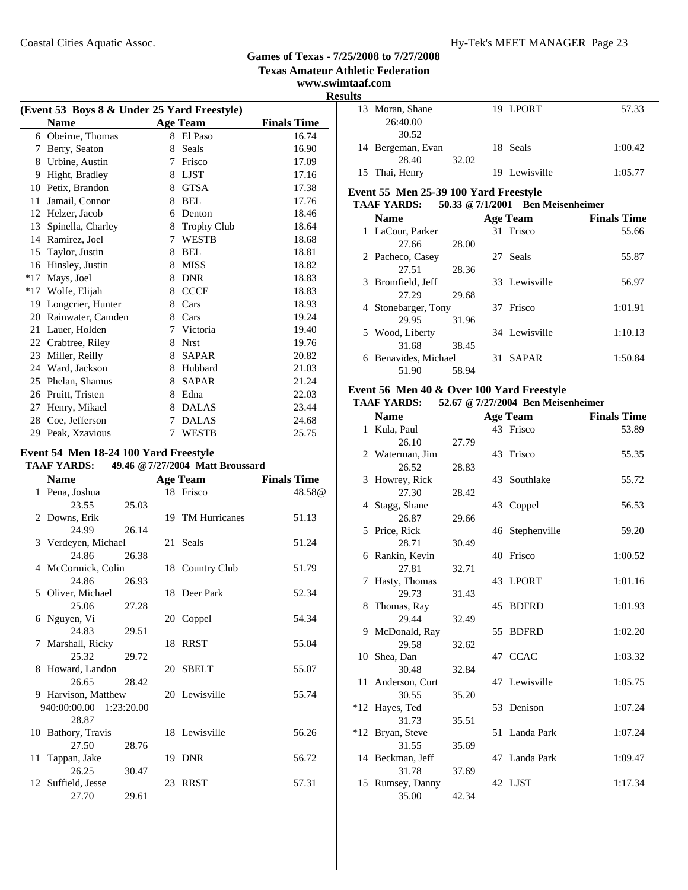## Games of Texas - 7/25/2008 to 7/27/2008
### Texas Amateur Athletic Federation
### www.swimtaaf.com
### Results

**(Event 53 Boys 8 & Under 25 Yard Freestyle)**

| | Name | Age | Team | Finals Time |
|---|---|---|---|---|
| 6 | Obeirne, Thomas | 8 | El Paso | 16.74 |
| 7 | Berry, Seaton | 8 | Seals | 16.90 |
| 8 | Urbine, Austin | 7 | Frisco | 17.09 |
| 9 | Hight, Bradley | 8 | LJST | 17.16 |
| 10 | Petix, Brandon | 8 | GTSA | 17.38 |
| 11 | Jamail, Connor | 8 | BEL | 17.76 |
| 12 | Helzer, Jacob | 6 | Denton | 18.46 |
| 13 | Spinella, Charley | 8 | Trophy Club | 18.64 |
| 14 | Ramirez, Joel | 7 | WESTB | 18.68 |
| 15 | Taylor, Justin | 8 | BEL | 18.81 |
| 16 | Hinsley, Justin | 8 | MISS | 18.82 |
| *17 | Mays, Joel | 8 | DNR | 18.83 |
| *17 | Wolfe, Elijah | 8 | CCCE | 18.83 |
| 19 | Longcrier, Hunter | 8 | Cars | 18.93 |
| 20 | Rainwater, Camden | 8 | Cars | 19.24 |
| 21 | Lauer, Holden | 7 | Victoria | 19.40 |
| 22 | Crabtree, Riley | 8 | Nrst | 19.76 |
| 23 | Miller, Reilly | 8 | SAPAR | 20.82 |
| 24 | Ward, Jackson | 8 | Hubbard | 21.03 |
| 25 | Phelan, Shamus | 8 | SAPAR | 21.24 |
| 26 | Pruitt, Tristen | 8 | Edna | 22.03 |
| 27 | Henry, Mikael | 8 | DALAS | 23.44 |
| 28 | Coe, Jefferson | 7 | DALAS | 24.68 |
| 29 | Peak, Xzavious | 7 | WESTB | 25.75 |

### Event 54 Men 18-24 100 Yard Freestyle

**TAAF YARDS: 49.46 @ 7/27/2004 Matt Broussard**

| | Name | Age | Team | Finals Time |
|---|---|---|---|---|
| 1 | Pena, Joshua | 18 | Frisco | 48.58@ |
| | 23.55 25.03 | | | |
| 2 | Downs, Erik | 19 | TM Hurricanes | 51.13 |
| | 24.99 26.14 | | | |
| 3 | Verdeyen, Michael | 21 | Seals | 51.24 |
| | 24.86 26.38 | | | |
| 4 | McCormick, Colin | 18 | Country Club | 51.79 |
| | 24.86 26.93 | | | |
| 5 | Oliver, Michael | 18 | Deer Park | 52.34 |
| | 25.06 27.28 | | | |
| 6 | Nguyen, Vi | 20 | Coppel | 54.34 |
| | 24.83 29.51 | | | |
| 7 | Marshall, Ricky | 18 | RRST | 55.04 |
| | 25.32 29.72 | | | |
| 8 | Howard, Landon | 20 | SBELT | 55.07 |
| | 26.65 28.42 | | | |
| 9 | Harvison, Matthew | 20 | Lewisville | 55.74 |
| | 940:00:00.00 1:23:20.00 28.87 | | | |
| 10 | Bathory, Travis | 18 | Lewisville | 56.26 |
| | 27.50 28.76 | | | |
| 11 | Tappan, Jake | 19 | DNR | 56.72 |
| | 26.25 30.47 | | | |
| 12 | Suffield, Jesse | 23 | RRST | 57.31 |
| | 27.70 29.61 | | | |
| 13 | Moran, Shane | 19 | LPORT | 57.33 |
| | 26:40.00 30.52 | | | |
| 14 | Bergeman, Evan | 18 | Seals | 1:00.42 |
| | 28.40 32.02 | | | |
| 15 | Thai, Henry | 19 | Lewisville | 1:05.77 |

### Event 55 Men 25-39 100 Yard Freestyle

**TAAF YARDS: 50.33 @ 7/1/2001 Ben Meisenheimer**

| | Name | Age | Team | Finals Time |
|---|---|---|---|---|
| 1 | LaCour, Parker | 31 | Frisco | 55.66 |
| | 27.66 28.00 | | | |
| 2 | Pacheco, Casey | 27 | Seals | 55.87 |
| | 27.51 28.36 | | | |
| 3 | Bromfield, Jeff | 33 | Lewisville | 56.97 |
| | 27.29 29.68 | | | |
| 4 | Stonebarger, Tony | 37 | Frisco | 1:01.91 |
| | 29.95 31.96 | | | |
| 5 | Wood, Liberty | 34 | Lewisville | 1:10.13 |
| | 31.68 38.45 | | | |
| 6 | Benavides, Michael | 31 | SAPAR | 1:50.84 |
| | 51.90 58.94 | | | |

### Event 56 Men 40 & Over 100 Yard Freestyle

**TAAF YARDS: 52.67 @ 7/27/2004 Ben Meisenheimer**

| | Name | Age | Team | Finals Time |
|---|---|---|---|---|
| 1 | Kula, Paul | 43 | Frisco | 53.89 |
| | 26.10 27.79 | | | |
| 2 | Waterman, Jim | 43 | Frisco | 55.35 |
| | 26.52 28.83 | | | |
| 3 | Howrey, Rick | 43 | Southlake | 55.72 |
| | 27.30 28.42 | | | |
| 4 | Stagg, Shane | 43 | Coppel | 56.53 |
| | 26.87 29.66 | | | |
| 5 | Price, Rick | 46 | Stephenville | 59.20 |
| | 28.71 30.49 | | | |
| 6 | Rankin, Kevin | 40 | Frisco | 1:00.52 |
| | 27.81 32.71 | | | |
| 7 | Hasty, Thomas | 43 | LPORT | 1:01.16 |
| | 29.73 31.43 | | | |
| 8 | Thomas, Ray | 45 | BDFRD | 1:01.93 |
| | 29.44 32.49 | | | |
| 9 | McDonald, Ray | 55 | BDFRD | 1:02.20 |
| | 29.58 32.62 | | | |
| 10 | Shea, Dan | 47 | CCAC | 1:03.32 |
| | 30.48 32.84 | | | |
| 11 | Anderson, Curt | 47 | Lewisville | 1:05.75 |
| | 30.55 35.20 | | | |
| *12 | Hayes, Ted | 53 | Denison | 1:07.24 |
| | 31.73 35.51 | | | |
| *12 | Bryan, Steve | 51 | Landa Park | 1:07.24 |
| | 31.55 35.69 | | | |
| 14 | Beckman, Jeff | 47 | Landa Park | 1:09.47 |
| | 31.78 37.69 | | | |
| 15 | Rumsey, Danny | 42 | LJST | 1:17.34 |
| | 35.00 42.34 | | | |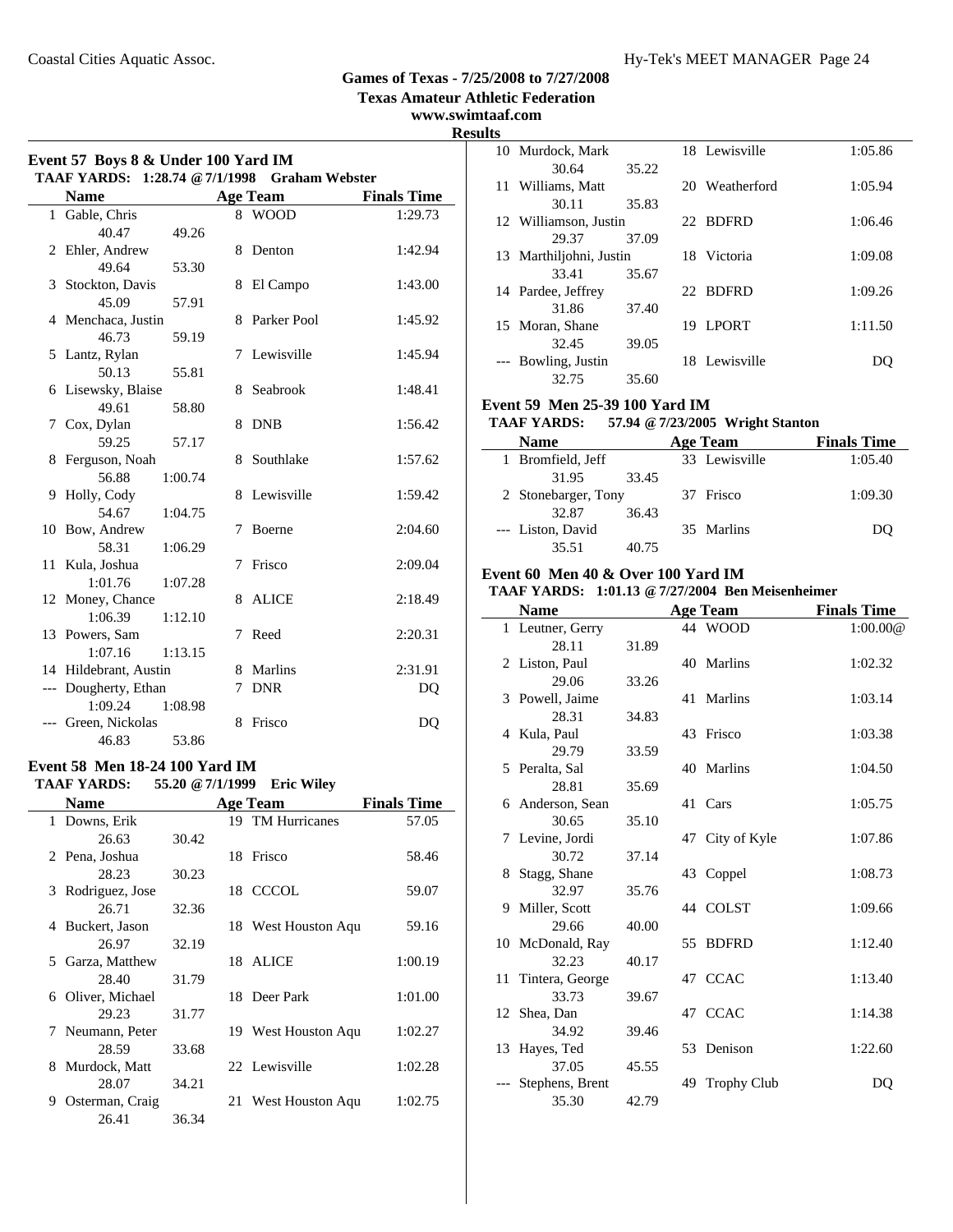**Games of Texas - 7/25/2008 to 7/27/2008**
**Texas Amateur Athletic Federation**
**www.swimtaaf.com**
**Results**

### Event 57 Boys 8 & Under 100 Yard IM

**TAAF YARDS: 1:28.74 @ 7/1/1998 Graham Webster**

| | Name | Age | Team | Finals Time |
|---|---|---|---|---|
| 1 | Gable, Chris | 8 | WOOD | 1:29.73 |
| | 40.47 49.26 | | | |
| 2 | Ehler, Andrew | 8 | Denton | 1:42.94 |
| | 49.64 53.30 | | | |
| 3 | Stockton, Davis | 8 | El Campo | 1:43.00 |
| | 45.09 57.91 | | | |
| 4 | Menchaca, Justin | 8 | Parker Pool | 1:45.92 |
| | 46.73 59.19 | | | |
| 5 | Lantz, Rylan | 7 | Lewisville | 1:45.94 |
| | 50.13 55.81 | | | |
| 6 | Lisewsky, Blaise | 8 | Seabrook | 1:48.41 |
| | 49.61 58.80 | | | |
| 7 | Cox, Dylan | 8 | DNB | 1:56.42 |
| | 59.25 57.17 | | | |
| 8 | Ferguson, Noah | 8 | Southlake | 1:57.62 |
| | 56.88 1:00.74 | | | |
| 9 | Holly, Cody | 8 | Lewisville | 1:59.42 |
| | 54.67 1:04.75 | | | |
| 10 | Bow, Andrew | 7 | Boerne | 2:04.60 |
| | 58.31 1:06.29 | | | |
| 11 | Kula, Joshua | 7 | Frisco | 2:09.04 |
| | 1:01.76 1:07.28 | | | |
| 12 | Money, Chance | 8 | ALICE | 2:18.49 |
| | 1:06.39 1:12.10 | | | |
| 13 | Powers, Sam | 7 | Reed | 2:20.31 |
| | 1:07.16 1:13.15 | | | |
| 14 | Hildebrant, Austin | 8 | Marlins | 2:31.91 |
| --- | Dougherty, Ethan | 7 | DNR | DQ |
| | 1:09.24 1:08.98 | | | |
| --- | Green, Nickolas | 8 | Frisco | DQ |
| | 46.83 53.86 | | | |

### Event 58 Men 18-24 100 Yard IM

**TAAF YARDS: 55.20 @ 7/1/1999 Eric Wiley**

| | Name | Age | Team | Finals Time |
|---|---|---|---|---|
| 1 | Downs, Erik | 19 | TM Hurricanes | 57.05 |
| | 26.63 30.42 | | | |
| 2 | Pena, Joshua | 18 | Frisco | 58.46 |
| | 28.23 30.23 | | | |
| 3 | Rodriguez, Jose | 18 | CCCOL | 59.07 |
| | 26.71 32.36 | | | |
| 4 | Buckert, Jason | 18 | West Houston Aqu | 59.16 |
| | 26.97 32.19 | | | |
| 5 | Garza, Matthew | 18 | ALICE | 1:00.19 |
| | 28.40 31.79 | | | |
| 6 | Oliver, Michael | 18 | Deer Park | 1:01.00 |
| | 29.23 31.77 | | | |
| 7 | Neumann, Peter | 19 | West Houston Aqu | 1:02.27 |
| | 28.59 33.68 | | | |
| 8 | Murdock, Matt | 22 | Lewisville | 1:02.28 |
| | 28.07 34.21 | | | |
| 9 | Osterman, Craig | 21 | West Houston Aqu | 1:02.75 |
| | 26.41 36.34 | | | |
| 10 | Murdock, Mark | 18 | Lewisville | 1:05.86 |
| | 30.64 35.22 | | | |
| 11 | Williams, Matt | 20 | Weatherford | 1:05.94 |
| | 30.11 35.83 | | | |
| 12 | Williamson, Justin | 22 | BDFRD | 1:06.46 |
| | 29.37 37.09 | | | |
| 13 | Marthiljohni, Justin | 18 | Victoria | 1:09.08 |
| | 33.41 35.67 | | | |
| 14 | Pardee, Jeffrey | 22 | BDFRD | 1:09.26 |
| | 31.86 37.40 | | | |
| 15 | Moran, Shane | 19 | LPORT | 1:11.50 |
| | 32.45 39.05 | | | |
| --- | Bowling, Justin | 18 | Lewisville | DQ |
| | 32.75 35.60 | | | |

### Event 59 Men 25-39 100 Yard IM

**TAAF YARDS: 57.94 @ 7/23/2005 Wright Stanton**

| | Name | Age | Team | Finals Time |
|---|---|---|---|---|
| 1 | Bromfield, Jeff | 33 | Lewisville | 1:05.40 |
| | 31.95 33.45 | | | |
| 2 | Stonebarger, Tony | 37 | Frisco | 1:09.30 |
| | 32.87 36.43 | | | |
| --- | Liston, David | 35 | Marlins | DQ |
| | 35.51 40.75 | | | |

### Event 60 Men 40 & Over 100 Yard IM

**TAAF YARDS: 1:01.13 @ 7/27/2004 Ben Meisenheimer**

| | Name | Age | Team | Finals Time |
|---|---|---|---|---|
| 1 | Leutner, Gerry | 44 | WOOD | 1:00.00@ |
| | 28.11 31.89 | | | |
| 2 | Liston, Paul | 40 | Marlins | 1:02.32 |
| | 29.06 33.26 | | | |
| 3 | Powell, Jaime | 41 | Marlins | 1:03.14 |
| | 28.31 34.83 | | | |
| 4 | Kula, Paul | 43 | Frisco | 1:03.38 |
| | 29.79 33.59 | | | |
| 5 | Peralta, Sal | 40 | Marlins | 1:04.50 |
| | 28.81 35.69 | | | |
| 6 | Anderson, Sean | 41 | Cars | 1:05.75 |
| | 30.65 35.10 | | | |
| 7 | Levine, Jordi | 47 | City of Kyle | 1:07.86 |
| | 30.72 37.14 | | | |
| 8 | Stagg, Shane | 43 | Coppel | 1:08.73 |
| | 32.97 35.76 | | | |
| 9 | Miller, Scott | 44 | COLST | 1:09.66 |
| | 29.66 40.00 | | | |
| 10 | McDonald, Ray | 55 | BDFRD | 1:12.40 |
| | 32.23 40.17 | | | |
| 11 | Tintera, George | 47 | CCAC | 1:13.40 |
| | 33.73 39.67 | | | |
| 12 | Shea, Dan | 47 | CCAC | 1:14.38 |
| | 34.92 39.46 | | | |
| 13 | Hayes, Ted | 53 | Denison | 1:22.60 |
| | 37.05 45.55 | | | |
| --- | Stephens, Brent | 49 | Trophy Club | DQ |
| | 35.30 42.79 | | | |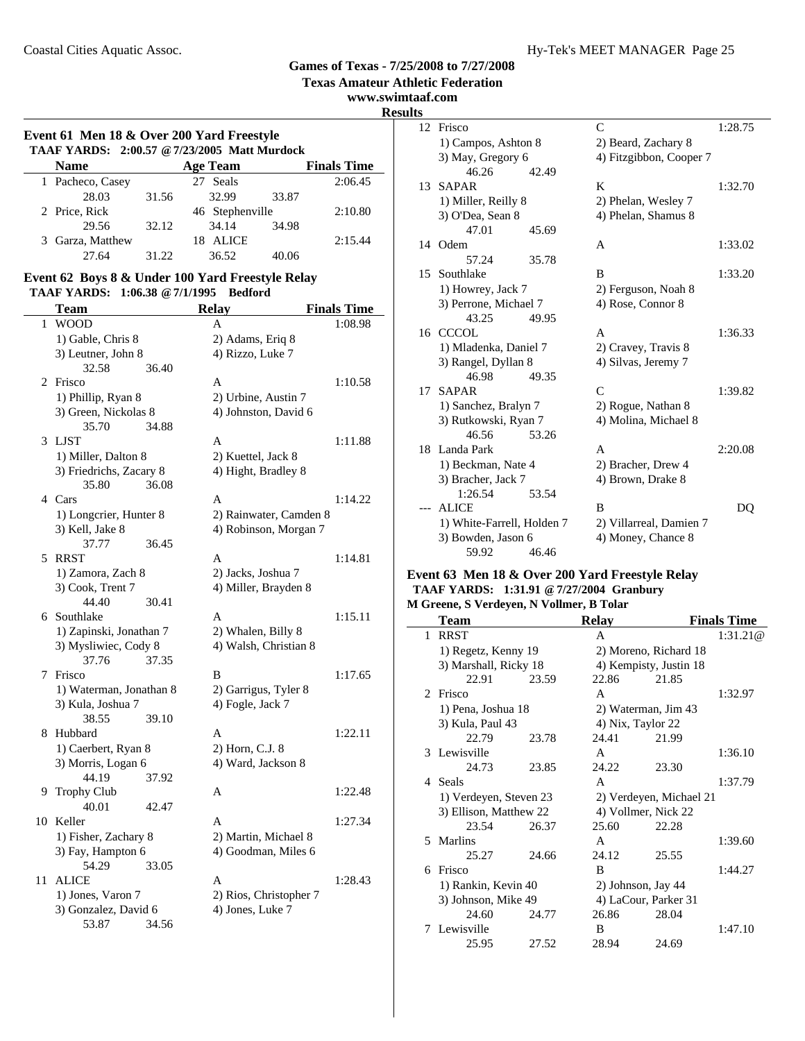# Games of Texas - 7/25/2008 to 7/27/2008

**Texas Amateur Athletic Federation**

**www.swimtaaf.com**

**Results**

## Event 61 Men 18 & Over 200 Yard Freestyle

**TAAF YARDS: 2:00.57 @ 7/23/2005 Matt Murdock**

| | Name | Age | Team | Finals Time |
|---|---|---|---|---|
| 1 | Pacheco, Casey | 27 | Seals | 2:06.45 |
| | 28.03 31.56 32.99 33.87 | | | |
| 2 | Price, Rick | 46 | Stephenville | 2:10.80 |
| | 29.56 32.12 34.14 34.98 | | | |
| 3 | Garza, Matthew | 18 | ALICE | 2:15.44 |
| | 27.64 31.22 36.52 40.06 | | | |

## Event 62 Boys 8 & Under 100 Yard Freestyle Relay

**TAAF YARDS: 1:06.38 @ 7/1/1995 Bedford**

| | Team | Relay | Finals Time |
|---|---|---|---|
| 1 | WOOD | A | 1:08.98 |
| | 1) Gable, Chris 8 | 2) Adams, Eriq 8 | |
| | 3) Leutner, John 8 | 4) Rizzo, Luke 7 | |
| | 32.58 36.40 | | |
| 2 | Frisco | A | 1:10.58 |
| | 1) Phillip, Ryan 8 | 2) Urbine, Austin 7 | |
| | 3) Green, Nickolas 8 | 4) Johnston, David 6 | |
| | 35.70 34.88 | | |
| 3 | LJST | A | 1:11.88 |
| | 1) Miller, Dalton 8 | 2) Kuettel, Jack 8 | |
| | 3) Friedrichs, Zacary 8 | 4) Hight, Bradley 8 | |
| | 35.80 36.08 | | |
| 4 | Cars | A | 1:14.22 |
| | 1) Longcrier, Hunter 8 | 2) Rainwater, Camden 8 | |
| | 3) Kell, Jake 8 | 4) Robinson, Morgan 7 | |
| | 37.77 36.45 | | |
| 5 | RRST | A | 1:14.81 |
| | 1) Zamora, Zach 8 | 2) Jacks, Joshua 7 | |
| | 3) Cook, Trent 7 | 4) Miller, Brayden 8 | |
| | 44.40 30.41 | | |
| 6 | Southlake | A | 1:15.11 |
| | 1) Zapinski, Jonathan 7 | 2) Whalen, Billy 8 | |
| | 3) Mysliwiec, Cody 8 | 4) Walsh, Christian 8 | |
| | 37.76 37.35 | | |
| 7 | Frisco | B | 1:17.65 |
| | 1) Waterman, Jonathan 8 | 2) Garrigus, Tyler 8 | |
| | 3) Kula, Joshua 7 | 4) Fogle, Jack 7 | |
| | 38.55 39.10 | | |
| 8 | Hubbard | A | 1:22.11 |
| | 1) Caerbert, Ryan 8 | 2) Horn, C.J. 8 | |
| | 3) Morris, Logan 6 | 4) Ward, Jackson 8 | |
| | 44.19 37.92 | | |
| 9 | Trophy Club | A | 1:22.48 |
| | 40.01 42.47 | | |
| 10 | Keller | A | 1:27.34 |
| | 1) Fisher, Zachary 8 | 2) Martin, Michael 8 | |
| | 3) Fay, Hampton 6 | 4) Goodman, Miles 6 | |
| | 54.29 33.05 | | |
| 11 | ALICE | A | 1:28.43 |
| | 1) Jones, Varon 7 | 2) Rios, Christopher 7 | |
| | 3) Gonzalez, David 6 | 4) Jones, Luke 7 | |
| | 53.87 34.56 | | |
| 12 | Frisco | C | 1:28.75 |
| | 1) Campos, Ashton 8 | 2) Beard, Zachary 8 | |
| | 3) May, Gregory 6 | 4) Fitzgibbon, Cooper 7 | |
| | 46.26 42.49 | | |
| 13 | SAPAR | K | 1:32.70 |
| | 1) Miller, Reilly 8 | 2) Phelan, Wesley 7 | |
| | 3) O'Dea, Sean 8 | 4) Phelan, Shamus 8 | |
| | 47.01 45.69 | | |
| 14 | Odem | A | 1:33.02 |
| | 57.24 35.78 | | |
| 15 | Southlake | B | 1:33.20 |
| | 1) Howrey, Jack 7 | 2) Ferguson, Noah 8 | |
| | 3) Perrone, Michael 7 | 4) Rose, Connor 8 | |
| | 43.25 49.95 | | |
| 16 | CCCOL | A | 1:36.33 |
| | 1) Mladenka, Daniel 7 | 2) Cravey, Travis 8 | |
| | 3) Rangel, Dyllan 8 | 4) Silvas, Jeremy 7 | |
| | 46.98 49.35 | | |
| 17 | SAPAR | C | 1:39.82 |
| | 1) Sanchez, Bralyn 7 | 2) Rogue, Nathan 8 | |
| | 3) Rutkowski, Ryan 7 | 4) Molina, Michael 8 | |
| | 46.56 53.26 | | |
| 18 | Landa Park | A | 2:20.08 |
| | 1) Beckman, Nate 4 | 2) Bracher, Drew 4 | |
| | 3) Bracher, Jack 7 | 4) Brown, Drake 8 | |
| | 1:26.54 53.54 | | |
| --- | ALICE | B | DQ |
| | 1) White-Farrell, Holden 7 | 2) Villarreal, Damien 7 | |
| | 3) Bowden, Jason 6 | 4) Money, Chance 8 | |
| | 59.92 46.46 | | |

## Event 63 Men 18 & Over 200 Yard Freestyle Relay

**TAAF YARDS: 1:31.91 @ 7/27/2004 Granbury**

**M Greene, S Verdeyen, N Vollmer, B Tolar**

| | Team | Relay | Finals Time |
|---|---|---|---|
| 1 | RRST | A | 1:31.21@ |
| | 1) Regetz, Kenny 19 | 2) Moreno, Richard 18 | |
| | 3) Marshall, Ricky 18 | 4) Kempisty, Justin 18 | |
| | 22.91 23.59 22.86 21.85 | | |
| 2 | Frisco | A | 1:32.97 |
| | 1) Pena, Joshua 18 | 2) Waterman, Jim 43 | |
| | 3) Kula, Paul 43 | 4) Nix, Taylor 22 | |
| | 22.79 23.78 24.41 21.99 | | |
| 3 | Lewisville | A | 1:36.10 |
| | 24.73 23.85 24.22 23.30 | | |
| 4 | Seals | A | 1:37.79 |
| | 1) Verdeyen, Steven 23 | 2) Verdeyen, Michael 21 | |
| | 3) Ellison, Matthew 22 | 4) Vollmer, Nick 22 | |
| | 23.54 26.37 25.60 22.28 | | |
| 5 | Marlins | A | 1:39.60 |
| | 25.27 24.66 24.12 25.55 | | |
| 6 | Frisco | B | 1:44.27 |
| | 1) Rankin, Kevin 40 | 2) Johnson, Jay 44 | |
| | 3) Johnson, Mike 49 | 4) LaCour, Parker 31 | |
| | 24.60 24.77 26.86 28.04 | | |
| 7 | Lewisville | B | 1:47.10 |
| | 25.95 27.52 28.94 24.69 | | |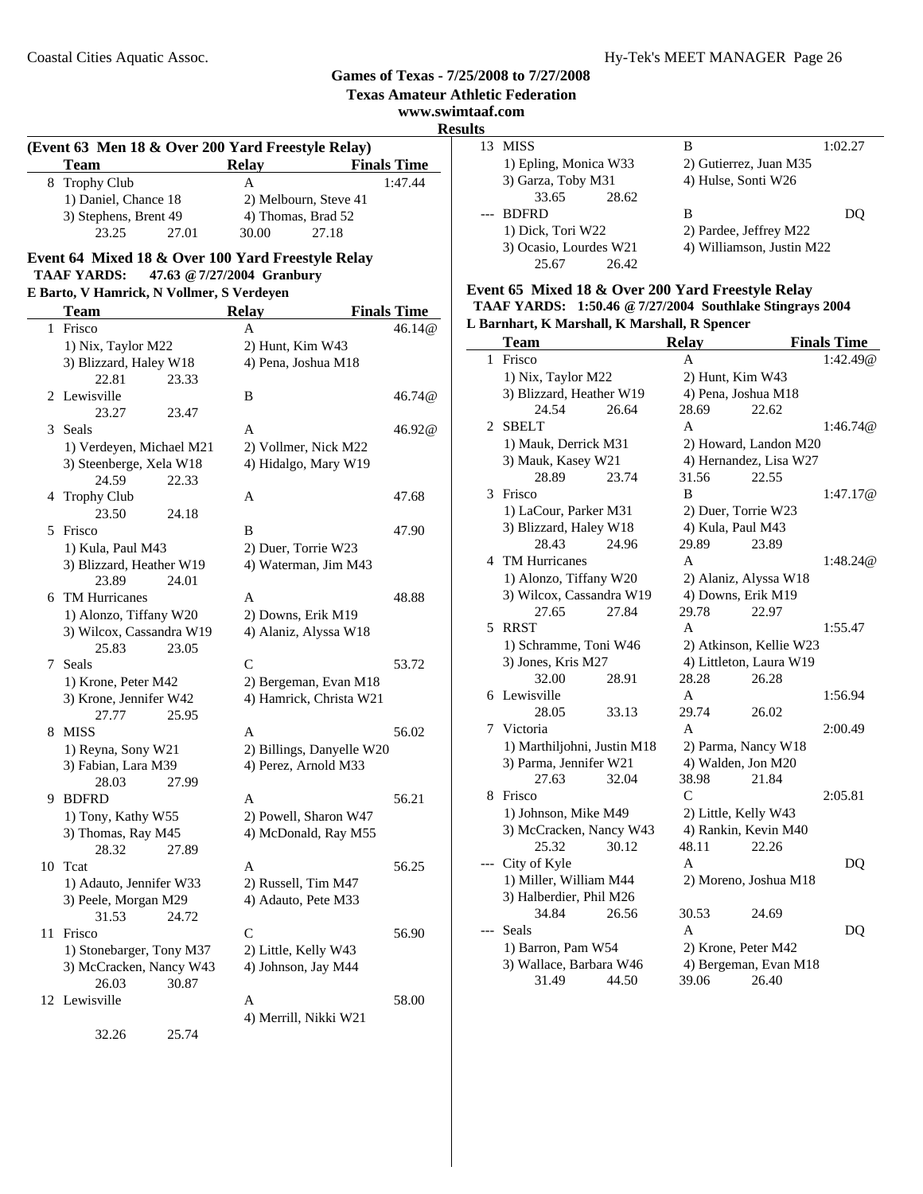## Games of Texas - 7/25/2008 to 7/27/2008

**Texas Amateur Athletic Federation**

**www.swimtaaf.com**

**Results**

### (Event 63 Men 18 & Over 200 Yard Freestyle Relay)

| | Team | Relay | Finals Time |
|---|---|---|---|
| 8 | Trophy Club | A | 1:47.44 |
| | 1) Daniel, Chance 18 | 2) Melbourn, Steve 41 | |
| | 3) Stephens, Brent 49 | 4) Thomas, Brad 52 | |
| | 23.25 27.01 | 30.00 27.18 | |

### Event 64 Mixed 18 & Over 100 Yard Freestyle Relay

**TAAF YARDS: 47.63 @ 7/27/2004 Granbury**

**E Barto, V Hamrick, N Vollmer, S Verdeyen**

| | Team | Relay | Finals Time |
|---|---|---|---|
| 1 | Frisco | A | 46.14@ |
| | 1) Nix, Taylor M22 | 2) Hunt, Kim W43 | |
| | 3) Blizzard, Haley W18 | 4) Pena, Joshua M18 | |
| | 22.81 23.33 | | |
| 2 | Lewisville | B | 46.74@ |
| | 23.27 23.47 | | |
| 3 | Seals | A | 46.92@ |
| | 1) Verdeyen, Michael M21 | 2) Vollmer, Nick M22 | |
| | 3) Steenberge, Xela W18 | 4) Hidalgo, Mary W19 | |
| | 24.59 22.33 | | |
| 4 | Trophy Club | A | 47.68 |
| | 23.50 24.18 | | |
| 5 | Frisco | B | 47.90 |
| | 1) Kula, Paul M43 | 2) Duer, Torrie W23 | |
| | 3) Blizzard, Heather W19 | 4) Waterman, Jim M43 | |
| | 23.89 24.01 | | |
| 6 | TM Hurricanes | A | 48.88 |
| | 1) Alonzo, Tiffany W20 | 2) Downs, Erik M19 | |
| | 3) Wilcox, Cassandra W19 | 4) Alaniz, Alyssa W18 | |
| | 25.83 23.05 | | |
| 7 | Seals | C | 53.72 |
| | 1) Krone, Peter M42 | 2) Bergeman, Evan M18 | |
| | 3) Krone, Jennifer W42 | 4) Hamrick, Christa W21 | |
| | 27.77 25.95 | | |
| 8 | MISS | A | 56.02 |
| | 1) Reyna, Sony W21 | 2) Billings, Danyelle W20 | |
| | 3) Fabian, Lara M39 | 4) Perez, Arnold M33 | |
| | 28.03 27.99 | | |
| 9 | BDFRD | A | 56.21 |
| | 1) Tony, Kathy W55 | 2) Powell, Sharon W47 | |
| | 3) Thomas, Ray M45 | 4) McDonald, Ray M55 | |
| | 28.32 27.89 | | |
| 10 | Tcat | A | 56.25 |
| | 1) Adauto, Jennifer W33 | 2) Russell, Tim M47 | |
| | 3) Peele, Morgan M29 | 4) Adauto, Pete M33 | |
| | 31.53 24.72 | | |
| 11 | Frisco | C | 56.90 |
| | 1) Stonebarger, Tony M37 | 2) Little, Kelly W43 | |
| | 3) McCracken, Nancy W43 | 4) Johnson, Jay M44 | |
| | 26.03 30.87 | | |
| 12 | Lewisville | A | 58.00 |
| | | 4) Merrill, Nikki W21 | |
| | 32.26 25.74 | | |
| 13 | MISS | B | 1:02.27 |
| | 1) Epling, Monica W33 | 2) Gutierrez, Juan M35 | |
| | 3) Garza, Toby M31 | 4) Hulse, Sonti W26 | |
| | 33.65 28.62 | | |
| --- | BDFRD | B | DQ |
| | 1) Dick, Tori W22 | 2) Pardee, Jeffrey M22 | |
| | 3) Ocasio, Lourdes W21 | 4) Williamson, Justin M22 | |
| | 25.67 26.42 | | |

### Event 65 Mixed 18 & Over 200 Yard Freestyle Relay

**TAAF YARDS: 1:50.46 @ 7/27/2004 Southlake Stingrays 2004**

**L Barnhart, K Marshall, K Marshall, R Spencer**

| | Team | Relay | Finals Time |
|---|---|---|---|
| 1 | Frisco | A | 1:42.49@ |
| | 1) Nix, Taylor M22 | 2) Hunt, Kim W43 | |
| | 3) Blizzard, Heather W19 | 4) Pena, Joshua M18 | |
| | 24.54 26.64 | 28.69 22.62 | |
| 2 | SBELT | A | 1:46.74@ |
| | 1) Mauk, Derrick M31 | 2) Howard, Landon M20 | |
| | 3) Mauk, Kasey W21 | 4) Hernandez, Lisa W27 | |
| | 28.89 23.74 | 31.56 22.55 | |
| 3 | Frisco | B | 1:47.17@ |
| | 1) LaCour, Parker M31 | 2) Duer, Torrie W23 | |
| | 3) Blizzard, Haley W18 | 4) Kula, Paul M43 | |
| | 28.43 24.96 | 29.89 23.89 | |
| 4 | TM Hurricanes | A | 1:48.24@ |
| | 1) Alonzo, Tiffany W20 | 2) Alaniz, Alyssa W18 | |
| | 3) Wilcox, Cassandra W19 | 4) Downs, Erik M19 | |
| | 27.65 27.84 | 29.78 22.97 | |
| 5 | RRST | A | 1:55.47 |
| | 1) Schramme, Toni W46 | 2) Atkinson, Kellie W23 | |
| | 3) Jones, Kris M27 | 4) Littleton, Laura W19 | |
| | 32.00 28.91 | 28.28 26.28 | |
| 6 | Lewisville | A | 1:56.94 |
| | 28.05 33.13 | 29.74 26.02 | |
| 7 | Victoria | A | 2:00.49 |
| | 1) Marthiljohni, Justin M18 | 2) Parma, Nancy W18 | |
| | 3) Parma, Jennifer W21 | 4) Walden, Jon M20 | |
| | 27.63 32.04 | 38.98 21.84 | |
| 8 | Frisco | C | 2:05.81 |
| | 1) Johnson, Mike M49 | 2) Little, Kelly W43 | |
| | 3) McCracken, Nancy W43 | 4) Rankin, Kevin M40 | |
| | 25.32 30.12 | 48.11 22.26 | |
| --- | City of Kyle | A | DQ |
| | 1) Miller, William M44 | 2) Moreno, Joshua M18 | |
| | 3) Halberdier, Phil M26 | | |
| | 34.84 26.56 | 30.53 24.69 | |
| --- | Seals | A | DQ |
| | 1) Barron, Pam W54 | 2) Krone, Peter M42 | |
| | 3) Wallace, Barbara W46 | 4) Bergeman, Evan M18 | |
| | 31.49 44.50 | 39.06 26.40 | |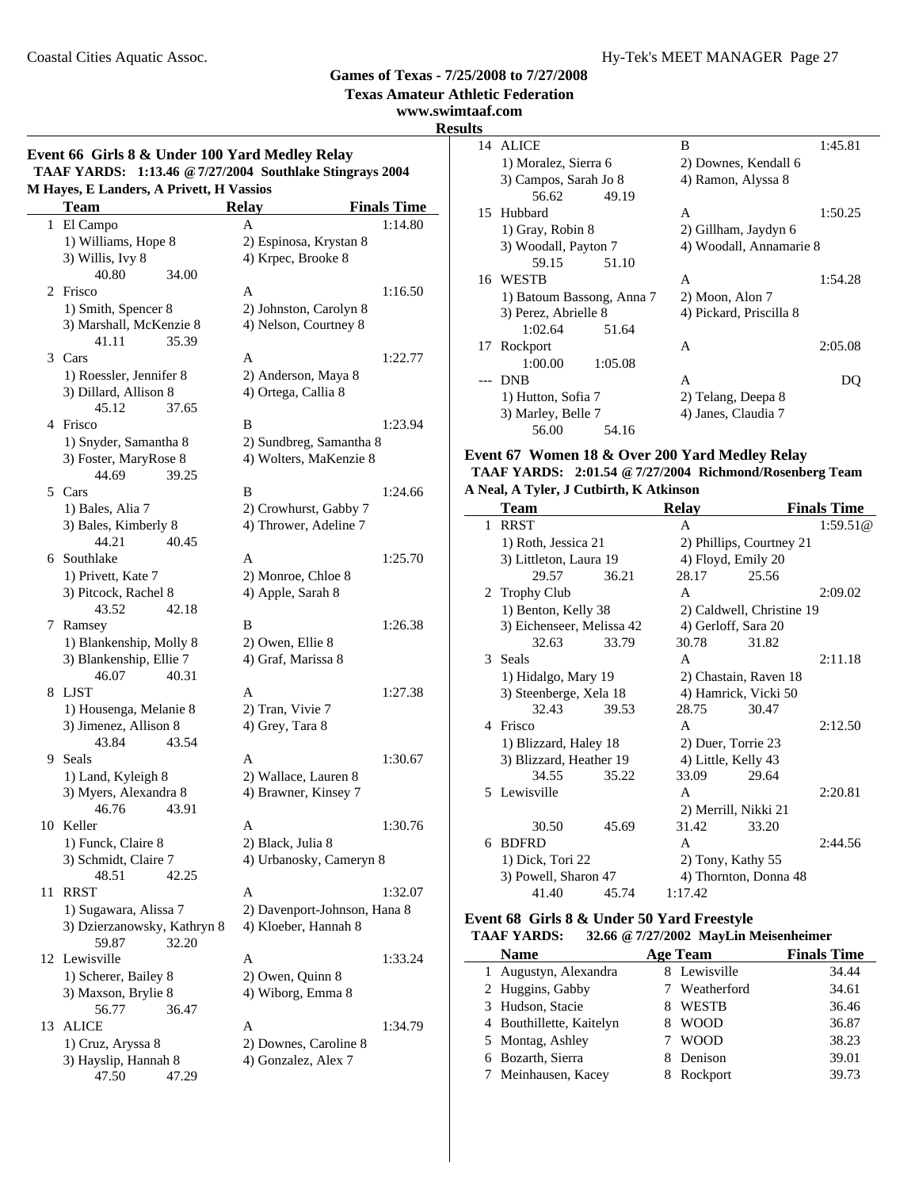## Games of Texas - 7/25/2008 to 7/27/2008
### Texas Amateur Athletic Federation
### www.swimtaaf.com
### Results

### Event 66 Girls 8 & Under 100 Yard Medley Relay

**TAAF YARDS: 1:13.46 @ 7/27/2004 Southlake Stingrays 2004**
**M Hayes, E Landers, A Privett, H Vassios**

| | Team | Relay | Finals Time |
|---|---|---|---|
| 1 | El Campo | A | 1:14.80 |
| | 1) Williams, Hope 8 | 2) Espinosa, Krystan 8 | |
| | 3) Willis, Ivy 8 | 4) Krpec, Brooke 8 | |
| | 40.80 34.00 | | |
| 2 | Frisco | A | 1:16.50 |
| | 1) Smith, Spencer 8 | 2) Johnston, Carolyn 8 | |
| | 3) Marshall, McKenzie 8 | 4) Nelson, Courtney 8 | |
| | 41.11 35.39 | | |
| 3 | Cars | A | 1:22.77 |
| | 1) Roessler, Jennifer 8 | 2) Anderson, Maya 8 | |
| | 3) Dillard, Allison 8 | 4) Ortega, Callia 8 | |
| | 45.12 37.65 | | |
| 4 | Frisco | B | 1:23.94 |
| | 1) Snyder, Samantha 8 | 2) Sundbreg, Samantha 8 | |
| | 3) Foster, MaryRose 8 | 4) Wolters, MaKenzie 8 | |
| | 44.69 39.25 | | |
| 5 | Cars | B | 1:24.66 |
| | 1) Bales, Alia 7 | 2) Crowhurst, Gabby 7 | |
| | 3) Bales, Kimberly 8 | 4) Thrower, Adeline 7 | |
| | 44.21 40.45 | | |
| 6 | Southlake | A | 1:25.70 |
| | 1) Privett, Kate 7 | 2) Monroe, Chloe 8 | |
| | 3) Pitcock, Rachel 8 | 4) Apple, Sarah 8 | |
| | 43.52 42.18 | | |
| 7 | Ramsey | B | 1:26.38 |
| | 1) Blankenship, Molly 8 | 2) Owen, Ellie 8 | |
| | 3) Blankenship, Ellie 7 | 4) Graf, Marissa 8 | |
| | 46.07 40.31 | | |
| 8 | LJST | A | 1:27.38 |
| | 1) Housenga, Melanie 8 | 2) Tran, Vivie 7 | |
| | 3) Jimenez, Allison 8 | 4) Grey, Tara 8 | |
| | 43.84 43.54 | | |
| 9 | Seals | A | 1:30.67 |
| | 1) Land, Kyleigh 8 | 2) Wallace, Lauren 8 | |
| | 3) Myers, Alexandra 8 | 4) Brawner, Kinsey 7 | |
| | 46.76 43.91 | | |
| 10 | Keller | A | 1:30.76 |
| | 1) Funck, Claire 8 | 2) Black, Julia 8 | |
| | 3) Schmidt, Claire 7 | 4) Urbanosky, Cameryn 8 | |
| | 48.51 42.25 | | |
| 11 | RRST | A | 1:32.07 |
| | 1) Sugawara, Alissa 7 | 2) Davenport-Johnson, Hana 8 | |
| | 3) Dzierzanowsky, Kathryn 8 | 4) Kloeber, Hannah 8 | |
| | 59.87 32.20 | | |
| 12 | Lewisville | A | 1:33.24 |
| | 1) Scherer, Bailey 8 | 2) Owen, Quinn 8 | |
| | 3) Maxson, Brylie 8 | 4) Wiborg, Emma 8 | |
| | 56.77 36.47 | | |
| 13 | ALICE | A | 1:34.79 |
| | 1) Cruz, Aryssa 8 | 2) Downes, Caroline 8 | |
| | 3) Hayslip, Hannah 8 | 4) Gonzalez, Alex 7 | |
| | 47.50 47.29 | | |
| 14 | ALICE | B | 1:45.81 |
| | 1) Moralez, Sierra 6 | 2) Downes, Kendall 6 | |
| | 3) Campos, Sarah Jo 8 | 4) Ramon, Alyssa 8 | |
| | 56.62 49.19 | | |
| 15 | Hubbard | A | 1:50.25 |
| | 1) Gray, Robin 8 | 2) Gillham, Jaydyn 6 | |
| | 3) Woodall, Payton 7 | 4) Woodall, Annamarie 8 | |
| | 59.15 51.10 | | |
| 16 | WESTB | A | 1:54.28 |
| | 1) Batoum Bassong, Anna 7 | 2) Moon, Alon 7 | |
| | 3) Perez, Abrielle 8 | 4) Pickard, Priscilla 8 | |
| | 1:02.64 51.64 | | |
| 17 | Rockport | A | 2:05.08 |
| | 1:00.00 1:05.08 | | |
| --- | DNB | A | DQ |
| | 1) Hutton, Sofia 7 | 2) Telang, Deepa 8 | |
| | 3) Marley, Belle 7 | 4) Janes, Claudia 7 | |
| | 56.00 54.16 | | |

### Event 67 Women 18 & Over 200 Yard Medley Relay

**TAAF YARDS: 2:01.54 @ 7/27/2004 Richmond/Rosenberg Team**
**A Neal, A Tyler, J Cutbirth, K Atkinson**

| | Team | Relay | Finals Time |
|---|---|---|---|
| 1 | RRST | A | 1:59.51@ |
| | 1) Roth, Jessica 21 | 2) Phillips, Courtney 21 | |
| | 3) Littleton, Laura 19 | 4) Floyd, Emily 20 | |
| | 29.57 36.21 | 28.17 25.56 | |
| 2 | Trophy Club | A | 2:09.02 |
| | 1) Benton, Kelly 38 | 2) Caldwell, Christine 19 | |
| | 3) Eichenseer, Melissa 42 | 4) Gerloff, Sara 20 | |
| | 32.63 33.79 | 30.78 31.82 | |
| 3 | Seals | A | 2:11.18 |
| | 1) Hidalgo, Mary 19 | 2) Chastain, Raven 18 | |
| | 3) Steenberge, Xela 18 | 4) Hamrick, Vicki 50 | |
| | 32.43 39.53 | 28.75 30.47 | |
| 4 | Frisco | A | 2:12.50 |
| | 1) Blizzard, Haley 18 | 2) Duer, Torrie 23 | |
| | 3) Blizzard, Heather 19 | 4) Little, Kelly 43 | |
| | 34.55 35.22 | 33.09 29.64 | |
| 5 | Lewisville | A | 2:20.81 |
| | | 2) Merrill, Nikki 21 | |
| | 30.50 45.69 | 31.42 33.20 | |
| 6 | BDFRD | A | 2:44.56 |
| | 1) Dick, Tori 22 | 2) Tony, Kathy 55 | |
| | 3) Powell, Sharon 47 | 4) Thornton, Donna 48 | |
| | 41.40 45.74 | 1:17.42 | |

### Event 68 Girls 8 & Under 50 Yard Freestyle

**TAAF YARDS: 32.66 @ 7/27/2002 MayLin Meisenheimer**

| | Name | Age | Team | Finals Time |
|---|---|---|---|---|
| 1 | Augustyn, Alexandra | 8 | Lewisville | 34.44 |
| 2 | Huggins, Gabby | 7 | Weatherford | 34.61 |
| 3 | Hudson, Stacie | 8 | WESTB | 36.46 |
| 4 | Bouthillette, Kaitelyn | 8 | WOOD | 36.87 |
| 5 | Montag, Ashley | 7 | WOOD | 38.23 |
| 6 | Bozarth, Sierra | 8 | Denison | 39.01 |
| 7 | Meinhausen, Kacey | 8 | Rockport | 39.73 |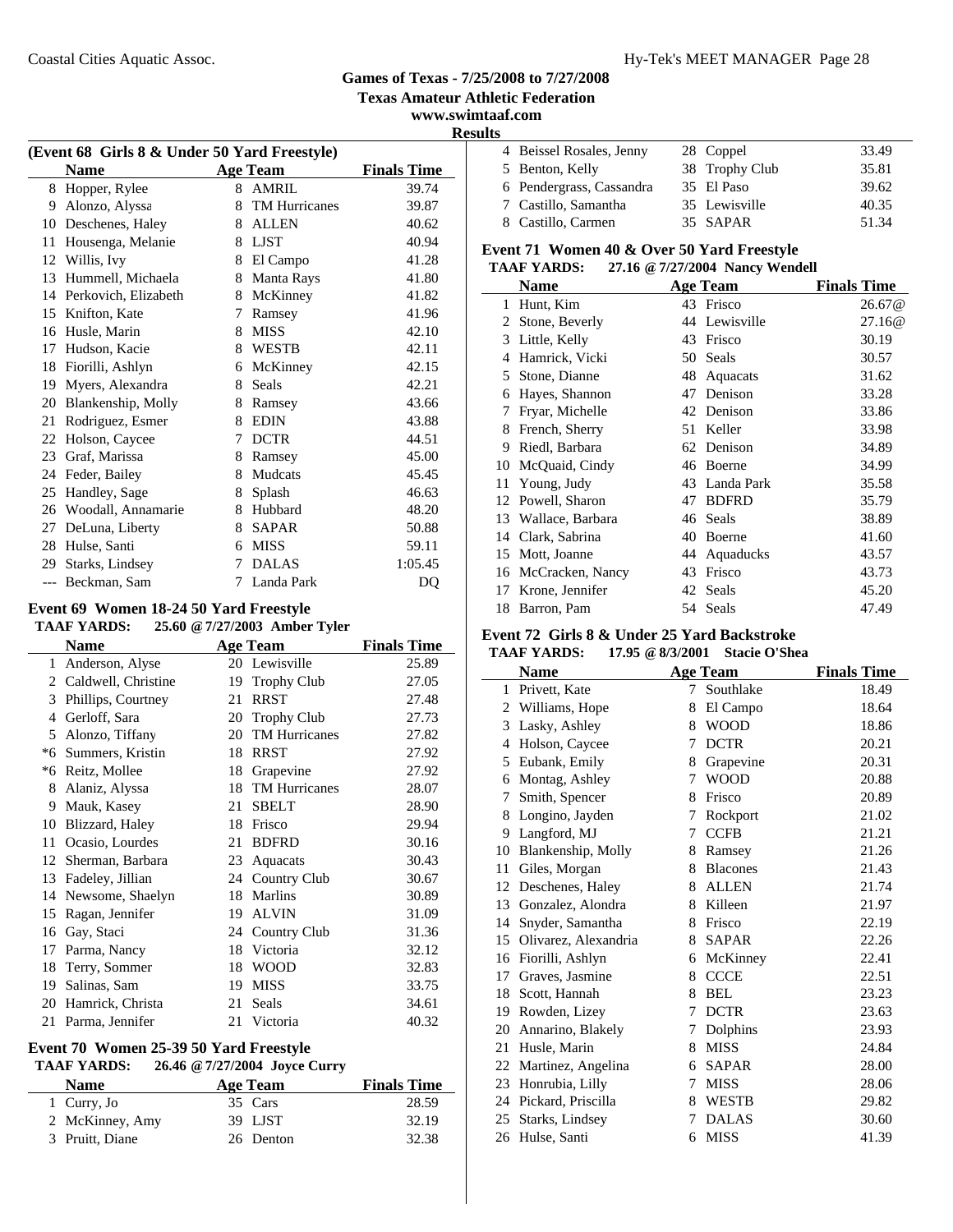### Games of Texas - 7/25/2008 to 7/27/2008
### Texas Amateur Athletic Federation
### www.swimtaaf.com
### Results

**(Event 68 Girls 8 & Under 50 Yard Freestyle)**

| | Name | Age | Team | Finals Time |
|---|---|---|---|---|
| 8 | Hopper, Rylee | 8 | AMRIL | 39.74 |
| 9 | Alonzo, Alyssa | 8 | TM Hurricanes | 39.87 |
| 10 | Deschenes, Haley | 8 | ALLEN | 40.62 |
| 11 | Housenga, Melanie | 8 | LJST | 40.94 |
| 12 | Willis, Ivy | 8 | El Campo | 41.28 |
| 13 | Hummell, Michaela | 8 | Manta Rays | 41.80 |
| 14 | Perkovich, Elizabeth | 8 | McKinney | 41.82 |
| 15 | Knifton, Kate | 7 | Ramsey | 41.96 |
| 16 | Husle, Marin | 8 | MISS | 42.10 |
| 17 | Hudson, Kacie | 8 | WESTB | 42.11 |
| 18 | Fiorilli, Ashlyn | 6 | McKinney | 42.15 |
| 19 | Myers, Alexandra | 8 | Seals | 42.21 |
| 20 | Blankenship, Molly | 8 | Ramsey | 43.66 |
| 21 | Rodriguez, Esmer | 8 | EDIN | 43.88 |
| 22 | Holson, Caycee | 7 | DCTR | 44.51 |
| 23 | Graf, Marissa | 8 | Ramsey | 45.00 |
| 24 | Feder, Bailey | 8 | Mudcats | 45.45 |
| 25 | Handley, Sage | 8 | Splash | 46.63 |
| 26 | Woodall, Annamarie | 8 | Hubbard | 48.20 |
| 27 | DeLuna, Liberty | 8 | SAPAR | 50.88 |
| 28 | Hulse, Santi | 6 | MISS | 59.11 |
| 29 | Starks, Lindsey | 7 | DALAS | 1:05.45 |
| --- | Beckman, Sam | 7 | Landa Park | DQ |

**Event 69 Women 18-24 50 Yard Freestyle**

**TAAF YARDS: 25.60 @ 7/27/2003 Amber Tyler**

| | Name | Age | Team | Finals Time |
|---|---|---|---|---|
| 1 | Anderson, Alyse | 20 | Lewisville | 25.89 |
| 2 | Caldwell, Christine | 19 | Trophy Club | 27.05 |
| 3 | Phillips, Courtney | 21 | RRST | 27.48 |
| 4 | Gerloff, Sara | 20 | Trophy Club | 27.73 |
| 5 | Alonzo, Tiffany | 20 | TM Hurricanes | 27.82 |
| *6 | Summers, Kristin | 18 | RRST | 27.92 |
| *6 | Reitz, Mollee | 18 | Grapevine | 27.92 |
| 8 | Alaniz, Alyssa | 18 | TM Hurricanes | 28.07 |
| 9 | Mauk, Kasey | 21 | SBELT | 28.90 |
| 10 | Blizzard, Haley | 18 | Frisco | 29.94 |
| 11 | Ocasio, Lourdes | 21 | BDFRD | 30.16 |
| 12 | Sherman, Barbara | 23 | Aquacats | 30.43 |
| 13 | Fadeley, Jillian | 24 | Country Club | 30.67 |
| 14 | Newsome, Shaelyn | 18 | Marlins | 30.89 |
| 15 | Ragan, Jennifer | 19 | ALVIN | 31.09 |
| 16 | Gay, Staci | 24 | Country Club | 31.36 |
| 17 | Parma, Nancy | 18 | Victoria | 32.12 |
| 18 | Terry, Sommer | 18 | WOOD | 32.83 |
| 19 | Salinas, Sam | 19 | MISS | 33.75 |
| 20 | Hamrick, Christa | 21 | Seals | 34.61 |
| 21 | Parma, Jennifer | 21 | Victoria | 40.32 |

**Event 70 Women 25-39 50 Yard Freestyle**

**TAAF YARDS: 26.46 @ 7/27/2004 Joyce Curry**

| | Name | Age | Team | Finals Time |
|---|---|---|---|---|
| 1 | Curry, Jo | 35 | Cars | 28.59 |
| 2 | McKinney, Amy | 39 | LJST | 32.19 |
| 3 | Pruitt, Diane | 26 | Denton | 32.38 |
| 4 | Beissel Rosales, Jenny | 28 | Coppel | 33.49 |
| 5 | Benton, Kelly | 38 | Trophy Club | 35.81 |
| 6 | Pendergrass, Cassandra | 35 | El Paso | 39.62 |
| 7 | Castillo, Samantha | 35 | Lewisville | 40.35 |
| 8 | Castillo, Carmen | 35 | SAPAR | 51.34 |

**Event 71 Women 40 & Over 50 Yard Freestyle**

**TAAF YARDS: 27.16 @ 7/27/2004 Nancy Wendell**

| | Name | Age | Team | Finals Time |
|---|---|---|---|---|
| 1 | Hunt, Kim | 43 | Frisco | 26.67@ |
| 2 | Stone, Beverly | 44 | Lewisville | 27.16@ |
| 3 | Little, Kelly | 43 | Frisco | 30.19 |
| 4 | Hamrick, Vicki | 50 | Seals | 30.57 |
| 5 | Stone, Dianne | 48 | Aquacats | 31.62 |
| 6 | Hayes, Shannon | 47 | Denison | 33.28 |
| 7 | Fryar, Michelle | 42 | Denison | 33.86 |
| 8 | French, Sherry | 51 | Keller | 33.98 |
| 9 | Riedl, Barbara | 62 | Denison | 34.89 |
| 10 | McQuaid, Cindy | 46 | Boerne | 34.99 |
| 11 | Young, Judy | 43 | Landa Park | 35.58 |
| 12 | Powell, Sharon | 47 | BDFRD | 35.79 |
| 13 | Wallace, Barbara | 46 | Seals | 38.89 |
| 14 | Clark, Sabrina | 40 | Boerne | 41.60 |
| 15 | Mott, Joanne | 44 | Aquaducks | 43.57 |
| 16 | McCracken, Nancy | 43 | Frisco | 43.73 |
| 17 | Krone, Jennifer | 42 | Seals | 45.20 |
| 18 | Barron, Pam | 54 | Seals | 47.49 |

**Event 72 Girls 8 & Under 25 Yard Backstroke**

**TAAF YARDS: 17.95 @ 8/3/2001 Stacie O'Shea**

| | Name | Age | Team | Finals Time |
|---|---|---|---|---|
| 1 | Privett, Kate | 7 | Southlake | 18.49 |
| 2 | Williams, Hope | 8 | El Campo | 18.64 |
| 3 | Lasky, Ashley | 8 | WOOD | 18.86 |
| 4 | Holson, Caycee | 7 | DCTR | 20.21 |
| 5 | Eubank, Emily | 8 | Grapevine | 20.31 |
| 6 | Montag, Ashley | 7 | WOOD | 20.88 |
| 7 | Smith, Spencer | 8 | Frisco | 20.89 |
| 8 | Longino, Jayden | 7 | Rockport | 21.02 |
| 9 | Langford, MJ | 7 | CCFB | 21.21 |
| 10 | Blankenship, Molly | 8 | Ramsey | 21.26 |
| 11 | Giles, Morgan | 8 | Blacones | 21.43 |
| 12 | Deschenes, Haley | 8 | ALLEN | 21.74 |
| 13 | Gonzalez, Alondra | 8 | Killeen | 21.97 |
| 14 | Snyder, Samantha | 8 | Frisco | 22.19 |
| 15 | Olivarez, Alexandria | 8 | SAPAR | 22.26 |
| 16 | Fiorilli, Ashlyn | 6 | McKinney | 22.41 |
| 17 | Graves, Jasmine | 8 | CCCE | 22.51 |
| 18 | Scott, Hannah | 8 | BEL | 23.23 |
| 19 | Rowden, Lizey | 7 | DCTR | 23.63 |
| 20 | Annarino, Blakely | 7 | Dolphins | 23.93 |
| 21 | Husle, Marin | 8 | MISS | 24.84 |
| 22 | Martinez, Angelina | 6 | SAPAR | 28.00 |
| 23 | Honrubia, Lilly | 7 | MISS | 28.06 |
| 24 | Pickard, Priscilla | 8 | WESTB | 29.82 |
| 25 | Starks, Lindsey | 7 | DALAS | 30.60 |
| 26 | Hulse, Santi | 6 | MISS | 41.39 |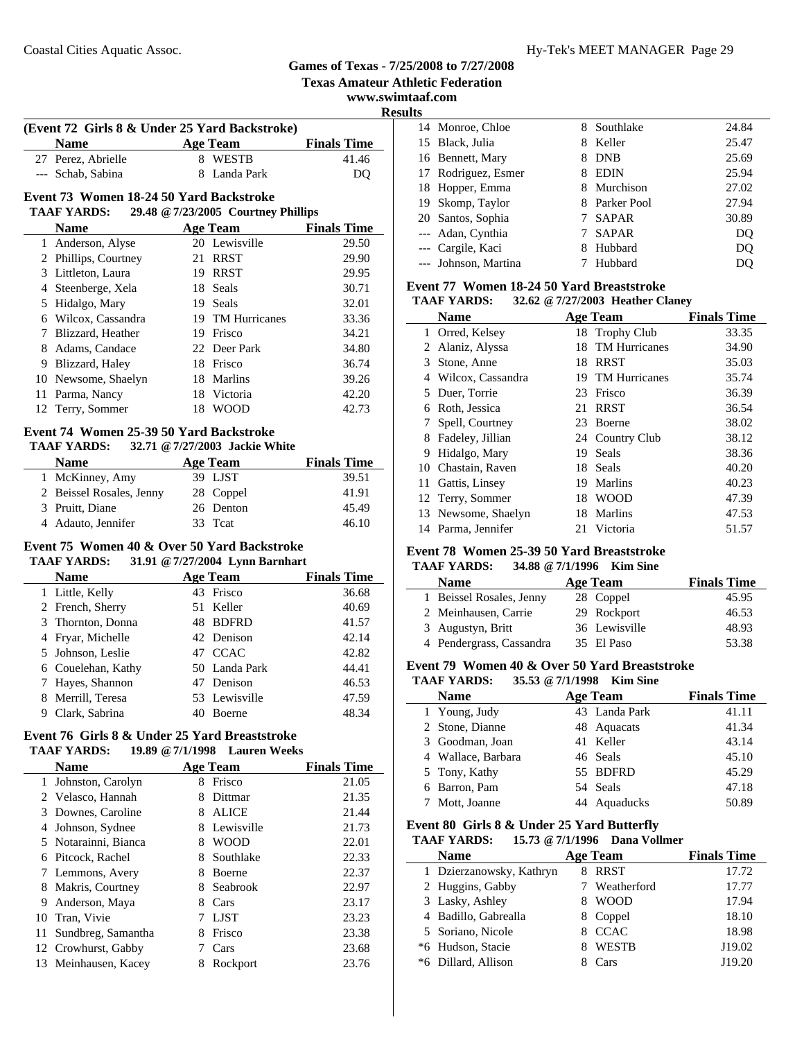## Games of Texas - 7/25/2008 to 7/27/2008

**Texas Amateur Athletic Federation**

**www.swimtaaf.com**

**Results**

### (Event 72 Girls 8 & Under 25 Yard Backstroke)

| | Name | Age | Team | Finals Time |
|---|---|---|---|---|
| 27 | Perez, Abrielle | 8 | WESTB | 41.46 |
| --- | Schab, Sabina | 8 | Landa Park | DQ |

### Event 73 Women 18-24 50 Yard Backstroke

**TAAF YARDS: 29.48 @ 7/23/2005 Courtney Phillips**

| | Name | Age | Team | Finals Time |
|---|---|---|---|---|
| 1 | Anderson, Alyse | 20 | Lewisville | 29.50 |
| 2 | Phillips, Courtney | 21 | RRST | 29.90 |
| 3 | Littleton, Laura | 19 | RRST | 29.95 |
| 4 | Steenberge, Xela | 18 | Seals | 30.71 |
| 5 | Hidalgo, Mary | 19 | Seals | 32.01 |
| 6 | Wilcox, Cassandra | 19 | TM Hurricanes | 33.36 |
| 7 | Blizzard, Heather | 19 | Frisco | 34.21 |
| 8 | Adams, Candace | 22 | Deer Park | 34.80 |
| 9 | Blizzard, Haley | 18 | Frisco | 36.74 |
| 10 | Newsome, Shaelyn | 18 | Marlins | 39.26 |
| 11 | Parma, Nancy | 18 | Victoria | 42.20 |
| 12 | Terry, Sommer | 18 | WOOD | 42.73 |

### Event 74 Women 25-39 50 Yard Backstroke

**TAAF YARDS: 32.71 @ 7/27/2003 Jackie White**

| | Name | Age | Team | Finals Time |
|---|---|---|---|---|
| 1 | McKinney, Amy | 39 | LJST | 39.51 |
| 2 | Beissel Rosales, Jenny | 28 | Coppel | 41.91 |
| 3 | Pruitt, Diane | 26 | Denton | 45.49 |
| 4 | Adauto, Jennifer | 33 | Tcat | 46.10 |

### Event 75 Women 40 & Over 50 Yard Backstroke

**TAAF YARDS: 31.91 @ 7/27/2004 Lynn Barnhart**

| | Name | Age | Team | Finals Time |
|---|---|---|---|---|
| 1 | Little, Kelly | 43 | Frisco | 36.68 |
| 2 | French, Sherry | 51 | Keller | 40.69 |
| 3 | Thornton, Donna | 48 | BDFRD | 41.57 |
| 4 | Fryar, Michelle | 42 | Denison | 42.14 |
| 5 | Johnson, Leslie | 47 | CCAC | 42.82 |
| 6 | Couelehan, Kathy | 50 | Landa Park | 44.41 |
| 7 | Hayes, Shannon | 47 | Denison | 46.53 |
| 8 | Merrill, Teresa | 53 | Lewisville | 47.59 |
| 9 | Clark, Sabrina | 40 | Boerne | 48.34 |

### Event 76 Girls 8 & Under 25 Yard Breaststroke

**TAAF YARDS: 19.89 @ 7/1/1998 Lauren Weeks**

| | Name | Age | Team | Finals Time |
|---|---|---|---|---|
| 1 | Johnston, Carolyn | 8 | Frisco | 21.05 |
| 2 | Velasco, Hannah | 8 | Dittmar | 21.35 |
| 3 | Downes, Caroline | 8 | ALICE | 21.44 |
| 4 | Johnson, Sydnee | 8 | Lewisville | 21.73 |
| 5 | Notarainni, Bianca | 8 | WOOD | 22.01 |
| 6 | Pitcock, Rachel | 8 | Southlake | 22.33 |
| 7 | Lemmons, Avery | 8 | Boerne | 22.37 |
| 8 | Makris, Courtney | 8 | Seabrook | 22.97 |
| 9 | Anderson, Maya | 8 | Cars | 23.17 |
| 10 | Tran, Vivie | 7 | LJST | 23.23 |
| 11 | Sundbreg, Samantha | 8 | Frisco | 23.38 |
| 12 | Crowhurst, Gabby | 7 | Cars | 23.68 |
| 13 | Meinhausen, Kacey | 8 | Rockport | 23.76 |
| 14 | Monroe, Chloe | 8 | Southlake | 24.84 |
| 15 | Black, Julia | 8 | Keller | 25.47 |
| 16 | Bennett, Mary | 8 | DNB | 25.69 |
| 17 | Rodriguez, Esmer | 8 | EDIN | 25.94 |
| 18 | Hopper, Emma | 8 | Murchison | 27.02 |
| 19 | Skomp, Taylor | 8 | Parker Pool | 27.94 |
| 20 | Santos, Sophia | 7 | SAPAR | 30.89 |
| --- | Adan, Cynthia | 7 | SAPAR | DQ |
| --- | Cargile, Kaci | 8 | Hubbard | DQ |
| --- | Johnson, Martina | 7 | Hubbard | DQ |

### Event 77 Women 18-24 50 Yard Breaststroke

**TAAF YARDS: 32.62 @ 7/27/2003 Heather Claney**

| | Name | Age | Team | Finals Time |
|---|---|---|---|---|
| 1 | Orred, Kelsey | 18 | Trophy Club | 33.35 |
| 2 | Alaniz, Alyssa | 18 | TM Hurricanes | 34.90 |
| 3 | Stone, Anne | 18 | RRST | 35.03 |
| 4 | Wilcox, Cassandra | 19 | TM Hurricanes | 35.74 |
| 5 | Duer, Torrie | 23 | Frisco | 36.39 |
| 6 | Roth, Jessica | 21 | RRST | 36.54 |
| 7 | Spell, Courtney | 23 | Boerne | 38.02 |
| 8 | Fadeley, Jillian | 24 | Country Club | 38.12 |
| 9 | Hidalgo, Mary | 19 | Seals | 38.36 |
| 10 | Chastain, Raven | 18 | Seals | 40.20 |
| 11 | Gattis, Linsey | 19 | Marlins | 40.23 |
| 12 | Terry, Sommer | 18 | WOOD | 47.39 |
| 13 | Newsome, Shaelyn | 18 | Marlins | 47.53 |
| 14 | Parma, Jennifer | 21 | Victoria | 51.57 |

### Event 78 Women 25-39 50 Yard Breaststroke

**TAAF YARDS: 34.88 @ 7/1/1996 Kim Sine**

| | Name | Age | Team | Finals Time |
|---|---|---|---|---|
| 1 | Beissel Rosales, Jenny | 28 | Coppel | 45.95 |
| 2 | Meinhausen, Carrie | 29 | Rockport | 46.53 |
| 3 | Augustyn, Britt | 36 | Lewisville | 48.93 |
| 4 | Pendergrass, Cassandra | 35 | El Paso | 53.38 |

### Event 79 Women 40 & Over 50 Yard Breaststroke

**TAAF YARDS: 35.53 @ 7/1/1998 Kim Sine**

| | Name | Age | Team | Finals Time |
|---|---|---|---|---|
| 1 | Young, Judy | 43 | Landa Park | 41.11 |
| 2 | Stone, Dianne | 48 | Aquacats | 41.34 |
| 3 | Goodman, Joan | 41 | Keller | 43.14 |
| 4 | Wallace, Barbara | 46 | Seals | 45.10 |
| 5 | Tony, Kathy | 55 | BDFRD | 45.29 |
| 6 | Barron, Pam | 54 | Seals | 47.18 |
| 7 | Mott, Joanne | 44 | Aquaducks | 50.89 |

### Event 80 Girls 8 & Under 25 Yard Butterfly

**TAAF YARDS: 15.73 @ 7/1/1996 Dana Vollmer**

| | Name | Age | Team | Finals Time |
|---|---|---|---|---|
| 1 | Dzierzanowsky, Kathryn | 8 | RRST | 17.72 |
| 2 | Huggins, Gabby | 7 | Weatherford | 17.77 |
| 3 | Lasky, Ashley | 8 | WOOD | 17.94 |
| 4 | Badillo, Gabreалla | 8 | Coppel | 18.10 |
| 5 | Soriano, Nicole | 8 | CCAC | 18.98 |
| *6 | Hudson, Stacie | 8 | WESTB | J19.02 |
| *6 | Dillard, Allison | 8 | Cars | J19.20 |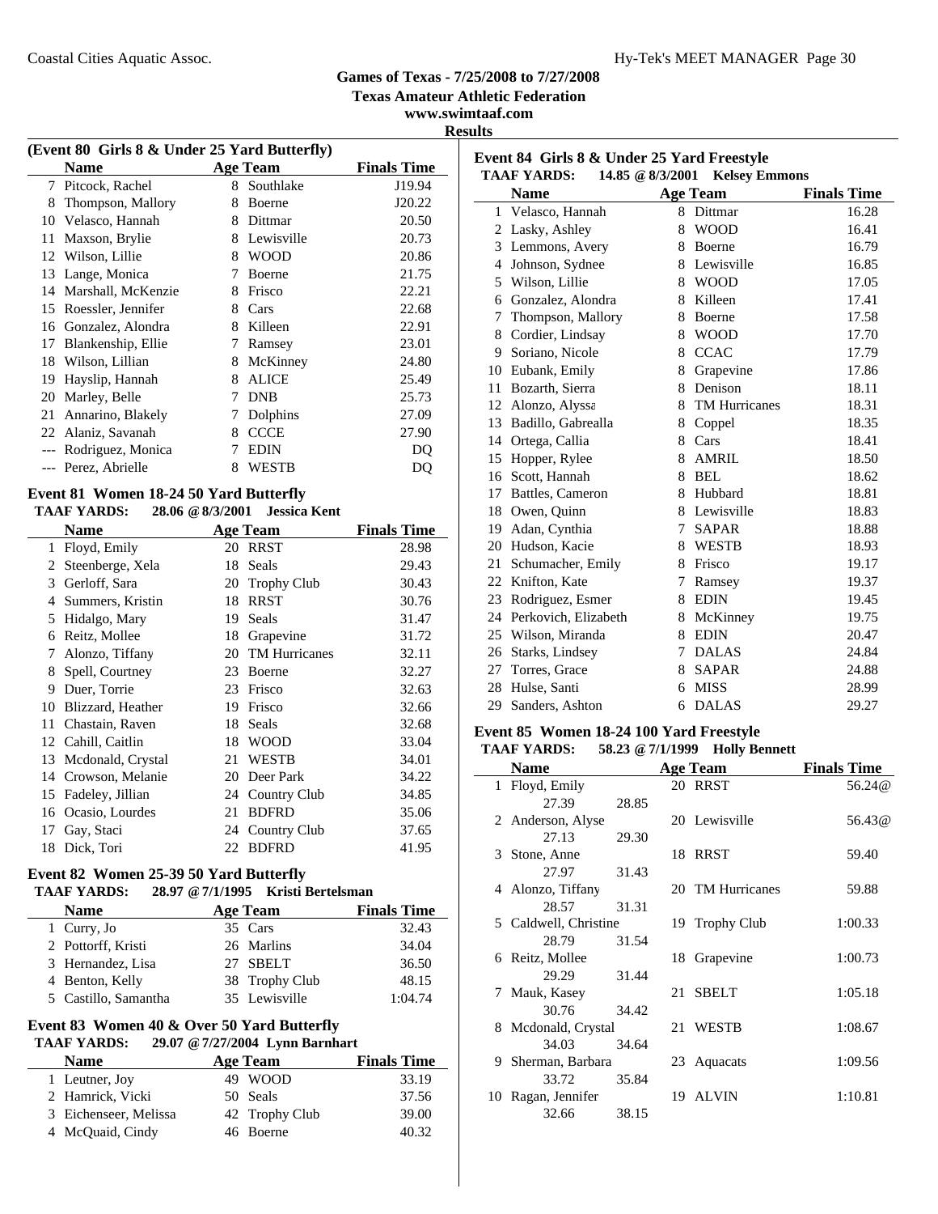Games of Texas - 7/25/2008 to 7/27/2008
Texas Amateur Athletic Federation
www.swimtaaf.com
**Results**

### (Event 80 Girls 8 & Under 25 Yard Butterfly)

| | Name | Age | Team | Finals Time |
|---|---|---|---|---|
| 7 | Pitcock, Rachel | 8 | Southlake | J19.94 |
| 8 | Thompson, Mallory | 8 | Boerne | J20.22 |
| 10 | Velasco, Hannah | 8 | Dittmar | 20.50 |
| 11 | Maxson, Brylie | 8 | Lewisville | 20.73 |
| 12 | Wilson, Lillie | 8 | WOOD | 20.86 |
| 13 | Lange, Monica | 7 | Boerne | 21.75 |
| 14 | Marshall, McKenzie | 8 | Frisco | 22.21 |
| 15 | Roessler, Jennifer | 8 | Cars | 22.68 |
| 16 | Gonzalez, Alondra | 8 | Killeen | 22.91 |
| 17 | Blankenship, Ellie | 7 | Ramsey | 23.01 |
| 18 | Wilson, Lillian | 8 | McKinney | 24.80 |
| 19 | Hayslip, Hannah | 8 | ALICE | 25.49 |
| 20 | Marley, Belle | 7 | DNB | 25.73 |
| 21 | Annarino, Blakely | 7 | Dolphins | 27.09 |
| 22 | Alaniz, Savanah | 8 | CCCE | 27.90 |
| --- | Rodriguez, Monica | 7 | EDIN | DQ |
| --- | Perez, Abrielle | 8 | WESTB | DQ |

### Event 81 Women 18-24 50 Yard Butterfly

**TAAF YARDS:** 28.06 @ 8/3/2001 Jessica Kent

| | Name | Age | Team | Finals Time |
|---|---|---|---|---|
| 1 | Floyd, Emily | 20 | RRST | 28.98 |
| 2 | Steenberge, Xela | 18 | Seals | 29.43 |
| 3 | Gerloff, Sara | 20 | Trophy Club | 30.43 |
| 4 | Summers, Kristin | 18 | RRST | 30.76 |
| 5 | Hidalgo, Mary | 19 | Seals | 31.47 |
| 6 | Reitz, Mollee | 18 | Grapevine | 31.72 |
| 7 | Alonzo, Tiffany | 20 | TM Hurricanes | 32.11 |
| 8 | Spell, Courtney | 23 | Boerne | 32.27 |
| 9 | Duer, Torrie | 23 | Frisco | 32.63 |
| 10 | Blizzard, Heather | 19 | Frisco | 32.66 |
| 11 | Chastain, Raven | 18 | Seals | 32.68 |
| 12 | Cahill, Caitlin | 18 | WOOD | 33.04 |
| 13 | Mcdonald, Crystal | 21 | WESTB | 34.01 |
| 14 | Crowson, Melanie | 20 | Deer Park | 34.22 |
| 15 | Fadeley, Jillian | 24 | Country Club | 34.85 |
| 16 | Ocasio, Lourdes | 21 | BDFRD | 35.06 |
| 17 | Gay, Staci | 24 | Country Club | 37.65 |
| 18 | Dick, Tori | 22 | BDFRD | 41.95 |

### Event 82 Women 25-39 50 Yard Butterfly

**TAAF YARDS:** 28.97 @ 7/1/1995 Kristi Bertelsman

| | Name | Age | Team | Finals Time |
|---|---|---|---|---|
| 1 | Curry, Jo | 35 | Cars | 32.43 |
| 2 | Pottorff, Kristi | 26 | Marlins | 34.04 |
| 3 | Hernandez, Lisa | 27 | SBELT | 36.50 |
| 4 | Benton, Kelly | 38 | Trophy Club | 48.15 |
| 5 | Castillo, Samantha | 35 | Lewisville | 1:04.74 |

### Event 83 Women 40 & Over 50 Yard Butterfly

**TAAF YARDS:** 29.07 @ 7/27/2004 Lynn Barnhart

| | Name | Age | Team | Finals Time |
|---|---|---|---|---|
| 1 | Leutner, Joy | 49 | WOOD | 33.19 |
| 2 | Hamrick, Vicki | 50 | Seals | 37.56 |
| 3 | Eichenseer, Melissa | 42 | Trophy Club | 39.00 |
| 4 | McQuaid, Cindy | 46 | Boerne | 40.32 |

### Event 84 Girls 8 & Under 25 Yard Freestyle

**TAAF YARDS:** 14.85 @ 8/3/2001 Kelsey Emmons

| | Name | Age | Team | Finals Time |
|---|---|---|---|---|
| 1 | Velasco, Hannah | 8 | Dittmar | 16.28 |
| 2 | Lasky, Ashley | 8 | WOOD | 16.41 |
| 3 | Lemmons, Avery | 8 | Boerne | 16.79 |
| 4 | Johnson, Sydnee | 8 | Lewisville | 16.85 |
| 5 | Wilson, Lillie | 8 | WOOD | 17.05 |
| 6 | Gonzalez, Alondra | 8 | Killeen | 17.41 |
| 7 | Thompson, Mallory | 8 | Boerne | 17.58 |
| 8 | Cordier, Lindsay | 8 | WOOD | 17.70 |
| 9 | Soriano, Nicole | 8 | CCAC | 17.79 |
| 10 | Eubank, Emily | 8 | Grapevine | 17.86 |
| 11 | Bozarth, Sierra | 8 | Denison | 18.11 |
| 12 | Alonzo, Alyssa | 8 | TM Hurricanes | 18.31 |
| 13 | Badillo, Gabrealla | 8 | Coppel | 18.35 |
| 14 | Ortega, Callia | 8 | Cars | 18.41 |
| 15 | Hopper, Rylee | 8 | AMRIL | 18.50 |
| 16 | Scott, Hannah | 8 | BEL | 18.62 |
| 17 | Battles, Cameron | 8 | Hubbard | 18.81 |
| 18 | Owen, Quinn | 8 | Lewisville | 18.83 |
| 19 | Adan, Cynthia | 7 | SAPAR | 18.88 |
| 20 | Hudson, Kacie | 8 | WESTB | 18.93 |
| 21 | Schumacher, Emily | 8 | Frisco | 19.17 |
| 22 | Knifton, Kate | 7 | Ramsey | 19.37 |
| 23 | Rodriguez, Esmer | 8 | EDIN | 19.45 |
| 24 | Perkovich, Elizabeth | 8 | McKinney | 19.75 |
| 25 | Wilson, Miranda | 8 | EDIN | 20.47 |
| 26 | Starks, Lindsey | 7 | DALAS | 24.84 |
| 27 | Torres, Grace | 8 | SAPAR | 24.88 |
| 28 | Hulse, Santi | 6 | MISS | 28.99 |
| 29 | Sanders, Ashton | 6 | DALAS | 29.27 |

### Event 85 Women 18-24 100 Yard Freestyle

**TAAF YARDS:** 58.23 @ 7/1/1999 Holly Bennett

| | Name | Age | Team | Finals Time |
|---|---|---|---|---|
| 1 | Floyd, Emily | 20 | RRST | 56.24@ |
| | 27.39 28.85 | | | |
| 2 | Anderson, Alyse | 20 | Lewisville | 56.43@ |
| | 27.13 29.30 | | | |
| 3 | Stone, Anne | 18 | RRST | 59.40 |
| | 27.97 31.43 | | | |
| 4 | Alonzo, Tiffany | 20 | TM Hurricanes | 59.88 |
| | 28.57 31.31 | | | |
| 5 | Caldwell, Christine | 19 | Trophy Club | 1:00.33 |
| | 28.79 31.54 | | | |
| 6 | Reitz, Mollee | 18 | Grapevine | 1:00.73 |
| | 29.29 31.44 | | | |
| 7 | Mauk, Kasey | 21 | SBELT | 1:05.18 |
| | 30.76 34.42 | | | |
| 8 | Mcdonald, Crystal | 21 | WESTB | 1:08.67 |
| | 34.03 34.64 | | | |
| 9 | Sherman, Barbara | 23 | Aquacats | 1:09.56 |
| | 33.72 35.84 | | | |
| 10 | Ragan, Jennifer | 19 | ALVIN | 1:10.81 |
| | 32.66 38.15 | | | |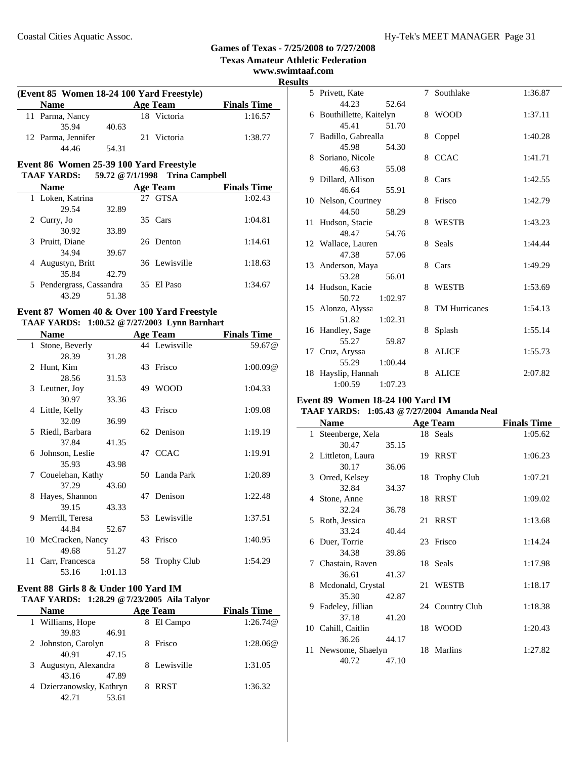## Games of Texas - 7/25/2008 to 7/27/2008
### Texas Amateur Athletic Federation
### www.swimtaaf.com
### Results

### (Event 85 Women 18-24 100 Yard Freestyle)

| | Name | Age | Team | Finals Time |
|---|---|---|---|---|
| 11 | Parma, Nancy | 18 | Victoria | 1:16.57 |
| | 35.94 | 40.63 | | |
| 12 | Parma, Jennifer | 21 | Victoria | 1:38.77 |
| | 44.46 | 54.31 | | |

### Event 86 Women 25-39 100 Yard Freestyle
**TAAF YARDS: 59.72 @ 7/1/1998 Trina Campbell**

| | Name | Age | Team | Finals Time |
|---|---|---|---|---|
| 1 | Loken, Katrina | 27 | GTSA | 1:02.43 |
| | 29.54 | 32.89 | | |
| 2 | Curry, Jo | 35 | Cars | 1:04.81 |
| | 30.92 | 33.89 | | |
| 3 | Pruitt, Diane | 26 | Denton | 1:14.61 |
| | 34.94 | 39.67 | | |
| 4 | Augustyn, Britt | 36 | Lewisville | 1:18.63 |
| | 35.84 | 42.79 | | |
| 5 | Pendergrass, Cassandra | 35 | El Paso | 1:34.67 |
| | 43.29 | 51.38 | | |

### Event 87 Women 40 & Over 100 Yard Freestyle
**TAAF YARDS: 1:00.52 @ 7/27/2003 Lynn Barnhart**

| | Name | Age | Team | Finals Time |
|---|---|---|---|---|
| 1 | Stone, Beverly | 44 | Lewisville | 59.67@ |
| | 28.39 | 31.28 | | |
| 2 | Hunt, Kim | 43 | Frisco | 1:00.09@ |
| | 28.56 | 31.53 | | |
| 3 | Leutner, Joy | 49 | WOOD | 1:04.33 |
| | 30.97 | 33.36 | | |
| 4 | Little, Kelly | 43 | Frisco | 1:09.08 |
| | 32.09 | 36.99 | | |
| 5 | Riedl, Barbara | 62 | Denison | 1:19.19 |
| | 37.84 | 41.35 | | |
| 6 | Johnson, Leslie | 47 | CCAC | 1:19.91 |
| | 35.93 | 43.98 | | |
| 7 | Couelehan, Kathy | 50 | Landa Park | 1:20.89 |
| | 37.29 | 43.60 | | |
| 8 | Hayes, Shannon | 47 | Denison | 1:22.48 |
| | 39.15 | 43.33 | | |
| 9 | Merrill, Teresa | 53 | Lewisville | 1:37.51 |
| | 44.84 | 52.67 | | |
| 10 | McCracken, Nancy | 43 | Frisco | 1:40.95 |
| | 49.68 | 51.27 | | |
| 11 | Carr, Francesca | 58 | Trophy Club | 1:54.29 |
| | 53.16 | 1:01.13 | | |

### Event 88 Girls 8 & Under 100 Yard IM
**TAAF YARDS: 1:28.29 @ 7/23/2005 Aila Talyor**

| | Name | Age | Team | Finals Time |
|---|---|---|---|---|
| 1 | Williams, Hope | 8 | El Campo | 1:26.74@ |
| | 39.83 | 46.91 | | |
| 2 | Johnston, Carolyn | 8 | Frisco | 1:28.06@ |
| | 40.91 | 47.15 | | |
| 3 | Augustyn, Alexandra | 8 | Lewisville | 1:31.05 |
| | 43.16 | 47.89 | | |
| 4 | Dzierzanowsky, Kathryn | 8 | RRST | 1:36.32 |
| | 42.71 | 53.61 | | |
| 5 | Privett, Kate | 7 | Southlake | 1:36.87 |
| | 44.23 | 52.64 | | |
| 6 | Bouthillette, Kaitelyn | 8 | WOOD | 1:37.11 |
| | 45.41 | 51.70 | | |
| 7 | Badillo, Gabreálla | 8 | Coppel | 1:40.28 |
| | 45.98 | 54.30 | | |
| 8 | Soriano, Nicole | 8 | CCAC | 1:41.71 |
| | 46.63 | 55.08 | | |
| 9 | Dillard, Allison | 8 | Cars | 1:42.55 |
| | 46.64 | 55.91 | | |
| 10 | Nelson, Courtney | 8 | Frisco | 1:42.79 |
| | 44.50 | 58.29 | | |
| 11 | Hudson, Stacie | 8 | WESTB | 1:43.23 |
| | 48.47 | 54.76 | | |
| 12 | Wallace, Lauren | 8 | Seals | 1:44.44 |
| | 47.38 | 57.06 | | |
| 13 | Anderson, Maya | 8 | Cars | 1:49.29 |
| | 53.28 | 56.01 | | |
| 14 | Hudson, Kacie | 8 | WESTB | 1:53.69 |
| | 50.72 | 1:02.97 | | |
| 15 | Alonzo, Alyssa | 8 | TM Hurricanes | 1:54.13 |
| | 51.82 | 1:02.31 | | |
| 16 | Handley, Sage | 8 | Splash | 1:55.14 |
| | 55.27 | 59.87 | | |
| 17 | Cruz, Aryssa | 8 | ALICE | 1:55.73 |
| | 55.29 | 1:00.44 | | |
| 18 | Hayslip, Hannah | 8 | ALICE | 2:07.82 |
| | 1:00.59 | 1:07.23 | | |

### Event 89 Women 18-24 100 Yard IM
**TAAF YARDS: 1:05.43 @ 7/27/2004 Amanda Neal**

| | Name | Age | Team | Finals Time |
|---|---|---|---|---|
| 1 | Steenberge, Xela | 18 | Seals | 1:05.62 |
| | 30.47 | 35.15 | | |
| 2 | Littleton, Laura | 19 | RRST | 1:06.23 |
| | 30.17 | 36.06 | | |
| 3 | Orred, Kelsey | 18 | Trophy Club | 1:07.21 |
| | 32.84 | 34.37 | | |
| 4 | Stone, Anne | 18 | RRST | 1:09.02 |
| | 32.24 | 36.78 | | |
| 5 | Roth, Jessica | 21 | RRST | 1:13.68 |
| | 33.24 | 40.44 | | |
| 6 | Duer, Torrie | 23 | Frisco | 1:14.24 |
| | 34.38 | 39.86 | | |
| 7 | Chastain, Raven | 18 | Seals | 1:17.98 |
| | 36.61 | 41.37 | | |
| 8 | Mcdonald, Crystal | 21 | WESTB | 1:18.17 |
| | 35.30 | 42.87 | | |
| 9 | Fadeley, Jillian | 24 | Country Club | 1:18.38 |
| | 37.18 | 41.20 | | |
| 10 | Cahill, Caitlin | 18 | WOOD | 1:20.43 |
| | 36.26 | 44.17 | | |
| 11 | Newsome, Shaelyn | 18 | Marlins | 1:27.82 |
| | 40.72 | 47.10 | | |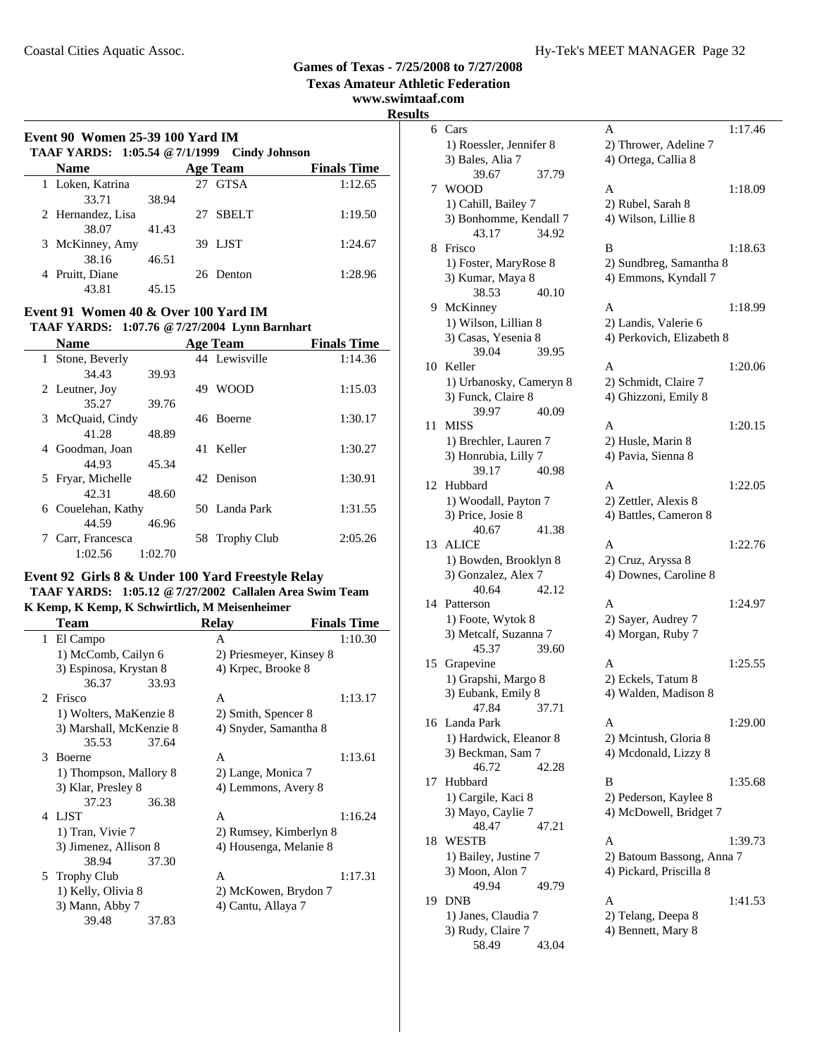## Games of Texas - 7/25/2008 to 7/27/2008

**Texas Amateur Athletic Federation**

**www.swimtaaf.com**

**Results**

### Event 90 Women 25-39 100 Yard IM

**TAAF YARDS: 1:05.54 @ 7/1/1999 Cindy Johnson**

| | Name | Age | Team | Finals Time |
|---|---|---|---|---|
| 1 | Loken, Katrina | 27 | GTSA | 1:12.65 |
| | 33.71 38.94 | | | |
| 2 | Hernandez, Lisa | 27 | SBELT | 1:19.50 |
| | 38.07 41.43 | | | |
| 3 | McKinney, Amy | 39 | LJST | 1:24.67 |
| | 38.16 46.51 | | | |
| 4 | Pruitt, Diane | 26 | Denton | 1:28.96 |
| | 43.81 45.15 | | | |

### Event 91 Women 40 & Over 100 Yard IM

**TAAF YARDS: 1:07.76 @ 7/27/2004 Lynn Barnhart**

| | Name | Age | Team | Finals Time |
|---|---|---|---|---|
| 1 | Stone, Beverly | 44 | Lewisville | 1:14.36 |
| | 34.43 39.93 | | | |
| 2 | Leutner, Joy | 49 | WOOD | 1:15.03 |
| | 35.27 39.76 | | | |
| 3 | McQuaid, Cindy | 46 | Boerne | 1:30.17 |
| | 41.28 48.89 | | | |
| 4 | Goodman, Joan | 41 | Keller | 1:30.27 |
| | 44.93 45.34 | | | |
| 5 | Fryar, Michelle | 42 | Denison | 1:30.91 |
| | 42.31 48.60 | | | |
| 6 | Couelehan, Kathy | 50 | Landa Park | 1:31.55 |
| | 44.59 46.96 | | | |
| 7 | Carr, Francesca | 58 | Trophy Club | 2:05.26 |
| | 1:02.56 1:02.70 | | | |

### Event 92 Girls 8 & Under 100 Yard Freestyle Relay

**TAAF YARDS: 1:05.12 @ 7/27/2002 Callalen Area Swim Team**
**K Kemp, K Kemp, K Schwirtlich, M Meisenheimer**

| | Team | Relay | Finals Time |
|---|---|---|---|
| 1 | El Campo | A | 1:10.30 |
| | 1) McComb, Cailyn 6 | 2) Priesmeyer, Kinsey 8 | |
| | 3) Espinosa, Krystan 8 | 4) Krpec, Brooke 8 | |
| | 36.37 33.93 | | |
| 2 | Frisco | A | 1:13.17 |
| | 1) Wolters, MaKenzie 8 | 2) Smith, Spencer 8 | |
| | 3) Marshall, McKenzie 8 | 4) Snyder, Samantha 8 | |
| | 35.53 37.64 | | |
| 3 | Boerne | A | 1:13.61 |
| | 1) Thompson, Mallory 8 | 2) Lange, Monica 7 | |
| | 3) Klar, Presley 8 | 4) Lemmons, Avery 8 | |
| | 37.23 36.38 | | |
| 4 | LJST | A | 1:16.24 |
| | 1) Tran, Vivie 7 | 2) Rumsey, Kimberlyn 8 | |
| | 3) Jimenez, Allison 8 | 4) Housenga, Melanie 8 | |
| | 38.94 37.30 | | |
| 5 | Trophy Club | A | 1:17.31 |
| | 1) Kelly, Olivia 8 | 2) McKowen, Brydon 7 | |
| | 3) Mann, Abby 7 | 4) Cantu, Allaya 7 | |
| | 39.48 37.83 | | |
| 6 | Cars | A | 1:17.46 |
| | 1) Roessler, Jennifer 8 | 2) Thrower, Adeline 7 | |
| | 3) Bales, Alia 7 | 4) Ortega, Callia 8 | |
| | 39.67 37.79 | | |
| 7 | WOOD | A | 1:18.09 |
| | 1) Cahill, Bailey 7 | 2) Rubel, Sarah 8 | |
| | 3) Bonhomme, Kendall 7 | 4) Wilson, Lillie 8 | |
| | 43.17 34.92 | | |
| 8 | Frisco | B | 1:18.63 |
| | 1) Foster, MaryRose 8 | 2) Sundbreg, Samantha 8 | |
| | 3) Kumar, Maya 8 | 4) Emmons, Kyndall 7 | |
| | 38.53 40.10 | | |
| 9 | McKinney | A | 1:18.99 |
| | 1) Wilson, Lillian 8 | 2) Landis, Valerie 6 | |
| | 3) Casas, Yesenia 8 | 4) Perkovich, Elizabeth 8 | |
| | 39.04 39.95 | | |
| 10 | Keller | A | 1:20.06 |
| | 1) Urbanosky, Cameryn 8 | 2) Schmidt, Claire 7 | |
| | 3) Funck, Claire 8 | 4) Ghizzoni, Emily 8 | |
| | 39.97 40.09 | | |
| 11 | MISS | A | 1:20.15 |
| | 1) Brechler, Lauren 7 | 2) Husle, Marin 8 | |
| | 3) Honrubia, Lilly 7 | 4) Pavia, Sienna 8 | |
| | 39.17 40.98 | | |
| 12 | Hubbard | A | 1:22.05 |
| | 1) Woodall, Payton 7 | 2) Zettler, Alexis 8 | |
| | 3) Price, Josie 8 | 4) Battles, Cameron 8 | |
| | 40.67 41.38 | | |
| 13 | ALICE | A | 1:22.76 |
| | 1) Bowden, Brooklyn 8 | 2) Cruz, Aryssa 8 | |
| | 3) Gonzalez, Alex 7 | 4) Downes, Caroline 8 | |
| | 40.64 42.12 | | |
| 14 | Patterson | A | 1:24.97 |
| | 1) Foote, Wytok 8 | 2) Sayer, Audrey 7 | |
| | 3) Metcalf, Suzanna 7 | 4) Morgan, Ruby 7 | |
| | 45.37 39.60 | | |
| 15 | Grapevine | A | 1:25.55 |
| | 1) Grapshi, Margo 8 | 2) Eckels, Tatum 8 | |
| | 3) Eubank, Emily 8 | 4) Walden, Madison 8 | |
| | 47.84 37.71 | | |
| 16 | Landa Park | A | 1:29.00 |
| | 1) Hardwick, Eleanor 8 | 2) Mcintush, Gloria 8 | |
| | 3) Beckman, Sam 7 | 4) Mcdonald, Lizzy 8 | |
| | 46.72 42.28 | | |
| 17 | Hubbard | B | 1:35.68 |
| | 1) Cargile, Kaci 8 | 2) Pederson, Kaylee 8 | |
| | 3) Mayo, Caylie 7 | 4) McDowell, Bridget 7 | |
| | 48.47 47.21 | | |
| 18 | WESTB | A | 1:39.73 |
| | 1) Bailey, Justine 7 | 2) Batoum Bassong, Anna 7 | |
| | 3) Moon, Alon 7 | 4) Pickard, Priscilla 8 | |
| | 49.94 49.79 | | |
| 19 | DNB | A | 1:41.53 |
| | 1) Janes, Claudia 7 | 2) Telang, Deepa 8 | |
| | 3) Rudy, Claire 7 | 4) Bennett, Mary 8 | |
| | 58.49 43.04 | | |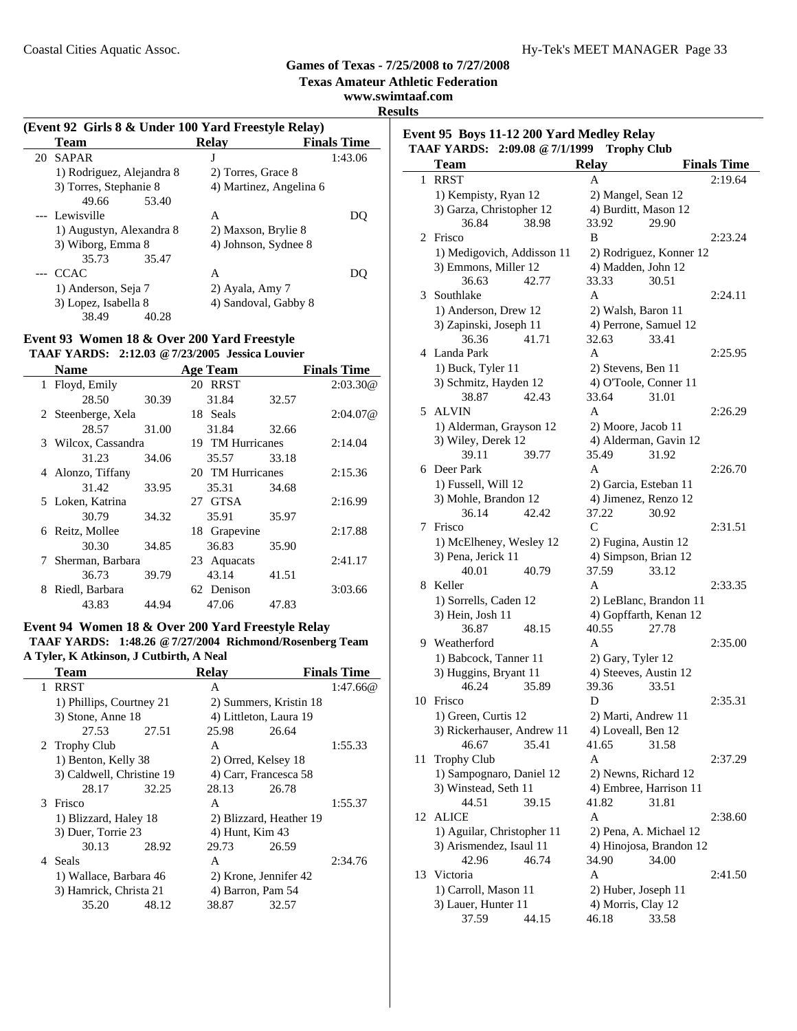**Games of Texas - 7/25/2008 to 7/27/2008**
**Texas Amateur Athletic Federation**
**www.swimtaaf.com**
**Results**

### (Event 92 Girls 8 & Under 100 Yard Freestyle Relay)

| | Team | Relay | Finals Time |
|---|---|---|---|
| 20 | SAPAR | J | 1:43.06 |
| | 1) Rodriguez, Alejandra 8 | 2) Torres, Grace 8 | |
| | 3) Torres, Stephanie 8 | 4) Martinez, Angelina 6 | |
| | 49.66  53.40 | | |
| --- | Lewisville | A | DQ |
| | 1) Augustyn, Alexandra 8 | 2) Maxson, Brylie 8 | |
| | 3) Wiborg, Emma 8 | 4) Johnson, Sydnee 8 | |
| | 35.73  35.47 | | |
| --- | CCAC | A | DQ |
| | 1) Anderson, Seja 7 | 2) Ayala, Amy 7 | |
| | 3) Lopez, Isabella 8 | 4) Sandoval, Gabby 8 | |
| | 38.49  40.28 | | |

### Event 93 Women 18 & Over 200 Yard Freestyle

**TAAF YARDS: 2:12.03 @7/23/2005 Jessica Louvier**

| | Name | Age | Team | Finals Time |
|---|---|---|---|---|
| 1 | Floyd, Emily | 20 | RRST | 2:03.30@ |
| | 28.50  30.39  31.84  32.57 | | | |
| 2 | Steenberge, Xela | 18 | Seals | 2:04.07@ |
| | 28.57  31.00  31.84  32.66 | | | |
| 3 | Wilcox, Cassandra | 19 | TM Hurricanes | 2:14.04 |
| | 31.23  34.06  35.57  33.18 | | | |
| 4 | Alonzo, Tiffany | 20 | TM Hurricanes | 2:15.36 |
| | 31.42  33.95  35.31  34.68 | | | |
| 5 | Loken, Katrina | 27 | GTSA | 2:16.99 |
| | 30.79  34.32  35.91  35.97 | | | |
| 6 | Reitz, Mollee | 18 | Grapevine | 2:17.88 |
| | 30.30  34.85  36.83  35.90 | | | |
| 7 | Sherman, Barbara | 23 | Aquacats | 2:41.17 |
| | 36.73  39.79  43.14  41.51 | | | |
| 8 | Riedl, Barbara | 62 | Denison | 3:03.66 |
| | 43.83  44.94  47.06  47.83 | | | |

### Event 94 Women 18 & Over 200 Yard Freestyle Relay

**TAAF YARDS: 1:48.26 @7/27/2004 Richmond/Rosenberg Team**
**A Tyler, K Atkinson, J Cutbirth, A Neal**

| | Team | Relay | Finals Time |
|---|---|---|---|
| 1 | RRST | A | 1:47.66@ |
| | 1) Phillips, Courtney 21 | 2) Summers, Kristin 18 | |
| | 3) Stone, Anne 18 | 4) Littleton, Laura 19 | |
| | 27.53  27.51 | 25.98  26.64 | |
| 2 | Trophy Club | A | 1:55.33 |
| | 1) Benton, Kelly 38 | 2) Orred, Kelsey 18 | |
| | 3) Caldwell, Christine 19 | 4) Carr, Francesca 58 | |
| | 28.17  32.25 | 28.13  26.78 | |
| 3 | Frisco | A | 1:55.37 |
| | 1) Blizzard, Haley 18 | 2) Blizzard, Heather 19 | |
| | 3) Duer, Torrie 23 | 4) Hunt, Kim 43 | |
| | 30.13  28.92 | 29.73  26.59 | |
| 4 | Seals | A | 2:34.76 |
| | 1) Wallace, Barbara 46 | 2) Krone, Jennifer 42 | |
| | 3) Hamrick, Christa 21 | 4) Barron, Pam 54 | |
| | 35.20  48.12 | 38.87  32.57 | |

### Event 95 Boys 11-12 200 Yard Medley Relay

**TAAF YARDS: 2:09.08 @7/1/1999 Trophy Club**

| | Team | Relay | Finals Time |
|---|---|---|---|
| 1 | RRST | A | 2:19.64 |
| | 1) Kempisty, Ryan 12 | 2) Mangel, Sean 12 | |
| | 3) Garza, Christopher 12 | 4) Burditt, Mason 12 | |
| | 36.84  38.98 | 33.92  29.90 | |
| 2 | Frisco | B | 2:23.24 |
| | 1) Medigovich, Addisson 11 | 2) Rodriguez, Konner 12 | |
| | 3) Emmons, Miller 12 | 4) Madden, John 12 | |
| | 36.63  42.77 | 33.33  30.51 | |
| 3 | Southlake | A | 2:24.11 |
| | 1) Anderson, Drew 12 | 2) Walsh, Baron 11 | |
| | 3) Zapinski, Joseph 11 | 4) Perrone, Samuel 12 | |
| | 36.36  41.71 | 32.63  33.41 | |
| 4 | Landa Park | A | 2:25.95 |
| | 1) Buck, Tyler 11 | 2) Stevens, Ben 11 | |
| | 3) Schmitz, Hayden 12 | 4) O'Toole, Conner 11 | |
| | 38.87  42.43 | 33.64  31.01 | |
| 5 | ALVIN | A | 2:26.29 |
| | 1) Alderman, Grayson 12 | 2) Moore, Jacob 11 | |
| | 3) Wiley, Derek 12 | 4) Alderman, Gavin 12 | |
| | 39.11  39.77 | 35.49  31.92 | |
| 6 | Deer Park | A | 2:26.70 |
| | 1) Fussell, Will 12 | 2) Garcia, Esteban 11 | |
| | 3) Mohle, Brandon 12 | 4) Jimenez, Renzo 12 | |
| | 36.14  42.42 | 37.22  30.92 | |
| 7 | Frisco | C | 2:31.51 |
| | 1) McElheney, Wesley 12 | 2) Fugina, Austin 12 | |
| | 3) Pena, Jerick 11 | 4) Simpson, Brian 12 | |
| | 40.01  40.79 | 37.59  33.12 | |
| 8 | Keller | A | 2:33.35 |
| | 1) Sorrells, Caden 12 | 2) LeBlanc, Brandon 11 | |
| | 3) Hein, Josh 11 | 4) Gopffarth, Kenan 12 | |
| | 36.87  48.15 | 40.55  27.78 | |
| 9 | Weatherford | A | 2:35.00 |
| | 1) Babcock, Tanner 11 | 2) Gary, Tyler 12 | |
| | 3) Huggins, Bryant 11 | 4) Steeves, Austin 12 | |
| | 46.24  35.89 | 39.36  33.51 | |
| 10 | Frisco | D | 2:35.31 |
| | 1) Green, Curtis 12 | 2) Marti, Andrew 11 | |
| | 3) Rickerhauser, Andrew 11 | 4) Loveall, Ben 12 | |
| | 46.67  35.41 | 41.65  31.58 | |
| 11 | Trophy Club | A | 2:37.29 |
| | 1) Sampognaro, Daniel 12 | 2) Newns, Richard 12 | |
| | 3) Winstead, Seth 11 | 4) Embree, Harrison 11 | |
| | 44.51  39.15 | 41.82  31.81 | |
| 12 | ALICE | A | 2:38.60 |
| | 1) Aguilar, Christopher 11 | 2) Pena, A. Michael 12 | |
| | 3) Arismendez, Isaul 11 | 4) Hinojosa, Brandon 12 | |
| | 42.96  46.74 | 34.90  34.00 | |
| 13 | Victoria | A | 2:41.50 |
| | 1) Carroll, Mason 11 | 2) Huber, Joseph 11 | |
| | 3) Lauer, Hunter 11 | 4) Morris, Clay 12 | |
| | 37.59  44.15 | 46.18  33.58 | |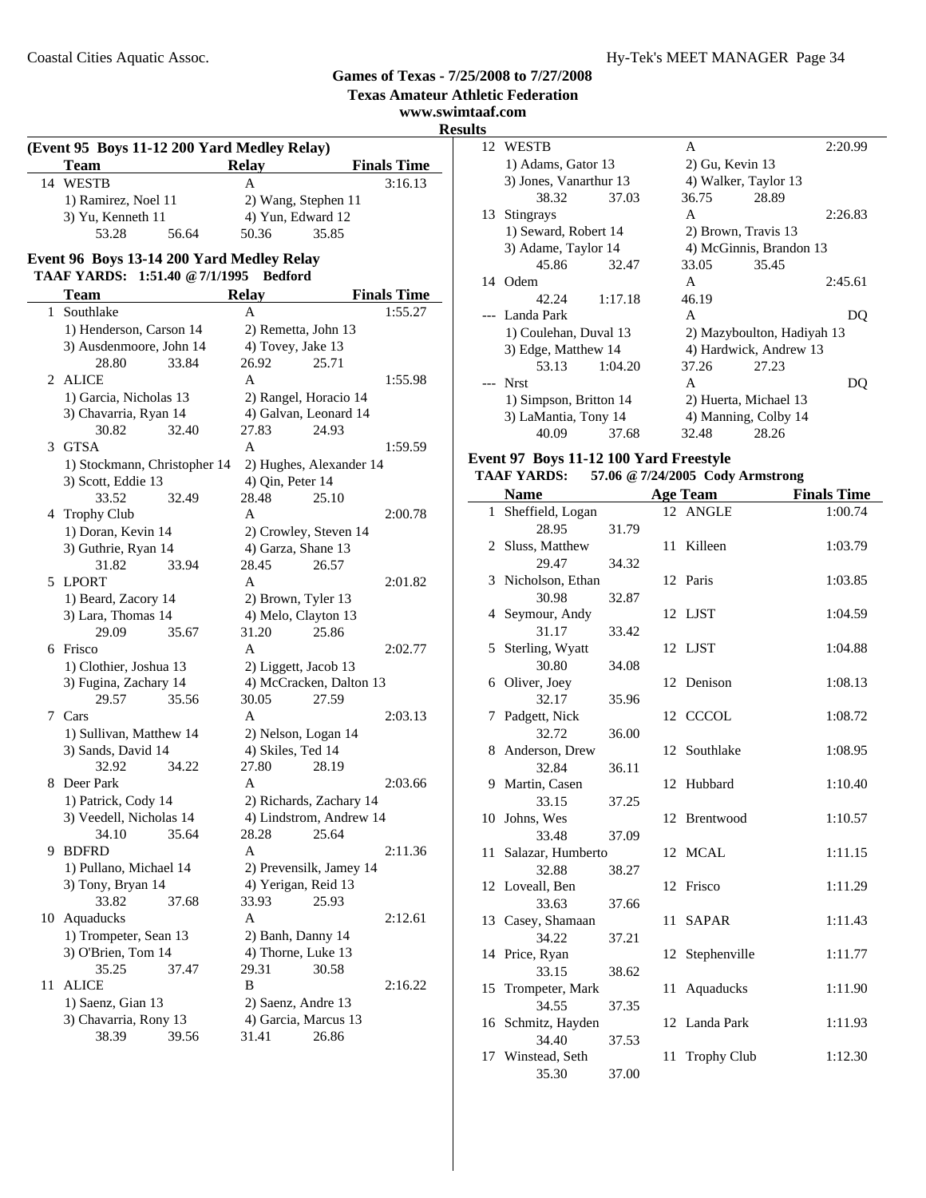## Games of Texas - 7/25/2008 to 7/27/2008

**Texas Amateur Athletic Federation**

**www.swimtaaf.com**

**Results**

### (Event 95 Boys 11-12 200 Yard Medley Relay)

| | Team | Relay | Finals Time |
|---|---|---|---|
| 14 | WESTB | A | 3:16.13 |
| | 1) Ramirez, Noel 11 | 2) Wang, Stephen 11 | |
| | 3) Yu, Kenneth 11 | 4) Yun, Edward 12 | |
| | 53.28 56.64 | 50.36 35.85 | |

### Event 96 Boys 13-14 200 Yard Medley Relay

**TAAF YARDS: 1:51.40 @ 7/1/1995 Bedford**

| | Team | Relay | Finals Time |
|---|---|---|---|
| 1 | Southlake | A | 1:55.27 |
| | 1) Henderson, Carson 14 | 2) Remetta, John 13 | |
| | 3) Ausdenmoore, John 14 | 4) Tovey, Jake 13 | |
| | 28.80 33.84 | 26.92 25.71 | |
| 2 | ALICE | A | 1:55.98 |
| | 1) Garcia, Nicholas 13 | 2) Rangel, Horacio 14 | |
| | 3) Chavarria, Ryan 14 | 4) Galvan, Leonard 14 | |
| | 30.82 32.40 | 27.83 24.93 | |
| 3 | GTSA | A | 1:59.59 |
| | 1) Stockmann, Christopher 14 | 2) Hughes, Alexander 14 | |
| | 3) Scott, Eddie 13 | 4) Qin, Peter 14 | |
| | 33.52 32.49 | 28.48 25.10 | |
| 4 | Trophy Club | A | 2:00.78 |
| | 1) Doran, Kevin 14 | 2) Crowley, Steven 14 | |
| | 3) Guthrie, Ryan 14 | 4) Garza, Shane 13 | |
| | 31.82 33.94 | 28.45 26.57 | |
| 5 | LPORT | A | 2:01.82 |
| | 1) Beard, Zacory 14 | 2) Brown, Tyler 13 | |
| | 3) Lara, Thomas 14 | 4) Melo, Clayton 13 | |
| | 29.09 35.67 | 31.20 25.86 | |
| 6 | Frisco | A | 2:02.77 |
| | 1) Clothier, Joshua 13 | 2) Liggett, Jacob 13 | |
| | 3) Fugina, Zachary 14 | 4) McCracken, Dalton 13 | |
| | 29.57 35.56 | 30.05 27.59 | |
| 7 | Cars | A | 2:03.13 |
| | 1) Sullivan, Matthew 14 | 2) Nelson, Logan 14 | |
| | 3) Sands, David 14 | 4) Skiles, Ted 14 | |
| | 32.92 34.22 | 27.80 28.19 | |
| 8 | Deer Park | A | 2:03.66 |
| | 1) Patrick, Cody 14 | 2) Richards, Zachary 14 | |
| | 3) Veedell, Nicholas 14 | 4) Lindstrom, Andrew 14 | |
| | 34.10 35.64 | 28.28 25.64 | |
| 9 | BDFRD | A | 2:11.36 |
| | 1) Pullano, Michael 14 | 2) Prevensilk, Jamey 14 | |
| | 3) Tony, Bryan 14 | 4) Yerigan, Reid 13 | |
| | 33.82 37.68 | 33.93 25.93 | |
| 10 | Aquaducks | A | 2:12.61 |
| | 1) Trompeter, Sean 13 | 2) Banh, Danny 14 | |
| | 3) O'Brien, Tom 14 | 4) Thorne, Luke 13 | |
| | 35.25 37.47 | 29.31 30.58 | |
| 11 | ALICE | B | 2:16.22 |
| | 1) Saenz, Gian 13 | 2) Saenz, Andre 13 | |
| | 3) Chavarria, Rony 13 | 4) Garcia, Marcus 13 | |
| | 38.39 39.56 | 31.41 26.86 | |
| 12 | WESTB | A | 2:20.99 |
| | 1) Adams, Gator 13 | 2) Gu, Kevin 13 | |
| | 3) Jones, Vanarthur 13 | 4) Walker, Taylor 13 | |
| | 38.32 37.03 | 36.75 28.89 | |
| 13 | Stingrays | A | 2:26.83 |
| | 1) Seward, Robert 14 | 2) Brown, Travis 13 | |
| | 3) Adame, Taylor 14 | 4) McGinnis, Brandon 13 | |
| | 45.86 32.47 | 33.05 35.45 | |
| 14 | Odem | A | 2:45.61 |
| | 42.24 1:17.18 | 46.19 | |
| --- | Landa Park | A | DQ |
| | 1) Coulehan, Duval 13 | 2) Mazyboulton, Hadiyah 13 | |
| | 3) Edge, Matthew 14 | 4) Hardwick, Andrew 13 | |
| | 53.13 1:04.20 | 37.26 27.23 | |
| --- | Nrst | A | DQ |
| | 1) Simpson, Britton 14 | 2) Huerta, Michael 13 | |
| | 3) LaMantia, Tony 14 | 4) Manning, Colby 14 | |
| | 40.09 37.68 | 32.48 28.26 | |

### Event 97 Boys 11-12 100 Yard Freestyle

**TAAF YARDS: 57.06 @ 7/24/2005 Cody Armstrong**

| | Name | Age | Team | Finals Time |
|---|---|---|---|---|
| 1 | Sheffield, Logan | 12 | ANGLE | 1:00.74 |
| | 28.95 31.79 | | | |
| 2 | Sluss, Matthew | 11 | Killeen | 1:03.79 |
| | 29.47 34.32 | | | |
| 3 | Nicholson, Ethan | 12 | Paris | 1:03.85 |
| | 30.98 32.87 | | | |
| 4 | Seymour, Andy | 12 | LJST | 1:04.59 |
| | 31.17 33.42 | | | |
| 5 | Sterling, Wyatt | 12 | LJST | 1:04.88 |
| | 30.80 34.08 | | | |
| 6 | Oliver, Joey | 12 | Denison | 1:08.13 |
| | 32.17 35.96 | | | |
| 7 | Padgett, Nick | 12 | CCCOL | 1:08.72 |
| | 32.72 36.00 | | | |
| 8 | Anderson, Drew | 12 | Southlake | 1:08.95 |
| | 32.84 36.11 | | | |
| 9 | Martin, Casen | 12 | Hubbard | 1:10.40 |
| | 33.15 37.25 | | | |
| 10 | Johns, Wes | 12 | Brentwood | 1:10.57 |
| | 33.48 37.09 | | | |
| 11 | Salazar, Humberto | 12 | MCAL | 1:11.15 |
| | 32.88 38.27 | | | |
| 12 | Loveall, Ben | 12 | Frisco | 1:11.29 |
| | 33.63 37.66 | | | |
| 13 | Casey, Shamaan | 11 | SAPAR | 1:11.43 |
| | 34.22 37.21 | | | |
| 14 | Price, Ryan | 12 | Stephenville | 1:11.77 |
| | 33.15 38.62 | | | |
| 15 | Trompeter, Mark | 11 | Aquaducks | 1:11.90 |
| | 34.55 37.35 | | | |
| 16 | Schmitz, Hayden | 12 | Landa Park | 1:11.93 |
| | 34.40 37.53 | | | |
| 17 | Winstead, Seth | 11 | Trophy Club | 1:12.30 |
| | 35.30 37.00 | | | |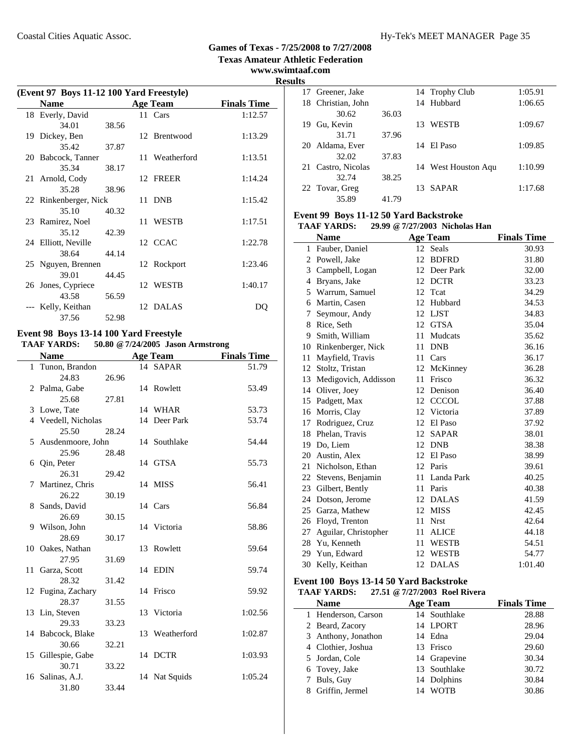# Games of Texas - 7/25/2008 to 7/27/2008

**Texas Amateur Athletic Federation**

**www.swimtaaf.com**

**Results**

### (Event 97 Boys 11-12 100 Yard Freestyle)

| | Name | | Age | Team | Finals Time |
|---|---|---|---|---|---|
| 18 | Everly, David | | 11 | Cars | 1:12.57 |
| | 34.01 | 38.56 | | | |
| 19 | Dickey, Ben | | 12 | Brentwood | 1:13.29 |
| | 35.42 | 37.87 | | | |
| 20 | Babcock, Tanner | | 11 | Weatherford | 1:13.51 |
| | 35.34 | 38.17 | | | |
| 21 | Arnold, Cody | | 12 | FREER | 1:14.24 |
| | 35.28 | 38.96 | | | |
| 22 | Rinkenberger, Nick | | 11 | DNB | 1:15.42 |
| | 35.10 | 40.32 | | | |
| 23 | Ramirez, Noel | | 11 | WESTB | 1:17.51 |
| | 35.12 | 42.39 | | | |
| 24 | Elliott, Neville | | 12 | CCAC | 1:22.78 |
| | 38.64 | 44.14 | | | |
| 25 | Nguyen, Brennen | | 12 | Rockport | 1:23.46 |
| | 39.01 | 44.45 | | | |
| 26 | Jones, Cypriece | | 12 | WESTB | 1:40.17 |
| | 43.58 | 56.59 | | | |
| --- | Kelly, Keithan | | 12 | DALAS | DQ |
| | 37.56 | 52.98 | | | |

### Event 98 Boys 13-14 100 Yard Freestyle

**TAAF YARDS: 50.80 @7/24/2005 Jason Armstrong**

| | Name | | Age | Team | Finals Time |
|---|---|---|---|---|---|
| 1 | Tunon, Brandon | | 14 | SAPAR | 51.79 |
| | 24.83 | 26.96 | | | |
| 2 | Palma, Gabe | | 14 | Rowlett | 53.49 |
| | 25.68 | 27.81 | | | |
| 3 | Lowe, Tate | | 14 | WHAR | 53.73 |
| 4 | Veedell, Nicholas | | 14 | Deer Park | 53.74 |
| | 25.50 | 28.24 | | | |
| 5 | Ausdenmoore, John | | 14 | Southlake | 54.44 |
| | 25.96 | 28.48 | | | |
| 6 | Qin, Peter | | 14 | GTSA | 55.73 |
| | 26.31 | 29.42 | | | |
| 7 | Martinez, Chris | | 14 | MISS | 56.41 |
| | 26.22 | 30.19 | | | |
| 8 | Sands, David | | 14 | Cars | 56.84 |
| | 26.69 | 30.15 | | | |
| 9 | Wilson, John | | 14 | Victoria | 58.86 |
| | 28.69 | 30.17 | | | |
| 10 | Oakes, Nathan | | 13 | Rowlett | 59.64 |
| | 27.95 | 31.69 | | | |
| 11 | Garza, Scott | | 14 | EDIN | 59.74 |
| | 28.32 | 31.42 | | | |
| 12 | Fugina, Zachary | | 14 | Frisco | 59.92 |
| | 28.37 | 31.55 | | | |
| 13 | Lin, Steven | | 13 | Victoria | 1:02.56 |
| | 29.33 | 33.23 | | | |
| 14 | Babcock, Blake | | 13 | Weatherford | 1:02.87 |
| | 30.66 | 32.21 | | | |
| 15 | Gillespie, Gabe | | 14 | DCTR | 1:03.93 |
| | 30.71 | 33.22 | | | |
| 16 | Salinas, A.J. | | 14 | Nat Squids | 1:05.24 |
| | 31.80 | 33.44 | | | |
| 17 | Greener, Jake | | 14 | Trophy Club | 1:05.91 |
| 18 | Christian, John | | 14 | Hubbard | 1:06.65 |
| | 30.62 | 36.03 | | | |
| 19 | Gu, Kevin | | 13 | WESTB | 1:09.67 |
| | 31.71 | 37.96 | | | |
| 20 | Aldama, Ever | | 14 | El Paso | 1:09.85 |
| | 32.02 | 37.83 | | | |
| 21 | Castro, Nicolas | | 14 | West Houston Aqu | 1:10.99 |
| | 32.74 | 38.25 | | | |
| 22 | Tovar, Greg | | 13 | SAPAR | 1:17.68 |
| | 35.89 | 41.79 | | | |

### Event 99 Boys 11-12 50 Yard Backstroke

**TAAF YARDS: 29.99 @ 7/27/2003 Nicholas Han**

| | Name | Age | Team | Finals Time |
|---|---|---|---|---|
| 1 | Fauber, Daniel | 12 | Seals | 30.93 |
| 2 | Powell, Jake | 12 | BDFRD | 31.80 |
| 3 | Campbell, Logan | 12 | Deer Park | 32.00 |
| 4 | Bryans, Jake | 12 | DCTR | 33.23 |
| 5 | Warrum, Samuel | 12 | Tcat | 34.29 |
| 6 | Martin, Casen | 12 | Hubbard | 34.53 |
| 7 | Seymour, Andy | 12 | LJST | 34.83 |
| 8 | Rice, Seth | 12 | GTSA | 35.04 |
| 9 | Smith, William | 11 | Mudcats | 35.62 |
| 10 | Rinkenberger, Nick | 11 | DNB | 36.16 |
| 11 | Mayfield, Travis | 11 | Cars | 36.17 |
| 12 | Stoltz, Tristan | 12 | McKinney | 36.28 |
| 13 | Medigovich, Addisson | 11 | Frisco | 36.32 |
| 14 | Oliver, Joey | 12 | Denison | 36.40 |
| 15 | Padgett, Max | 12 | CCCOL | 37.88 |
| 16 | Morris, Clay | 12 | Victoria | 37.89 |
| 17 | Rodriguez, Cruz | 12 | El Paso | 37.92 |
| 18 | Phelan, Travis | 12 | SAPAR | 38.01 |
| 19 | Do, Liem | 12 | DNB | 38.38 |
| 20 | Austin, Alex | 12 | El Paso | 38.99 |
| 21 | Nicholson, Ethan | 12 | Paris | 39.61 |
| 22 | Stevens, Benjamin | 11 | Landa Park | 40.25 |
| 23 | Gilbert, Bently | 11 | Paris | 40.38 |
| 24 | Dotson, Jerome | 12 | DALAS | 41.59 |
| 25 | Garza, Mathew | 12 | MISS | 42.45 |
| 26 | Floyd, Trenton | 11 | Nrst | 42.64 |
| 27 | Aguilar, Christopher | 11 | ALICE | 44.18 |
| 28 | Yu, Kenneth | 11 | WESTB | 54.51 |
| 29 | Yun, Edward | 12 | WESTB | 54.77 |
| 30 | Kelly, Keithan | 12 | DALAS | 1:01.40 |

### Event 100 Boys 13-14 50 Yard Backstroke

**TAAF YARDS: 27.51 @ 7/27/2003 Roel Rivera**

| | Name | Age | Team | Finals Time |
|---|---|---|---|---|
| 1 | Henderson, Carson | 14 | Southlake | 28.88 |
| 2 | Beard, Zacory | 14 | LPORT | 28.96 |
| 3 | Anthony, Jonathon | 14 | Edna | 29.04 |
| 4 | Clothier, Joshua | 13 | Frisco | 29.60 |
| 5 | Jordan, Cole | 14 | Grapevine | 30.34 |
| 6 | Tovey, Jake | 13 | Southlake | 30.72 |
| 7 | Buls, Guy | 14 | Dolphins | 30.84 |
| 8 | Griffin, Jermel | 14 | WOTB | 30.86 |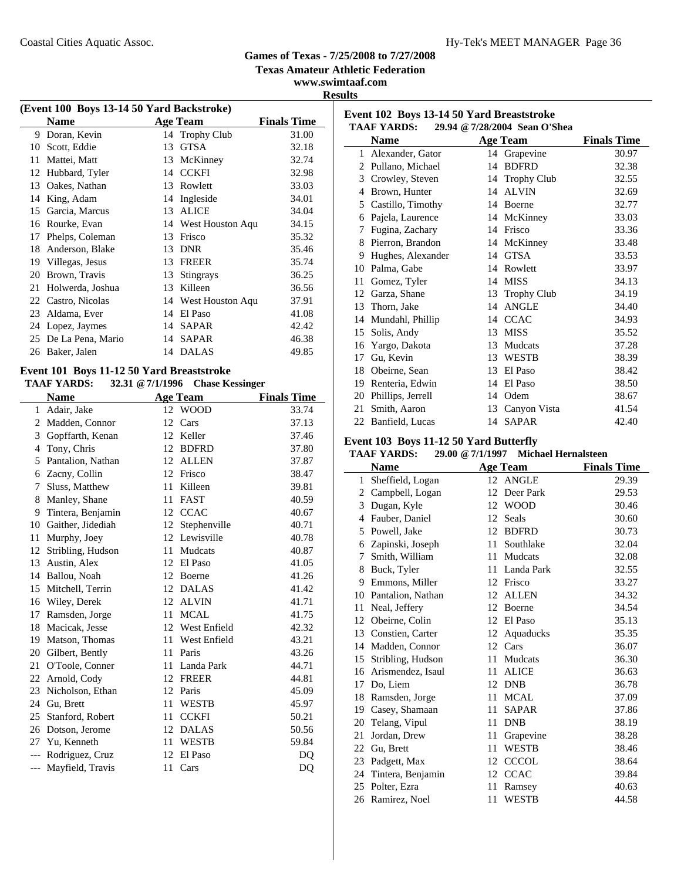## Games of Texas - 7/25/2008 to 7/27/2008
## Texas Amateur Athletic Federation
## www.swimtaaf.com
## Results

### (Event 100 Boys 13-14 50 Yard Backstroke)

| | Name | Age | Team | Finals Time |
|---|---|---|---|---|
| 9 | Doran, Kevin | 14 | Trophy Club | 31.00 |
| 10 | Scott, Eddie | 13 | GTSA | 32.18 |
| 11 | Mattei, Matt | 13 | McKinney | 32.74 |
| 12 | Hubbard, Tyler | 14 | CCKFI | 32.98 |
| 13 | Oakes, Nathan | 13 | Rowlett | 33.03 |
| 14 | King, Adam | 14 | Ingleside | 34.01 |
| 15 | Garcia, Marcus | 13 | ALICE | 34.04 |
| 16 | Rourke, Evan | 14 | West Houston Aqu | 34.15 |
| 17 | Phelps, Coleman | 13 | Frisco | 35.32 |
| 18 | Anderson, Blake | 13 | DNR | 35.46 |
| 19 | Villegas, Jesus | 13 | FREER | 35.74 |
| 20 | Brown, Travis | 13 | Stingrays | 36.25 |
| 21 | Holwerda, Joshua | 13 | Killeen | 36.56 |
| 22 | Castro, Nicolas | 14 | West Houston Aqu | 37.91 |
| 23 | Aldama, Ever | 14 | El Paso | 41.08 |
| 24 | Lopez, Jaymes | 14 | SAPAR | 42.42 |
| 25 | De La Pena, Mario | 14 | SAPAR | 46.38 |
| 26 | Baker, Jalen | 14 | DALAS | 49.85 |

### Event 101 Boys 11-12 50 Yard Breaststroke

**TAAF YARDS:** 32.31 @ 7/1/1996 Chase Kessinger

| | Name | Age | Team | Finals Time |
|---|---|---|---|---|
| 1 | Adair, Jake | 12 | WOOD | 33.74 |
| 2 | Madden, Connor | 12 | Cars | 37.13 |
| 3 | Gopffarth, Kenan | 12 | Keller | 37.46 |
| 4 | Tony, Chris | 12 | BDFRD | 37.80 |
| 5 | Pantalion, Nathan | 12 | ALLEN | 37.87 |
| 6 | Zacny, Collin | 12 | Frisco | 38.47 |
| 7 | Sluss, Matthew | 11 | Killeen | 39.81 |
| 8 | Manley, Shane | 11 | FAST | 40.59 |
| 9 | Tintera, Benjamin | 12 | CCAC | 40.67 |
| 10 | Gaither, Jidediah | 12 | Stephenville | 40.71 |
| 11 | Murphy, Joey | 12 | Lewisville | 40.78 |
| 12 | Stribling, Hudson | 11 | Mudcats | 40.87 |
| 13 | Austin, Alex | 12 | El Paso | 41.05 |
| 14 | Ballou, Noah | 12 | Boerne | 41.26 |
| 15 | Mitchell, Terrin | 12 | DALAS | 41.42 |
| 16 | Wiley, Derek | 12 | ALVIN | 41.71 |
| 17 | Ramsden, Jorge | 11 | MCAL | 41.75 |
| 18 | Macicak, Jesse | 12 | West Enfield | 42.32 |
| 19 | Matson, Thomas | 11 | West Enfield | 43.21 |
| 20 | Gilbert, Bently | 11 | Paris | 43.26 |
| 21 | O'Toole, Conner | 11 | Landa Park | 44.71 |
| 22 | Arnold, Cody | 12 | FREER | 44.81 |
| 23 | Nicholson, Ethan | 12 | Paris | 45.09 |
| 24 | Gu, Brett | 11 | WESTB | 45.97 |
| 25 | Stanford, Robert | 11 | CCKFI | 50.21 |
| 26 | Dotson, Jerome | 12 | DALAS | 50.56 |
| 27 | Yu, Kenneth | 11 | WESTB | 59.84 |
| --- | Rodriguez, Cruz | 12 | El Paso | DQ |
| --- | Mayfield, Travis | 11 | Cars | DQ |

### Event 102 Boys 13-14 50 Yard Breaststroke

**TAAF YARDS:** 29.94 @ 7/28/2004 Sean O'Shea

| | Name | Age | Team | Finals Time |
|---|---|---|---|---|
| 1 | Alexander, Gator | 14 | Grapevine | 30.97 |
| 2 | Pullano, Michael | 14 | BDFRD | 32.38 |
| 3 | Crowley, Steven | 14 | Trophy Club | 32.55 |
| 4 | Brown, Hunter | 14 | ALVIN | 32.69 |
| 5 | Castillo, Timothy | 14 | Boerne | 32.77 |
| 6 | Pajela, Laurence | 14 | McKinney | 33.03 |
| 7 | Fugina, Zachary | 14 | Frisco | 33.36 |
| 8 | Pierron, Brandon | 14 | McKinney | 33.48 |
| 9 | Hughes, Alexander | 14 | GTSA | 33.53 |
| 10 | Palma, Gabe | 14 | Rowlett | 33.97 |
| 11 | Gomez, Tyler | 14 | MISS | 34.13 |
| 12 | Garza, Shane | 13 | Trophy Club | 34.19 |
| 13 | Thorn, Jake | 14 | ANGLE | 34.40 |
| 14 | Mundahl, Phillip | 14 | CCAC | 34.93 |
| 15 | Solis, Andy | 13 | MISS | 35.52 |
| 16 | Yargo, Dakota | 13 | Mudcats | 37.28 |
| 17 | Gu, Kevin | 13 | WESTB | 38.39 |
| 18 | Obeirne, Sean | 13 | El Paso | 38.42 |
| 19 | Renteria, Edwin | 14 | El Paso | 38.50 |
| 20 | Phillips, Jerrell | 14 | Odem | 38.67 |
| 21 | Smith, Aaron | 13 | Canyon Vista | 41.54 |
| 22 | Banfield, Lucas | 14 | SAPAR | 42.40 |

### Event 103 Boys 11-12 50 Yard Butterfly

**TAAF YARDS:** 29.00 @ 7/1/1997 Michael Hernalsteen

| | Name | Age | Team | Finals Time |
|---|---|---|---|---|
| 1 | Sheffield, Logan | 12 | ANGLE | 29.39 |
| 2 | Campbell, Logan | 12 | Deer Park | 29.53 |
| 3 | Dugan, Kyle | 12 | WOOD | 30.46 |
| 4 | Fauber, Daniel | 12 | Seals | 30.60 |
| 5 | Powell, Jake | 12 | BDFRD | 30.73 |
| 6 | Zapinski, Joseph | 11 | Southlake | 32.04 |
| 7 | Smith, William | 11 | Mudcats | 32.08 |
| 8 | Buck, Tyler | 11 | Landa Park | 32.55 |
| 9 | Emmons, Miller | 12 | Frisco | 33.27 |
| 10 | Pantalion, Nathan | 12 | ALLEN | 34.32 |
| 11 | Neal, Jeffery | 12 | Boerne | 34.54 |
| 12 | Obeirne, Colin | 12 | El Paso | 35.13 |
| 13 | Constien, Carter | 12 | Aquaducks | 35.35 |
| 14 | Madden, Connor | 12 | Cars | 36.07 |
| 15 | Stribling, Hudson | 11 | Mudcats | 36.30 |
| 16 | Arismendez, Isaul | 11 | ALICE | 36.63 |
| 17 | Do, Liem | 12 | DNB | 36.78 |
| 18 | Ramsden, Jorge | 11 | MCAL | 37.09 |
| 19 | Casey, Shamaan | 11 | SAPAR | 37.86 |
| 20 | Telang, Vipul | 11 | DNB | 38.19 |
| 21 | Jordan, Drew | 11 | Grapevine | 38.28 |
| 22 | Gu, Brett | 11 | WESTB | 38.46 |
| 23 | Padgett, Max | 12 | CCCOL | 38.64 |
| 24 | Tintera, Benjamin | 12 | CCAC | 39.84 |
| 25 | Polter, Ezra | 11 | Ramsey | 40.63 |
| 26 | Ramirez, Noel | 11 | WESTB | 44.58 |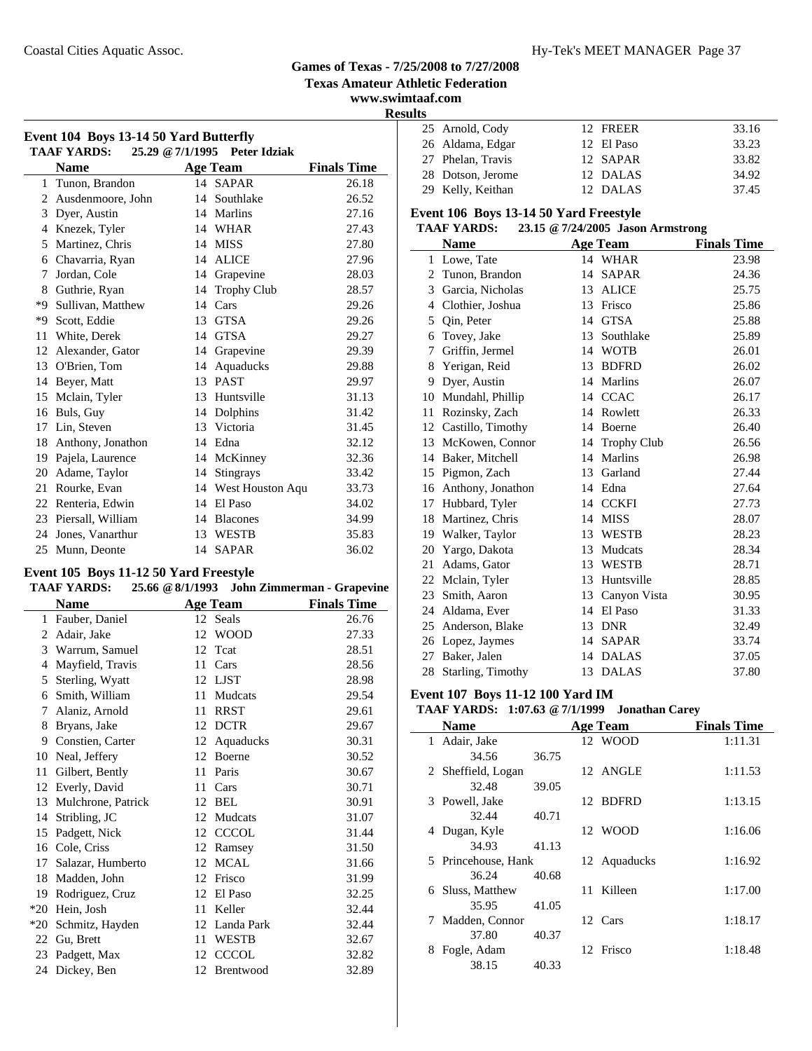# Games of Texas - 7/25/2008 to 7/27/2008

**Texas Amateur Athletic Federation**

**www.swimtaaf.com**

**Results**

### Event 104 Boys 13-14 50 Yard Butterfly

**TAAF YARDS: 25.29 @ 7/1/1995 Peter Idziak**

| | Name | Age | Team | Finals Time |
|---|---|---|---|---|
| 1 | Tunon, Brandon | 14 | SAPAR | 26.18 |
| 2 | Ausdenmoore, John | 14 | Southlake | 26.52 |
| 3 | Dyer, Austin | 14 | Marlins | 27.16 |
| 4 | Knezek, Tyler | 14 | WHAR | 27.43 |
| 5 | Martinez, Chris | 14 | MISS | 27.80 |
| 6 | Chavarria, Ryan | 14 | ALICE | 27.96 |
| 7 | Jordan, Cole | 14 | Grapevine | 28.03 |
| 8 | Guthrie, Ryan | 14 | Trophy Club | 28.57 |
| *9 | Sullivan, Matthew | 14 | Cars | 29.26 |
| *9 | Scott, Eddie | 13 | GTSA | 29.26 |
| 11 | White, Derek | 14 | GTSA | 29.27 |
| 12 | Alexander, Gator | 14 | Grapevine | 29.39 |
| 13 | O'Brien, Tom | 14 | Aquaducks | 29.88 |
| 14 | Beyer, Matt | 13 | PAST | 29.97 |
| 15 | Mclain, Tyler | 13 | Huntsville | 31.13 |
| 16 | Buls, Guy | 14 | Dolphins | 31.42 |
| 17 | Lin, Steven | 13 | Victoria | 31.45 |
| 18 | Anthony, Jonathon | 14 | Edna | 32.12 |
| 19 | Pajela, Laurence | 14 | McKinney | 32.36 |
| 20 | Adame, Taylor | 14 | Stingrays | 33.42 |
| 21 | Rourke, Evan | 14 | West Houston Aqu | 33.73 |
| 22 | Renteria, Edwin | 14 | El Paso | 34.02 |
| 23 | Piersall, William | 14 | Blacones | 34.99 |
| 24 | Jones, Vanarthur | 13 | WESTB | 35.83 |
| 25 | Munn, Deonte | 14 | SAPAR | 36.02 |

### Event 105 Boys 11-12 50 Yard Freestyle

**TAAF YARDS: 25.66 @ 8/1/1993 John Zimmerman - Grapevine**

| | Name | Age | Team | Finals Time |
|---|---|---|---|---|
| 1 | Fauber, Daniel | 12 | Seals | 26.76 |
| 2 | Adair, Jake | 12 | WOOD | 27.33 |
| 3 | Warrum, Samuel | 12 | Tcat | 28.51 |
| 4 | Mayfield, Travis | 11 | Cars | 28.56 |
| 5 | Sterling, Wyatt | 12 | LJST | 28.98 |
| 6 | Smith, William | 11 | Mudcats | 29.54 |
| 7 | Alaniz, Arnold | 11 | RRST | 29.61 |
| 8 | Bryans, Jake | 12 | DCTR | 29.67 |
| 9 | Constien, Carter | 12 | Aquaducks | 30.31 |
| 10 | Neal, Jeffery | 12 | Boerne | 30.52 |
| 11 | Gilbert, Bently | 11 | Paris | 30.67 |
| 12 | Everly, David | 11 | Cars | 30.71 |
| 13 | Mulchrone, Patrick | 12 | BEL | 30.91 |
| 14 | Stribling, JC | 12 | Mudcats | 31.07 |
| 15 | Padgett, Nick | 12 | CCCOL | 31.44 |
| 16 | Cole, Criss | 12 | Ramsey | 31.50 |
| 17 | Salazar, Humberto | 12 | MCAL | 31.66 |
| 18 | Madden, John | 12 | Frisco | 31.99 |
| 19 | Rodriguez, Cruz | 12 | El Paso | 32.25 |
| *20 | Hein, Josh | 11 | Keller | 32.44 |
| *20 | Schmitz, Hayden | 12 | Landa Park | 32.44 |
| 22 | Gu, Brett | 11 | WESTB | 32.67 |
| 23 | Padgett, Max | 12 | CCCOL | 32.82 |
| 24 | Dickey, Ben | 12 | Brentwood | 32.89 |
| 25 | Arnold, Cody | 12 | FREER | 33.16 |
| 26 | Aldama, Edgar | 12 | El Paso | 33.23 |
| 27 | Phelan, Travis | 12 | SAPAR | 33.82 |
| 28 | Dotson, Jerome | 12 | DALAS | 34.92 |
| 29 | Kelly, Keithan | 12 | DALAS | 37.45 |

### Event 106 Boys 13-14 50 Yard Freestyle

**TAAF YARDS: 23.15 @ 7/24/2005 Jason Armstrong**

| | Name | Age | Team | Finals Time |
|---|---|---|---|---|
| 1 | Lowe, Tate | 14 | WHAR | 23.98 |
| 2 | Tunon, Brandon | 14 | SAPAR | 24.36 |
| 3 | Garcia, Nicholas | 13 | ALICE | 25.75 |
| 4 | Clothier, Joshua | 13 | Frisco | 25.86 |
| 5 | Qin, Peter | 14 | GTSA | 25.88 |
| 6 | Tovey, Jake | 13 | Southlake | 25.89 |
| 7 | Griffin, Jermel | 14 | WOTB | 26.01 |
| 8 | Yerigan, Reid | 13 | BDFRD | 26.02 |
| 9 | Dyer, Austin | 14 | Marlins | 26.07 |
| 10 | Mundahl, Phillip | 14 | CCAC | 26.17 |
| 11 | Rozinsky, Zach | 14 | Rowlett | 26.33 |
| 12 | Castillo, Timothy | 14 | Boerne | 26.40 |
| 13 | McKowen, Connor | 14 | Trophy Club | 26.56 |
| 14 | Baker, Mitchell | 14 | Marlins | 26.98 |
| 15 | Pigmon, Zach | 13 | Garland | 27.44 |
| 16 | Anthony, Jonathon | 14 | Edna | 27.64 |
| 17 | Hubbard, Tyler | 14 | CCKFI | 27.73 |
| 18 | Martinez, Chris | 14 | MISS | 28.07 |
| 19 | Walker, Taylor | 13 | WESTB | 28.23 |
| 20 | Yargo, Dakota | 13 | Mudcats | 28.34 |
| 21 | Adams, Gator | 13 | WESTB | 28.71 |
| 22 | Mclain, Tyler | 13 | Huntsville | 28.85 |
| 23 | Smith, Aaron | 13 | Canyon Vista | 30.95 |
| 24 | Aldama, Ever | 14 | El Paso | 31.33 |
| 25 | Anderson, Blake | 13 | DNR | 32.49 |
| 26 | Lopez, Jaymes | 14 | SAPAR | 33.74 |
| 27 | Baker, Jalen | 14 | DALAS | 37.05 |
| 28 | Starling, Timothy | 13 | DALAS | 37.80 |

### Event 107 Boys 11-12 100 Yard IM

**TAAF YARDS: 1:07.63 @ 7/1/1999 Jonathan Carey**

| | Name | | Age | Team | Finals Time |
|---|---|---|---|---|---|
| 1 | Adair, Jake | | 12 | WOOD | 1:11.31 |
| | 34.56 | 36.75 | | | |
| 2 | Sheffield, Logan | | 12 | ANGLE | 1:11.53 |
| | 32.48 | 39.05 | | | |
| 3 | Powell, Jake | | 12 | BDFRD | 1:13.15 |
| | 32.44 | 40.71 | | | |
| 4 | Dugan, Kyle | | 12 | WOOD | 1:16.06 |
| | 34.93 | 41.13 | | | |
| 5 | Princehouse, Hank | | 12 | Aquaducks | 1:16.92 |
| | 36.24 | 40.68 | | | |
| 6 | Sluss, Matthew | | 11 | Killeen | 1:17.00 |
| | 35.95 | 41.05 | | | |
| 7 | Madden, Connor | | 12 | Cars | 1:18.17 |
| | 37.80 | 40.37 | | | |
| 8 | Fogle, Adam | | 12 | Frisco | 1:18.48 |
| | 38.15 | 40.33 | | | |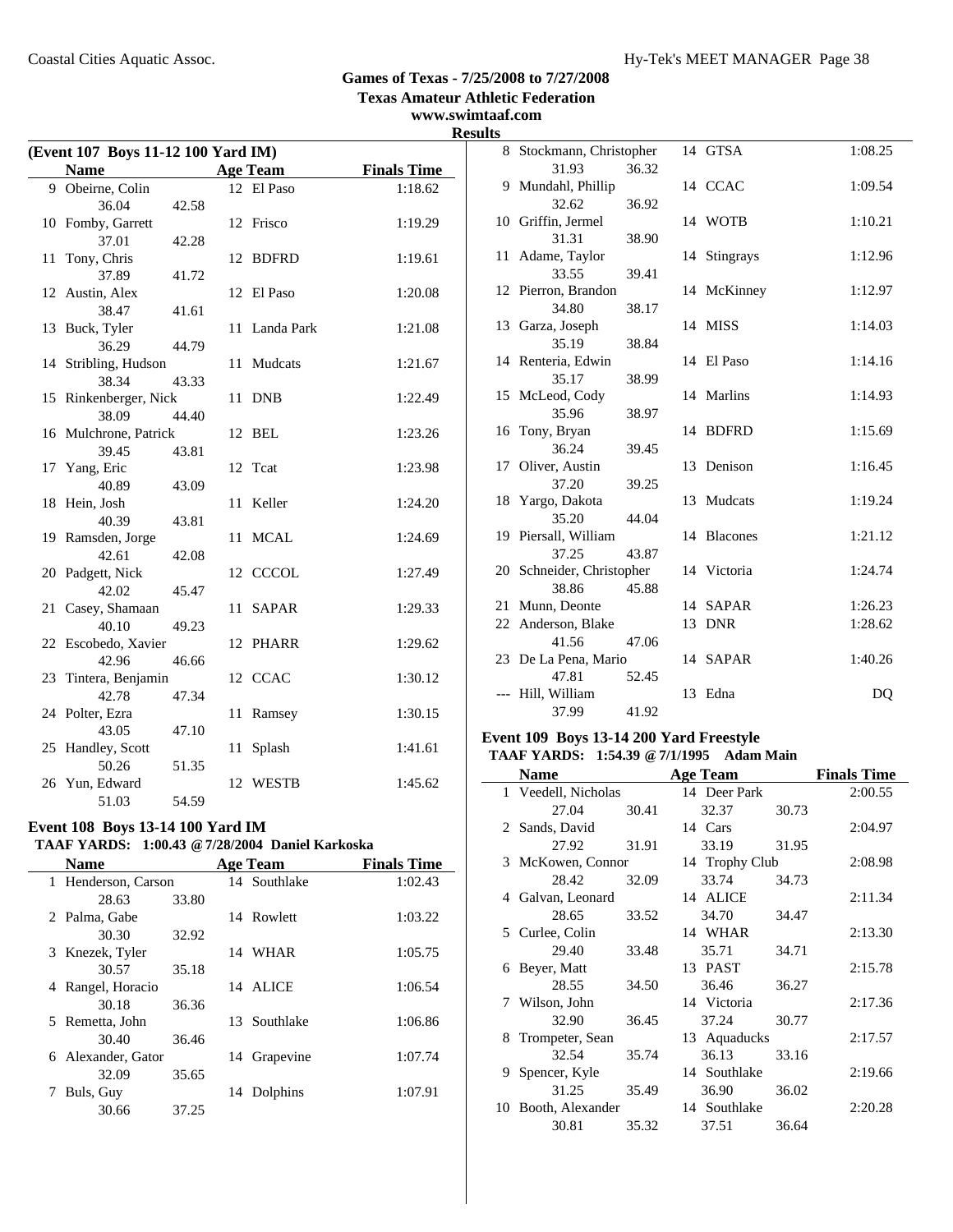# Games of Texas - 7/25/2008 to 7/27/2008

**Texas Amateur Athletic Federation**

**www.swimtaaf.com**

**Results**

### (Event 107 Boys 11-12 100 Yard IM)

| | Name | Age | Team | Finals Time |
|---|---|---|---|---|
| 9 | Obeirne, Colin | 12 | El Paso | 1:18.62 |
| | 36.04 42.58 | | | |
| 10 | Fomby, Garrett | 12 | Frisco | 1:19.29 |
| | 37.01 42.28 | | | |
| 11 | Tony, Chris | 12 | BDFRD | 1:19.61 |
| | 37.89 41.72 | | | |
| 12 | Austin, Alex | 12 | El Paso | 1:20.08 |
| | 38.47 41.61 | | | |
| 13 | Buck, Tyler | 11 | Landa Park | 1:21.08 |
| | 36.29 44.79 | | | |
| 14 | Stribling, Hudson | 11 | Mudcats | 1:21.67 |
| | 38.34 43.33 | | | |
| 15 | Rinkenberger, Nick | 11 | DNB | 1:22.49 |
| | 38.09 44.40 | | | |
| 16 | Mulchrone, Patrick | 12 | BEL | 1:23.26 |
| | 39.45 43.81 | | | |
| 17 | Yang, Eric | 12 | Tcat | 1:23.98 |
| | 40.89 43.09 | | | |
| 18 | Hein, Josh | 11 | Keller | 1:24.20 |
| | 40.39 43.81 | | | |
| 19 | Ramsden, Jorge | 11 | MCAL | 1:24.69 |
| | 42.61 42.08 | | | |
| 20 | Padgett, Nick | 12 | CCCOL | 1:27.49 |
| | 42.02 45.47 | | | |
| 21 | Casey, Shamaan | 11 | SAPAR | 1:29.33 |
| | 40.10 49.23 | | | |
| 22 | Escobedo, Xavier | 12 | PHARR | 1:29.62 |
| | 42.96 46.66 | | | |
| 23 | Tintera, Benjamin | 12 | CCAC | 1:30.12 |
| | 42.78 47.34 | | | |
| 24 | Polter, Ezra | 11 | Ramsey | 1:30.15 |
| | 43.05 47.10 | | | |
| 25 | Handley, Scott | 11 | Splash | 1:41.61 |
| | 50.26 51.35 | | | |
| 26 | Yun, Edward | 12 | WESTB | 1:45.62 |
| | 51.03 54.59 | | | |

### Event 108 Boys 13-14 100 Yard IM

**TAAF YARDS: 1:00.43 @ 7/28/2004 Daniel Karkoska**

| | Name | Age | Team | Finals Time |
|---|---|---|---|---|
| 1 | Henderson, Carson | 14 | Southlake | 1:02.43 |
| | 28.63 33.80 | | | |
| 2 | Palma, Gabe | 14 | Rowlett | 1:03.22 |
| | 30.30 32.92 | | | |
| 3 | Knezek, Tyler | 14 | WHAR | 1:05.75 |
| | 30.57 35.18 | | | |
| 4 | Rangel, Horacio | 14 | ALICE | 1:06.54 |
| | 30.18 36.36 | | | |
| 5 | Remetta, John | 13 | Southlake | 1:06.86 |
| | 30.40 36.46 | | | |
| 6 | Alexander, Gator | 14 | Grapevine | 1:07.74 |
| | 32.09 35.65 | | | |
| 7 | Buls, Guy | 14 | Dolphins | 1:07.91 |
| | 30.66 37.25 | | | |
| 8 | Stockmann, Christopher | 14 | GTSA | 1:08.25 |
| | 31.93 36.32 | | | |
| 9 | Mundahl, Phillip | 14 | CCAC | 1:09.54 |
| | 32.62 36.92 | | | |
| 10 | Griffin, Jermel | 14 | WOTB | 1:10.21 |
| | 31.31 38.90 | | | |
| 11 | Adame, Taylor | 14 | Stingrays | 1:12.96 |
| | 33.55 39.41 | | | |
| 12 | Pierron, Brandon | 14 | McKinney | 1:12.97 |
| | 34.80 38.17 | | | |
| 13 | Garza, Joseph | 14 | MISS | 1:14.03 |
| | 35.19 38.84 | | | |
| 14 | Renteria, Edwin | 14 | El Paso | 1:14.16 |
| | 35.17 38.99 | | | |
| 15 | McLeod, Cody | 14 | Marlins | 1:14.93 |
| | 35.96 38.97 | | | |
| 16 | Tony, Bryan | 14 | BDFRD | 1:15.69 |
| | 36.24 39.45 | | | |
| 17 | Oliver, Austin | 13 | Denison | 1:16.45 |
| | 37.20 39.25 | | | |
| 18 | Yargo, Dakota | 13 | Mudcats | 1:19.24 |
| | 35.20 44.04 | | | |
| 19 | Piersall, William | 14 | Blacones | 1:21.12 |
| | 37.25 43.87 | | | |
| 20 | Schneider, Christopher | 14 | Victoria | 1:24.74 |
| | 38.86 45.88 | | | |
| 21 | Munn, Deonte | 14 | SAPAR | 1:26.23 |
| 22 | Anderson, Blake | 13 | DNR | 1:28.62 |
| | 41.56 47.06 | | | |
| 23 | De La Pena, Mario | 14 | SAPAR | 1:40.26 |
| | 47.81 52.45 | | | |
| --- | Hill, William | 13 | Edna | DQ |
| | 37.99 41.92 | | | |

### Event 109 Boys 13-14 200 Yard Freestyle

**TAAF YARDS: 1:54.39 @ 7/1/1995 Adam Main**

| | Name | Age | Team | Finals Time |
|---|---|---|---|---|
| 1 | Veedell, Nicholas | 14 | Deer Park | 2:00.55 |
| | 27.04 30.41 | | 32.37 30.73 | |
| 2 | Sands, David | 14 | Cars | 2:04.97 |
| | 27.92 31.91 | | 33.19 31.95 | |
| 3 | McKowen, Connor | 14 | Trophy Club | 2:08.98 |
| | 28.42 32.09 | | 33.74 34.73 | |
| 4 | Galvan, Leonard | 14 | ALICE | 2:11.34 |
| | 28.65 33.52 | | 34.70 34.47 | |
| 5 | Curlee, Colin | 14 | WHAR | 2:13.30 |
| | 29.40 33.48 | | 35.71 34.71 | |
| 6 | Beyer, Matt | 13 | PAST | 2:15.78 |
| | 28.55 34.50 | | 36.46 36.27 | |
| 7 | Wilson, John | 14 | Victoria | 2:17.36 |
| | 32.90 36.45 | | 37.24 30.77 | |
| 8 | Trompeter, Sean | 13 | Aquaducks | 2:17.57 |
| | 32.54 35.74 | | 36.13 33.16 | |
| 9 | Spencer, Kyle | 14 | Southlake | 2:19.66 |
| | 31.25 35.49 | | 36.90 36.02 | |
| 10 | Booth, Alexander | 14 | Southlake | 2:20.28 |
| | 30.81 35.32 | | 37.51 36.64 | |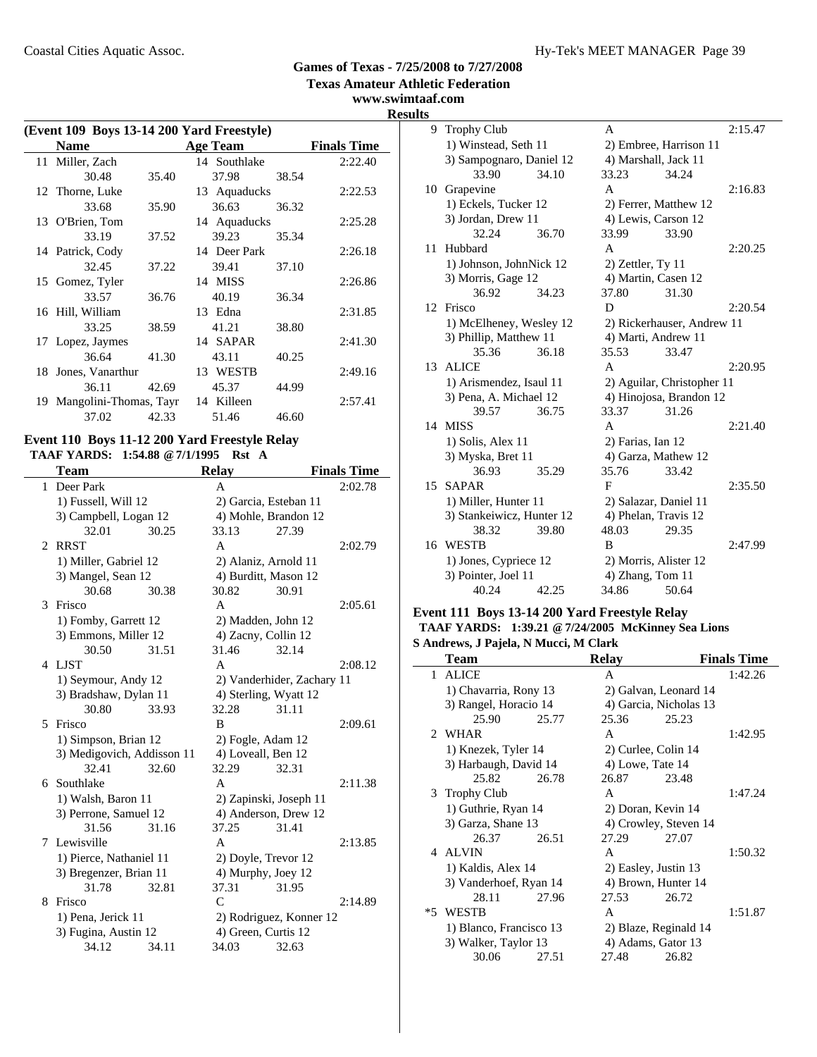# Games of Texas - 7/25/2008 to 7/27/2008

**Texas Amateur Athletic Federation**

**www.swimtaaf.com**

**Results**

## (Event 109 Boys 13-14 200 Yard Freestyle)

| | Name | Age | Team | Finals Time |
|---|---|---|---|---|
| 11 | Miller, Zach | 14 | Southlake | 2:22.40 |
| | 30.48 35.40 | | 37.98 38.54 | |
| 12 | Thorne, Luke | 13 | Aquaducks | 2:22.53 |
| | 33.68 35.90 | | 36.63 36.32 | |
| 13 | O'Brien, Tom | 14 | Aquaducks | 2:25.28 |
| | 33.19 37.52 | | 39.23 35.34 | |
| 14 | Patrick, Cody | 14 | Deer Park | 2:26.18 |
| | 32.45 37.22 | | 39.41 37.10 | |
| 15 | Gomez, Tyler | 14 | MISS | 2:26.86 |
| | 33.57 36.76 | | 40.19 36.34 | |
| 16 | Hill, William | 13 | Edna | 2:31.85 |
| | 33.25 38.59 | | 41.21 38.80 | |
| 17 | Lopez, Jaymes | 14 | SAPAR | 2:41.30 |
| | 36.64 41.30 | | 43.11 40.25 | |
| 18 | Jones, Vanarthur | 13 | WESTB | 2:49.16 |
| | 36.11 42.69 | | 45.37 44.99 | |
| 19 | Mangolini-Thomas, Tayr | 14 | Killeen | 2:57.41 |
| | 37.02 42.33 | | 51.46 46.60 | |

## Event 110 Boys 11-12 200 Yard Freestyle Relay

**TAAF YARDS: 1:54.88 @7/1/1995 Rst A**

| | Team | Relay | Finals Time |
|---|---|---|---|
| 1 | Deer Park | A | 2:02.78 |
| | 1) Fussell, Will 12 | 2) Garcia, Esteban 11 | |
| | 3) Campbell, Logan 12 | 4) Mohle, Brandon 12 | |
| | 32.01 30.25 | 33.13 27.39 | |
| 2 | RRST | A | 2:02.79 |
| | 1) Miller, Gabriel 12 | 2) Alaniz, Arnold 11 | |
| | 3) Mangel, Sean 12 | 4) Burditt, Mason 12 | |
| | 30.68 30.38 | 30.82 30.91 | |
| 3 | Frisco | A | 2:05.61 |
| | 1) Fomby, Garrett 12 | 2) Madden, John 12 | |
| | 3) Emmons, Miller 12 | 4) Zacny, Collin 12 | |
| | 30.50 31.51 | 31.46 32.14 | |
| 4 | LJST | A | 2:08.12 |
| | 1) Seymour, Andy 12 | 2) Vanderhider, Zachary 11 | |
| | 3) Bradshaw, Dylan 11 | 4) Sterling, Wyatt 12 | |
| | 30.80 33.93 | 32.28 31.11 | |
| 5 | Frisco | B | 2:09.61 |
| | 1) Simpson, Brian 12 | 2) Fogle, Adam 12 | |
| | 3) Medigovich, Addisson 11 | 4) Loveall, Ben 12 | |
| | 32.41 32.60 | 32.29 32.31 | |
| 6 | Southlake | A | 2:11.38 |
| | 1) Walsh, Baron 11 | 2) Zapinski, Joseph 11 | |
| | 3) Perrone, Samuel 12 | 4) Anderson, Drew 12 | |
| | 31.56 31.16 | 37.25 31.41 | |
| 7 | Lewisville | A | 2:13.85 |
| | 1) Pierce, Nathaniel 11 | 2) Doyle, Trevor 12 | |
| | 3) Bregenzer, Brian 11 | 4) Murphy, Joey 12 | |
| | 31.78 32.81 | 37.31 31.95 | |
| 8 | Frisco | C | 2:14.89 |
| | 1) Pena, Jerick 11 | 2) Rodriguez, Konner 12 | |
| | 3) Fugina, Austin 12 | 4) Green, Curtis 12 | |
| | 34.12 34.11 | 34.03 32.63 | |
| 9 | Trophy Club | A | 2:15.47 |
| | 1) Winstead, Seth 11 | 2) Embree, Harrison 11 | |
| | 3) Sampognaro, Daniel 12 | 4) Marshall, Jack 11 | |
| | 33.90 34.10 | 33.23 34.24 | |
| 10 | Grapevine | A | 2:16.83 |
| | 1) Eckels, Tucker 12 | 2) Ferrer, Matthew 12 | |
| | 3) Jordan, Drew 11 | 4) Lewis, Carson 12 | |
| | 32.24 36.70 | 33.99 33.90 | |
| 11 | Hubbard | A | 2:20.25 |
| | 1) Johnson, JohnNick 12 | 2) Zettler, Ty 11 | |
| | 3) Morris, Gage 12 | 4) Martin, Casen 12 | |
| | 36.92 34.23 | 37.80 31.30 | |
| 12 | Frisco | D | 2:20.54 |
| | 1) McElheney, Wesley 12 | 2) Rickerhauser, Andrew 11 | |
| | 3) Phillip, Matthew 11 | 4) Marti, Andrew 11 | |
| | 35.36 36.18 | 35.53 33.47 | |
| 13 | ALICE | A | 2:20.95 |
| | 1) Arismendez, Isaul 11 | 2) Aguilar, Christopher 11 | |
| | 3) Pena, A. Michael 12 | 4) Hinojosa, Brandon 12 | |
| | 39.57 36.75 | 33.37 31.26 | |
| 14 | MISS | A | 2:21.40 |
| | 1) Solis, Alex 11 | 2) Farias, Ian 12 | |
| | 3) Myska, Bret 11 | 4) Garza, Mathew 12 | |
| | 36.93 35.29 | 35.76 33.42 | |
| 15 | SAPAR | F | 2:35.50 |
| | 1) Miller, Hunter 11 | 2) Salazar, Daniel 11 | |
| | 3) Stankeiwicz, Hunter 12 | 4) Phelan, Travis 12 | |
| | 38.32 39.80 | 48.03 29.35 | |
| 16 | WESTB | B | 2:47.99 |
| | 1) Jones, Cypriece 12 | 2) Morris, Alister 12 | |
| | 3) Pointer, Joel 11 | 4) Zhang, Tom 11 | |
| | 40.24 42.25 | 34.86 50.64 | |

## Event 111 Boys 13-14 200 Yard Freestyle Relay

**TAAF YARDS: 1:39.21 @ 7/24/2005 McKinney Sea Lions**

**S Andrews, J Pajela, N Mucci, M Clark**

| | Team | Relay | Finals Time |
|---|---|---|---|
| 1 | ALICE | A | 1:42.26 |
| | 1) Chavarria, Rony 13 | 2) Galvan, Leonard 14 | |
| | 3) Rangel, Horacio 14 | 4) Garcia, Nicholas 13 | |
| | 25.90 25.77 | 25.36 25.23 | |
| 2 | WHAR | A | 1:42.95 |
| | 1) Knezek, Tyler 14 | 2) Curlee, Colin 14 | |
| | 3) Harbaugh, David 14 | 4) Lowe, Tate 14 | |
| | 25.82 26.78 | 26.87 23.48 | |
| 3 | Trophy Club | A | 1:47.24 |
| | 1) Guthrie, Ryan 14 | 2) Doran, Kevin 14 | |
| | 3) Garza, Shane 13 | 4) Crowley, Steven 14 | |
| | 26.37 26.51 | 27.29 27.07 | |
| 4 | ALVIN | A | 1:50.32 |
| | 1) Kaldis, Alex 14 | 2) Easley, Justin 13 | |
| | 3) Vanderhoef, Ryan 14 | 4) Brown, Hunter 14 | |
| | 28.11 27.96 | 27.53 26.72 | |
| *5 | WESTB | A | 1:51.87 |
| | 1) Blanco, Francisco 13 | 2) Blaze, Reginald 14 | |
| | 3) Walker, Taylor 13 | 4) Adams, Gator 13 | |
| | 30.06 27.51 | 27.48 26.82 | |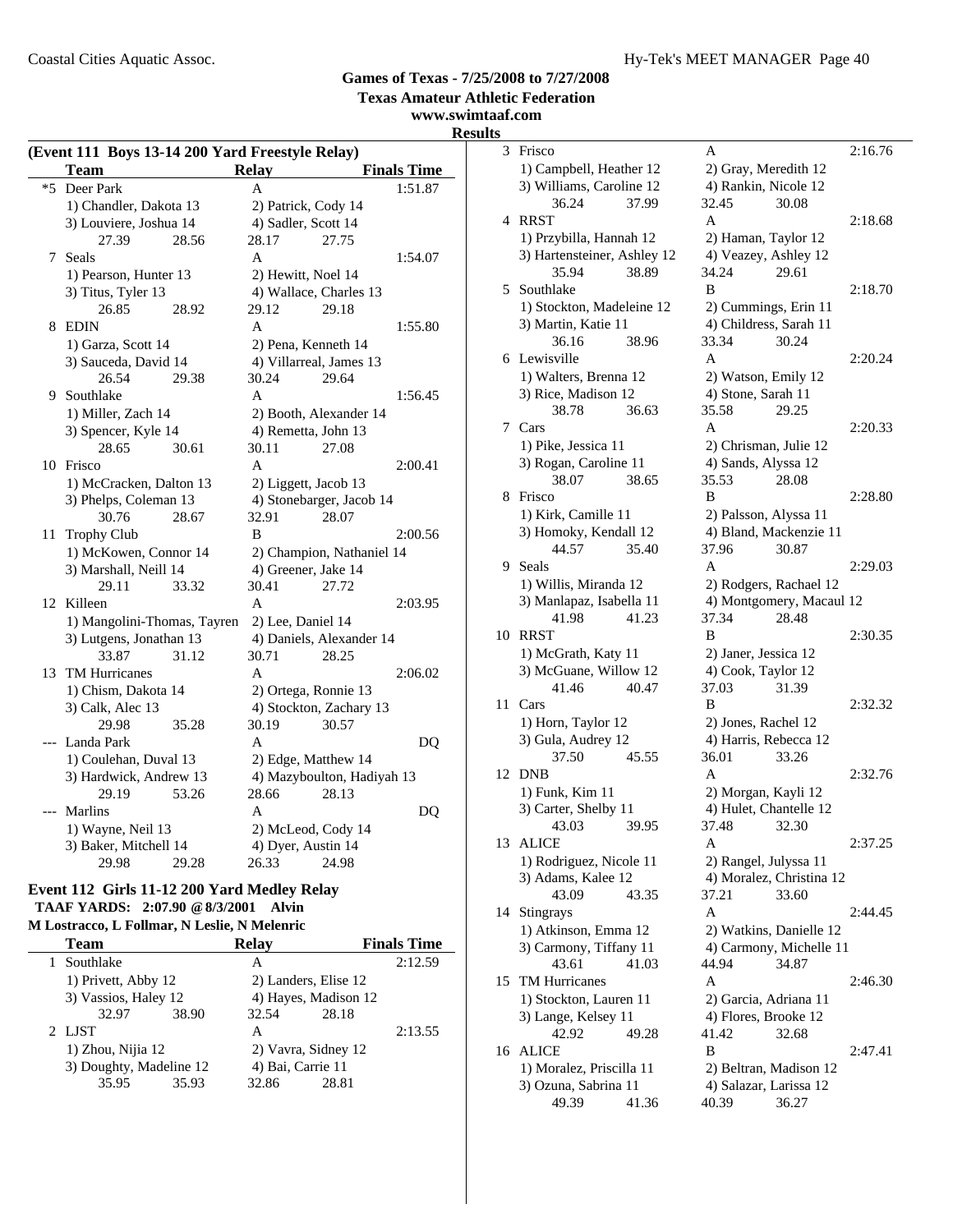**Games of Texas - 7/25/2008 to 7/27/2008**
**Texas Amateur Athletic Federation**
**www.swimtaaf.com**
**Results**

### (Event 111 Boys 13-14 200 Yard Freestyle Relay)

| | Team | Relay | Finals Time |
|---|---|---|---|
| *5 | Deer Park | A | 1:51.87 |
| | 1) Chandler, Dakota 13 | 2) Patrick, Cody 14 | |
| | 3) Louviere, Joshua 14 | 4) Sadler, Scott 14 | |
| | 27.39 28.56 | 28.17 27.75 | |
| 7 | Seals | A | 1:54.07 |
| | 1) Pearson, Hunter 13 | 2) Hewitt, Noel 14 | |
| | 3) Titus, Tyler 13 | 4) Wallace, Charles 13 | |
| | 26.85 28.92 | 29.12 29.18 | |
| 8 | EDIN | A | 1:55.80 |
| | 1) Garza, Scott 14 | 2) Pena, Kenneth 14 | |
| | 3) Sauceda, David 14 | 4) Villarreal, James 13 | |
| | 26.54 29.38 | 30.24 29.64 | |
| 9 | Southlake | A | 1:56.45 |
| | 1) Miller, Zach 14 | 2) Booth, Alexander 14 | |
| | 3) Spencer, Kyle 14 | 4) Remetta, John 13 | |
| | 28.65 30.61 | 30.11 27.08 | |
| 10 | Frisco | A | 2:00.41 |
| | 1) McCracken, Dalton 13 | 2) Liggett, Jacob 13 | |
| | 3) Phelps, Coleman 13 | 4) Stonebarger, Jacob 14 | |
| | 30.76 28.67 | 32.91 28.07 | |
| 11 | Trophy Club | B | 2:00.56 |
| | 1) McKowen, Connor 14 | 2) Champion, Nathaniel 14 | |
| | 3) Marshall, Neill 14 | 4) Greener, Jake 14 | |
| | 29.11 33.32 | 30.41 27.72 | |
| 12 | Killeen | A | 2:03.95 |
| | 1) Mangolini-Thomas, Tayren | 2) Lee, Daniel 14 | |
| | 3) Lutgens, Jonathan 13 | 4) Daniels, Alexander 14 | |
| | 33.87 31.12 | 30.71 28.25 | |
| 13 | TM Hurricanes | A | 2:06.02 |
| | 1) Chism, Dakota 14 | 2) Ortega, Ronnie 13 | |
| | 3) Calk, Alec 13 | 4) Stockton, Zachary 13 | |
| | 29.98 35.28 | 30.19 30.57 | |
| --- | Landa Park | A | DQ |
| | 1) Coulehan, Duval 13 | 2) Edge, Matthew 14 | |
| | 3) Hardwick, Andrew 13 | 4) Mazyboulton, Hadiyah 13 | |
| | 29.19 53.26 | 28.66 28.13 | |
| --- | Marlins | A | DQ |
| | 1) Wayne, Neil 13 | 2) McLeod, Cody 14 | |
| | 3) Baker, Mitchell 14 | 4) Dyer, Austin 14 | |
| | 29.98 29.28 | 26.33 24.98 | |

### Event 112 Girls 11-12 200 Yard Medley Relay

**TAAF YARDS: 2:07.90 @8/3/2001 Alvin**
**M Lostracco, L Follmar, N Leslie, N Melenric**

| | Team | Relay | Finals Time |
|---|---|---|---|
| 1 | Southlake | A | 2:12.59 |
| | 1) Privett, Abby 12 | 2) Landers, Elise 12 | |
| | 3) Vassios, Haley 12 | 4) Hayes, Madison 12 | |
| | 32.97 38.90 | 32.54 28.18 | |
| 2 | LJST | A | 2:13.55 |
| | 1) Zhou, Nijia 12 | 2) Vavra, Sidney 12 | |
| | 3) Doughty, Madeline 12 | 4) Bai, Carrie 11 | |
| | 35.95 35.93 | 32.86 28.81 | |
| 3 | Frisco | A | 2:16.76 |
| | 1) Campbell, Heather 12 | 2) Gray, Meredith 12 | |
| | 3) Williams, Caroline 12 | 4) Rankin, Nicole 12 | |
| | 36.24 37.99 | 32.45 30.08 | |
| 4 | RRST | A | 2:18.68 |
| | 1) Przybilla, Hannah 12 | 2) Haman, Taylor 12 | |
| | 3) Hartensteiner, Ashley 12 | 4) Veazey, Ashley 12 | |
| | 35.94 38.89 | 34.24 29.61 | |
| 5 | Southlake | B | 2:18.70 |
| | 1) Stockton, Madeleine 12 | 2) Cummings, Erin 11 | |
| | 3) Martin, Katie 11 | 4) Childress, Sarah 11 | |
| | 36.16 38.96 | 33.34 30.24 | |
| 6 | Lewisville | A | 2:20.24 |
| | 1) Walters, Brenna 12 | 2) Watson, Emily 12 | |
| | 3) Rice, Madison 12 | 4) Stone, Sarah 11 | |
| | 38.78 36.63 | 35.58 29.25 | |
| 7 | Cars | A | 2:20.33 |
| | 1) Pike, Jessica 11 | 2) Chrisman, Julie 12 | |
| | 3) Rogan, Caroline 11 | 4) Sands, Alyssa 12 | |
| | 38.07 38.65 | 35.53 28.08 | |
| 8 | Frisco | B | 2:28.80 |
| | 1) Kirk, Camille 11 | 2) Palsson, Alyssa 11 | |
| | 3) Homoky, Kendall 12 | 4) Bland, Mackenzie 11 | |
| | 44.57 35.40 | 37.96 30.87 | |
| 9 | Seals | A | 2:29.03 |
| | 1) Willis, Miranda 12 | 2) Rodgers, Rachael 12 | |
| | 3) Manlapaz, Isabella 11 | 4) Montgomery, Macaul 12 | |
| | 41.98 41.23 | 37.34 28.48 | |
| 10 | RRST | B | 2:30.35 |
| | 1) McGrath, Katy 11 | 2) Janer, Jessica 12 | |
| | 3) McGuane, Willow 12 | 4) Cook, Taylor 12 | |
| | 41.46 40.47 | 37.03 31.39 | |
| 11 | Cars | B | 2:32.32 |
| | 1) Horn, Taylor 12 | 2) Jones, Rachel 12 | |
| | 3) Gula, Audrey 12 | 4) Harris, Rebecca 12 | |
| | 37.50 45.55 | 36.01 33.26 | |
| 12 | DNB | A | 2:32.76 |
| | 1) Funk, Kim 11 | 2) Morgan, Kayli 12 | |
| | 3) Carter, Shelby 11 | 4) Hulet, Chantelle 12 | |
| | 43.03 39.95 | 37.48 32.30 | |
| 13 | ALICE | A | 2:37.25 |
| | 1) Rodriguez, Nicole 11 | 2) Rangel, Julyssa 11 | |
| | 3) Adams, Kalee 12 | 4) Moralez, Christina 12 | |
| | 43.09 43.35 | 37.21 33.60 | |
| 14 | Stingrays | A | 2:44.45 |
| | 1) Atkinson, Emma 12 | 2) Watkins, Danielle 12 | |
| | 3) Carmony, Tiffany 11 | 4) Carmony, Michelle 11 | |
| | 43.61 41.03 | 44.94 34.87 | |
| 15 | TM Hurricanes | A | 2:46.30 |
| | 1) Stockton, Lauren 11 | 2) Garcia, Adriana 11 | |
| | 3) Lange, Kelsey 11 | 4) Flores, Brooke 12 | |
| | 42.92 49.28 | 41.42 32.68 | |
| 16 | ALICE | B | 2:47.41 |
| | 1) Moralez, Priscilla 11 | 2) Beltran, Madison 12 | |
| | 3) Ozuna, Sabrina 11 | 4) Salazar, Larissa 12 | |
| | 49.39 41.36 | 40.39 36.27 | |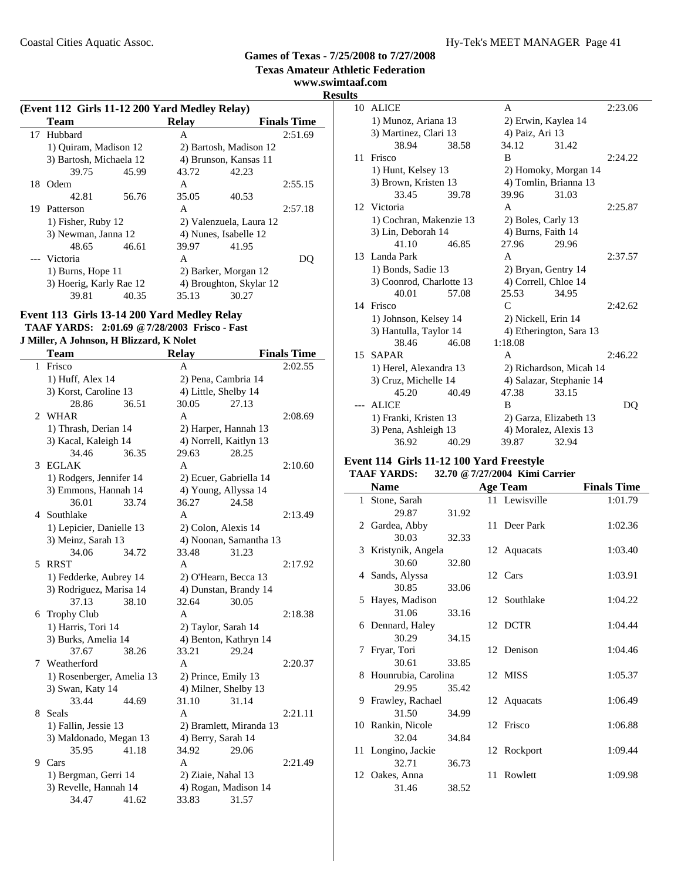**Games of Texas - 7/25/2008 to 7/27/2008**
**Texas Amateur Athletic Federation**
**www.swimtaaf.com**
**Results**

### (Event 112 Girls 11-12 200 Yard Medley Relay)

| | Team | Relay | Finals Time |
|---|---|---|---|
| 17 | Hubbard | A | 2:51.69 |
| | 1) Quiram, Madison 12 | 2) Bartosh, Madison 12 | |
| | 3) Bartosh, Michaela 12 | 4) Brunson, Kansas 11 | |
| | 39.75 45.99 | 43.72 42.23 | |
| 18 | Odem | A | 2:55.15 |
| | 42.81 56.76 | 35.05 40.53 | |
| 19 | Patterson | A | 2:57.18 |
| | 1) Fisher, Ruby 12 | 2) Valenzuela, Laura 12 | |
| | 3) Newman, Janna 12 | 4) Nunes, Isabelle 12 | |
| | 48.65 46.61 | 39.97 41.95 | |
| --- | Victoria | A | DQ |
| | 1) Burns, Hope 11 | 2) Barker, Morgan 12 | |
| | 3) Hoerig, Karly Rae 12 | 4) Broughton, Skylar 12 | |
| | 39.81 40.35 | 35.13 30.27 | |

### Event 113 Girls 13-14 200 Yard Medley Relay

**TAAF YARDS: 2:01.69 @ 7/28/2003 Frisco - Fast**
**J Miller, A Johnson, H Blizzard, K Nolet**

| | Team | Relay | Finals Time |
|---|---|---|---|
| 1 | Frisco | A | 2:02.55 |
| | 1) Huff, Alex 14 | 2) Pena, Cambria 14 | |
| | 3) Korst, Caroline 13 | 4) Little, Shelby 14 | |
| | 28.86 36.51 | 30.05 27.13 | |
| 2 | WHAR | A | 2:08.69 |
| | 1) Thrash, Derian 14 | 2) Harper, Hannah 13 | |
| | 3) Kacal, Kaleigh 14 | 4) Norrell, Kaitlyn 13 | |
| | 34.46 36.35 | 29.63 28.25 | |
| 3 | EGLAK | A | 2:10.60 |
| | 1) Rodgers, Jennifer 14 | 2) Ecuer, Gabriella 14 | |
| | 3) Emmons, Hannah 14 | 4) Young, Allyssa 14 | |
| | 36.01 33.74 | 36.27 24.58 | |
| 4 | Southlake | A | 2:13.49 |
| | 1) Lepicier, Danielle 13 | 2) Colon, Alexis 14 | |
| | 3) Meinz, Sarah 13 | 4) Noonan, Samantha 13 | |
| | 34.06 34.72 | 33.48 31.23 | |
| 5 | RRST | A | 2:17.92 |
| | 1) Fedderke, Aubrey 14 | 2) O'Hearn, Becca 13 | |
| | 3) Rodriguez, Marisa 14 | 4) Dunstan, Brandy 14 | |
| | 37.13 38.10 | 32.64 30.05 | |
| 6 | Trophy Club | A | 2:18.38 |
| | 1) Harris, Tori 14 | 2) Taylor, Sarah 14 | |
| | 3) Burks, Amelia 14 | 4) Benton, Kathryn 14 | |
| | 37.67 38.26 | 33.21 29.24 | |
| 7 | Weatherford | A | 2:20.37 |
| | 1) Rosenberger, Amelia 13 | 2) Prince, Emily 13 | |
| | 3) Swan, Katy 14 | 4) Milner, Shelby 13 | |
| | 33.44 44.69 | 31.10 31.14 | |
| 8 | Seals | A | 2:21.11 |
| | 1) Fallin, Jessie 13 | 2) Bramlett, Miranda 13 | |
| | 3) Maldonado, Megan 13 | 4) Berry, Sarah 14 | |
| | 35.95 41.18 | 34.92 29.06 | |
| 9 | Cars | A | 2:21.49 |
| | 1) Bergman, Gerri 14 | 2) Ziaie, Nahal 13 | |
| | 3) Revelle, Hannah 14 | 4) Rogan, Madison 14 | |
| | 34.47 41.62 | 33.83 31.57 | |
| 10 | ALICE | A | 2:23.06 |
| | 1) Munoz, Ariana 13 | 2) Erwin, Kaylea 14 | |
| | 3) Martinez, Clari 13 | 4) Paiz, Ari 13 | |
| | 38.94 38.58 | 34.12 31.42 | |
| 11 | Frisco | B | 2:24.22 |
| | 1) Hunt, Kelsey 13 | 2) Homoky, Morgan 14 | |
| | 3) Brown, Kristen 13 | 4) Tomlin, Brianna 13 | |
| | 33.45 39.78 | 39.96 31.03 | |
| 12 | Victoria | A | 2:25.87 |
| | 1) Cochran, Makenzie 13 | 2) Boles, Carly 13 | |
| | 3) Lin, Deborah 14 | 4) Burns, Faith 14 | |
| | 41.10 46.85 | 27.96 29.96 | |
| 13 | Landa Park | A | 2:37.57 |
| | 1) Bonds, Sadie 13 | 2) Bryan, Gentry 14 | |
| | 3) Coonrod, Charlotte 13 | 4) Correll, Chloe 14 | |
| | 40.01 57.08 | 25.53 34.95 | |
| 14 | Frisco | C | 2:42.62 |
| | 1) Johnson, Kelsey 14 | 2) Nickell, Erin 14 | |
| | 3) Hantulla, Taylor 14 | 4) Etherington, Sara 13 | |
| | 38.46 46.08 | 1:18.08 | |
| 15 | SAPAR | A | 2:46.22 |
| | 1) Herel, Alexandra 13 | 2) Richardson, Micah 14 | |
| | 3) Cruz, Michelle 14 | 4) Salazar, Stephanie 14 | |
| | 45.20 40.49 | 47.38 33.15 | |
| --- | ALICE | B | DQ |
| | 1) Franki, Kristen 13 | 2) Garza, Elizabeth 13 | |
| | 3) Pena, Ashleigh 13 | 4) Moralez, Alexis 13 | |
| | 36.92 40.29 | 39.87 32.94 | |

### Event 114 Girls 11-12 100 Yard Freestyle

**TAAF YARDS: 32.70 @ 7/27/2004 Kimi Carrier**

| | Name | Age | Team | Finals Time |
|---|---|---|---|---|
| 1 | Stone, Sarah | 11 | Lewisville | 1:01.79 |
| | 29.87 31.92 | | | |
| 2 | Gardea, Abby | 11 | Deer Park | 1:02.36 |
| | 30.03 32.33 | | | |
| 3 | Kristynik, Angela | 12 | Aquacats | 1:03.40 |
| | 30.60 32.80 | | | |
| 4 | Sands, Alyssa | 12 | Cars | 1:03.91 |
| | 30.85 33.06 | | | |
| 5 | Hayes, Madison | 12 | Southlake | 1:04.22 |
| | 31.06 33.16 | | | |
| 6 | Dennard, Haley | 12 | DCTR | 1:04.44 |
| | 30.29 34.15 | | | |
| 7 | Fryar, Tori | 12 | Denison | 1:04.46 |
| | 30.61 33.85 | | | |
| 8 | Hounrubia, Carolina | 12 | MISS | 1:05.37 |
| | 29.95 35.42 | | | |
| 9 | Frawley, Rachael | 12 | Aquacats | 1:06.49 |
| | 31.50 34.99 | | | |
| 10 | Rankin, Nicole | 12 | Frisco | 1:06.88 |
| | 32.04 34.84 | | | |
| 11 | Longino, Jackie | 12 | Rockport | 1:09.44 |
| | 32.71 36.73 | | | |
| 12 | Oakes, Anna | 11 | Rowlett | 1:09.98 |
| | 31.46 38.52 | | | |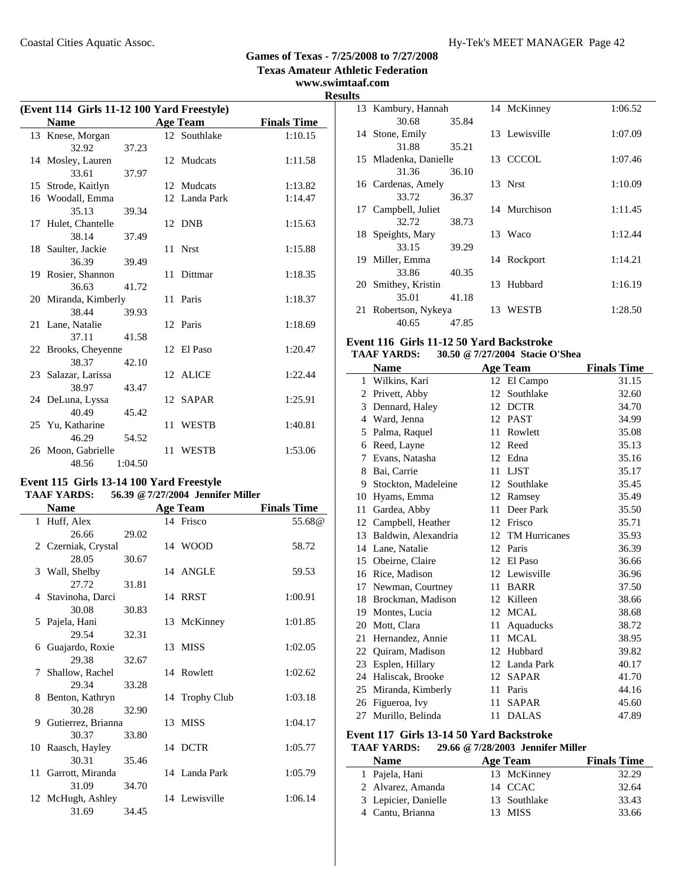## Games of Texas - 7/25/2008 to 7/27/2008

**Texas Amateur Athletic Federation**

**www.swimtaaf.com**

**Results**

### (Event 114 Girls 11-12 100 Yard Freestyle)

| | Name | Age | Team | Finals Time |
|---|---|---|---|---|
| 13 | Knese, Morgan | 12 | Southlake | 1:10.15 |
| | 32.92 37.23 | | | |
| 14 | Mosley, Lauren | 12 | Mudcats | 1:11.58 |
| | 33.61 37.97 | | | |
| 15 | Strode, Kaitlyn | 12 | Mudcats | 1:13.82 |
| 16 | Woodall, Emma | 12 | Landa Park | 1:14.47 |
| | 35.13 39.34 | | | |
| 17 | Hulet, Chantelle | 12 | DNB | 1:15.63 |
| | 38.14 37.49 | | | |
| 18 | Saulter, Jackie | 11 | Nrst | 1:15.88 |
| | 36.39 39.49 | | | |
| 19 | Rosier, Shannon | 11 | Dittmar | 1:18.35 |
| | 36.63 41.72 | | | |
| 20 | Miranda, Kimberly | 11 | Paris | 1:18.37 |
| | 38.44 39.93 | | | |
| 21 | Lane, Natalie | 12 | Paris | 1:18.69 |
| | 37.11 41.58 | | | |
| 22 | Brooks, Cheyenne | 12 | El Paso | 1:20.47 |
| | 38.37 42.10 | | | |
| 23 | Salazar, Larissa | 12 | ALICE | 1:22.44 |
| | 38.97 43.47 | | | |
| 24 | DeLuna, Lyssa | 12 | SAPAR | 1:25.91 |
| | 40.49 45.42 | | | |
| 25 | Yu, Katharine | 11 | WESTB | 1:40.81 |
| | 46.29 54.52 | | | |
| 26 | Moon, Gabrielle | 11 | WESTB | 1:53.06 |
| | 48.56 1:04.50 | | | |

### Event 115 Girls 13-14 100 Yard Freestyle

**TAAF YARDS: 56.39 @ 7/27/2004 Jennifer Miller**

| | Name | Age | Team | Finals Time |
|---|---|---|---|---|
| 1 | Huff, Alex | 14 | Frisco | 55.68@ |
| | 26.66 29.02 | | | |
| 2 | Czerniak, Crystal | 14 | WOOD | 58.72 |
| | 28.05 30.67 | | | |
| 3 | Wall, Shelby | 14 | ANGLE | 59.53 |
| | 27.72 31.81 | | | |
| 4 | Stavinoha, Darci | 14 | RRST | 1:00.91 |
| | 30.08 30.83 | | | |
| 5 | Pajela, Hani | 13 | McKinney | 1:01.85 |
| | 29.54 32.31 | | | |
| 6 | Guajardo, Roxie | 13 | MISS | 1:02.05 |
| | 29.38 32.67 | | | |
| 7 | Shallow, Rachel | 14 | Rowlett | 1:02.62 |
| | 29.34 33.28 | | | |
| 8 | Benton, Kathryn | 14 | Trophy Club | 1:03.18 |
| | 30.28 32.90 | | | |
| 9 | Gutierrez, Brianna | 13 | MISS | 1:04.17 |
| | 30.37 33.80 | | | |
| 10 | Raasch, Hayley | 14 | DCTR | 1:05.77 |
| | 30.31 35.46 | | | |
| 11 | Garrott, Miranda | 14 | Landa Park | 1:05.79 |
| | 31.09 34.70 | | | |
| 12 | McHugh, Ashley | 14 | Lewisville | 1:06.14 |
| | 31.69 34.45 | | | |
| 13 | Kambury, Hannah | 14 | McKinney | 1:06.52 |
| | 30.68 35.84 | | | |
| 14 | Stone, Emily | 13 | Lewisville | 1:07.09 |
| | 31.88 35.21 | | | |
| 15 | Mladenka, Danielle | 13 | CCCOL | 1:07.46 |
| | 31.36 36.10 | | | |
| 16 | Cardenas, Amely | 13 | Nrst | 1:10.09 |
| | 33.72 36.37 | | | |
| 17 | Campbell, Juliet | 14 | Murchison | 1:11.45 |
| | 32.72 38.73 | | | |
| 18 | Speights, Mary | 13 | Waco | 1:12.44 |
| | 33.15 39.29 | | | |
| 19 | Miller, Emma | 14 | Rockport | 1:14.21 |
| | 33.86 40.35 | | | |
| 20 | Smithey, Kristin | 13 | Hubbard | 1:16.19 |
| | 35.01 41.18 | | | |
| 21 | Robertson, Nykeya | 13 | WESTB | 1:28.50 |
| | 40.65 47.85 | | | |

### Event 116 Girls 11-12 50 Yard Backstroke

**TAAF YARDS: 30.50 @ 7/27/2004 Stacie O'Shea**

| | Name | Age | Team | Finals Time |
|---|---|---|---|---|
| 1 | Wilkins, Kari | 12 | El Campo | 31.15 |
| 2 | Privett, Abby | 12 | Southlake | 32.60 |
| 3 | Dennard, Haley | 12 | DCTR | 34.70 |
| 4 | Ward, Jenna | 12 | PAST | 34.99 |
| 5 | Palma, Raquel | 11 | Rowlett | 35.08 |
| 6 | Reed, Layne | 12 | Reed | 35.13 |
| 7 | Evans, Natasha | 12 | Edna | 35.16 |
| 8 | Bai, Carrie | 11 | LJST | 35.17 |
| 9 | Stockton, Madeleine | 12 | Southlake | 35.45 |
| 10 | Hyams, Emma | 12 | Ramsey | 35.49 |
| 11 | Gardea, Abby | 11 | Deer Park | 35.50 |
| 12 | Campbell, Heather | 12 | Frisco | 35.71 |
| 13 | Baldwin, Alexandria | 12 | TM Hurricanes | 35.93 |
| 14 | Lane, Natalie | 12 | Paris | 36.39 |
| 15 | Obeirne, Claire | 12 | El Paso | 36.66 |
| 16 | Rice, Madison | 12 | Lewisville | 36.96 |
| 17 | Newman, Courtney | 11 | BARR | 37.50 |
| 18 | Brockman, Madison | 12 | Killeen | 38.66 |
| 19 | Montes, Lucia | 12 | MCAL | 38.68 |
| 20 | Mott, Clara | 11 | Aquaducks | 38.72 |
| 21 | Hernandez, Annie | 11 | MCAL | 38.95 |
| 22 | Quiram, Madison | 12 | Hubbard | 39.82 |
| 23 | Esplen, Hillary | 12 | Landa Park | 40.17 |
| 24 | Haliscak, Brooke | 12 | SAPAR | 41.70 |
| 25 | Miranda, Kimberly | 11 | Paris | 44.16 |
| 26 | Figueroa, Ivy | 11 | SAPAR | 45.60 |
| 27 | Murillo, Belinda | 11 | DALAS | 47.89 |

### Event 117 Girls 13-14 50 Yard Backstroke

**TAAF YARDS: 29.66 @ 7/28/2003 Jennifer Miller**

| | Name | Age | Team | Finals Time |
|---|---|---|---|---|
| 1 | Pajela, Hani | 13 | McKinney | 32.29 |
| 2 | Alvarez, Amanda | 14 | CCAC | 32.64 |
| 3 | Lepicier, Danielle | 13 | Southlake | 33.43 |
| 4 | Cantu, Brianna | 13 | MISS | 33.66 |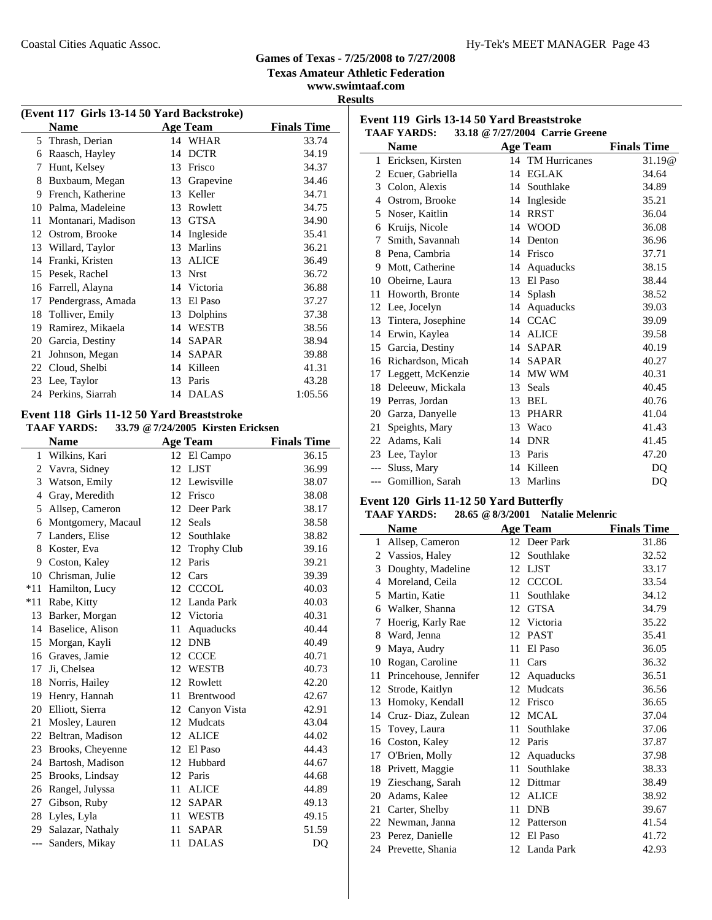## Games of Texas - 7/25/2008 to 7/27/2008
**Texas Amateur Athletic Federation**
**www.swimtaaf.com**
**Results**

### (Event 117 Girls 13-14 50 Yard Backstroke)

| | Name | Age | Team | Finals Time |
|---|---|---|---|---|
| 5 | Thrash, Derian | 14 | WHAR | 33.74 |
| 6 | Raasch, Hayley | 14 | DCTR | 34.19 |
| 7 | Hunt, Kelsey | 13 | Frisco | 34.37 |
| 8 | Buxbaum, Megan | 13 | Grapevine | 34.46 |
| 9 | French, Katherine | 13 | Keller | 34.71 |
| 10 | Palma, Madeleine | 13 | Rowlett | 34.75 |
| 11 | Montanari, Madison | 13 | GTSA | 34.90 |
| 12 | Ostrom, Brooke | 14 | Ingleside | 35.41 |
| 13 | Willard, Taylor | 13 | Marlins | 36.21 |
| 14 | Franki, Kristen | 13 | ALICE | 36.49 |
| 15 | Pesek, Rachel | 13 | Nrst | 36.72 |
| 16 | Farrell, Alayna | 14 | Victoria | 36.88 |
| 17 | Pendergrass, Amada | 13 | El Paso | 37.27 |
| 18 | Tolliver, Emily | 13 | Dolphins | 37.38 |
| 19 | Ramirez, Mikaela | 14 | WESTB | 38.56 |
| 20 | Garcia, Destiny | 14 | SAPAR | 38.94 |
| 21 | Johnson, Megan | 14 | SAPAR | 39.88 |
| 22 | Cloud, Shelbi | 14 | Killeen | 41.31 |
| 23 | Lee, Taylor | 13 | Paris | 43.28 |
| 24 | Perkins, Siarrah | 14 | DALAS | 1:05.56 |

### Event 118 Girls 11-12 50 Yard Breaststroke
**TAAF YARDS: 33.79 @ 7/24/2005 Kirsten Ericksen**

| | Name | Age | Team | Finals Time |
|---|---|---|---|---|
| 1 | Wilkins, Kari | 12 | El Campo | 36.15 |
| 2 | Vavra, Sidney | 12 | LJST | 36.99 |
| 3 | Watson, Emily | 12 | Lewisville | 38.07 |
| 4 | Gray, Meredith | 12 | Frisco | 38.08 |
| 5 | Allsep, Cameron | 12 | Deer Park | 38.17 |
| 6 | Montgomery, Macaul | 12 | Seals | 38.58 |
| 7 | Landers, Elise | 12 | Southlake | 38.82 |
| 8 | Koster, Eva | 12 | Trophy Club | 39.16 |
| 9 | Coston, Kaley | 12 | Paris | 39.21 |
| 10 | Chrisman, Julie | 12 | Cars | 39.39 |
| *11 | Hamilton, Lucy | 12 | CCCOL | 40.03 |
| *11 | Rabe, Kitty | 12 | Landa Park | 40.03 |
| 13 | Barker, Morgan | 12 | Victoria | 40.31 |
| 14 | Baselice, Alison | 11 | Aquaducks | 40.44 |
| 15 | Morgan, Kayli | 12 | DNB | 40.49 |
| 16 | Graves, Jamie | 12 | CCCE | 40.71 |
| 17 | Ji, Chelsea | 12 | WESTB | 40.73 |
| 18 | Norris, Hailey | 12 | Rowlett | 42.20 |
| 19 | Henry, Hannah | 11 | Brentwood | 42.67 |
| 20 | Elliott, Sierra | 12 | Canyon Vista | 42.91 |
| 21 | Mosley, Lauren | 12 | Mudcats | 43.04 |
| 22 | Beltran, Madison | 12 | ALICE | 44.02 |
| 23 | Brooks, Cheyenne | 12 | El Paso | 44.43 |
| 24 | Bartosh, Madison | 12 | Hubbard | 44.67 |
| 25 | Brooks, Lindsay | 12 | Paris | 44.68 |
| 26 | Rangel, Julyssa | 11 | ALICE | 44.89 |
| 27 | Gibson, Ruby | 12 | SAPAR | 49.13 |
| 28 | Lyles, Lyla | 11 | WESTB | 49.15 |
| 29 | Salazar, Nathaly | 11 | SAPAR | 51.59 |
| --- | Sanders, Mikay | 11 | DALAS | DQ |

### Event 119 Girls 13-14 50 Yard Breaststroke
**TAAF YARDS: 33.18 @ 7/27/2004 Carrie Greene**

| | Name | Age | Team | Finals Time |
|---|---|---|---|---|
| 1 | Ericksen, Kirsten | 14 | TM Hurricanes | 31.19@ |
| 2 | Ecuer, Gabriella | 14 | EGLAK | 34.64 |
| 3 | Colon, Alexis | 14 | Southlake | 34.89 |
| 4 | Ostrom, Brooke | 14 | Ingleside | 35.21 |
| 5 | Noser, Kaitlin | 14 | RRST | 36.04 |
| 6 | Kruijs, Nicole | 14 | WOOD | 36.08 |
| 7 | Smith, Savannah | 14 | Denton | 36.96 |
| 8 | Pena, Cambria | 14 | Frisco | 37.71 |
| 9 | Mott, Catherine | 14 | Aquaducks | 38.15 |
| 10 | Obeirne, Laura | 13 | El Paso | 38.44 |
| 11 | Howorth, Bronte | 14 | Splash | 38.52 |
| 12 | Lee, Jocelyn | 14 | Aquaducks | 39.03 |
| 13 | Tintera, Josephine | 14 | CCAC | 39.09 |
| 14 | Erwin, Kaylea | 14 | ALICE | 39.58 |
| 15 | Garcia, Destiny | 14 | SAPAR | 40.19 |
| 16 | Richardson, Micah | 14 | SAPAR | 40.27 |
| 17 | Leggett, McKenzie | 14 | MW WM | 40.31 |
| 18 | Deleeuw, Mickala | 13 | Seals | 40.45 |
| 19 | Perras, Jordan | 13 | BEL | 40.76 |
| 20 | Garza, Danyelle | 13 | PHARR | 41.04 |
| 21 | Speights, Mary | 13 | Waco | 41.43 |
| 22 | Adams, Kali | 14 | DNR | 41.45 |
| 23 | Lee, Taylor | 13 | Paris | 47.20 |
| --- | Sluss, Mary | 14 | Killeen | DQ |
| --- | Gomillion, Sarah | 13 | Marlins | DQ |

### Event 120 Girls 11-12 50 Yard Butterfly
**TAAF YARDS: 28.65 @ 8/3/2001 Natalie Melenric**

| | Name | Age | Team | Finals Time |
|---|---|---|---|---|
| 1 | Allsep, Cameron | 12 | Deer Park | 31.86 |
| 2 | Vassios, Haley | 12 | Southlake | 32.52 |
| 3 | Doughty, Madeline | 12 | LJST | 33.17 |
| 4 | Moreland, Ceila | 12 | CCCOL | 33.54 |
| 5 | Martin, Katie | 11 | Southlake | 34.12 |
| 6 | Walker, Shanna | 12 | GTSA | 34.79 |
| 7 | Hoerig, Karly Rae | 12 | Victoria | 35.22 |
| 8 | Ward, Jenna | 12 | PAST | 35.41 |
| 9 | Maya, Audry | 11 | El Paso | 36.05 |
| 10 | Rogan, Caroline | 11 | Cars | 36.32 |
| 11 | Princehouse, Jennifer | 12 | Aquaducks | 36.51 |
| 12 | Strode, Kaitlyn | 12 | Mudcats | 36.56 |
| 13 | Homoky, Kendall | 12 | Frisco | 36.65 |
| 14 | Cruz- Diaz, Zulean | 12 | MCAL | 37.04 |
| 15 | Tovey, Laura | 11 | Southlake | 37.06 |
| 16 | Coston, Kaley | 12 | Paris | 37.87 |
| 17 | O'Brien, Molly | 12 | Aquaducks | 37.98 |
| 18 | Privett, Maggie | 11 | Southlake | 38.33 |
| 19 | Zieschang, Sarah | 12 | Dittmar | 38.49 |
| 20 | Adams, Kalee | 12 | ALICE | 38.92 |
| 21 | Carter, Shelby | 11 | DNB | 39.67 |
| 22 | Newman, Janna | 12 | Patterson | 41.54 |
| 23 | Perez, Danielle | 12 | El Paso | 41.72 |
| 24 | Prevette, Shania | 12 | Landa Park | 42.93 |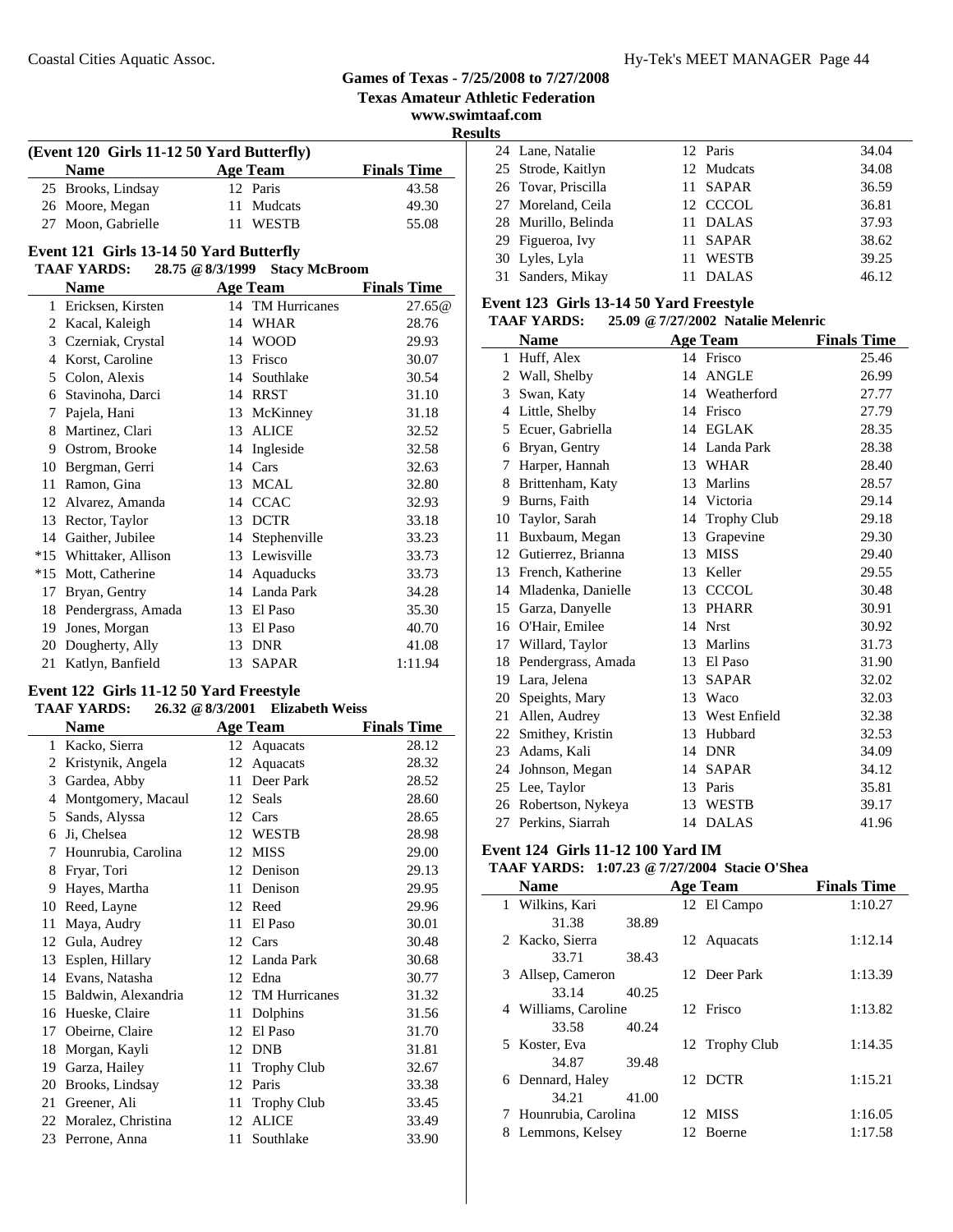# Games of Texas - 7/25/2008 to 7/27/2008

**Texas Amateur Athletic Federation**

**www.swimtaaf.com**

**Results**

### (Event 120 Girls 11-12 50 Yard Butterfly)

| | Name | Age | Team | Finals Time |
|---|---|---|---|---|
| 25 | Brooks, Lindsay | 12 | Paris | 43.58 |
| 26 | Moore, Megan | 11 | Mudcats | 49.30 |
| 27 | Moon, Gabrielle | 11 | WESTB | 55.08 |

### Event 121 Girls 13-14 50 Yard Butterfly

**TAAF YARDS: 28.75 @ 8/3/1999 Stacy McBroom**

| | Name | Age | Team | Finals Time |
|---|---|---|---|---|
| 1 | Ericksen, Kirsten | 14 | TM Hurricanes | 27.65@ |
| 2 | Kacal, Kaleigh | 14 | WHAR | 28.76 |
| 3 | Czerniak, Crystal | 14 | WOOD | 29.93 |
| 4 | Korst, Caroline | 13 | Frisco | 30.07 |
| 5 | Colon, Alexis | 14 | Southlake | 30.54 |
| 6 | Stavinoha, Darci | 14 | RRST | 31.10 |
| 7 | Pajela, Hani | 13 | McKinney | 31.18 |
| 8 | Martinez, Clari | 13 | ALICE | 32.52 |
| 9 | Ostrom, Brooke | 14 | Ingleside | 32.58 |
| 10 | Bergman, Gerri | 14 | Cars | 32.63 |
| 11 | Ramon, Gina | 13 | MCAL | 32.80 |
| 12 | Alvarez, Amanda | 14 | CCAC | 32.93 |
| 13 | Rector, Taylor | 13 | DCTR | 33.18 |
| 14 | Gaither, Jubilee | 14 | Stephenville | 33.23 |
| *15 | Whittaker, Allison | 13 | Lewisville | 33.73 |
| *15 | Mott, Catherine | 14 | Aquaducks | 33.73 |
| 17 | Bryan, Gentry | 14 | Landa Park | 34.28 |
| 18 | Pendergrass, Amada | 13 | El Paso | 35.30 |
| 19 | Jones, Morgan | 13 | El Paso | 40.70 |
| 20 | Dougherty, Ally | 13 | DNR | 41.08 |
| 21 | Katlyn, Banfield | 13 | SAPAR | 1:11.94 |

### Event 122 Girls 11-12 50 Yard Freestyle

**TAAF YARDS: 26.32 @ 8/3/2001 Elizabeth Weiss**

| | Name | Age | Team | Finals Time |
|---|---|---|---|---|
| 1 | Kacko, Sierra | 12 | Aquacats | 28.12 |
| 2 | Kristynik, Angela | 12 | Aquacats | 28.32 |
| 3 | Gardea, Abby | 11 | Deer Park | 28.52 |
| 4 | Montgomery, Macaul | 12 | Seals | 28.60 |
| 5 | Sands, Alyssa | 12 | Cars | 28.65 |
| 6 | Ji, Chelsea | 12 | WESTB | 28.98 |
| 7 | Hounrubia, Carolina | 12 | MISS | 29.00 |
| 8 | Fryar, Tori | 12 | Denison | 29.13 |
| 9 | Hayes, Martha | 11 | Denison | 29.95 |
| 10 | Reed, Layne | 12 | Reed | 29.96 |
| 11 | Maya, Audry | 11 | El Paso | 30.01 |
| 12 | Gula, Audrey | 12 | Cars | 30.48 |
| 13 | Esplen, Hillary | 12 | Landa Park | 30.68 |
| 14 | Evans, Natasha | 12 | Edna | 30.77 |
| 15 | Baldwin, Alexandria | 12 | TM Hurricanes | 31.32 |
| 16 | Hueske, Claire | 11 | Dolphins | 31.56 |
| 17 | Obeirne, Claire | 12 | El Paso | 31.70 |
| 18 | Morgan, Kayli | 12 | DNB | 31.81 |
| 19 | Garza, Hailey | 11 | Trophy Club | 32.67 |
| 20 | Brooks, Lindsay | 12 | Paris | 33.38 |
| 21 | Greener, Ali | 11 | Trophy Club | 33.45 |
| 22 | Moralez, Christina | 12 | ALICE | 33.49 |
| 23 | Perrone, Anna | 11 | Southlake | 33.90 |
| 24 | Lane, Natalie | 12 | Paris | 34.04 |
| 25 | Strode, Kaitlyn | 12 | Mudcats | 34.08 |
| 26 | Tovar, Priscilla | 11 | SAPAR | 36.59 |
| 27 | Moreland, Ceila | 12 | CCCOL | 36.81 |
| 28 | Murillo, Belinda | 11 | DALAS | 37.93 |
| 29 | Figueroa, Ivy | 11 | SAPAR | 38.62 |
| 30 | Lyles, Lyla | 11 | WESTB | 39.25 |
| 31 | Sanders, Mikay | 11 | DALAS | 46.12 |

### Event 123 Girls 13-14 50 Yard Freestyle

**TAAF YARDS: 25.09 @ 7/27/2002 Natalie Melenric**

| | Name | Age | Team | Finals Time |
|---|---|---|---|---|
| 1 | Huff, Alex | 14 | Frisco | 25.46 |
| 2 | Wall, Shelby | 14 | ANGLE | 26.99 |
| 3 | Swan, Katy | 14 | Weatherford | 27.77 |
| 4 | Little, Shelby | 14 | Frisco | 27.79 |
| 5 | Ecuer, Gabriella | 14 | EGLAK | 28.35 |
| 6 | Bryan, Gentry | 14 | Landa Park | 28.38 |
| 7 | Harper, Hannah | 13 | WHAR | 28.40 |
| 8 | Brittenham, Katy | 13 | Marlins | 28.57 |
| 9 | Burns, Faith | 14 | Victoria | 29.14 |
| 10 | Taylor, Sarah | 14 | Trophy Club | 29.18 |
| 11 | Buxbaum, Megan | 13 | Grapevine | 29.30 |
| 12 | Gutierrez, Brianna | 13 | MISS | 29.40 |
| 13 | French, Katherine | 13 | Keller | 29.55 |
| 14 | Mladenka, Danielle | 13 | CCCOL | 30.48 |
| 15 | Garza, Danyelle | 13 | PHARR | 30.91 |
| 16 | O'Hair, Emilee | 14 | Nrst | 30.92 |
| 17 | Willard, Taylor | 13 | Marlins | 31.73 |
| 18 | Pendergrass, Amada | 13 | El Paso | 31.90 |
| 19 | Lara, Jelena | 13 | SAPAR | 32.02 |
| 20 | Speights, Mary | 13 | Waco | 32.03 |
| 21 | Allen, Audrey | 13 | West Enfield | 32.38 |
| 22 | Smithey, Kristin | 13 | Hubbard | 32.53 |
| 23 | Adams, Kali | 14 | DNR | 34.09 |
| 24 | Johnson, Megan | 14 | SAPAR | 34.12 |
| 25 | Lee, Taylor | 13 | Paris | 35.81 |
| 26 | Robertson, Nykeya | 13 | WESTB | 39.17 |
| 27 | Perkins, Siarrah | 14 | DALAS | 41.96 |

### Event 124 Girls 11-12 100 Yard IM

**TAAF YARDS: 1:07.23 @ 7/27/2004 Stacie O'Shea**

| | Name | Age | Team | Finals Time |
|---|---|---|---|---|
| 1 | Wilkins, Kari | 12 | El Campo | 1:10.27 |
| | 31.38 38.89 | | | |
| 2 | Kacko, Sierra | 12 | Aquacats | 1:12.14 |
| | 33.71 38.43 | | | |
| 3 | Allsep, Cameron | 12 | Deer Park | 1:13.39 |
| | 33.14 40.25 | | | |
| 4 | Williams, Caroline | 12 | Frisco | 1:13.82 |
| | 33.58 40.24 | | | |
| 5 | Koster, Eva | 12 | Trophy Club | 1:14.35 |
| | 34.87 39.48 | | | |
| 6 | Dennard, Haley | 12 | DCTR | 1:15.21 |
| | 34.21 41.00 | | | |
| 7 | Hounrubia, Carolina | 12 | MISS | 1:16.05 |
| 8 | Lemmons, Kelsey | 12 | Boerne | 1:17.58 |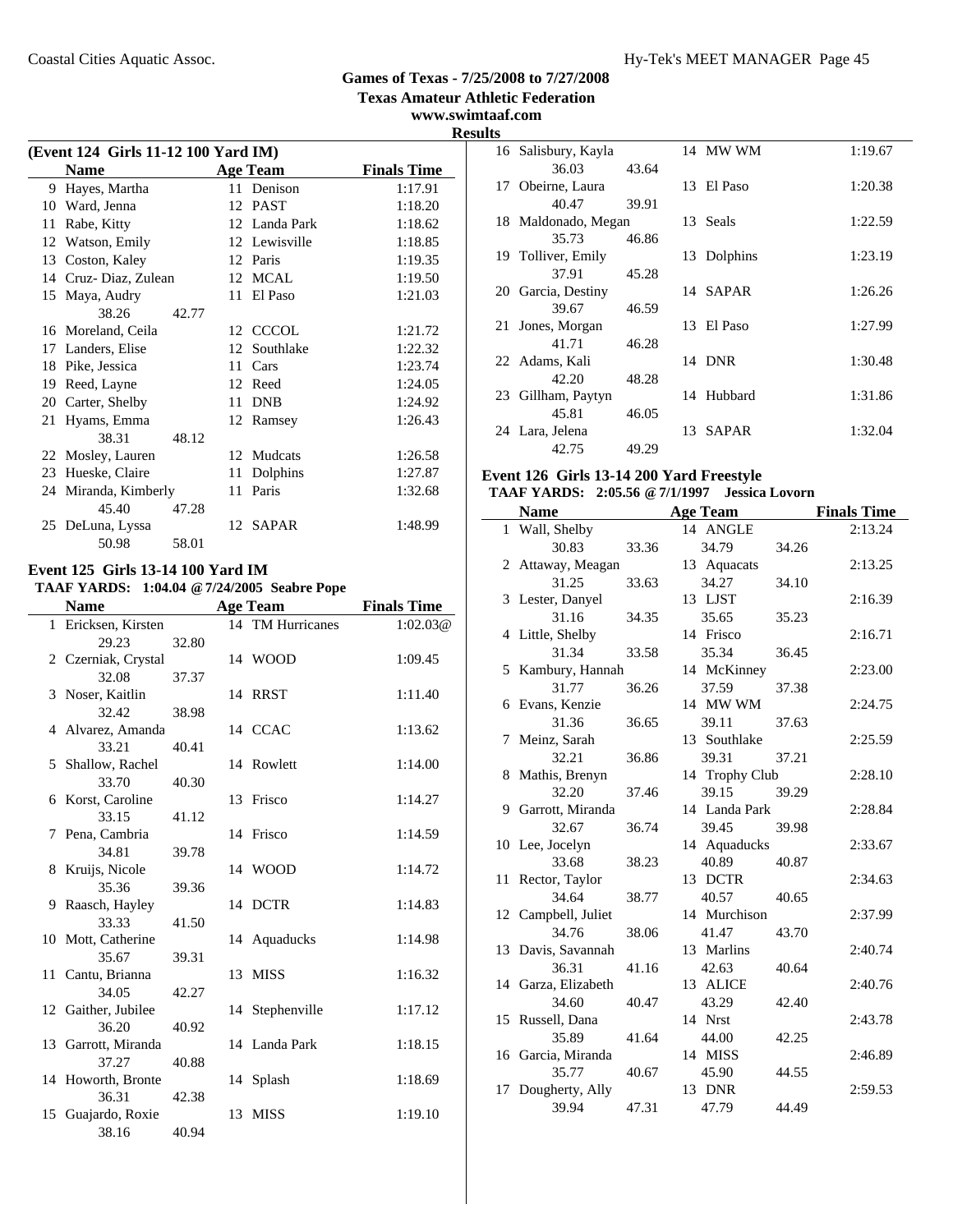## Games of Texas - 7/25/2008 to 7/27/2008

**Texas Amateur Athletic Federation**

**www.swimtaaf.com**

**Results**

### (Event 124 Girls 11-12 100 Yard IM)

| | Name | | Age | Team | Finals Time |
|---|---|---|---|---|---|
| 9 | Hayes, Martha | | 11 | Denison | 1:17.91 |
| 10 | Ward, Jenna | | 12 | PAST | 1:18.20 |
| 11 | Rabe, Kitty | | 12 | Landa Park | 1:18.62 |
| 12 | Watson, Emily | | 12 | Lewisville | 1:18.85 |
| 13 | Coston, Kaley | | 12 | Paris | 1:19.35 |
| 14 | Cruz- Diaz, Zulean | | 12 | MCAL | 1:19.50 |
| 15 | Maya, Audry | | 11 | El Paso | 1:21.03 |
| | 38.26 | 42.77 | | | |
| 16 | Moreland, Ceila | | 12 | CCCOL | 1:21.72 |
| 17 | Landers, Elise | | 12 | Southlake | 1:22.32 |
| 18 | Pike, Jessica | | 11 | Cars | 1:23.74 |
| 19 | Reed, Layne | | 12 | Reed | 1:24.05 |
| 20 | Carter, Shelby | | 11 | DNB | 1:24.92 |
| 21 | Hyams, Emma | | 12 | Ramsey | 1:26.43 |
| | 38.31 | 48.12 | | | |
| 22 | Mosley, Lauren | | 12 | Mudcats | 1:26.58 |
| 23 | Hueske, Claire | | 11 | Dolphins | 1:27.87 |
| 24 | Miranda, Kimberly | | 11 | Paris | 1:32.68 |
| | 45.40 | 47.28 | | | |
| 25 | DeLuna, Lyssa | | 12 | SAPAR | 1:48.99 |
| | 50.98 | 58.01 | | | |

### Event 125 Girls 13-14 100 Yard IM

**TAAF YARDS: 1:04.04 @7/24/2005 Seabre Pope**

| | Name | | Age | Team | Finals Time |
|---|---|---|---|---|---|
| 1 | Ericksen, Kirsten | | 14 | TM Hurricanes | 1:02.03@ |
| | 29.23 | 32.80 | | | |
| 2 | Czerniak, Crystal | | 14 | WOOD | 1:09.45 |
| | 32.08 | 37.37 | | | |
| 3 | Noser, Kaitlin | | 14 | RRST | 1:11.40 |
| | 32.42 | 38.98 | | | |
| 4 | Alvarez, Amanda | | 14 | CCAC | 1:13.62 |
| | 33.21 | 40.41 | | | |
| 5 | Shallow, Rachel | | 14 | Rowlett | 1:14.00 |
| | 33.70 | 40.30 | | | |
| 6 | Korst, Caroline | | 13 | Frisco | 1:14.27 |
| | 33.15 | 41.12 | | | |
| 7 | Pena, Cambria | | 14 | Frisco | 1:14.59 |
| | 34.81 | 39.78 | | | |
| 8 | Kruijs, Nicole | | 14 | WOOD | 1:14.72 |
| | 35.36 | 39.36 | | | |
| 9 | Raasch, Hayley | | 14 | DCTR | 1:14.83 |
| | 33.33 | 41.50 | | | |
| 10 | Mott, Catherine | | 14 | Aquaducks | 1:14.98 |
| | 35.67 | 39.31 | | | |
| 11 | Cantu, Brianna | | 13 | MISS | 1:16.32 |
| | 34.05 | 42.27 | | | |
| 12 | Gaither, Jubilee | | 14 | Stephenville | 1:17.12 |
| | 36.20 | 40.92 | | | |
| 13 | Garrott, Miranda | | 14 | Landa Park | 1:18.15 |
| | 37.27 | 40.88 | | | |
| 14 | Howorth, Bronte | | 14 | Splash | 1:18.69 |
| | 36.31 | 42.38 | | | |
| 15 | Guajardo, Roxie | | 13 | MISS | 1:19.10 |
| | 38.16 | 40.94 | | | |
| 16 | Salisbury, Kayla | | 14 | MW WM | 1:19.67 |
| | 36.03 | 43.64 | | | |
| 17 | Obeirne, Laura | | 13 | El Paso | 1:20.38 |
| | 40.47 | 39.91 | | | |
| 18 | Maldonado, Megan | | 13 | Seals | 1:22.59 |
| | 35.73 | 46.86 | | | |
| 19 | Tolliver, Emily | | 13 | Dolphins | 1:23.19 |
| | 37.91 | 45.28 | | | |
| 20 | Garcia, Destiny | | 14 | SAPAR | 1:26.26 |
| | 39.67 | 46.59 | | | |
| 21 | Jones, Morgan | | 13 | El Paso | 1:27.99 |
| | 41.71 | 46.28 | | | |
| 22 | Adams, Kali | | 14 | DNR | 1:30.48 |
| | 42.20 | 48.28 | | | |
| 23 | Gillham, Paytyn | | 14 | Hubbard | 1:31.86 |
| | 45.81 | 46.05 | | | |
| 24 | Lara, Jelena | | 13 | SAPAR | 1:32.04 |
| | 42.75 | 49.29 | | | |

### Event 126 Girls 13-14 200 Yard Freestyle

**TAAF YARDS: 2:05.56 @7/1/1997 Jessica Lovorn**

| | Name | | Age | Team | | Finals Time |
|---|---|---|---|---|---|---|
| 1 | Wall, Shelby | | 14 | ANGLE | | 2:13.24 |
| | 30.83 | 33.36 | | 34.79 | 34.26 | |
| 2 | Attaway, Meagan | | 13 | Aquacats | | 2:13.25 |
| | 31.25 | 33.63 | | 34.27 | 34.10 | |
| 3 | Lester, Danyel | | 13 | LJST | | 2:16.39 |
| | 31.16 | 34.35 | | 35.65 | 35.23 | |
| 4 | Little, Shelby | | 14 | Frisco | | 2:16.71 |
| | 31.34 | 33.58 | | 35.34 | 36.45 | |
| 5 | Kambury, Hannah | | 14 | McKinney | | 2:23.00 |
| | 31.77 | 36.26 | | 37.59 | 37.38 | |
| 6 | Evans, Kenzie | | 14 | MW WM | | 2:24.75 |
| | 31.36 | 36.65 | | 39.11 | 37.63 | |
| 7 | Meinz, Sarah | | 13 | Southlake | | 2:25.59 |
| | 32.21 | 36.86 | | 39.31 | 37.21 | |
| 8 | Mathis, Brenyn | | 14 | Trophy Club | | 2:28.10 |
| | 32.20 | 37.46 | | 39.15 | 39.29 | |
| 9 | Garrott, Miranda | | 14 | Landa Park | | 2:28.84 |
| | 32.67 | 36.74 | | 39.45 | 39.98 | |
| 10 | Lee, Jocelyn | | 14 | Aquaducks | | 2:33.67 |
| | 33.68 | 38.23 | | 40.89 | 40.87 | |
| 11 | Rector, Taylor | | 13 | DCTR | | 2:34.63 |
| | 34.64 | 38.77 | | 40.57 | 40.65 | |
| 12 | Campbell, Juliet | | 14 | Murchison | | 2:37.99 |
| | 34.76 | 38.06 | | 41.47 | 43.70 | |
| 13 | Davis, Savannah | | 13 | Marlins | | 2:40.74 |
| | 36.31 | 41.16 | | 42.63 | 40.64 | |
| 14 | Garza, Elizabeth | | 13 | ALICE | | 2:40.76 |
| | 34.60 | 40.47 | | 43.29 | 42.40 | |
| 15 | Russell, Dana | | 14 | Nrst | | 2:43.78 |
| | 35.89 | 41.64 | | 44.00 | 42.25 | |
| 16 | Garcia, Miranda | | 14 | MISS | | 2:46.89 |
| | 35.77 | 40.67 | | 45.90 | 44.55 | |
| 17 | Dougherty, Ally | | 13 | DNR | | 2:59.53 |
| | 39.94 | 47.31 | | 47.79 | 44.49 | |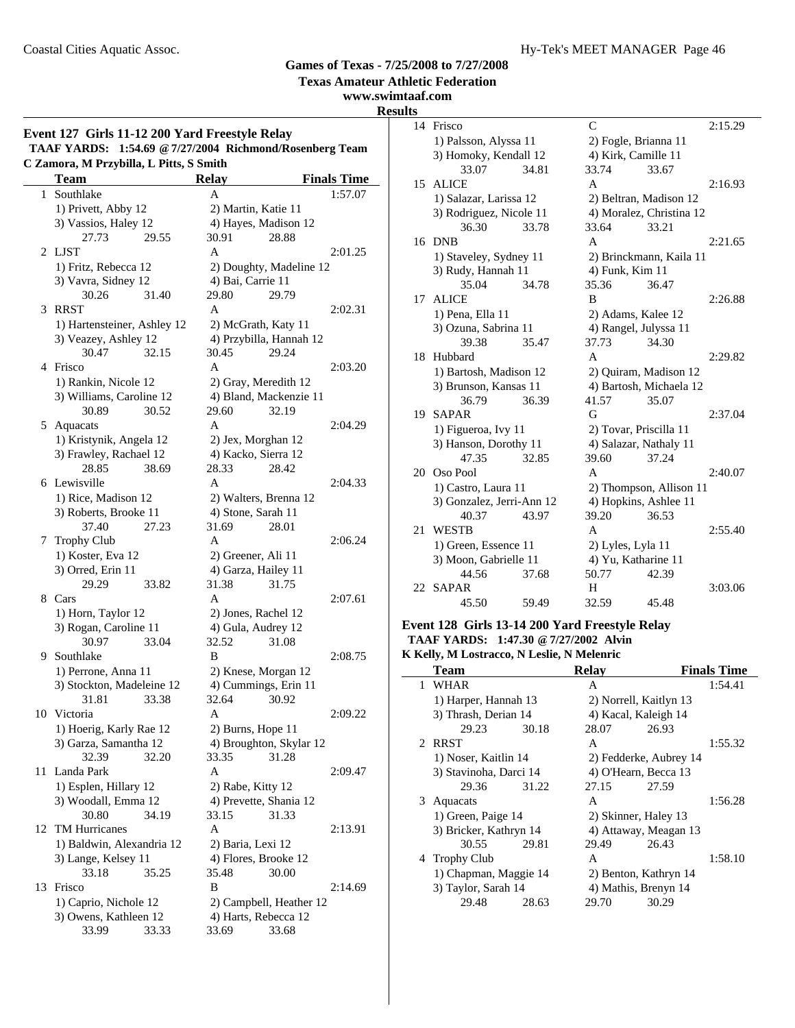# Games of Texas - 7/25/2008 to 7/27/2008

**Texas Amateur Athletic Federation**

**www.swimtaaf.com**

**Results**

## Event 127 Girls 11-12 200 Yard Freestyle Relay

**TAAF YARDS: 1:54.69 @ 7/27/2004 Richmond/Rosenberg Team**

**C Zamora, M Przybilla, L Pitts, S Smith**

| | Team | Relay | Finals Time |
|---|---|---|---|
| 1 | Southlake | A | 1:57.07 |
| | 1) Privett, Abby 12 | 2) Martin, Katie 11 | |
| | 3) Vassios, Haley 12 | 4) Hayes, Madison 12 | |
| | 27.73 29.55 | 30.91 28.88 | |
| 2 | LJST | A | 2:01.25 |
| | 1) Fritz, Rebecca 12 | 2) Doughty, Madeline 12 | |
| | 3) Vavra, Sidney 12 | 4) Bai, Carrie 11 | |
| | 30.26 31.40 | 29.80 29.79 | |
| 3 | RRST | A | 2:02.31 |
| | 1) Hartensteiner, Ashley 12 | 2) McGrath, Katy 11 | |
| | 3) Veazey, Ashley 12 | 4) Przybilla, Hannah 12 | |
| | 30.47 32.15 | 30.45 29.24 | |
| 4 | Frisco | A | 2:03.20 |
| | 1) Rankin, Nicole 12 | 2) Gray, Meredith 12 | |
| | 3) Williams, Caroline 12 | 4) Bland, Mackenzie 11 | |
| | 30.89 30.52 | 29.60 32.19 | |
| 5 | Aquacats | A | 2:04.29 |
| | 1) Kristynik, Angela 12 | 2) Jex, Morghan 12 | |
| | 3) Frawley, Rachael 12 | 4) Kacko, Sierra 12 | |
| | 28.85 38.69 | 28.33 28.42 | |
| 6 | Lewisville | A | 2:04.33 |
| | 1) Rice, Madison 12 | 2) Walters, Brenna 12 | |
| | 3) Roberts, Brooke 11 | 4) Stone, Sarah 11 | |
| | 37.40 27.23 | 31.69 28.01 | |
| 7 | Trophy Club | A | 2:06.24 |
| | 1) Koster, Eva 12 | 2) Greener, Ali 11 | |
| | 3) Orred, Erin 11 | 4) Garza, Hailey 11 | |
| | 29.29 33.82 | 31.38 31.75 | |
| 8 | Cars | A | 2:07.61 |
| | 1) Horn, Taylor 12 | 2) Jones, Rachel 12 | |
| | 3) Rogan, Caroline 11 | 4) Gula, Audrey 12 | |
| | 30.97 33.04 | 32.52 31.08 | |
| 9 | Southlake | B | 2:08.75 |
| | 1) Perrone, Anna 11 | 2) Knese, Morgan 12 | |
| | 3) Stockton, Madeleine 12 | 4) Cummings, Erin 11 | |
| | 31.81 33.38 | 32.64 30.92 | |
| 10 | Victoria | A | 2:09.22 |
| | 1) Hoerig, Karly Rae 12 | 2) Burns, Hope 11 | |
| | 3) Garza, Samantha 12 | 4) Broughton, Skylar 12 | |
| | 32.39 32.20 | 33.35 31.28 | |
| 11 | Landa Park | A | 2:09.47 |
| | 1) Esplen, Hillary 12 | 2) Rabe, Kitty 12 | |
| | 3) Woodall, Emma 12 | 4) Prevette, Shania 12 | |
| | 30.80 34.19 | 33.15 31.33 | |
| 12 | TM Hurricanes | A | 2:13.91 |
| | 1) Baldwin, Alexandria 12 | 2) Baria, Lexi 12 | |
| | 3) Lange, Kelsey 11 | 4) Flores, Brooke 12 | |
| | 33.18 35.25 | 35.48 30.00 | |
| 13 | Frisco | B | 2:14.69 |
| | 1) Caprio, Nichole 12 | 2) Campbell, Heather 12 | |
| | 3) Owens, Kathleen 12 | 4) Harts, Rebecca 12 | |
| | 33.99 33.33 | 33.69 33.68 | |
| 14 | Frisco | C | 2:15.29 |
| | 1) Palsson, Alyssa 11 | 2) Fogle, Brianna 11 | |
| | 3) Homoky, Kendall 12 | 4) Kirk, Camille 11 | |
| | 33.07 34.81 | 33.74 33.67 | |
| 15 | ALICE | A | 2:16.93 |
| | 1) Salazar, Larissa 12 | 2) Beltran, Madison 12 | |
| | 3) Rodriguez, Nicole 11 | 4) Moralez, Christina 12 | |
| | 36.30 33.78 | 33.64 33.21 | |
| 16 | DNB | A | 2:21.65 |
| | 1) Staveley, Sydney 11 | 2) Brinckmann, Kaila 11 | |
| | 3) Rudy, Hannah 11 | 4) Funk, Kim 11 | |
| | 35.04 34.78 | 35.36 36.47 | |
| 17 | ALICE | B | 2:26.88 |
| | 1) Pena, Ella 11 | 2) Adams, Kalee 12 | |
| | 3) Ozuna, Sabrina 11 | 4) Rangel, Julyssa 11 | |
| | 39.38 35.47 | 37.73 34.30 | |
| 18 | Hubbard | A | 2:29.82 |
| | 1) Bartosh, Madison 12 | 2) Quiram, Madison 12 | |
| | 3) Brunson, Kansas 11 | 4) Bartosh, Michaela 12 | |
| | 36.79 36.39 | 41.57 35.07 | |
| 19 | SAPAR | G | 2:37.04 |
| | 1) Figueroa, Ivy 11 | 2) Tovar, Priscilla 11 | |
| | 3) Hanson, Dorothy 11 | 4) Salazar, Nathaly 11 | |
| | 47.35 32.85 | 39.60 37.24 | |
| 20 | Oso Pool | A | 2:40.07 |
| | 1) Castro, Laura 11 | 2) Thompson, Allison 11 | |
| | 3) Gonzalez, Jerri-Ann 12 | 4) Hopkins, Ashlee 11 | |
| | 40.37 43.97 | 39.20 36.53 | |
| 21 | WESTB | A | 2:55.40 |
| | 1) Green, Essence 11 | 2) Lyles, Lyla 11 | |
| | 3) Moon, Gabrielle 11 | 4) Yu, Katharine 11 | |
| | 44.56 37.68 | 50.77 42.39 | |
| 22 | SAPAR | H | 3:03.06 |
| | 45.50 59.49 | 32.59 45.48 | |

## Event 128 Girls 13-14 200 Yard Freestyle Relay

**TAAF YARDS: 1:47.30 @ 7/27/2002 Alvin**

**K Kelly, M Lostracco, N Leslie, N Melenric**

| | Team | Relay | Finals Time |
|---|---|---|---|
| 1 | WHAR | A | 1:54.41 |
| | 1) Harper, Hannah 13 | 2) Norrell, Kaitlyn 13 | |
| | 3) Thrash, Derian 14 | 4) Kacal, Kaleigh 14 | |
| | 29.23 30.18 | 28.07 26.93 | |
| 2 | RRST | A | 1:55.32 |
| | 1) Noser, Kaitlin 14 | 2) Fedderke, Aubrey 14 | |
| | 3) Stavinoha, Darci 14 | 4) O'Hearn, Becca 13 | |
| | 29.36 31.22 | 27.15 27.59 | |
| 3 | Aquacats | A | 1:56.28 |
| | 1) Green, Paige 14 | 2) Skinner, Haley 13 | |
| | 3) Bricker, Kathryn 14 | 4) Attaway, Meagan 13 | |
| | 30.55 29.81 | 29.49 26.43 | |
| 4 | Trophy Club | A | 1:58.10 |
| | 1) Chapman, Maggie 14 | 2) Benton, Kathryn 14 | |
| | 3) Taylor, Sarah 14 | 4) Mathis, Brenyn 14 | |
| | 29.48 28.63 | 29.70 30.29 | |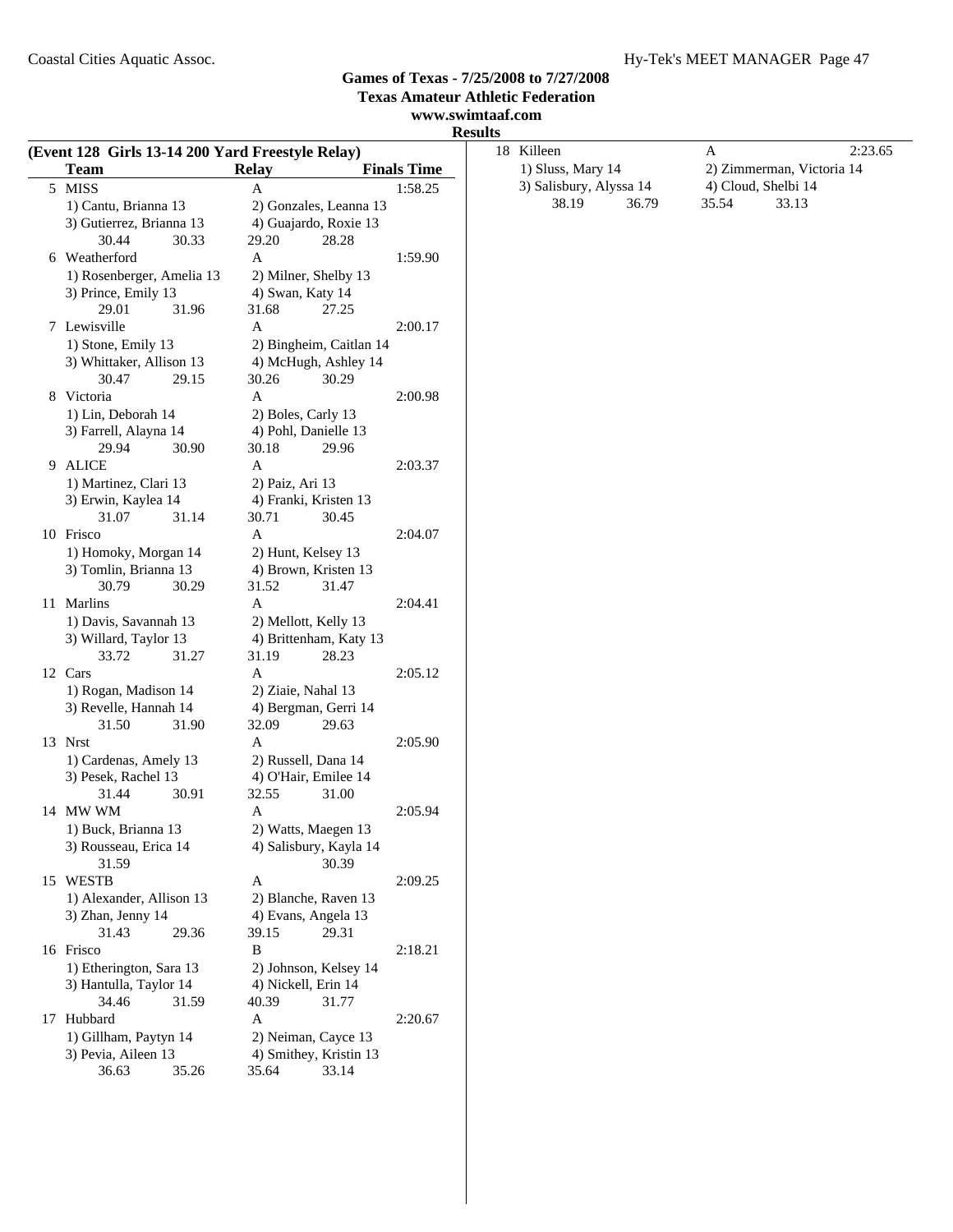**Games of Texas - 7/25/2008 to 7/27/2008**
**Texas Amateur Athletic Federation**
**www.swimtaaf.com**
**Results**

**(Event 128 Girls 13-14 200 Yard Freestyle Relay)**

| | Team | Relay | Finals Time |
|---|---|---|---|
| 5 | MISS | A | 1:58.25 |
| | 1) Cantu, Brianna 13 | 2) Gonzales, Leanna 13 | |
| | 3) Gutierrez, Brianna 13 | 4) Guajardo, Roxie 13 | |
| | 30.44 30.33 | 29.20 28.28 | |
| 6 | Weatherford | A | 1:59.90 |
| | 1) Rosenberger, Amelia 13 | 2) Milner, Shelby 13 | |
| | 3) Prince, Emily 13 | 4) Swan, Katy 14 | |
| | 29.01 31.96 | 31.68 27.25 | |
| 7 | Lewisville | A | 2:00.17 |
| | 1) Stone, Emily 13 | 2) Bingheim, Caitlan 14 | |
| | 3) Whittaker, Allison 13 | 4) McHugh, Ashley 14 | |
| | 30.47 29.15 | 30.26 30.29 | |
| 8 | Victoria | A | 2:00.98 |
| | 1) Lin, Deborah 14 | 2) Boles, Carly 13 | |
| | 3) Farrell, Alayna 14 | 4) Pohl, Danielle 13 | |
| | 29.94 30.90 | 30.18 29.96 | |
| 9 | ALICE | A | 2:03.37 |
| | 1) Martinez, Clari 13 | 2) Paiz, Ari 13 | |
| | 3) Erwin, Kaylea 14 | 4) Franki, Kristen 13 | |
| | 31.07 31.14 | 30.71 30.45 | |
| 10 | Frisco | A | 2:04.07 |
| | 1) Homoky, Morgan 14 | 2) Hunt, Kelsey 13 | |
| | 3) Tomlin, Brianna 13 | 4) Brown, Kristen 13 | |
| | 30.79 30.29 | 31.52 31.47 | |
| 11 | Marlins | A | 2:04.41 |
| | 1) Davis, Savannah 13 | 2) Mellott, Kelly 13 | |
| | 3) Willard, Taylor 13 | 4) Brittenham, Katy 13 | |
| | 33.72 31.27 | 31.19 28.23 | |
| 12 | Cars | A | 2:05.12 |
| | 1) Rogan, Madison 14 | 2) Ziaie, Nahal 13 | |
| | 3) Revelle, Hannah 14 | 4) Bergman, Gerri 14 | |
| | 31.50 31.90 | 32.09 29.63 | |
| 13 | Nrst | A | 2:05.90 |
| | 1) Cardenas, Amely 13 | 2) Russell, Dana 14 | |
| | 3) Pesek, Rachel 13 | 4) O'Hair, Emilee 14 | |
| | 31.44 30.91 | 32.55 31.00 | |
| 14 | MW WM | A | 2:05.94 |
| | 1) Buck, Brianna 13 | 2) Watts, Maegen 13 | |
| | 3) Rousseau, Erica 14 | 4) Salisbury, Kayla 14 | |
| | 31.59 | 30.39 | |
| 15 | WESTB | A | 2:09.25 |
| | 1) Alexander, Allison 13 | 2) Blanche, Raven 13 | |
| | 3) Zhan, Jenny 14 | 4) Evans, Angela 13 | |
| | 31.43 29.36 | 39.15 29.31 | |
| 16 | Frisco | B | 2:18.21 |
| | 1) Etherington, Sara 13 | 2) Johnson, Kelsey 14 | |
| | 3) Hantulla, Taylor 14 | 4) Nickell, Erin 14 | |
| | 34.46 31.59 | 40.39 31.77 | |
| 17 | Hubbard | A | 2:20.67 |
| | 1) Gillham, Paytyn 14 | 2) Neiman, Cayce 13 | |
| | 3) Pevia, Aileen 13 | 4) Smithey, Kristin 13 | |
| | 36.63 35.26 | 35.64 33.14 | |
| 18 | Killeen | A | 2:23.65 |
| | 1) Sluss, Mary 14 | 2) Zimmerman, Victoria 14 | |
| | 3) Salisbury, Alyssa 14 | 4) Cloud, Shelbi 14 | |
| | 38.19 36.79 | 35.54 33.13 | |